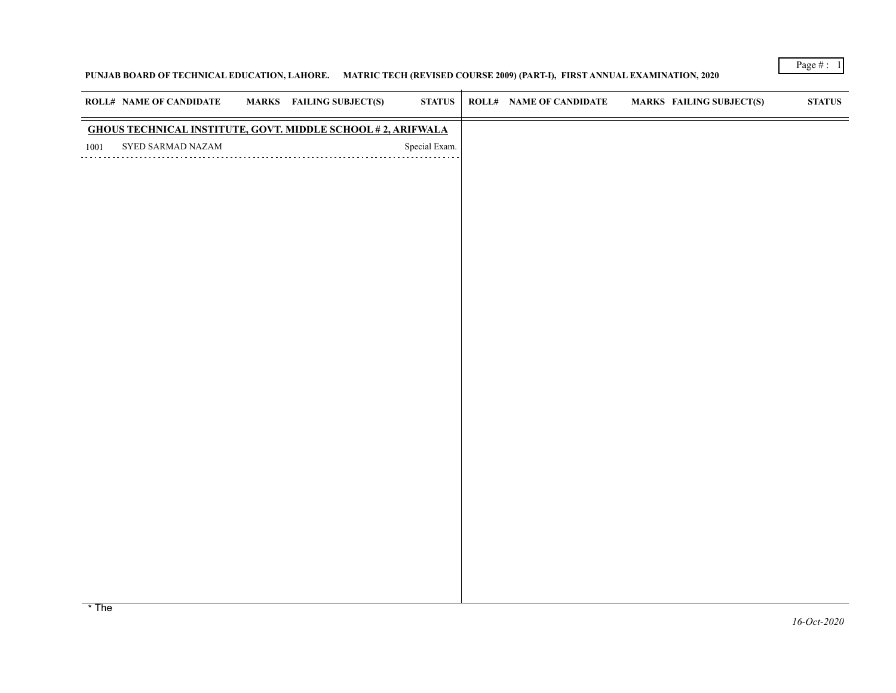**PUNJAB BOARD OF TECHNICAL EDUCATION, LAHORE. MATRIC TECH (REVISED COURSE 2009) (PART-I), FIRST ANNUAL EXAMINATION, 2020**

| ROLL# | NAME OF CANDIDATE | MARKS | FAILING SUBJECT(S) | STATUS |
|---|---|---|---|---|
| **GHOUS TECHNICAL INSTITUTE, GOVT. MIDDLE SCHOOL # 2, ARIFWALA** | | | | |
| 1001 | SYED SARMAD NAZAM | | | Special Exam. |

* The

*16-Oct-2020*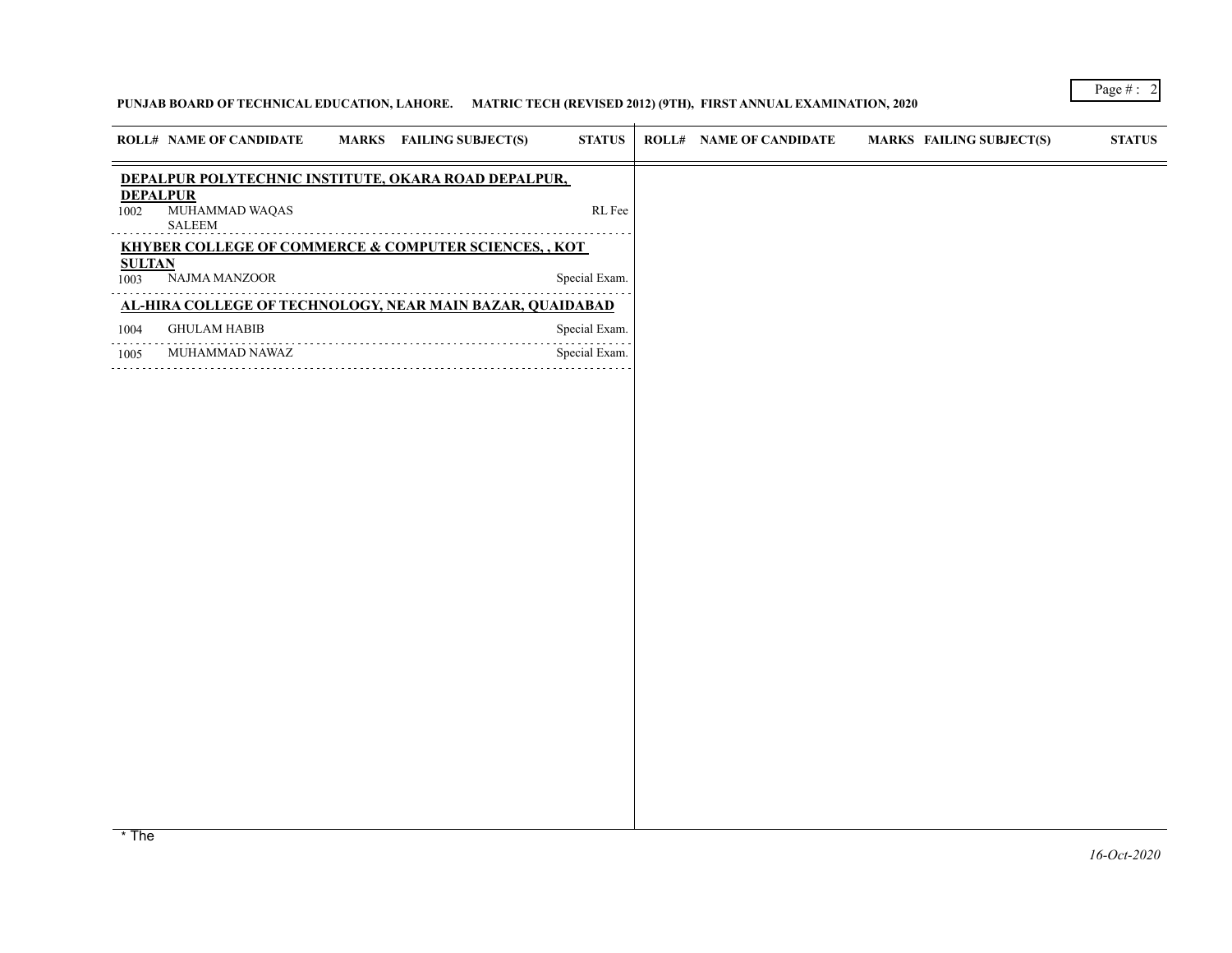**PUNJAB BOARD OF TECHNICAL EDUCATION, LAHORE. MATRIC TECH (REVISED 2012) (9TH), FIRST ANNUAL EXAMINATION, 2020**

| ROLL# | NAME OF CANDIDATE | MARKS | FAILING SUBJECT(S) | STATUS |
|---|---|---|---|---|
| **DEPALPUR POLYTECHNIC INSTITUTE, OKARA ROAD DEPALPUR, DEPALPUR** | | | | |
| 1002 | MUHAMMAD WAQAS SALEEM | | | RL Fee |
| **KHYBER COLLEGE OF COMMERCE & COMPUTER SCIENCES, , KOT SULTAN** | | | | |
| 1003 | NAJMA MANZOOR | | | Special Exam. |
| **AL-HIRA COLLEGE OF TECHNOLOGY, NEAR MAIN BAZAR, QUAIDABAD** | | | | |
| 1004 | GHULAM HABIB | | | Special Exam. |
| 1005 | MUHAMMAD NAWAZ | | | Special Exam. |

* The

*16-Oct-2020*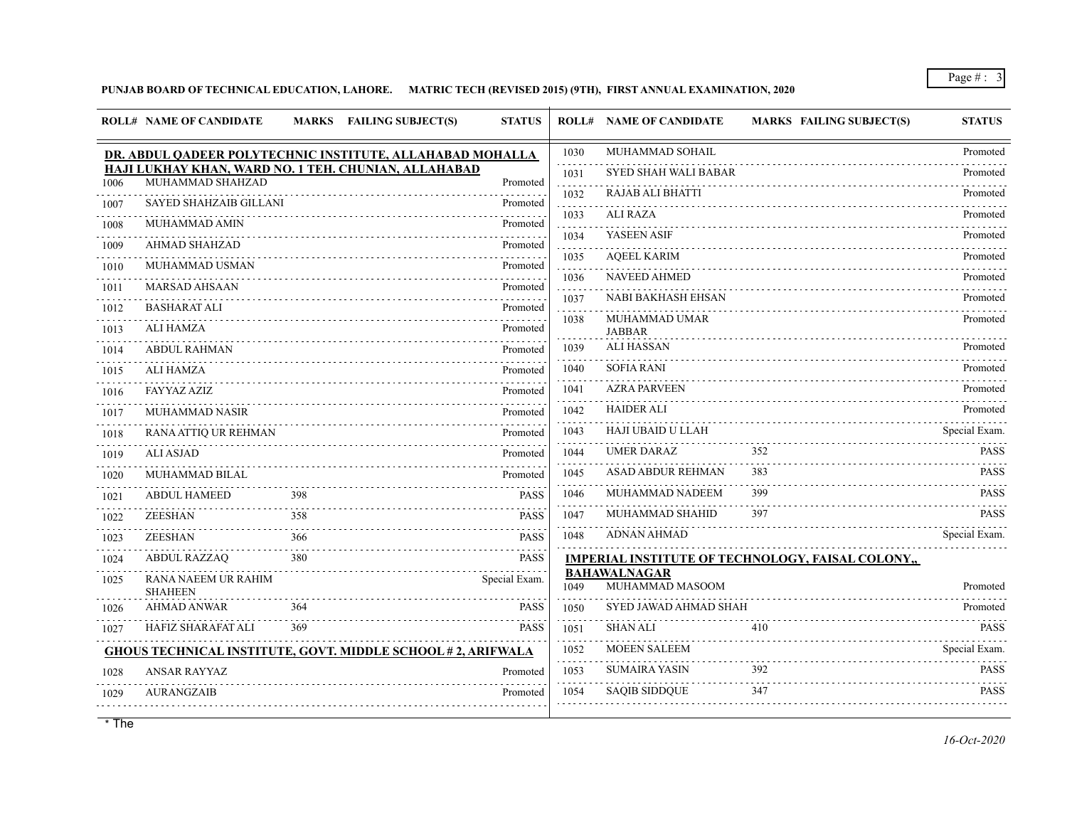**PUNJAB BOARD OF TECHNICAL EDUCATION, LAHORE. MATRIC TECH (REVISED 2015) (9TH), FIRST ANNUAL EXAMINATION, 2020**

| ROLL# | NAME OF CANDIDATE | MARKS | FAILING SUBJECT(S) | STATUS |
|---|---|---|---|---|
| **DR. ABDUL QADEER POLYTECHNIC INSTITUTE, ALLAHABAD MOHALLA HAJI LUKHAY KHAN, WARD NO. 1 TEH. CHUNIAN, ALLAHABAD** | | | | |
| 1006 | MUHAMMAD SHAHZAD | | | Promoted |
| 1007 | SAYED SHAHZAIB GILLANI | | | Promoted |
| 1008 | MUHAMMAD AMIN | | | Promoted |
| 1009 | AHMAD SHAHZAD | | | Promoted |
| 1010 | MUHAMMAD USMAN | | | Promoted |
| 1011 | MARSAD AHSAAN | | | Promoted |
| 1012 | BASHARAT ALI | | | Promoted |
| 1013 | ALI HAMZA | | | Promoted |
| 1014 | ABDUL RAHMAN | | | Promoted |
| 1015 | ALI HAMZA | | | Promoted |
| 1016 | FAYYAZ AZIZ | | | Promoted |
| 1017 | MUHAMMAD NASIR | | | Promoted |
| 1018 | RANA ATTIQ UR REHMAN | | | Promoted |
| 1019 | ALI ASJAD | | | Promoted |
| 1020 | MUHAMMAD BILAL | | | Promoted |
| 1021 | ABDUL HAMEED | 398 | | PASS |
| 1022 | ZEESHAN | 358 | | PASS |
| 1023 | ZEESHAN | 366 | | PASS |
| 1024 | ABDUL RAZZAQ | 380 | | PASS |
| 1025 | RANA NAEEM UR RAHIM SHAHEEN | | | Special Exam. |
| 1026 | AHMAD ANWAR | 364 | | PASS |
| 1027 | HAFIZ SHARAFAT ALI | 369 | | PASS |
| **GHOUS TECHNICAL INSTITUTE, GOVT. MIDDLE SCHOOL # 2, ARIFWALA** | | | | |
| 1028 | ANSAR RAYYAZ | | | Promoted |
| 1029 | AURANGZAIB | | | Promoted |
| 1030 | MUHAMMAD SOHAIL | | | Promoted |
| 1031 | SYED SHAH WALI BABAR | | | Promoted |
| 1032 | RAJAB ALI BHATTI | | | Promoted |
| 1033 | ALI RAZA | | | Promoted |
| 1034 | YASEEN ASIF | | | Promoted |
| 1035 | AQEEL KARIM | | | Promoted |
| 1036 | NAVEED AHMED | | | Promoted |
| 1037 | NABI BAKHASH EHSAN | | | Promoted |
| 1038 | MUHAMMAD UMAR JABBAR | | | Promoted |
| 1039 | ALI HASSAN | | | Promoted |
| 1040 | SOFIA RANI | | | Promoted |
| 1041 | AZRA PARVEEN | | | Promoted |
| 1042 | HAIDER ALI | | | Promoted |
| 1043 | HAJI UBAID U LLAH | | | Special Exam. |
| 1044 | UMER DARAZ | 352 | | PASS |
| 1045 | ASAD ABDUR REHMAN | 383 | | PASS |
| 1046 | MUHAMMAD NADEEM | 399 | | PASS |
| 1047 | MUHAMMAD SHAHID | 397 | | PASS |
| 1048 | ADNAN AHMAD | | | Special Exam. |
| **IMPERIAL INSTITUTE OF TECHNOLOGY, FAISAL COLONY,, BAHAWALNAGAR** | | | | |
| 1049 | MUHAMMAD MASOOM | | | Promoted |
| 1050 | SYED JAWAD AHMAD SHAH | | | Promoted |
| 1051 | SHAN ALI | 410 | | PASS |
| 1052 | MOEEN SALEEM | | | Special Exam. |
| 1053 | SUMAIRA YASIN | 392 | | PASS |
| 1054 | SAQIB SIDDQUE | 347 | | PASS |

\* The

*16-Oct-2020*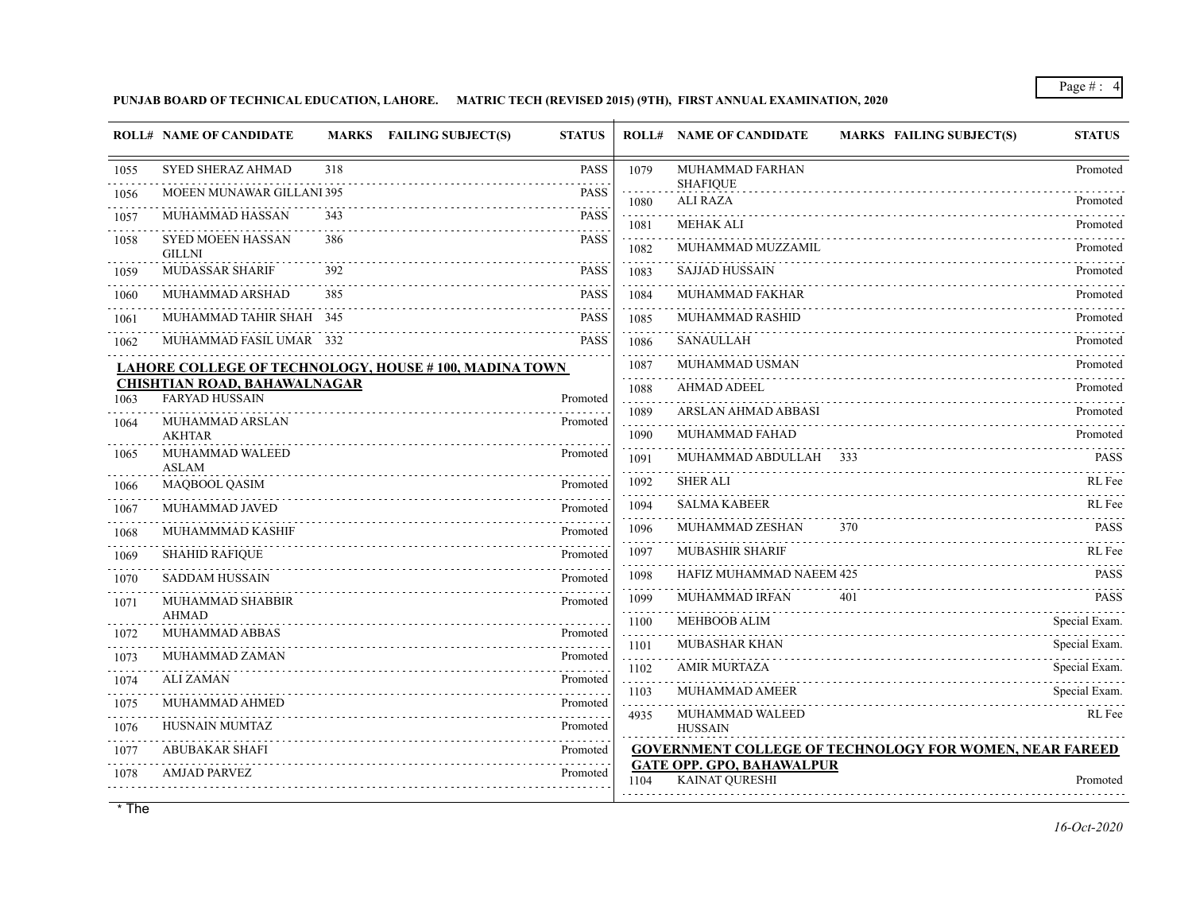**PUNJAB BOARD OF TECHNICAL EDUCATION, LAHORE. MATRIC TECH (REVISED 2015) (9TH), FIRST ANNUAL EXAMINATION, 2020**

| ROLL# | NAME OF CANDIDATE | MARKS | FAILING SUBJECT(S) | STATUS |
|---|---|---|---|---|
| 1055 | SYED SHERAZ AHMAD | 318 | | PASS |
| 1056 | MOEEN MUNAWAR GILLANI | 395 | | PASS |
| 1057 | MUHAMMAD HASSAN | 343 | | PASS |
| 1058 | SYED MOEEN HASSAN GILLNI | 386 | | PASS |
| 1059 | MUDASSAR SHARIF | 392 | | PASS |
| 1060 | MUHAMMAD ARSHAD | 385 | | PASS |
| 1061 | MUHAMMAD TAHIR SHAH | 345 | | PASS |
| 1062 | MUHAMMAD FASIL UMAR | 332 | | PASS |

**LAHORE COLLEGE OF TECHNOLOGY, HOUSE # 100, MADINA TOWN CHISHTIAN ROAD, BAHAWALNAGAR**

| ROLL# | NAME OF CANDIDATE | MARKS | FAILING SUBJECT(S) | STATUS |
|---|---|---|---|---|
| 1063 | FARYAD HUSSAIN | | | Promoted |
| 1064 | MUHAMMAD ARSLAN AKHTAR | | | Promoted |
| 1065 | MUHAMMAD WALEED ASLAM | | | Promoted |
| 1066 | MAQBOOL QASIM | | | Promoted |
| 1067 | MUHAMMAD JAVED | | | Promoted |
| 1068 | MUHAMMMAD KASHIF | | | Promoted |
| 1069 | SHAHID RAFIQUE | | | Promoted |
| 1070 | SADDAM HUSSAIN | | | Promoted |
| 1071 | MUHAMMAD SHABBIR AHMAD | | | Promoted |
| 1072 | MUHAMMAD ABBAS | | | Promoted |
| 1073 | MUHAMMAD ZAMAN | | | Promoted |
| 1074 | ALI ZAMAN | | | Promoted |
| 1075 | MUHAMMAD AHMED | | | Promoted |
| 1076 | HUSNAIN MUMTAZ | | | Promoted |
| 1077 | ABUBAKAR SHAFI | | | Promoted |
| 1078 | AMJAD PARVEZ | | | Promoted |
| 1079 | MUHAMMAD FARHAN SHAFIQUE | | | Promoted |
| 1080 | ALI RAZA | | | Promoted |
| 1081 | MEHAK ALI | | | Promoted |
| 1082 | MUHAMMAD MUZZAMIL | | | Promoted |
| 1083 | SAJJAD HUSSAIN | | | Promoted |
| 1084 | MUHAMMAD FAKHAR | | | Promoted |
| 1085 | MUHAMMAD RASHID | | | Promoted |
| 1086 | SANAULLAH | | | Promoted |
| 1087 | MUHAMMAD USMAN | | | Promoted |
| 1088 | AHMAD ADEEL | | | Promoted |
| 1089 | ARSLAN AHMAD ABBASI | | | Promoted |
| 1090 | MUHAMMAD FAHAD | | | Promoted |
| 1091 | MUHAMMAD ABDULLAH | 333 | | PASS |
| 1092 | SHER ALI | | | RL Fee |
| 1094 | SALMA KABEER | | | RL Fee |
| 1096 | MUHAMMAD ZESHAN | 370 | | PASS |
| 1097 | MUBASHIR SHARIF | | | RL Fee |
| 1098 | HAFIZ MUHAMMAD NAEEM | 425 | | PASS |
| 1099 | MUHAMMAD IRFAN | 401 | | PASS |
| 1100 | MEHBOOB ALIM | | | Special Exam. |
| 1101 | MUBASHAR KHAN | | | Special Exam. |
| 1102 | AMIR MURTAZA | | | Special Exam. |
| 1103 | MUHAMMAD AMEER | | | Special Exam. |
| 4935 | MUHAMMAD WALEED HUSSAIN | | | RL Fee |

**GOVERNMENT COLLEGE OF TECHNOLOGY FOR WOMEN, NEAR FAREED GATE OPP. GPO, BAHAWALPUR**

| ROLL# | NAME OF CANDIDATE | MARKS | FAILING SUBJECT(S) | STATUS |
|---|---|---|---|---|
| 1104 | KAINAT QURESHI | | | Promoted |

* The

*16-Oct-2020*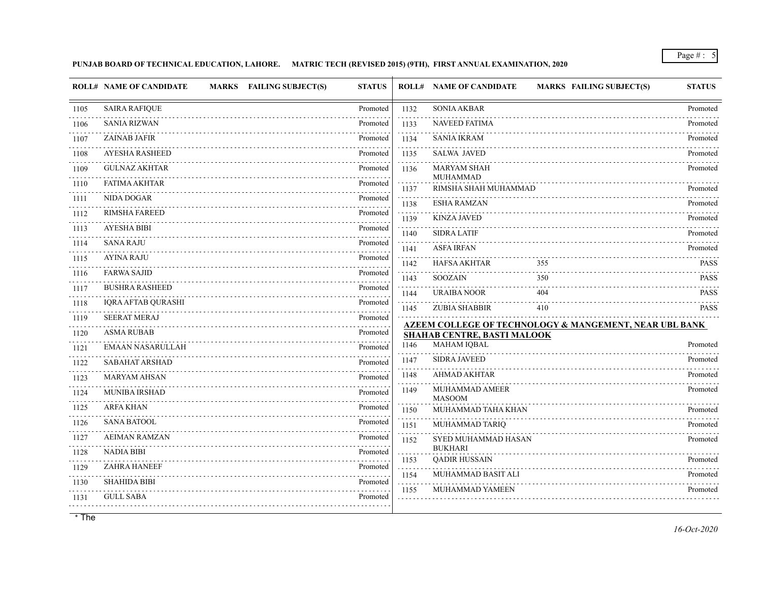**PUNJAB BOARD OF TECHNICAL EDUCATION, LAHORE. MATRIC TECH (REVISED 2015) (9TH), FIRST ANNUAL EXAMINATION, 2020**

| ROLL# | NAME OF CANDIDATE | MARKS | FAILING SUBJECT(S) | STATUS |
|---|---|---|---|---|
| 1105 | SAIRA RAFIQUE | | | Promoted |
| 1106 | SANIA RIZWAN | | | Promoted |
| 1107 | ZAINAB JAFIR | | | Promoted |
| 1108 | AYESHA RASHEED | | | Promoted |
| 1109 | GULNAZ AKHTAR | | | Promoted |
| 1110 | FATIMA AKHTAR | | | Promoted |
| 1111 | NIDA DOGAR | | | Promoted |
| 1112 | RIMSHA FAREED | | | Promoted |
| 1113 | AYESHA BIBI | | | Promoted |
| 1114 | SANA RAJU | | | Promoted |
| 1115 | AYINA RAJU | | | Promoted |
| 1116 | FARWA SAJID | | | Promoted |
| 1117 | BUSHRA RASHEED | | | Promoted |
| 1118 | IQRA AFTAB QURASHI | | | Promoted |
| 1119 | SEERAT MERAJ | | | Promoted |
| 1120 | ASMA RUBAB | | | Promoted |
| 1121 | EMAAN NASARULLAH | | | Promoted |
| 1122 | SABAHAT ARSHAD | | | Promoted |
| 1123 | MARYAM AHSAN | | | Promoted |
| 1124 | MUNIBA IRSHAD | | | Promoted |
| 1125 | ARFA KHAN | | | Promoted |
| 1126 | SANA BATOOL | | | Promoted |
| 1127 | AEIMAN RAMZAN | | | Promoted |
| 1128 | NADIA BIBI | | | Promoted |
| 1129 | ZAHRA HANEEF | | | Promoted |
| 1130 | SHAHIDA BIBI | | | Promoted |
| 1131 | GULL SABA | | | Promoted |
| 1132 | SONIA AKBAR | | | Promoted |
| 1133 | NAVEED FATIMA | | | Promoted |
| 1134 | SANIA IKRAM | | | Promoted |
| 1135 | SALWA JAVED | | | Promoted |
| 1136 | MARYAM SHAH MUHAMMAD | | | Promoted |
| 1137 | RIMSHA SHAH MUHAMMAD | | | Promoted |
| 1138 | ESHA RAMZAN | | | Promoted |
| 1139 | KINZA JAVED | | | Promoted |
| 1140 | SIDRA LATIF | | | Promoted |
| 1141 | ASFA IRFAN | | | Promoted |
| 1142 | HAFSA AKHTAR | 355 | | PASS |
| 1143 | SOOZAIN | 350 | | PASS |
| 1144 | URAIBA NOOR | 404 | | PASS |
| 1145 | ZUBIA SHABBIR | 410 | | PASS |

**AZEEM COLLEGE OF TECHNOLOGY & MANGEMENT, NEAR UBL BANK SHAHAB CENTRE, BASTI MALOOK**

| ROLL# | NAME OF CANDIDATE | MARKS | FAILING SUBJECT(S) | STATUS |
|---|---|---|---|---|
| 1146 | MAHAM IQBAL | | | Promoted |
| 1147 | SIDRA JAVEED | | | Promoted |
| 1148 | AHMAD AKHTAR | | | Promoted |
| 1149 | MUHAMMAD AMEER MASOOM | | | Promoted |
| 1150 | MUHAMMAD TAHA KHAN | | | Promoted |
| 1151 | MUHAMMAD TARIQ | | | Promoted |
| 1152 | SYED MUHAMMAD HASAN BUKHARI | | | Promoted |
| 1153 | QADIR HUSSAIN | | | Promoted |
| 1154 | MUHAMMAD BASIT ALI | | | Promoted |
| 1155 | MUHAMMAD YAMEEN | | | Promoted |

* The

*16-Oct-2020*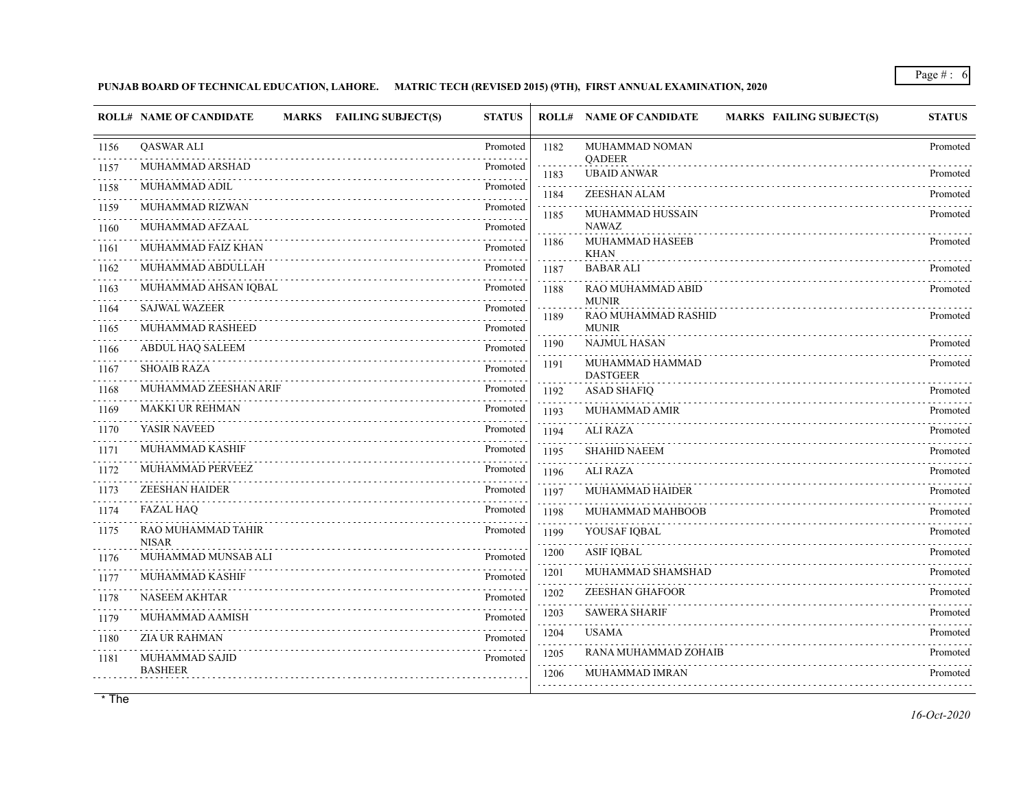**PUNJAB BOARD OF TECHNICAL EDUCATION, LAHORE. MATRIC TECH (REVISED 2015) (9TH), FIRST ANNUAL EXAMINATION, 2020**

| ROLL# | NAME OF CANDIDATE | MARKS | FAILING SUBJECT(S) | STATUS |
|---|---|---|---|---|
| 1156 | QASWAR ALI | | | Promoted |
| 1157 | MUHAMMAD ARSHAD | | | Promoted |
| 1158 | MUHAMMAD ADIL | | | Promoted |
| 1159 | MUHAMMAD RIZWAN | | | Promoted |
| 1160 | MUHAMMAD AFZAAL | | | Promoted |
| 1161 | MUHAMMAD FAIZ KHAN | | | Promoted |
| 1162 | MUHAMMAD ABDULLAH | | | Promoted |
| 1163 | MUHAMMAD AHSAN IQBAL | | | Promoted |
| 1164 | SAJWAL WAZEER | | | Promoted |
| 1165 | MUHAMMAD RASHEED | | | Promoted |
| 1166 | ABDUL HAQ SALEEM | | | Promoted |
| 1167 | SHOAIB RAZA | | | Promoted |
| 1168 | MUHAMMAD ZEESHAN ARIF | | | Promoted |
| 1169 | MAKKI UR REHMAN | | | Promoted |
| 1170 | YASIR NAVEED | | | Promoted |
| 1171 | MUHAMMAD KASHIF | | | Promoted |
| 1172 | MUHAMMAD PERVEEZ | | | Promoted |
| 1173 | ZEESHAN HAIDER | | | Promoted |
| 1174 | FAZAL HAQ | | | Promoted |
| 1175 | RAO MUHAMMAD TAHIR NISAR | | | Promoted |
| 1176 | MUHAMMAD MUNSAB ALI | | | Promoted |
| 1177 | MUHAMMAD KASHIF | | | Promoted |
| 1178 | NASEEM AKHTAR | | | Promoted |
| 1179 | MUHAMMAD AAMISH | | | Promoted |
| 1180 | ZIA UR RAHMAN | | | Promoted |
| 1181 | MUHAMMAD SAJID BASHEER | | | Promoted |
| 1182 | MUHAMMAD NOMAN QADEER | | | Promoted |
| 1183 | UBAID ANWAR | | | Promoted |
| 1184 | ZEESHAN ALAM | | | Promoted |
| 1185 | MUHAMMAD HUSSAIN NAWAZ | | | Promoted |
| 1186 | MUHAMMAD HASEEB KHAN | | | Promoted |
| 1187 | BABAR ALI | | | Promoted |
| 1188 | RAO MUHAMMAD ABID MUNIR | | | Promoted |
| 1189 | RAO MUHAMMAD RASHID MUNIR | | | Promoted |
| 1190 | NAJMUL HASAN | | | Promoted |
| 1191 | MUHAMMAD HAMMAD DASTGEER | | | Promoted |
| 1192 | ASAD SHAFIQ | | | Promoted |
| 1193 | MUHAMMAD AMIR | | | Promoted |
| 1194 | ALI RAZA | | | Promoted |
| 1195 | SHAHID NAEEM | | | Promoted |
| 1196 | ALI RAZA | | | Promoted |
| 1197 | MUHAMMAD HAIDER | | | Promoted |
| 1198 | MUHAMMAD MAHBOOB | | | Promoted |
| 1199 | YOUSAF IQBAL | | | Promoted |
| 1200 | ASIF IQBAL | | | Promoted |
| 1201 | MUHAMMAD SHAMSHAD | | | Promoted |
| 1202 | ZEESHAN GHAFOOR | | | Promoted |
| 1203 | SAWERA SHARIF | | | Promoted |
| 1204 | USAMA | | | Promoted |
| 1205 | RANA MUHAMMAD ZOHAIB | | | Promoted |
| 1206 | MUHAMMAD IMRAN | | | Promoted |

* The

*16-Oct-2020*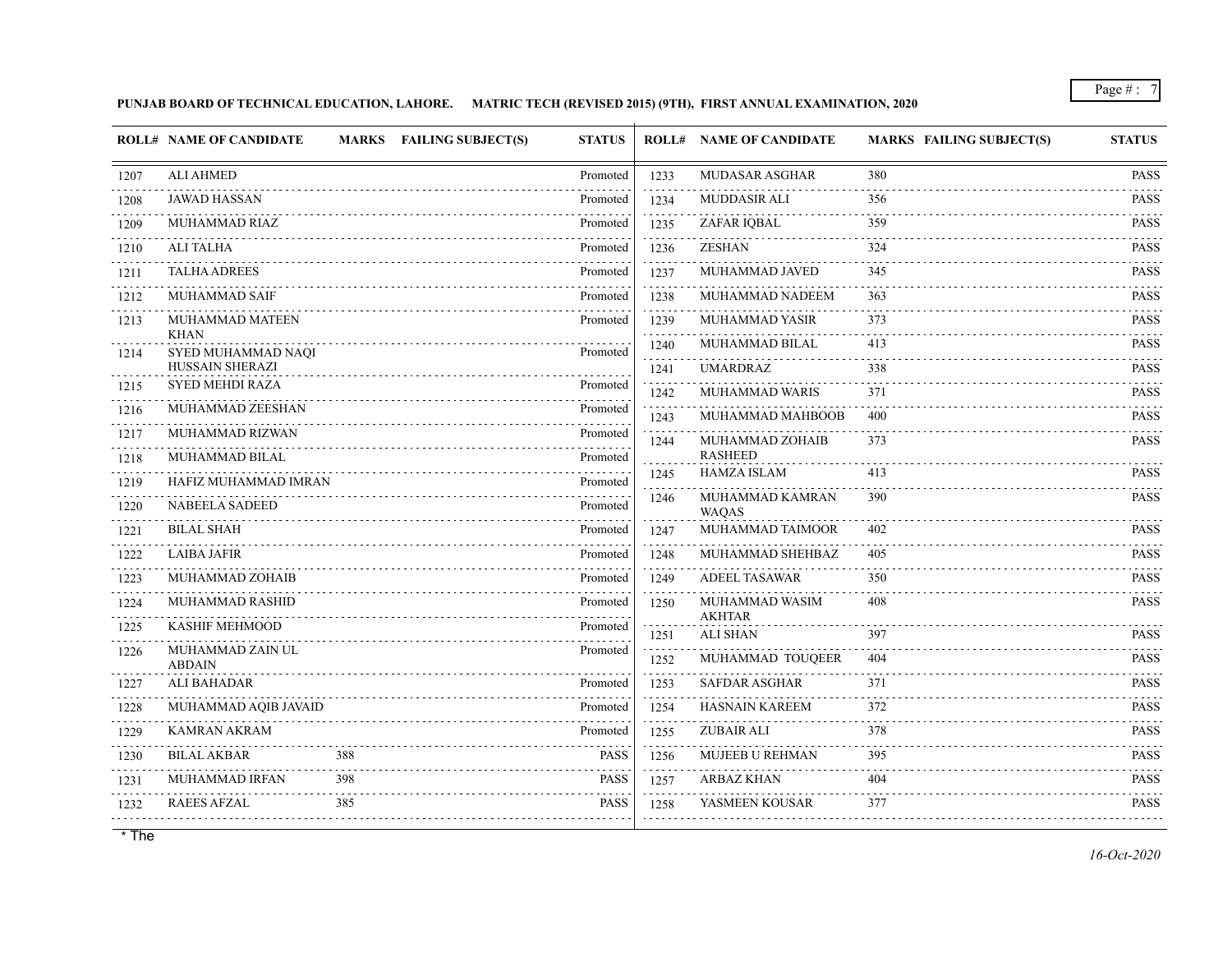**PUNJAB BOARD OF TECHNICAL EDUCATION, LAHORE. MATRIC TECH (REVISED 2015) (9TH), FIRST ANNUAL EXAMINATION, 2020**

| ROLL# | NAME OF CANDIDATE | MARKS | FAILING SUBJECT(S) | STATUS |
|---|---|---|---|---|
| 1207 | ALI AHMED | | | Promoted |
| 1208 | JAWAD HASSAN | | | Promoted |
| 1209 | MUHAMMAD RIAZ | | | Promoted |
| 1210 | ALI TALHA | | | Promoted |
| 1211 | TALHA ADREES | | | Promoted |
| 1212 | MUHAMMAD SAIF | | | Promoted |
| 1213 | MUHAMMAD MATEEN KHAN | | | Promoted |
| 1214 | SYED MUHAMMAD NAQI HUSSAIN SHERAZI | | | Promoted |
| 1215 | SYED MEHDI RAZA | | | Promoted |
| 1216 | MUHAMMAD ZEESHAN | | | Promoted |
| 1217 | MUHAMMAD RIZWAN | | | Promoted |
| 1218 | MUHAMMAD BILAL | | | Promoted |
| 1219 | HAFIZ MUHAMMAD IMRAN | | | Promoted |
| 1220 | NABEELA SADEED | | | Promoted |
| 1221 | BILAL SHAH | | | Promoted |
| 1222 | LAIBA JAFIR | | | Promoted |
| 1223 | MUHAMMAD ZOHAIB | | | Promoted |
| 1224 | MUHAMMAD RASHID | | | Promoted |
| 1225 | KASHIF MEHMOOD | | | Promoted |
| 1226 | MUHAMMAD ZAIN UL ABDAIN | | | Promoted |
| 1227 | ALI BAHADAR | | | Promoted |
| 1228 | MUHAMMAD AQIB JAVAID | | | Promoted |
| 1229 | KAMRAN AKRAM | | | Promoted |
| 1230 | BILAL AKBAR | 388 | | PASS |
| 1231 | MUHAMMAD IRFAN | 398 | | PASS |
| 1232 | RAEES AFZAL | 385 | | PASS |
| 1233 | MUDASAR ASGHAR | 380 | | PASS |
| 1234 | MUDDASIR ALI | 356 | | PASS |
| 1235 | ZAFAR IQBAL | 359 | | PASS |
| 1236 | ZESHAN | 324 | | PASS |
| 1237 | MUHAMMAD JAVED | 345 | | PASS |
| 1238 | MUHAMMAD NADEEM | 363 | | PASS |
| 1239 | MUHAMMAD YASIR | 373 | | PASS |
| 1240 | MUHAMMAD BILAL | 413 | | PASS |
| 1241 | UMARDRAZ | 338 | | PASS |
| 1242 | MUHAMMAD WARIS | 371 | | PASS |
| 1243 | MUHAMMAD MAHBOOB | 400 | | PASS |
| 1244 | MUHAMMAD ZOHAIB RASHEED | 373 | | PASS |
| 1245 | HAMZA ISLAM | 413 | | PASS |
| 1246 | MUHAMMAD KAMRAN WAQAS | 390 | | PASS |
| 1247 | MUHAMMAD TAIMOOR | 402 | | PASS |
| 1248 | MUHAMMAD SHEHBAZ | 405 | | PASS |
| 1249 | ADEEL TASAWAR | 350 | | PASS |
| 1250 | MUHAMMAD WASIM AKHTAR | 408 | | PASS |
| 1251 | ALI SHAN | 397 | | PASS |
| 1252 | MUHAMMAD TOUQEER | 404 | | PASS |
| 1253 | SAFDAR ASGHAR | 371 | | PASS |
| 1254 | HASNAIN KAREEM | 372 | | PASS |
| 1255 | ZUBAIR ALI | 378 | | PASS |
| 1256 | MUJEEB U REHMAN | 395 | | PASS |
| 1257 | ARBAZ KHAN | 404 | | PASS |
| 1258 | YASMEEN KOUSAR | 377 | | PASS |

* The

*16-Oct-2020*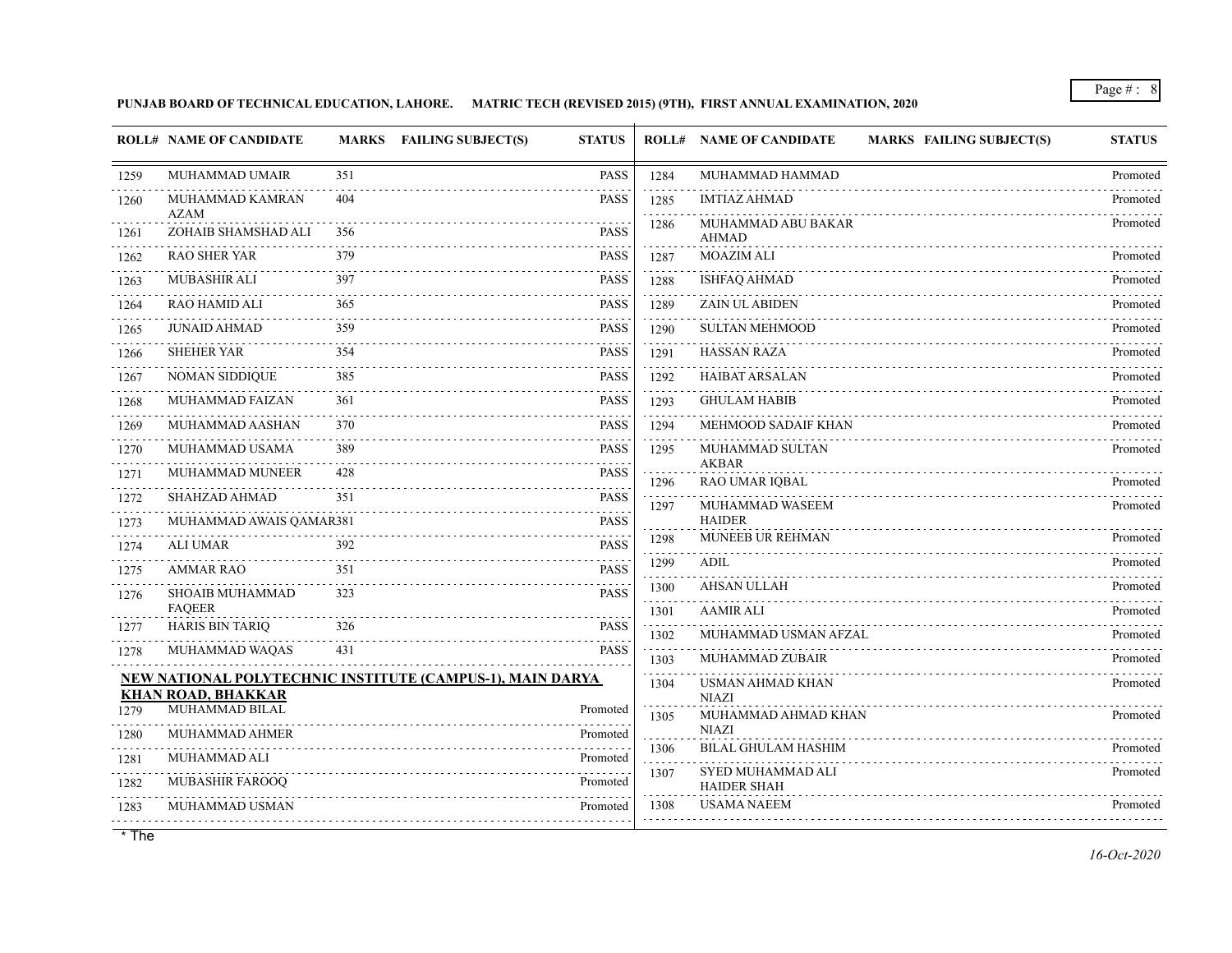**PUNJAB BOARD OF TECHNICAL EDUCATION, LAHORE. MATRIC TECH (REVISED 2015) (9TH), FIRST ANNUAL EXAMINATION, 2020**

| ROLL# | NAME OF CANDIDATE | MARKS | FAILING SUBJECT(S) | STATUS |
|---|---|---|---|---|
| 1259 | MUHAMMAD UMAIR | 351 | | PASS |
| 1260 | MUHAMMAD KAMRAN AZAM | 404 | | PASS |
| 1261 | ZOHAIB SHAMSHAD ALI | 356 | | PASS |
| 1262 | RAO SHER YAR | 379 | | PASS |
| 1263 | MUBASHIR ALI | 397 | | PASS |
| 1264 | RAO HAMID ALI | 365 | | PASS |
| 1265 | JUNAID AHMAD | 359 | | PASS |
| 1266 | SHEHER YAR | 354 | | PASS |
| 1267 | NOMAN SIDDIQUE | 385 | | PASS |
| 1268 | MUHAMMAD FAIZAN | 361 | | PASS |
| 1269 | MUHAMMAD AASHAN | 370 | | PASS |
| 1270 | MUHAMMAD USAMA | 389 | | PASS |
| 1271 | MUHAMMAD MUNEER | 428 | | PASS |
| 1272 | SHAHZAD AHMAD | 351 | | PASS |
| 1273 | MUHAMMAD AWAIS QAMAR | 381 | | PASS |
| 1274 | ALI UMAR | 392 | | PASS |
| 1275 | AMMAR RAO | 351 | | PASS |
| 1276 | SHOAIB MUHAMMAD FAQEER | 323 | | PASS |
| 1277 | HARIS BIN TARIQ | 326 | | PASS |
| 1278 | MUHAMMAD WAQAS | 431 | | PASS |

**NEW NATIONAL POLYTECHNIC INSTITUTE (CAMPUS-1), MAIN DARYA KHAN ROAD, BHAKKAR**

| ROLL# | NAME OF CANDIDATE | MARKS | FAILING SUBJECT(S) | STATUS |
|---|---|---|---|---|
| 1279 | MUHAMMAD BILAL | | | Promoted |
| 1280 | MUHAMMAD AHMER | | | Promoted |
| 1281 | MUHAMMAD ALI | | | Promoted |
| 1282 | MUBASHIR FAROOQ | | | Promoted |
| 1283 | MUHAMMAD USMAN | | | Promoted |
| 1284 | MUHAMMAD HAMMAD | | | Promoted |
| 1285 | IMTIAZ AHMAD | | | Promoted |
| 1286 | MUHAMMAD ABU BAKAR AHMAD | | | Promoted |
| 1287 | MOAZIM ALI | | | Promoted |
| 1288 | ISHFAQ AHMAD | | | Promoted |
| 1289 | ZAIN UL ABIDEN | | | Promoted |
| 1290 | SULTAN MEHMOOD | | | Promoted |
| 1291 | HASSAN RAZA | | | Promoted |
| 1292 | HAIBAT ARSALAN | | | Promoted |
| 1293 | GHULAM HABIB | | | Promoted |
| 1294 | MEHMOOD SADAIF KHAN | | | Promoted |
| 1295 | MUHAMMAD SULTAN AKBAR | | | Promoted |
| 1296 | RAO UMAR IQBAL | | | Promoted |
| 1297 | MUHAMMAD WASEEM HAIDER | | | Promoted |
| 1298 | MUNEEB UR REHMAN | | | Promoted |
| 1299 | ADIL | | | Promoted |
| 1300 | AHSAN ULLAH | | | Promoted |
| 1301 | AAMIR ALI | | | Promoted |
| 1302 | MUHAMMAD USMAN AFZAL | | | Promoted |
| 1303 | MUHAMMAD ZUBAIR | | | Promoted |
| 1304 | USMAN AHMAD KHAN NIAZI | | | Promoted |
| 1305 | MUHAMMAD AHMAD KHAN NIAZI | | | Promoted |
| 1306 | BILAL GHULAM HASHIM | | | Promoted |
| 1307 | SYED MUHAMMAD ALI HAIDER SHAH | | | Promoted |
| 1308 | USAMA NAEEM | | | Promoted |

* The

*16-Oct-2020*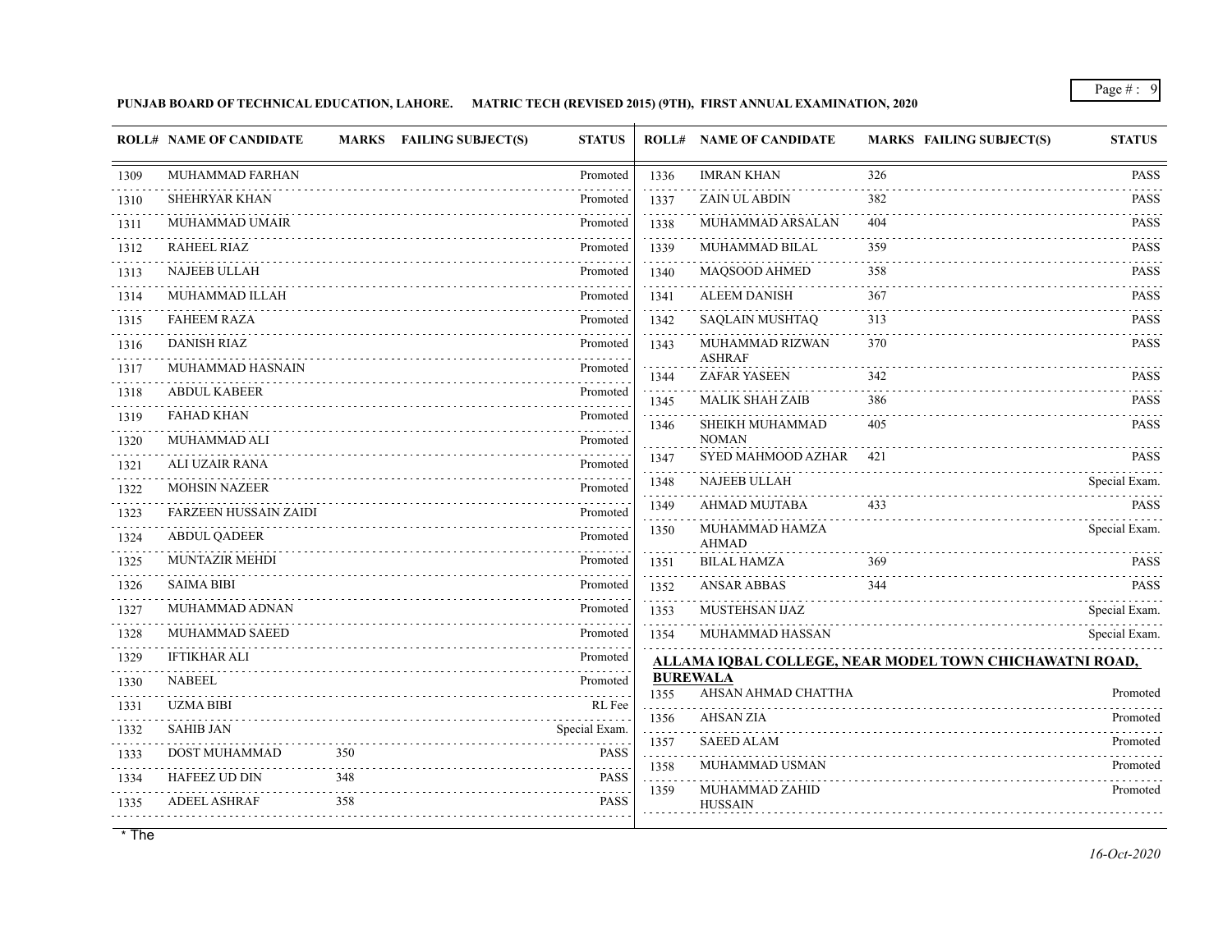PUNJAB BOARD OF TECHNICAL EDUCATION, LAHORE. MATRIC TECH (REVISED 2015) (9TH), FIRST ANNUAL EXAMINATION, 2020

| ROLL# | NAME OF CANDIDATE | MARKS | FAILING SUBJECT(S) | STATUS |
|---|---|---|---|---|
| 1309 | MUHAMMAD FARHAN | | | Promoted |
| 1310 | SHEHRYAR KHAN | | | Promoted |
| 1311 | MUHAMMAD UMAIR | | | Promoted |
| 1312 | RAHEEL RIAZ | | | Promoted |
| 1313 | NAJEEB ULLAH | | | Promoted |
| 1314 | MUHAMMAD ILLAH | | | Promoted |
| 1315 | FAHEEM RAZA | | | Promoted |
| 1316 | DANISH RIAZ | | | Promoted |
| 1317 | MUHAMMAD HASNAIN | | | Promoted |
| 1318 | ABDUL KABEER | | | Promoted |
| 1319 | FAHAD KHAN | | | Promoted |
| 1320 | MUHAMMAD ALI | | | Promoted |
| 1321 | ALI UZAIR RANA | | | Promoted |
| 1322 | MOHSIN NAZEER | | | Promoted |
| 1323 | FARZEEN HUSSAIN ZAIDI | | | Promoted |
| 1324 | ABDUL QADEER | | | Promoted |
| 1325 | MUNTAZIR MEHDI | | | Promoted |
| 1326 | SAIMA BIBI | | | Promoted |
| 1327 | MUHAMMAD ADNAN | | | Promoted |
| 1328 | MUHAMMAD SAEED | | | Promoted |
| 1329 | IFTIKHAR ALI | | | Promoted |
| 1330 | NABEEL | | | Promoted |
| 1331 | UZMA BIBI | | | RL Fee |
| 1332 | SAHIB JAN | | | Special Exam. |
| 1333 | DOST MUHAMMAD | 350 | | PASS |
| 1334 | HAFEEZ UD DIN | 348 | | PASS |
| 1335 | ADEEL ASHRAF | 358 | | PASS |
| 1336 | IMRAN KHAN | 326 | | PASS |
| 1337 | ZAIN UL ABDIN | 382 | | PASS |
| 1338 | MUHAMMAD ARSALAN | 404 | | PASS |
| 1339 | MUHAMMAD BILAL | 359 | | PASS |
| 1340 | MAQSOOD AHMED | 358 | | PASS |
| 1341 | ALEEM DANISH | 367 | | PASS |
| 1342 | SAQLAIN MUSHTAQ | 313 | | PASS |
| 1343 | MUHAMMAD RIZWAN ASHRAF | 370 | | PASS |
| 1344 | ZAFAR YASEEN | 342 | | PASS |
| 1345 | MALIK SHAH ZAIB | 386 | | PASS |
| 1346 | SHEIKH MUHAMMAD NOMAN | 405 | | PASS |
| 1347 | SYED MAHMOOD AZHAR | 421 | | PASS |
| 1348 | NAJEEB ULLAH | | | Special Exam. |
| 1349 | AHMAD MUJTABA | 433 | | PASS |
| 1350 | MUHAMMAD HAMZA AHMAD | | | Special Exam. |
| 1351 | BILAL HAMZA | 369 | | PASS |
| 1352 | ANSAR ABBAS | 344 | | PASS |
| 1353 | MUSTEHSAN IJAZ | | | Special Exam. |
| 1354 | MUHAMMAD HASSAN | | | Special Exam. |

**ALLAMA IQBAL COLLEGE, NEAR MODEL TOWN CHICHAWATNI ROAD, BUREWALA**

| ROLL# | NAME OF CANDIDATE | MARKS | FAILING SUBJECT(S) | STATUS |
|---|---|---|---|---|
| 1355 | AHSAN AHMAD CHATTHA | | | Promoted |
| 1356 | AHSAN ZIA | | | Promoted |
| 1357 | SAEED ALAM | | | Promoted |
| 1358 | MUHAMMAD USMAN | | | Promoted |
| 1359 | MUHAMMAD ZAHID HUSSAIN | | | Promoted |

* The

*16-Oct-2020*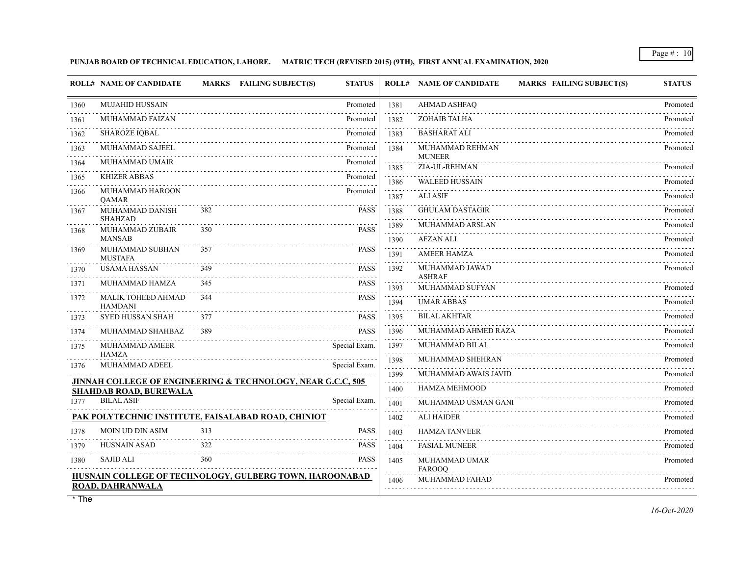**PUNJAB BOARD OF TECHNICAL EDUCATION, LAHORE. MATRIC TECH (REVISED 2015) (9TH), FIRST ANNUAL EXAMINATION, 2020**

| ROLL# | NAME OF CANDIDATE | MARKS | FAILING SUBJECT(S) | STATUS |
|---|---|---|---|---|
| 1360 | MUJAHID HUSSAIN | | | Promoted |
| 1361 | MUHAMMAD FAIZAN | | | Promoted |
| 1362 | SHAROZE IQBAL | | | Promoted |
| 1363 | MUHAMMAD SAJEEL | | | Promoted |
| 1364 | MUHAMMAD UMAIR | | | Promoted |
| 1365 | KHIZER ABBAS | | | Promoted |
| 1366 | MUHAMMAD HAROON QAMAR | | | Promoted |
| 1367 | MUHAMMAD DANISH SHAHZAD | 382 | | PASS |
| 1368 | MUHAMMAD ZUBAIR MANSAB | 350 | | PASS |
| 1369 | MUHAMMAD SUBHAN MUSTAFA | 357 | | PASS |
| 1370 | USAMA HASSAN | 349 | | PASS |
| 1371 | MUHAMMAD HAMZA | 345 | | PASS |
| 1372 | MALIK TOHEED AHMAD HAMDANI | 344 | | PASS |
| 1373 | SYED HUSSAN SHAH | 377 | | PASS |
| 1374 | MUHAMMAD SHAHBAZ | 389 | | PASS |
| 1375 | MUHAMMAD AMEER HAMZA | | | Special Exam. |
| 1376 | MUHAMMAD ADEEL | | | Special Exam. |

**JINNAH COLLEGE OF ENGINEERING & TECHNOLOGY, NEAR G.C.C, 505 SHAHDAB ROAD, BUREWALA**

| ROLL# | NAME OF CANDIDATE | MARKS | FAILING SUBJECT(S) | STATUS |
|---|---|---|---|---|
| 1377 | BILAL ASIF | | | Special Exam. |

**PAK POLYTECHNIC INSTITUTE, FAISALABAD ROAD, CHINIOT**

| ROLL# | NAME OF CANDIDATE | MARKS | FAILING SUBJECT(S) | STATUS |
|---|---|---|---|---|
| 1378 | MOIN UD DIN ASIM | 313 | | PASS |
| 1379 | HUSNAIN ASAD | 322 | | PASS |
| 1380 | SAJID ALI | 360 | | PASS |

**HUSNAIN COLLEGE OF TECHNOLOGY, GULBERG TOWN, HAROONABAD ROAD, DAHRANWALA**

| ROLL# | NAME OF CANDIDATE | MARKS | FAILING SUBJECT(S) | STATUS |
|---|---|---|---|---|
| 1381 | AHMAD ASHFAQ | | | Promoted |
| 1382 | ZOHAIB TALHA | | | Promoted |
| 1383 | BASHARAT ALI | | | Promoted |
| 1384 | MUHAMMAD REHMAN MUNEER | | | Promoted |
| 1385 | ZIA-UL-REHMAN | | | Promoted |
| 1386 | WALEED HUSSAIN | | | Promoted |
| 1387 | ALI ASIF | | | Promoted |
| 1388 | GHULAM DASTAGIR | | | Promoted |
| 1389 | MUHAMMAD ARSLAN | | | Promoted |
| 1390 | AFZAN ALI | | | Promoted |
| 1391 | AMEER HAMZA | | | Promoted |
| 1392 | MUHAMMAD JAWAD ASHRAF | | | Promoted |
| 1393 | MUHAMMAD SUFYAN | | | Promoted |
| 1394 | UMAR ABBAS | | | Promoted |
| 1395 | BILAL AKHTAR | | | Promoted |
| 1396 | MUHAMMAD AHMED RAZA | | | Promoted |
| 1397 | MUHAMMAD BILAL | | | Promoted |
| 1398 | MUHAMMAD SHEHRAN | | | Promoted |
| 1399 | MUHAMMAD AWAIS JAVID | | | Promoted |
| 1400 | HAMZA MEHMOOD | | | Promoted |
| 1401 | MUHAMMAD USMAN GANI | | | Promoted |
| 1402 | ALI HAIDER | | | Promoted |
| 1403 | HAMZA TANVEER | | | Promoted |
| 1404 | FASIAL MUNEER | | | Promoted |
| 1405 | MUHAMMAD UMAR FAROOQ | | | Promoted |
| 1406 | MUHAMMAD FAHAD | | | Promoted |

* The

*16-Oct-2020*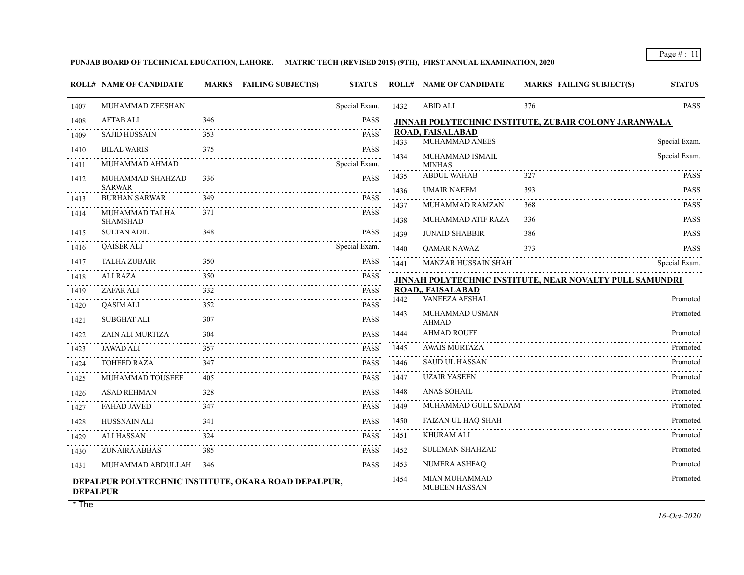**PUNJAB BOARD OF TECHNICAL EDUCATION, LAHORE. MATRIC TECH (REVISED 2015) (9TH), FIRST ANNUAL EXAMINATION, 2020**

| ROLL# | NAME OF CANDIDATE | MARKS | FAILING SUBJECT(S) | STATUS |
|---|---|---|---|---|
| 1407 | MUHAMMAD ZEESHAN | | | Special Exam. |
| 1408 | AFTAB ALI | 346 | | PASS |
| 1409 | SAJID HUSSAIN | 353 | | PASS |
| 1410 | BILAL WARIS | 375 | | PASS |
| 1411 | MUHAMMAD AHMAD | | | Special Exam. |
| 1412 | MUHAMMAD SHAHZAD SARWAR | 336 | | PASS |
| 1413 | BURHAN SARWAR | 349 | | PASS |
| 1414 | MUHAMMAD TALHA SHAMSHAD | 371 | | PASS |
| 1415 | SULTAN ADIL | 348 | | PASS |
| 1416 | QAISER ALI | | | Special Exam. |
| 1417 | TALHA ZUBAIR | 350 | | PASS |
| 1418 | ALI RAZA | 350 | | PASS |
| 1419 | ZAFAR ALI | 332 | | PASS |
| 1420 | QASIM ALI | 352 | | PASS |
| 1421 | SUBGHAT ALI | 307 | | PASS |
| 1422 | ZAIN ALI MURTIZA | 304 | | PASS |
| 1423 | JAWAD ALI | 357 | | PASS |
| 1424 | TOHEED RAZA | 347 | | PASS |
| 1425 | MUHAMMAD TOUSEEF | 405 | | PASS |
| 1426 | ASAD REHMAN | 328 | | PASS |
| 1427 | FAHAD JAVED | 347 | | PASS |
| 1428 | HUSSNAIN ALI | 341 | | PASS |
| 1429 | ALI HASSAN | 324 | | PASS |
| 1430 | ZUNAIRA ABBAS | 385 | | PASS |
| 1431 | MUHAMMAD ABDULLAH | 346 | | PASS |

**DEPALPUR POLYTECHNIC INSTITUTE, OKARA ROAD DEPALPUR, DEPALPUR**

| ROLL# | NAME OF CANDIDATE | MARKS | FAILING SUBJECT(S) | STATUS |
|---|---|---|---|---|
| 1432 | ABID ALI | 376 | | PASS |

**JINNAH POLYTECHNIC INSTITUTE, ZUBAIR COLONY JARANWALA ROAD, FAISALABAD**

| ROLL# | NAME OF CANDIDATE | MARKS | FAILING SUBJECT(S) | STATUS |
|---|---|---|---|---|
| 1433 | MUHAMMAD ANEES | | | Special Exam. |
| 1434 | MUHAMMAD ISMAIL MINHAS | | | Special Exam. |
| 1435 | ABDUL WAHAB | 327 | | PASS |
| 1436 | UMAIR NAEEM | 393 | | PASS |
| 1437 | MUHAMMAD RAMZAN | 368 | | PASS |
| 1438 | MUHAMMAD ATIF RAZA | 336 | | PASS |
| 1439 | JUNAID SHABBIR | 386 | | PASS |
| 1440 | QAMAR NAWAZ | 373 | | PASS |
| 1441 | MANZAR HUSSAIN SHAH | | | Special Exam. |

**JINNAH POLYTECHNIC INSTITUTE, NEAR NOVALTY PULL SAMUNDRI ROAD,, FAISALABAD**

| ROLL# | NAME OF CANDIDATE | MARKS | FAILING SUBJECT(S) | STATUS |
|---|---|---|---|---|
| 1442 | VANEEZA AFSHAL | | | Promoted |
| 1443 | MUHAMMAD USMAN AHMAD | | | Promoted |
| 1444 | AHMAD ROUFF | | | Promoted |
| 1445 | AWAIS MURTAZA | | | Promoted |
| 1446 | SAUD UL HASSAN | | | Promoted |
| 1447 | UZAIR YASEEN | | | Promoted |
| 1448 | ANAS SOHAIL | | | Promoted |
| 1449 | MUHAMMAD GULL SADAM | | | Promoted |
| 1450 | FAIZAN UL HAQ SHAH | | | Promoted |
| 1451 | KHURAM ALI | | | Promoted |
| 1452 | SULEMAN SHAHZAD | | | Promoted |
| 1453 | NUMERA ASHFAQ | | | Promoted |
| 1454 | MIAN MUHAMMAD MUBEEN HASSAN | | | Promoted |

* The

*16-Oct-2020*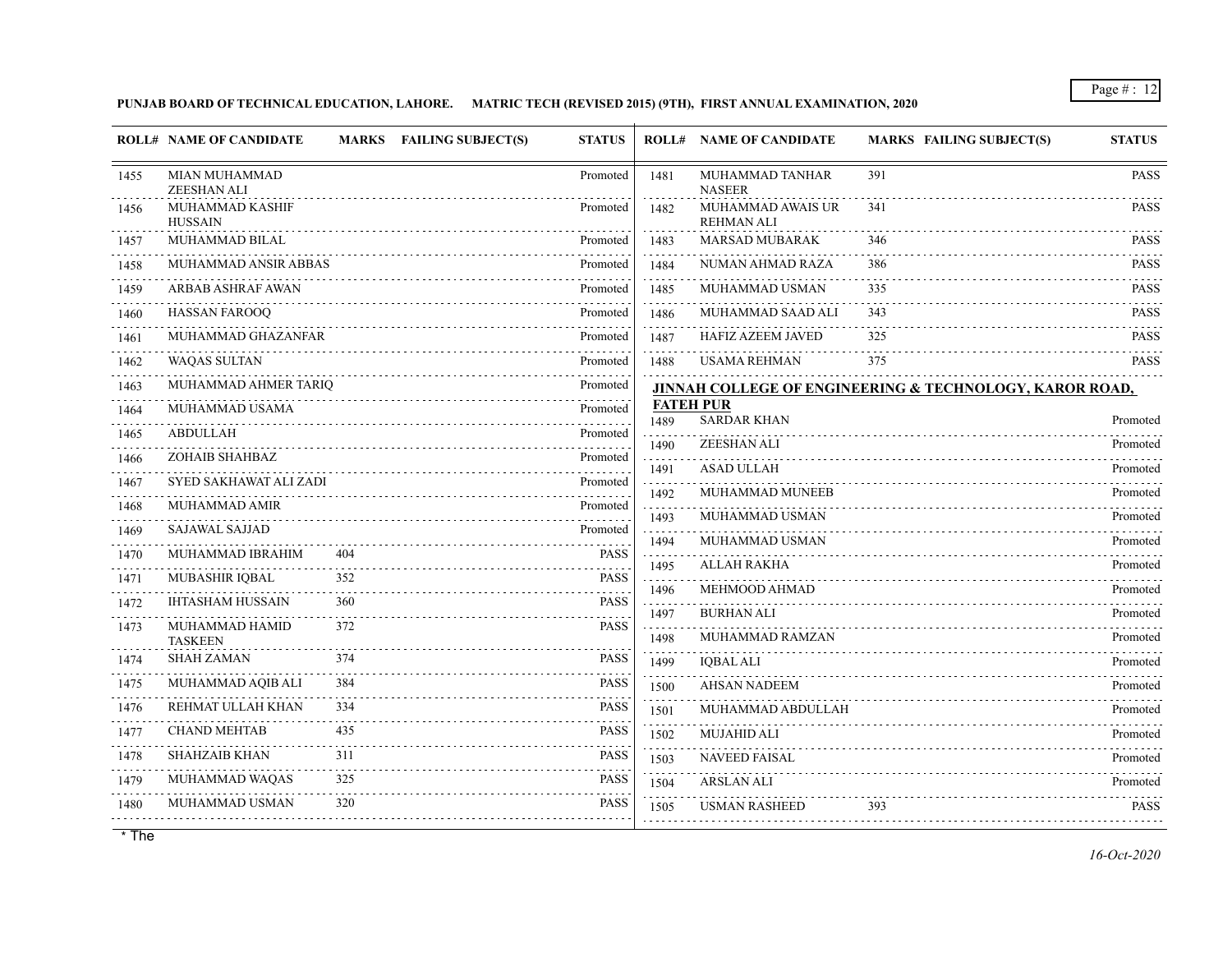**PUNJAB BOARD OF TECHNICAL EDUCATION, LAHORE. MATRIC TECH (REVISED 2015) (9TH), FIRST ANNUAL EXAMINATION, 2020**

| ROLL# | NAME OF CANDIDATE | MARKS | FAILING SUBJECT(S) | STATUS |
|---|---|---|---|---|
| 1455 | MIAN MUHAMMAD ZEESHAN ALI | | | Promoted |
| 1456 | MUHAMMAD KASHIF HUSSAIN | | | Promoted |
| 1457 | MUHAMMAD BILAL | | | Promoted |
| 1458 | MUHAMMAD ANSIR ABBAS | | | Promoted |
| 1459 | ARBAB ASHRAF AWAN | | | Promoted |
| 1460 | HASSAN FAROOQ | | | Promoted |
| 1461 | MUHAMMAD GHAZANFAR | | | Promoted |
| 1462 | WAQAS SULTAN | | | Promoted |
| 1463 | MUHAMMAD AHMER TARIQ | | | Promoted |
| 1464 | MUHAMMAD USAMA | | | Promoted |
| 1465 | ABDULLAH | | | Promoted |
| 1466 | ZOHAIB SHAHBAZ | | | Promoted |
| 1467 | SYED SAKHAWAT ALI ZADI | | | Promoted |
| 1468 | MUHAMMAD AMIR | | | Promoted |
| 1469 | SAJAWAL SAJJAD | | | Promoted |
| 1470 | MUHAMMAD IBRAHIM | 404 | | PASS |
| 1471 | MUBASHIR IQBAL | 352 | | PASS |
| 1472 | IHTASHAM HUSSAIN | 360 | | PASS |
| 1473 | MUHAMMAD HAMID TASKEEN | 372 | | PASS |
| 1474 | SHAH ZAMAN | 374 | | PASS |
| 1475 | MUHAMMAD AQIB ALI | 384 | | PASS |
| 1476 | REHMAT ULLAH KHAN | 334 | | PASS |
| 1477 | CHAND MEHTAB | 435 | | PASS |
| 1478 | SHAHZAIB KHAN | 311 | | PASS |
| 1479 | MUHAMMAD WAQAS | 325 | | PASS |
| 1480 | MUHAMMAD USMAN | 320 | | PASS |
| 1481 | MUHAMMAD TANHAR NASEER | 391 | | PASS |
| 1482 | MUHAMMAD AWAIS UR REHMAN ALI | 341 | | PASS |
| 1483 | MARSAD MUBARAK | 346 | | PASS |
| 1484 | NUMAN AHMAD RAZA | 386 | | PASS |
| 1485 | MUHAMMAD USMAN | 335 | | PASS |
| 1486 | MUHAMMAD SAAD ALI | 343 | | PASS |
| 1487 | HAFIZ AZEEM JAVED | 325 | | PASS |
| 1488 | USAMA REHMAN | 375 | | PASS |

**JINNAH COLLEGE OF ENGINEERING & TECHNOLOGY, KAROR ROAD, FATEH PUR**

| ROLL# | NAME OF CANDIDATE | MARKS | FAILING SUBJECT(S) | STATUS |
|---|---|---|---|---|
| 1489 | SARDAR KHAN | | | Promoted |
| 1490 | ZEESHAN ALI | | | Promoted |
| 1491 | ASAD ULLAH | | | Promoted |
| 1492 | MUHAMMAD MUNEEB | | | Promoted |
| 1493 | MUHAMMAD USMAN | | | Promoted |
| 1494 | MUHAMMAD USMAN | | | Promoted |
| 1495 | ALLAH RAKHA | | | Promoted |
| 1496 | MEHMOOD AHMAD | | | Promoted |
| 1497 | BURHAN ALI | | | Promoted |
| 1498 | MUHAMMAD RAMZAN | | | Promoted |
| 1499 | IQBAL ALI | | | Promoted |
| 1500 | AHSAN NADEEM | | | Promoted |
| 1501 | MUHAMMAD ABDULLAH | | | Promoted |
| 1502 | MUJAHID ALI | | | Promoted |
| 1503 | NAVEED FAISAL | | | Promoted |
| 1504 | ARSLAN ALI | | | Promoted |
| 1505 | USMAN RASHEED | 393 | | PASS |

* The

*16-Oct-2020*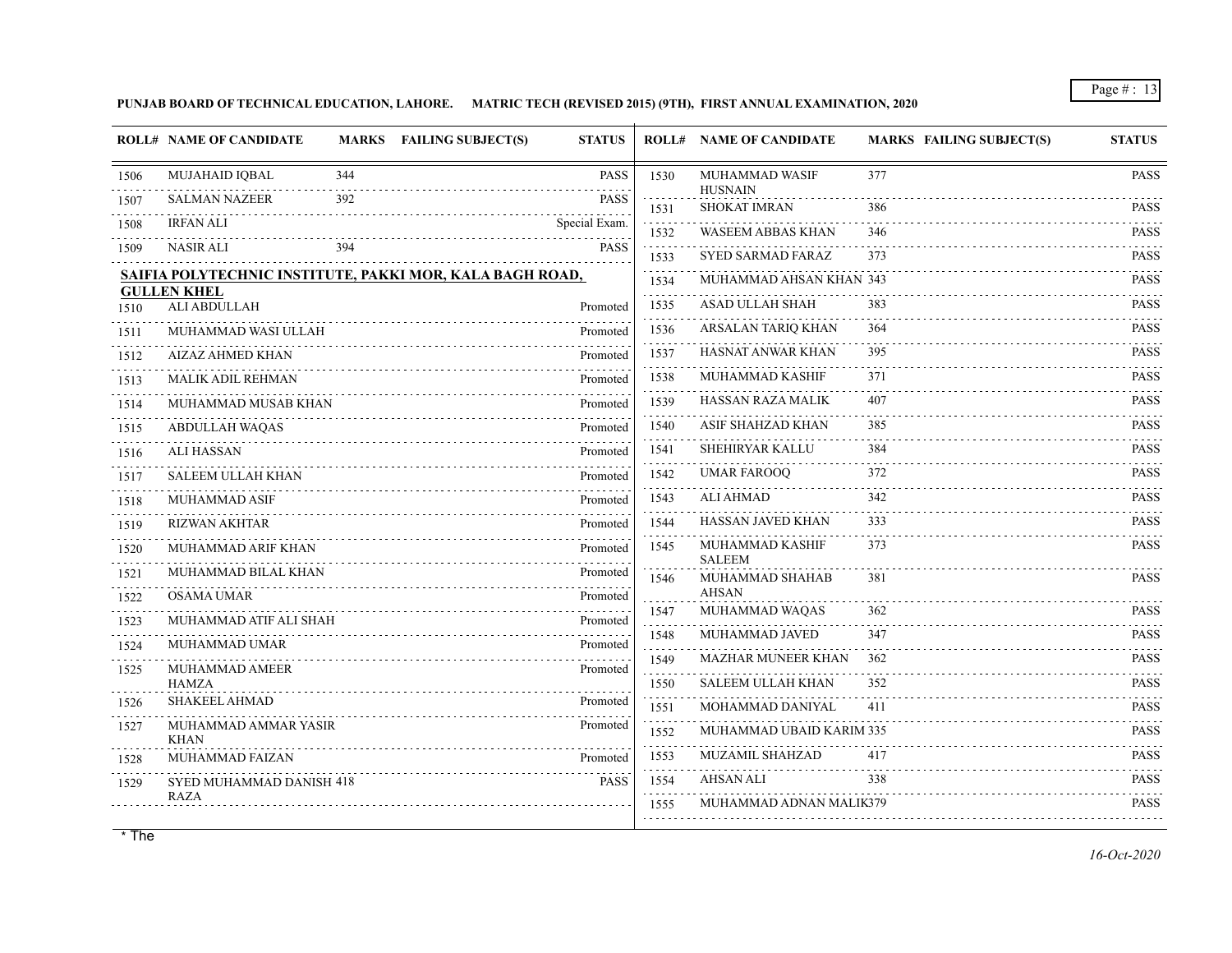**PUNJAB BOARD OF TECHNICAL EDUCATION, LAHORE. MATRIC TECH (REVISED 2015) (9TH), FIRST ANNUAL EXAMINATION, 2020**

| ROLL# | NAME OF CANDIDATE | MARKS | FAILING SUBJECT(S) | STATUS |
|---|---|---|---|---|
| 1506 | MUJAHAID IQBAL | 344 | | PASS |
| 1507 | SALMAN NAZEER | 392 | | PASS |
| 1508 | IRFAN ALI | | | Special Exam. |
| 1509 | NASIR ALI | 394 | | PASS |

**SAIFIA POLYTECHNIC INSTITUTE, PAKKI MOR, KALA BAGH ROAD, GULLEN KHEL**

| ROLL# | NAME OF CANDIDATE | MARKS | FAILING SUBJECT(S) | STATUS |
|---|---|---|---|---|
| 1510 | ALI ABDULLAH | | | Promoted |
| 1511 | MUHAMMAD WASI ULLAH | | | Promoted |
| 1512 | AIZAZ AHMED KHAN | | | Promoted |
| 1513 | MALIK ADIL REHMAN | | | Promoted |
| 1514 | MUHAMMAD MUSAB KHAN | | | Promoted |
| 1515 | ABDULLAH WAQAS | | | Promoted |
| 1516 | ALI HASSAN | | | Promoted |
| 1517 | SALEEM ULLAH KHAN | | | Promoted |
| 1518 | MUHAMMAD ASIF | | | Promoted |
| 1519 | RIZWAN AKHTAR | | | Promoted |
| 1520 | MUHAMMAD ARIF KHAN | | | Promoted |
| 1521 | MUHAMMAD BILAL KHAN | | | Promoted |
| 1522 | OSAMA UMAR | | | Promoted |
| 1523 | MUHAMMAD ATIF ALI SHAH | | | Promoted |
| 1524 | MUHAMMAD UMAR | | | Promoted |
| 1525 | MUHAMMAD AMEER HAMZA | | | Promoted |
| 1526 | SHAKEEL AHMAD | | | Promoted |
| 1527 | MUHAMMAD AMMAR YASIR KHAN | | | Promoted |
| 1528 | MUHAMMAD FAIZAN | | | Promoted |
| 1529 | SYED MUHAMMAD DANISH RAZA | 418 | | PASS |
| 1530 | MUHAMMAD WASIF HUSNAIN | 377 | | PASS |
| 1531 | SHOKAT IMRAN | 386 | | PASS |
| 1532 | WASEEM ABBAS KHAN | 346 | | PASS |
| 1533 | SYED SARMAD FARAZ | 373 | | PASS |
| 1534 | MUHAMMAD AHSAN KHAN | 343 | | PASS |
| 1535 | ASAD ULLAH SHAH | 383 | | PASS |
| 1536 | ARSALAN TARIQ KHAN | 364 | | PASS |
| 1537 | HASNAT ANWAR KHAN | 395 | | PASS |
| 1538 | MUHAMMAD KASHIF | 371 | | PASS |
| 1539 | HASSAN RAZA MALIK | 407 | | PASS |
| 1540 | ASIF SHAHZAD KHAN | 385 | | PASS |
| 1541 | SHEHIRYAR KALLU | 384 | | PASS |
| 1542 | UMAR FAROOQ | 372 | | PASS |
| 1543 | ALI AHMAD | 342 | | PASS |
| 1544 | HASSAN JAVED KHAN | 333 | | PASS |
| 1545 | MUHAMMAD KASHIF SALEEM | 373 | | PASS |
| 1546 | MUHAMMAD SHAHAB AHSAN | 381 | | PASS |
| 1547 | MUHAMMAD WAQAS | 362 | | PASS |
| 1548 | MUHAMMAD JAVED | 347 | | PASS |
| 1549 | MAZHAR MUNEER KHAN | 362 | | PASS |
| 1550 | SALEEM ULLAH KHAN | 352 | | PASS |
| 1551 | MOHAMMAD DANIYAL | 411 | | PASS |
| 1552 | MUHAMMAD UBAID KARIM | 335 | | PASS |
| 1553 | MUZAMIL SHAHZAD | 417 | | PASS |
| 1554 | AHSAN ALI | 338 | | PASS |
| 1555 | MUHAMMAD ADNAN MALIK | 379 | | PASS |

\* The

*16-Oct-2020*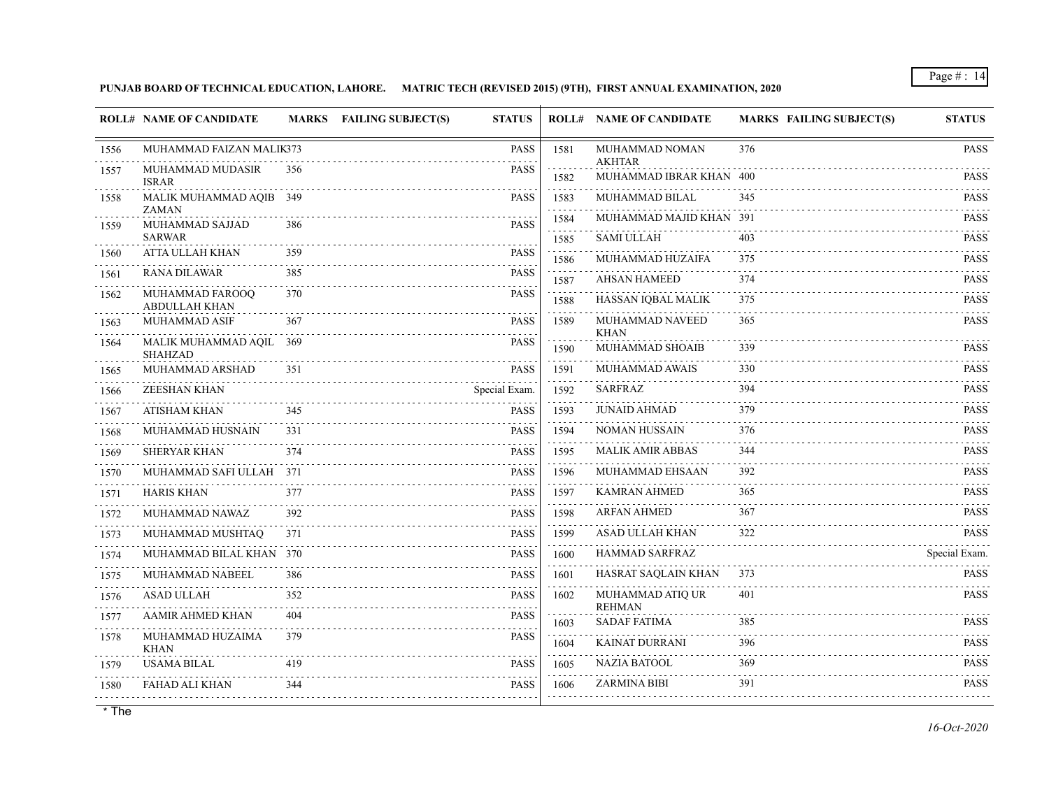**PUNJAB BOARD OF TECHNICAL EDUCATION, LAHORE. MATRIC TECH (REVISED 2015) (9TH), FIRST ANNUAL EXAMINATION, 2020**

| ROLL# | NAME OF CANDIDATE | MARKS | FAILING SUBJECT(S) | STATUS |
|---|---|---|---|---|
| 1556 | MUHAMMAD FAIZAN MALIK | 373 | | PASS |
| 1557 | MUHAMMAD MUDASIR ISRAR | 356 | | PASS |
| 1558 | MALIK MUHAMMAD AQIB ZAMAN | 349 | | PASS |
| 1559 | MUHAMMAD SAJJAD SARWAR | 386 | | PASS |
| 1560 | ATTA ULLAH KHAN | 359 | | PASS |
| 1561 | RANA DILAWAR | 385 | | PASS |
| 1562 | MUHAMMAD FAROOQ ABDULLAH KHAN | 370 | | PASS |
| 1563 | MUHAMMAD ASIF | 367 | | PASS |
| 1564 | MALIK MUHAMMAD AQIL SHAHZAD | 369 | | PASS |
| 1565 | MUHAMMAD ARSHAD | 351 | | PASS |
| 1566 | ZEESHAN KHAN | | | Special Exam. |
| 1567 | ATISHAM KHAN | 345 | | PASS |
| 1568 | MUHAMMAD HUSNAIN | 331 | | PASS |
| 1569 | SHERYAR KHAN | 374 | | PASS |
| 1570 | MUHAMMAD SAFI ULLAH | 371 | | PASS |
| 1571 | HARIS KHAN | 377 | | PASS |
| 1572 | MUHAMMAD NAWAZ | 392 | | PASS |
| 1573 | MUHAMMAD MUSHTAQ | 371 | | PASS |
| 1574 | MUHAMMAD BILAL KHAN | 370 | | PASS |
| 1575 | MUHAMMAD NABEEL | 386 | | PASS |
| 1576 | ASAD ULLAH | 352 | | PASS |
| 1577 | AAMIR AHMED KHAN | 404 | | PASS |
| 1578 | MUHAMMAD HUZAIMA KHAN | 379 | | PASS |
| 1579 | USAMA BILAL | 419 | | PASS |
| 1580 | FAHAD ALI KHAN | 344 | | PASS |
| 1581 | MUHAMMAD NOMAN AKHTAR | 376 | | PASS |
| 1582 | MUHAMMAD IBRAR KHAN | 400 | | PASS |
| 1583 | MUHAMMAD BILAL | 345 | | PASS |
| 1584 | MUHAMMAD MAJID KHAN | 391 | | PASS |
| 1585 | SAMI ULLAH | 403 | | PASS |
| 1586 | MUHAMMAD HUZAIFA | 375 | | PASS |
| 1587 | AHSAN HAMEED | 374 | | PASS |
| 1588 | HASSAN IQBAL MALIK | 375 | | PASS |
| 1589 | MUHAMMAD NAVEED KHAN | 365 | | PASS |
| 1590 | MUHAMMAD SHOAIB | 339 | | PASS |
| 1591 | MUHAMMAD AWAIS | 330 | | PASS |
| 1592 | SARFRAZ | 394 | | PASS |
| 1593 | JUNAID AHMAD | 379 | | PASS |
| 1594 | NOMAN HUSSAIN | 376 | | PASS |
| 1595 | MALIK AMIR ABBAS | 344 | | PASS |
| 1596 | MUHAMMAD EHSAAN | 392 | | PASS |
| 1597 | KAMRAN AHMED | 365 | | PASS |
| 1598 | ARFAN AHMED | 367 | | PASS |
| 1599 | ASAD ULLAH KHAN | 322 | | PASS |
| 1600 | HAMMAD SARFRAZ | | | Special Exam. |
| 1601 | HASRAT SAQLAIN KHAN | 373 | | PASS |
| 1602 | MUHAMMAD ATIQ UR REHMAN | 401 | | PASS |
| 1603 | SADAF FATIMA | 385 | | PASS |
| 1604 | KAINAT DURRANI | 396 | | PASS |
| 1605 | NAZIA BATOOL | 369 | | PASS |
| 1606 | ZARMINA BIBI | 391 | | PASS |

* The

*16-Oct-2020*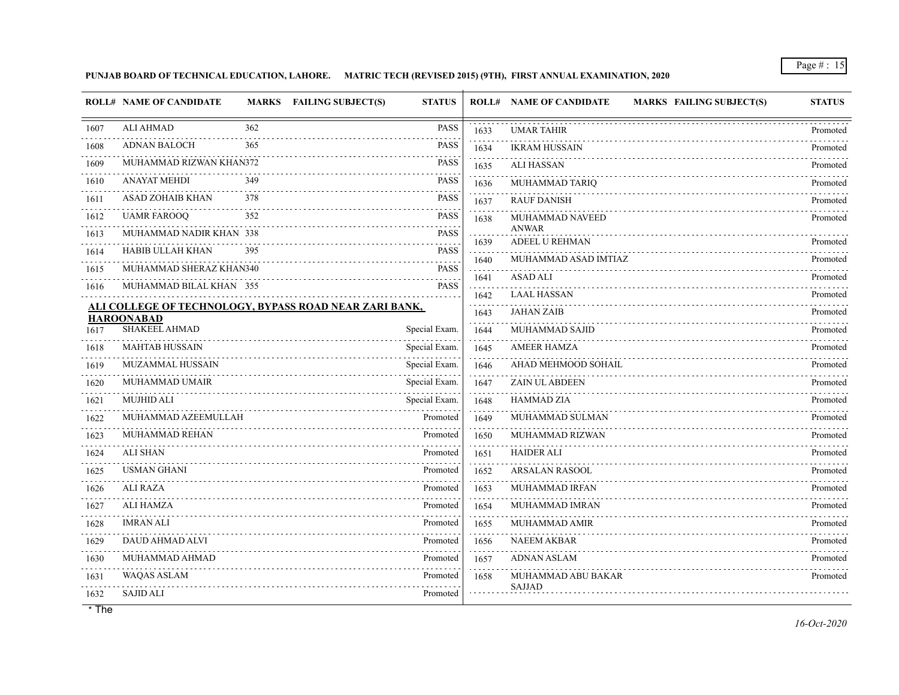**PUNJAB BOARD OF TECHNICAL EDUCATION, LAHORE. MATRIC TECH (REVISED 2015) (9TH), FIRST ANNUAL EXAMINATION, 2020**

| ROLL# | NAME OF CANDIDATE | MARKS | FAILING SUBJECT(S) | STATUS |
|---|---|---|---|---|
| 1607 | ALI AHMAD | 362 | | PASS |
| 1608 | ADNAN BALOCH | 365 | | PASS |
| 1609 | MUHAMMAD RIZWAN KHAN | 372 | | PASS |
| 1610 | ANAYAT MEHDI | 349 | | PASS |
| 1611 | ASAD ZOHAIB KHAN | 378 | | PASS |
| 1612 | UAMR FAROOQ | 352 | | PASS |
| 1613 | MUHAMMAD NADIR KHAN | 338 | | PASS |
| 1614 | HABIB ULLAH KHAN | 395 | | PASS |
| 1615 | MUHAMMAD SHERAZ KHAN | 340 | | PASS |
| 1616 | MUHAMMAD BILAL KHAN | 355 | | PASS |

**ALI COLLEGE OF TECHNOLOGY, BYPASS ROAD NEAR ZARI BANK, HAROONABAD**

| ROLL# | NAME OF CANDIDATE | MARKS | FAILING SUBJECT(S) | STATUS |
|---|---|---|---|---|
| 1617 | SHAKEEL AHMAD | | | Special Exam. |
| 1618 | MAHTAB HUSSAIN | | | Special Exam. |
| 1619 | MUZAMMAL HUSSAIN | | | Special Exam. |
| 1620 | MUHAMMAD UMAIR | | | Special Exam. |
| 1621 | MUJHID ALI | | | Special Exam. |
| 1622 | MUHAMMAD AZEEMULLAH | | | Promoted |
| 1623 | MUHAMMAD REHAN | | | Promoted |
| 1624 | ALI SHAN | | | Promoted |
| 1625 | USMAN GHANI | | | Promoted |
| 1626 | ALI RAZA | | | Promoted |
| 1627 | ALI HAMZA | | | Promoted |
| 1628 | IMRAN ALI | | | Promoted |
| 1629 | DAUD AHMAD ALVI | | | Promoted |
| 1630 | MUHAMMAD AHMAD | | | Promoted |
| 1631 | WAQAS ASLAM | | | Promoted |
| 1632 | SAJID ALI | | | Promoted |
| 1633 | UMAR TAHIR | | | Promoted |
| 1634 | IKRAM HUSSAIN | | | Promoted |
| 1635 | ALI HASSAN | | | Promoted |
| 1636 | MUHAMMAD TARIQ | | | Promoted |
| 1637 | RAUF DANISH | | | Promoted |
| 1638 | MUHAMMAD NAVEED ANWAR | | | Promoted |
| 1639 | ADEEL U REHMAN | | | Promoted |
| 1640 | MUHAMMAD ASAD IMTIAZ | | | Promoted |
| 1641 | ASAD ALI | | | Promoted |
| 1642 | LAAL HASSAN | | | Promoted |
| 1643 | JAHAN ZAIB | | | Promoted |
| 1644 | MUHAMMAD SAJID | | | Promoted |
| 1645 | AMEER HAMZA | | | Promoted |
| 1646 | AHAD MEHMOOD SOHAIL | | | Promoted |
| 1647 | ZAIN UL ABDEEN | | | Promoted |
| 1648 | HAMMAD ZIA | | | Promoted |
| 1649 | MUHAMMAD SULMAN | | | Promoted |
| 1650 | MUHAMMAD RIZWAN | | | Promoted |
| 1651 | HAIDER ALI | | | Promoted |
| 1652 | ARSALAN RASOOL | | | Promoted |
| 1653 | MUHAMMAD IRFAN | | | Promoted |
| 1654 | MUHAMMAD IMRAN | | | Promoted |
| 1655 | MUHAMMAD AMIR | | | Promoted |
| 1656 | NAEEM AKBAR | | | Promoted |
| 1657 | ADNAN ASLAM | | | Promoted |
| 1658 | MUHAMMAD ABU BAKAR SAJJAD | | | Promoted |

* The

*16-Oct-2020*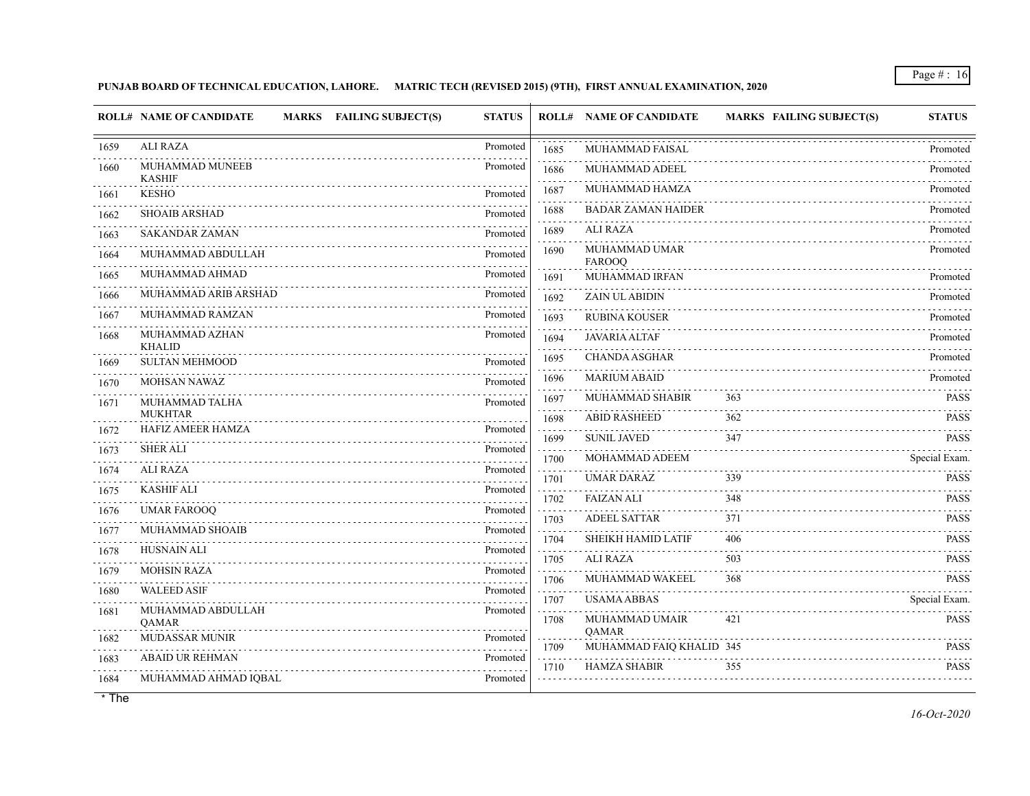**PUNJAB BOARD OF TECHNICAL EDUCATION, LAHORE. MATRIC TECH (REVISED 2015) (9TH), FIRST ANNUAL EXAMINATION, 2020**

| ROLL# | NAME OF CANDIDATE | MARKS | FAILING SUBJECT(S) | STATUS |
|---|---|---|---|---|
| 1659 | ALI RAZA | | | Promoted |
| 1660 | MUHAMMAD MUNEEB KASHIF | | | Promoted |
| 1661 | KESHO | | | Promoted |
| 1662 | SHOAIB ARSHAD | | | Promoted |
| 1663 | SAKANDAR ZAMAN | | | Promoted |
| 1664 | MUHAMMAD ABDULLAH | | | Promoted |
| 1665 | MUHAMMAD AHMAD | | | Promoted |
| 1666 | MUHAMMAD ARIB ARSHAD | | | Promoted |
| 1667 | MUHAMMAD RAMZAN | | | Promoted |
| 1668 | MUHAMMAD AZHAN KHALID | | | Promoted |
| 1669 | SULTAN MEHMOOD | | | Promoted |
| 1670 | MOHSAN NAWAZ | | | Promoted |
| 1671 | MUHAMMAD TALHA MUKHTAR | | | Promoted |
| 1672 | HAFIZ AMEER HAMZA | | | Promoted |
| 1673 | SHER ALI | | | Promoted |
| 1674 | ALI RAZA | | | Promoted |
| 1675 | KASHIF ALI | | | Promoted |
| 1676 | UMAR FAROOQ | | | Promoted |
| 1677 | MUHAMMAD SHOAIB | | | Promoted |
| 1678 | HUSNAIN ALI | | | Promoted |
| 1679 | MOHSIN RAZA | | | Promoted |
| 1680 | WALEED ASIF | | | Promoted |
| 1681 | MUHAMMAD ABDULLAH QAMAR | | | Promoted |
| 1682 | MUDASSAR MUNIR | | | Promoted |
| 1683 | ABAID UR REHMAN | | | Promoted |
| 1684 | MUHAMMAD AHMAD IQBAL | | | Promoted |
| 1685 | MUHAMMAD FAISAL | | | Promoted |
| 1686 | MUHAMMAD ADEEL | | | Promoted |
| 1687 | MUHAMMAD HAMZA | | | Promoted |
| 1688 | BADAR ZAMAN HAIDER | | | Promoted |
| 1689 | ALI RAZA | | | Promoted |
| 1690 | MUHAMMAD UMAR FAROOQ | | | Promoted |
| 1691 | MUHAMMAD IRFAN | | | Promoted |
| 1692 | ZAIN UL ABIDIN | | | Promoted |
| 1693 | RUBINA KOUSER | | | Promoted |
| 1694 | JAVARIA ALTAF | | | Promoted |
| 1695 | CHANDA ASGHAR | | | Promoted |
| 1696 | MARIUM ABAID | | | Promoted |
| 1697 | MUHAMMAD SHABIR | 363 | | PASS |
| 1698 | ABID RASHEED | 362 | | PASS |
| 1699 | SUNIL JAVED | 347 | | PASS |
| 1700 | MOHAMMAD ADEEM | | | Special Exam. |
| 1701 | UMAR DARAZ | 339 | | PASS |
| 1702 | FAIZAN ALI | 348 | | PASS |
| 1703 | ADEEL SATTAR | 371 | | PASS |
| 1704 | SHEIKH HAMID LATIF | 406 | | PASS |
| 1705 | ALI RAZA | 503 | | PASS |
| 1706 | MUHAMMAD WAKEEL | 368 | | PASS |
| 1707 | USAMA ABBAS | | | Special Exam. |
| 1708 | MUHAMMAD UMAIR QAMAR | 421 | | PASS |
| 1709 | MUHAMMAD FAIQ KHALID | 345 | | PASS |
| 1710 | HAMZA SHABIR | 355 | | PASS |

* The

*16-Oct-2020*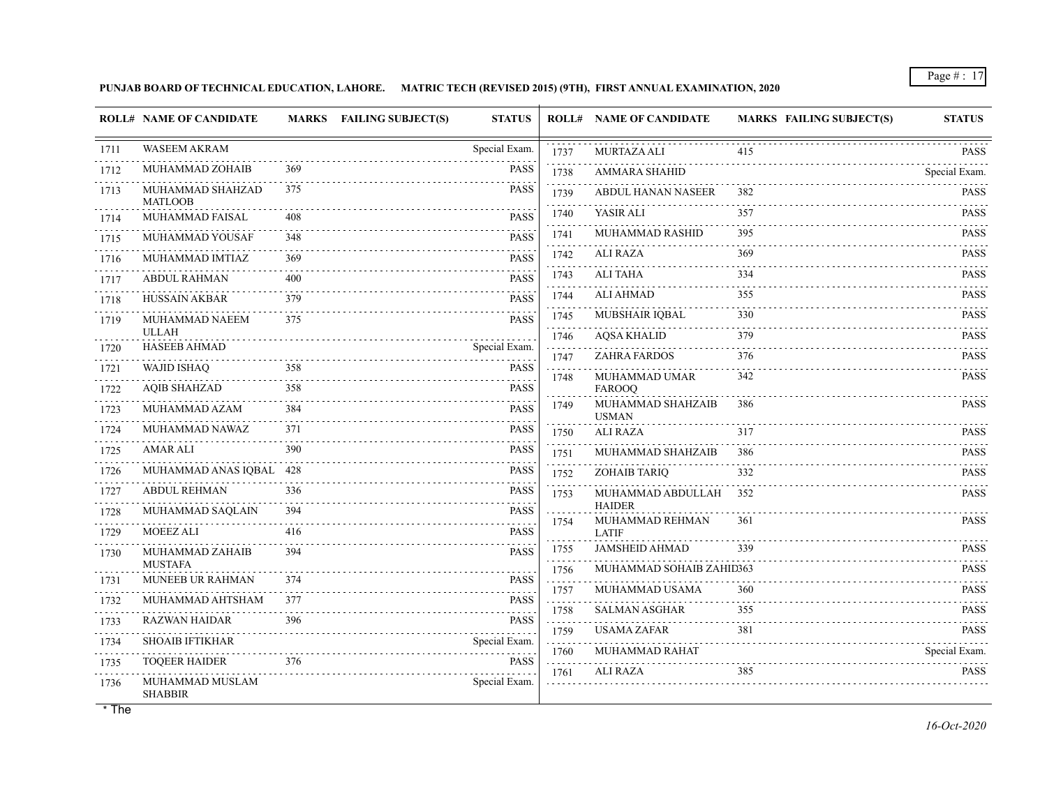**PUNJAB BOARD OF TECHNICAL EDUCATION, LAHORE. MATRIC TECH (REVISED 2015) (9TH), FIRST ANNUAL EXAMINATION, 2020**

| ROLL# | NAME OF CANDIDATE | MARKS | FAILING SUBJECT(S) | STATUS |
|---|---|---|---|---|
| 1711 | WASEEM AKRAM | | | Special Exam. |
| 1712 | MUHAMMAD ZOHAIB | 369 | | PASS |
| 1713 | MUHAMMAD SHAHZAD MATLOOB | 375 | | PASS |
| 1714 | MUHAMMAD FAISAL | 408 | | PASS |
| 1715 | MUHAMMAD YOUSAF | 348 | | PASS |
| 1716 | MUHAMMAD IMTIAZ | 369 | | PASS |
| 1717 | ABDUL RAHMAN | 400 | | PASS |
| 1718 | HUSSAIN AKBAR | 379 | | PASS |
| 1719 | MUHAMMAD NAEEM ULLAH | 375 | | PASS |
| 1720 | HASEEB AHMAD | | | Special Exam. |
| 1721 | WAJID ISHAQ | 358 | | PASS |
| 1722 | AQIB SHAHZAD | 358 | | PASS |
| 1723 | MUHAMMAD AZAM | 384 | | PASS |
| 1724 | MUHAMMAD NAWAZ | 371 | | PASS |
| 1725 | AMAR ALI | 390 | | PASS |
| 1726 | MUHAMMAD ANAS IQBAL | 428 | | PASS |
| 1727 | ABDUL REHMAN | 336 | | PASS |
| 1728 | MUHAMMAD SAQLAIN | 394 | | PASS |
| 1729 | MOEEZ ALI | 416 | | PASS |
| 1730 | MUHAMMAD ZAHAIB MUSTAFA | 394 | | PASS |
| 1731 | MUNEEB UR RAHMAN | 374 | | PASS |
| 1732 | MUHAMMAD AHTSHAM | 377 | | PASS |
| 1733 | RAZWAN HAIDAR | 396 | | PASS |
| 1734 | SHOAIB IFTIKHAR | | | Special Exam. |
| 1735 | TOQEER HAIDER | 376 | | PASS |
| 1736 | MUHAMMAD MUSLAM SHABBIR | | | Special Exam. |
| 1737 | MURTAZA ALI | 415 | | PASS |
| 1738 | AMMARA SHAHID | | | Special Exam. |
| 1739 | ABDUL HANAN NASEER | 382 | | PASS |
| 1740 | YASIR ALI | 357 | | PASS |
| 1741 | MUHAMMAD RASHID | 395 | | PASS |
| 1742 | ALI RAZA | 369 | | PASS |
| 1743 | ALI TAHA | 334 | | PASS |
| 1744 | ALI AHMAD | 355 | | PASS |
| 1745 | MUBSHAIR IQBAL | 330 | | PASS |
| 1746 | AQSA KHALID | 379 | | PASS |
| 1747 | ZAHRA FARDOS | 376 | | PASS |
| 1748 | MUHAMMAD UMAR FAROOQ | 342 | | PASS |
| 1749 | MUHAMMAD SHAHZAIB USMAN | 386 | | PASS |
| 1750 | ALI RAZA | 317 | | PASS |
| 1751 | MUHAMMAD SHAHZAIB | 386 | | PASS |
| 1752 | ZOHAIB TARIQ | 332 | | PASS |
| 1753 | MUHAMMAD ABDULLAH HAIDER | 352 | | PASS |
| 1754 | MUHAMMAD REHMAN LATIF | 361 | | PASS |
| 1755 | JAMSHEID AHMAD | 339 | | PASS |
| 1756 | MUHAMMAD SOHAIB ZAHID | 363 | | PASS |
| 1757 | MUHAMMAD USAMA | 360 | | PASS |
| 1758 | SALMAN ASGHAR | 355 | | PASS |
| 1759 | USAMA ZAFAR | 381 | | PASS |
| 1760 | MUHAMMAD RAHAT | | | Special Exam. |
| 1761 | ALI RAZA | 385 | | PASS |

\* The

*16-Oct-2020*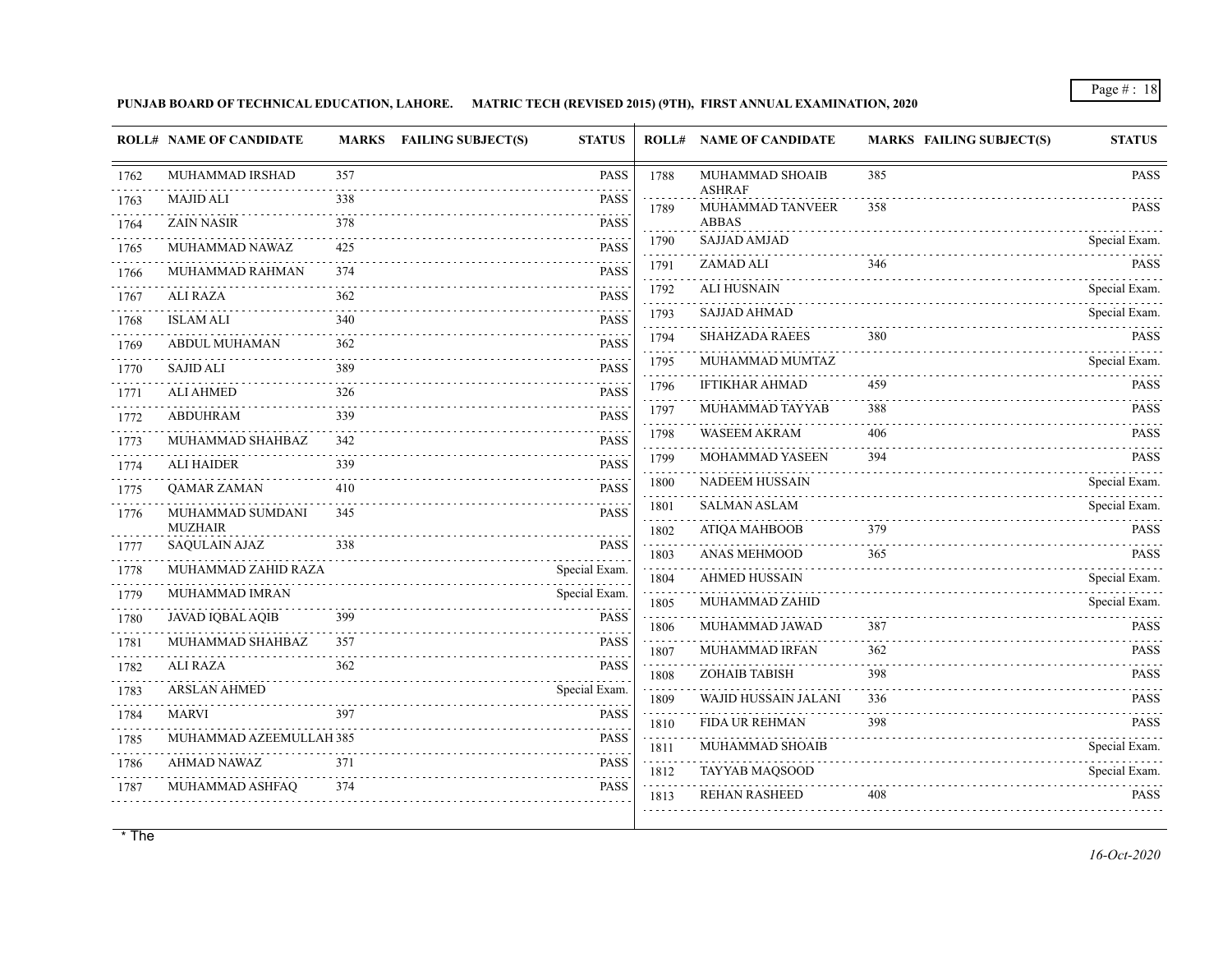**PUNJAB BOARD OF TECHNICAL EDUCATION, LAHORE. MATRIC TECH (REVISED 2015) (9TH), FIRST ANNUAL EXAMINATION, 2020**

| ROLL# | NAME OF CANDIDATE | MARKS | FAILING SUBJECT(S) | STATUS |
|---|---|---|---|---|
| 1762 | MUHAMMAD IRSHAD | 357 | | PASS |
| 1763 | MAJID ALI | 338 | | PASS |
| 1764 | ZAIN NASIR | 378 | | PASS |
| 1765 | MUHAMMAD NAWAZ | 425 | | PASS |
| 1766 | MUHAMMAD RAHMAN | 374 | | PASS |
| 1767 | ALI RAZA | 362 | | PASS |
| 1768 | ISLAM ALI | 340 | | PASS |
| 1769 | ABDUL MUHAMAN | 362 | | PASS |
| 1770 | SAJID ALI | 389 | | PASS |
| 1771 | ALI AHMED | 326 | | PASS |
| 1772 | ABDUHRAM | 339 | | PASS |
| 1773 | MUHAMMAD SHAHBAZ | 342 | | PASS |
| 1774 | ALI HAIDER | 339 | | PASS |
| 1775 | QAMAR ZAMAN | 410 | | PASS |
| 1776 | MUHAMMAD SUMDANI MUZHAIR | 345 | | PASS |
| 1777 | SAQULAIN AJAZ | 338 | | PASS |
| 1778 | MUHAMMAD ZAHID RAZA | | | Special Exam. |
| 1779 | MUHAMMAD IMRAN | | | Special Exam. |
| 1780 | JAVAD IQBAL AQIB | 399 | | PASS |
| 1781 | MUHAMMAD SHAHBAZ | 357 | | PASS |
| 1782 | ALI RAZA | 362 | | PASS |
| 1783 | ARSLAN AHMED | | | Special Exam. |
| 1784 | MARVI | 397 | | PASS |
| 1785 | MUHAMMAD AZEEMULLAH | 385 | | PASS |
| 1786 | AHMAD NAWAZ | 371 | | PASS |
| 1787 | MUHAMMAD ASHFAQ | 374 | | PASS |
| 1788 | MUHAMMAD SHOAIB ASHRAF | 385 | | PASS |
| 1789 | MUHAMMAD TANVEER ABBAS | 358 | | PASS |
| 1790 | SAJJAD AMJAD | | | Special Exam. |
| 1791 | ZAMAD ALI | 346 | | PASS |
| 1792 | ALI HUSNAIN | | | Special Exam. |
| 1793 | SAJJAD AHMAD | | | Special Exam. |
| 1794 | SHAHZADA RAEES | 380 | | PASS |
| 1795 | MUHAMMAD MUMTAZ | | | Special Exam. |
| 1796 | IFTIKHAR AHMAD | 459 | | PASS |
| 1797 | MUHAMMAD TAYYAB | 388 | | PASS |
| 1798 | WASEEM AKRAM | 406 | | PASS |
| 1799 | MOHAMMAD YASEEN | 394 | | PASS |
| 1800 | NADEEM HUSSAIN | | | Special Exam. |
| 1801 | SALMAN ASLAM | | | Special Exam. |
| 1802 | ATIQA MAHBOOB | 379 | | PASS |
| 1803 | ANAS MEHMOOD | 365 | | PASS |
| 1804 | AHMED HUSSAIN | | | Special Exam. |
| 1805 | MUHAMMAD ZAHID | | | Special Exam. |
| 1806 | MUHAMMAD JAWAD | 387 | | PASS |
| 1807 | MUHAMMAD IRFAN | 362 | | PASS |
| 1808 | ZOHAIB TABISH | 398 | | PASS |
| 1809 | WAJID HUSSAIN JALANI | 336 | | PASS |
| 1810 | FIDA UR REHMAN | 398 | | PASS |
| 1811 | MUHAMMAD SHOAIB | | | Special Exam. |
| 1812 | TAYYAB MAQSOOD | | | Special Exam. |
| 1813 | REHAN RASHEED | 408 | | PASS |

\* The

*16-Oct-2020*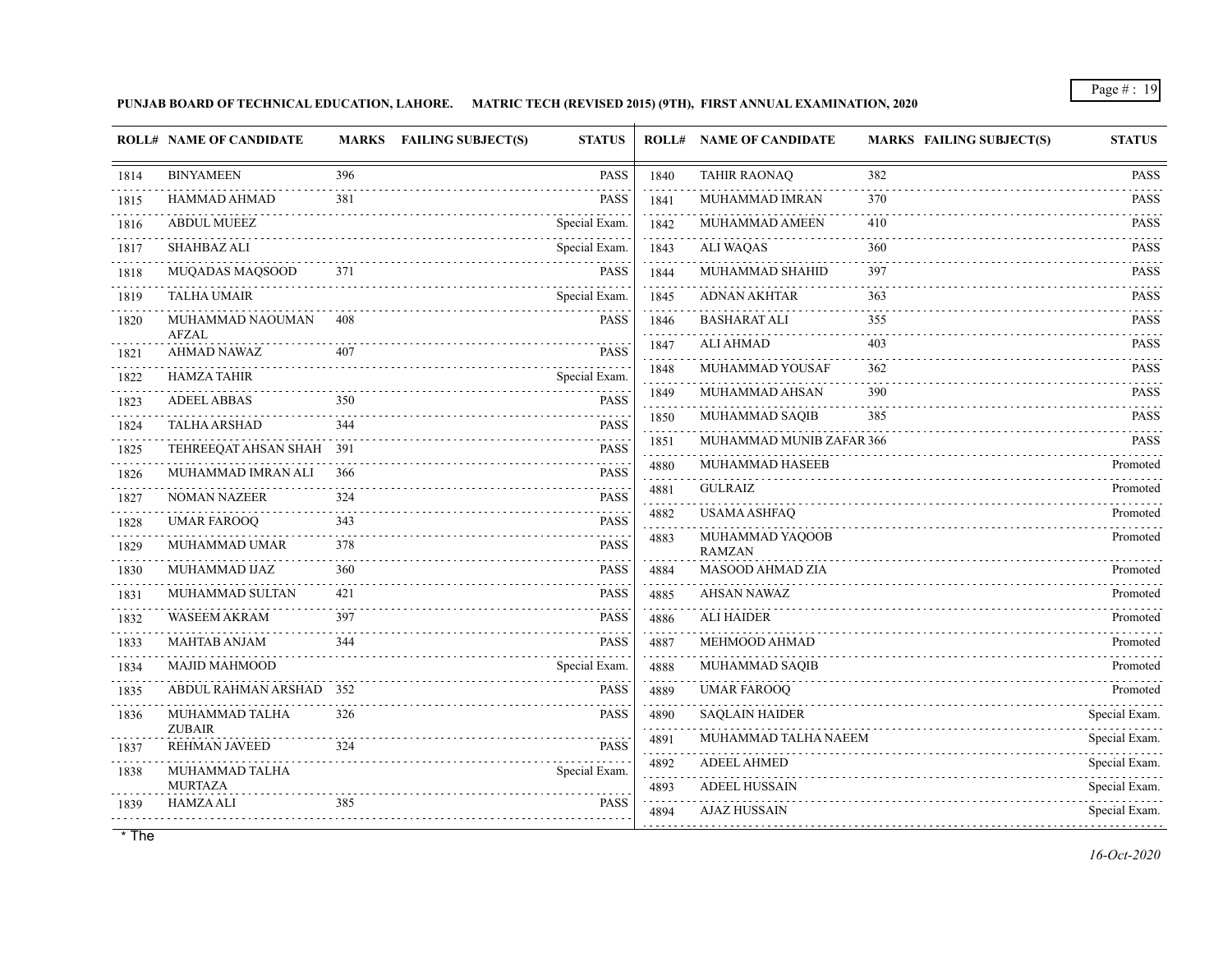**PUNJAB BOARD OF TECHNICAL EDUCATION, LAHORE. MATRIC TECH (REVISED 2015) (9TH), FIRST ANNUAL EXAMINATION, 2020**

| ROLL# | NAME OF CANDIDATE | MARKS | FAILING SUBJECT(S) | STATUS |
|---|---|---|---|---|
| 1814 | BINYAMEEN | 396 | | PASS |
| 1815 | HAMMAD AHMAD | 381 | | PASS |
| 1816 | ABDUL MUEEZ | | | Special Exam. |
| 1817 | SHAHBAZ ALI | | | Special Exam. |
| 1818 | MUQADAS MAQSOOD | 371 | | PASS |
| 1819 | TALHA UMAIR | | | Special Exam. |
| 1820 | MUHAMMAD NAOUMAN AFZAL | 408 | | PASS |
| 1821 | AHMAD NAWAZ | 407 | | PASS |
| 1822 | HAMZA TAHIR | | | Special Exam. |
| 1823 | ADEEL ABBAS | 350 | | PASS |
| 1824 | TALHA ARSHAD | 344 | | PASS |
| 1825 | TEHREEQAT AHSAN SHAH | 391 | | PASS |
| 1826 | MUHAMMAD IMRAN ALI | 366 | | PASS |
| 1827 | NOMAN NAZEER | 324 | | PASS |
| 1828 | UMAR FAROOQ | 343 | | PASS |
| 1829 | MUHAMMAD UMAR | 378 | | PASS |
| 1830 | MUHAMMAD IJAZ | 360 | | PASS |
| 1831 | MUHAMMAD SULTAN | 421 | | PASS |
| 1832 | WASEEM AKRAM | 397 | | PASS |
| 1833 | MAHTAB ANJAM | 344 | | PASS |
| 1834 | MAJID MAHMOOD | | | Special Exam. |
| 1835 | ABDUL RAHMAN ARSHAD | 352 | | PASS |
| 1836 | MUHAMMAD TALHA ZUBAIR | 326 | | PASS |
| 1837 | REHMAN JAVEED | 324 | | PASS |
| 1838 | MUHAMMAD TALHA MURTAZA | | | Special Exam. |
| 1839 | HAMZA ALI | 385 | | PASS |
| 1840 | TAHIR RAONAQ | 382 | | PASS |
| 1841 | MUHAMMAD IMRAN | 370 | | PASS |
| 1842 | MUHAMMAD AMEEN | 410 | | PASS |
| 1843 | ALI WAQAS | 360 | | PASS |
| 1844 | MUHAMMAD SHAHID | 397 | | PASS |
| 1845 | ADNAN AKHTAR | 363 | | PASS |
| 1846 | BASHARAT ALI | 355 | | PASS |
| 1847 | ALI AHMAD | 403 | | PASS |
| 1848 | MUHAMMAD YOUSAF | 362 | | PASS |
| 1849 | MUHAMMAD AHSAN | 390 | | PASS |
| 1850 | MUHAMMAD SAQIB | 385 | | PASS |
| 1851 | MUHAMMAD MUNIB ZAFAR | 366 | | PASS |
| 4880 | MUHAMMAD HASEEB | | | Promoted |
| 4881 | GULRAIZ | | | Promoted |
| 4882 | USAMA ASHFAQ | | | Promoted |
| 4883 | MUHAMMAD YAQOOB RAMZAN | | | Promoted |
| 4884 | MASOOD AHMAD ZIA | | | Promoted |
| 4885 | AHSAN NAWAZ | | | Promoted |
| 4886 | ALI HAIDER | | | Promoted |
| 4887 | MEHMOOD AHMAD | | | Promoted |
| 4888 | MUHAMMAD SAQIB | | | Promoted |
| 4889 | UMAR FAROOQ | | | Promoted |
| 4890 | SAQLAIN HAIDER | | | Special Exam. |
| 4891 | MUHAMMAD TALHA NAEEM | | | Special Exam. |
| 4892 | ADEEL AHMED | | | Special Exam. |
| 4893 | ADEEL HUSSAIN | | | Special Exam. |
| 4894 | AJAZ HUSSAIN | | | Special Exam. |

* The

*16-Oct-2020*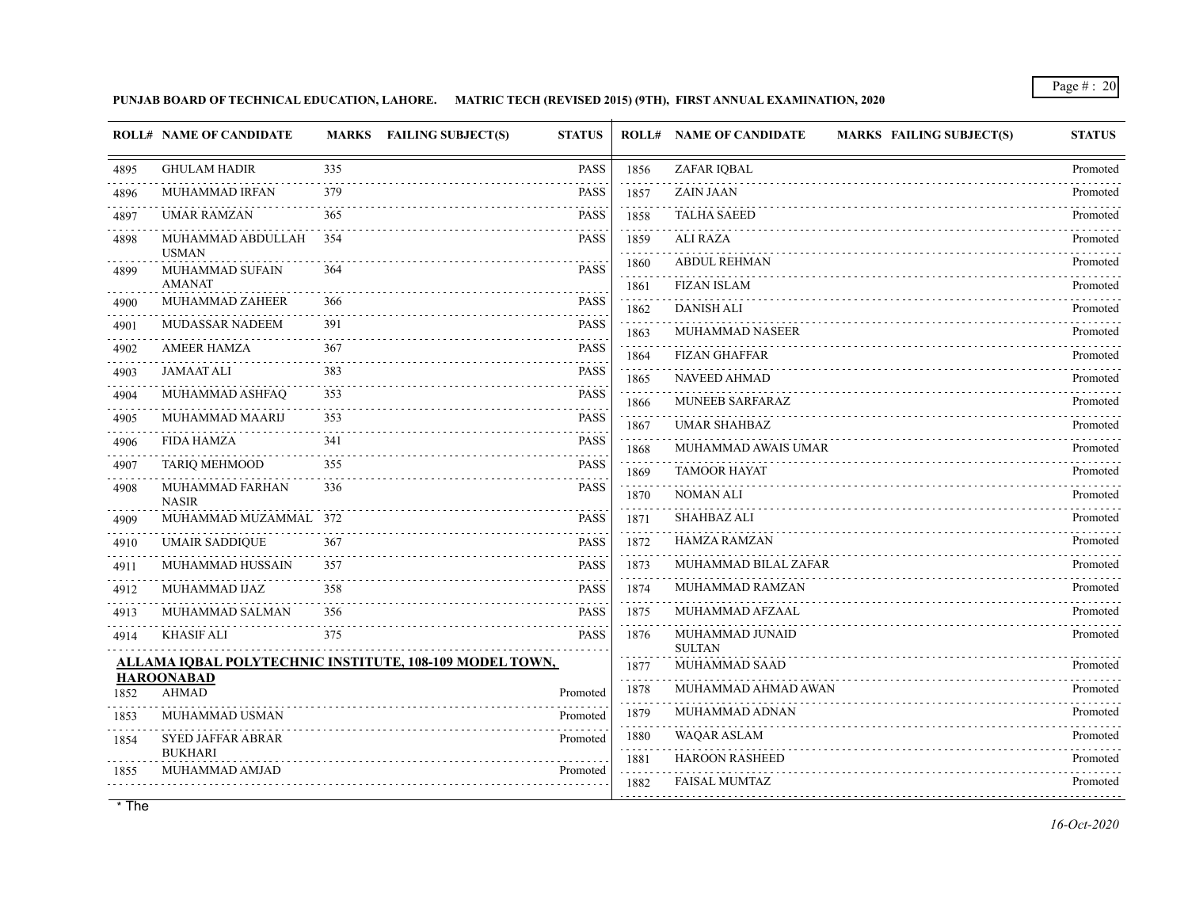**PUNJAB BOARD OF TECHNICAL EDUCATION, LAHORE. MATRIC TECH (REVISED 2015) (9TH), FIRST ANNUAL EXAMINATION, 2020**

| ROLL# | NAME OF CANDIDATE | MARKS | FAILING SUBJECT(S) | STATUS |
|---|---|---|---|---|
| 4895 | GHULAM HADIR | 335 | | PASS |
| 4896 | MUHAMMAD IRFAN | 379 | | PASS |
| 4897 | UMAR RAMZAN | 365 | | PASS |
| 4898 | MUHAMMAD ABDULLAH USMAN | 354 | | PASS |
| 4899 | MUHAMMAD SUFAIN AMANAT | 364 | | PASS |
| 4900 | MUHAMMAD ZAHEER | 366 | | PASS |
| 4901 | MUDASSAR NADEEM | 391 | | PASS |
| 4902 | AMEER HAMZA | 367 | | PASS |
| 4903 | JAMAAT ALI | 383 | | PASS |
| 4904 | MUHAMMAD ASHFAQ | 353 | | PASS |
| 4905 | MUHAMMAD MAARIJ | 353 | | PASS |
| 4906 | FIDA HAMZA | 341 | | PASS |
| 4907 | TARIQ MEHMOOD | 355 | | PASS |
| 4908 | MUHAMMAD FARHAN NASIR | 336 | | PASS |
| 4909 | MUHAMMAD MUZAMMAL | 372 | | PASS |
| 4910 | UMAIR SADDIQUE | 367 | | PASS |
| 4911 | MUHAMMAD HUSSAIN | 357 | | PASS |
| 4912 | MUHAMMAD IJAZ | 358 | | PASS |
| 4913 | MUHAMMAD SALMAN | 356 | | PASS |
| 4914 | KHASIF ALI | 375 | | PASS |

**ALLAMA IQBAL POLYTECHNIC INSTITUTE, 108-109 MODEL TOWN, HAROONABAD**

| ROLL# | NAME OF CANDIDATE | MARKS | FAILING SUBJECT(S) | STATUS |
|---|---|---|---|---|
| 1852 | AHMAD | | | Promoted |
| 1853 | MUHAMMAD USMAN | | | Promoted |
| 1854 | SYED JAFFAR ABRAR BUKHARI | | | Promoted |
| 1855 | MUHAMMAD AMJAD | | | Promoted |
| 1856 | ZAFAR IQBAL | | | Promoted |
| 1857 | ZAIN JAAN | | | Promoted |
| 1858 | TALHA SAEED | | | Promoted |
| 1859 | ALI RAZA | | | Promoted |
| 1860 | ABDUL REHMAN | | | Promoted |
| 1861 | FIZAN ISLAM | | | Promoted |
| 1862 | DANISH ALI | | | Promoted |
| 1863 | MUHAMMAD NASEER | | | Promoted |
| 1864 | FIZAN GHAFFAR | | | Promoted |
| 1865 | NAVEED AHMAD | | | Promoted |
| 1866 | MUNEEB SARFARAZ | | | Promoted |
| 1867 | UMAR SHAHBAZ | | | Promoted |
| 1868 | MUHAMMAD AWAIS UMAR | | | Promoted |
| 1869 | TAMOOR HAYAT | | | Promoted |
| 1870 | NOMAN ALI | | | Promoted |
| 1871 | SHAHBAZ ALI | | | Promoted |
| 1872 | HAMZA RAMZAN | | | Promoted |
| 1873 | MUHAMMAD BILAL ZAFAR | | | Promoted |
| 1874 | MUHAMMAD RAMZAN | | | Promoted |
| 1875 | MUHAMMAD AFZAAL | | | Promoted |
| 1876 | MUHAMMAD JUNAID SULTAN | | | Promoted |
| 1877 | MUHAMMAD SAAD | | | Promoted |
| 1878 | MUHAMMAD AHMAD AWAN | | | Promoted |
| 1879 | MUHAMMAD ADNAN | | | Promoted |
| 1880 | WAQAR ASLAM | | | Promoted |
| 1881 | HAROON RASHEED | | | Promoted |
| 1882 | FAISAL MUMTAZ | | | Promoted |

* The

*16-Oct-2020*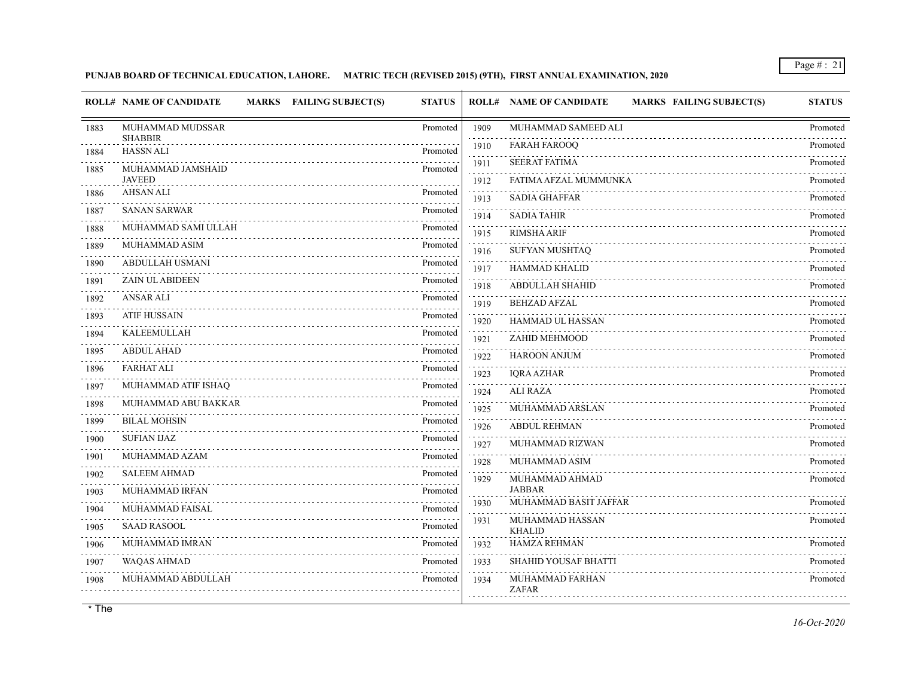**PUNJAB BOARD OF TECHNICAL EDUCATION, LAHORE. MATRIC TECH (REVISED 2015) (9TH), FIRST ANNUAL EXAMINATION, 2020**

| ROLL# | NAME OF CANDIDATE | MARKS | FAILING SUBJECT(S) | STATUS |
|---|---|---|---|---|
| 1883 | MUHAMMAD MUDSSAR SHABBIR | | | Promoted |
| 1884 | HASSN ALI | | | Promoted |
| 1885 | MUHAMMAD JAMSHAID JAVEED | | | Promoted |
| 1886 | AHSAN ALI | | | Promoted |
| 1887 | SANAN SARWAR | | | Promoted |
| 1888 | MUHAMMAD SAMI ULLAH | | | Promoted |
| 1889 | MUHAMMAD ASIM | | | Promoted |
| 1890 | ABDULLAH USMANI | | | Promoted |
| 1891 | ZAIN UL ABIDEEN | | | Promoted |
| 1892 | ANSAR ALI | | | Promoted |
| 1893 | ATIF HUSSAIN | | | Promoted |
| 1894 | KALEEMULLAH | | | Promoted |
| 1895 | ABDUL AHAD | | | Promoted |
| 1896 | FARHAT ALI | | | Promoted |
| 1897 | MUHAMMAD ATIF ISHAQ | | | Promoted |
| 1898 | MUHAMMAD ABU BAKKAR | | | Promoted |
| 1899 | BILAL MOHSIN | | | Promoted |
| 1900 | SUFIAN IJAZ | | | Promoted |
| 1901 | MUHAMMAD AZAM | | | Promoted |
| 1902 | SALEEM AHMAD | | | Promoted |
| 1903 | MUHAMMAD IRFAN | | | Promoted |
| 1904 | MUHAMMAD FAISAL | | | Promoted |
| 1905 | SAAD RASOOL | | | Promoted |
| 1906 | MUHAMMAD IMRAN | | | Promoted |
| 1907 | WAQAS AHMAD | | | Promoted |
| 1908 | MUHAMMAD ABDULLAH | | | Promoted |
| 1909 | MUHAMMAD SAMEED ALI | | | Promoted |
| 1910 | FARAH FAROOQ | | | Promoted |
| 1911 | SEERAT FATIMA | | | Promoted |
| 1912 | FATIMA AFZAL MUMMUNKA | | | Promoted |
| 1913 | SADIA GHAFFAR | | | Promoted |
| 1914 | SADIA TAHIR | | | Promoted |
| 1915 | RIMSHA ARIF | | | Promoted |
| 1916 | SUFYAN MUSHTAQ | | | Promoted |
| 1917 | HAMMAD KHALID | | | Promoted |
| 1918 | ABDULLAH SHAHID | | | Promoted |
| 1919 | BEHZAD AFZAL | | | Promoted |
| 1920 | HAMMAD UL HASSAN | | | Promoted |
| 1921 | ZAHID MEHMOOD | | | Promoted |
| 1922 | HAROON ANJUM | | | Promoted |
| 1923 | IQRA AZHAR | | | Promoted |
| 1924 | ALI RAZA | | | Promoted |
| 1925 | MUHAMMAD ARSLAN | | | Promoted |
| 1926 | ABDUL REHMAN | | | Promoted |
| 1927 | MUHAMMAD RIZWAN | | | Promoted |
| 1928 | MUHAMMAD ASIM | | | Promoted |
| 1929 | MUHAMMAD AHMAD JABBAR | | | Promoted |
| 1930 | MUHAMMAD BASIT JAFFAR | | | Promoted |
| 1931 | MUHAMMAD HASSAN KHALID | | | Promoted |
| 1932 | HAMZA REHMAN | | | Promoted |
| 1933 | SHAHID YOUSAF BHATTI | | | Promoted |
| 1934 | MUHAMMAD FARHAN ZAFAR | | | Promoted |

* The

*16-Oct-2020*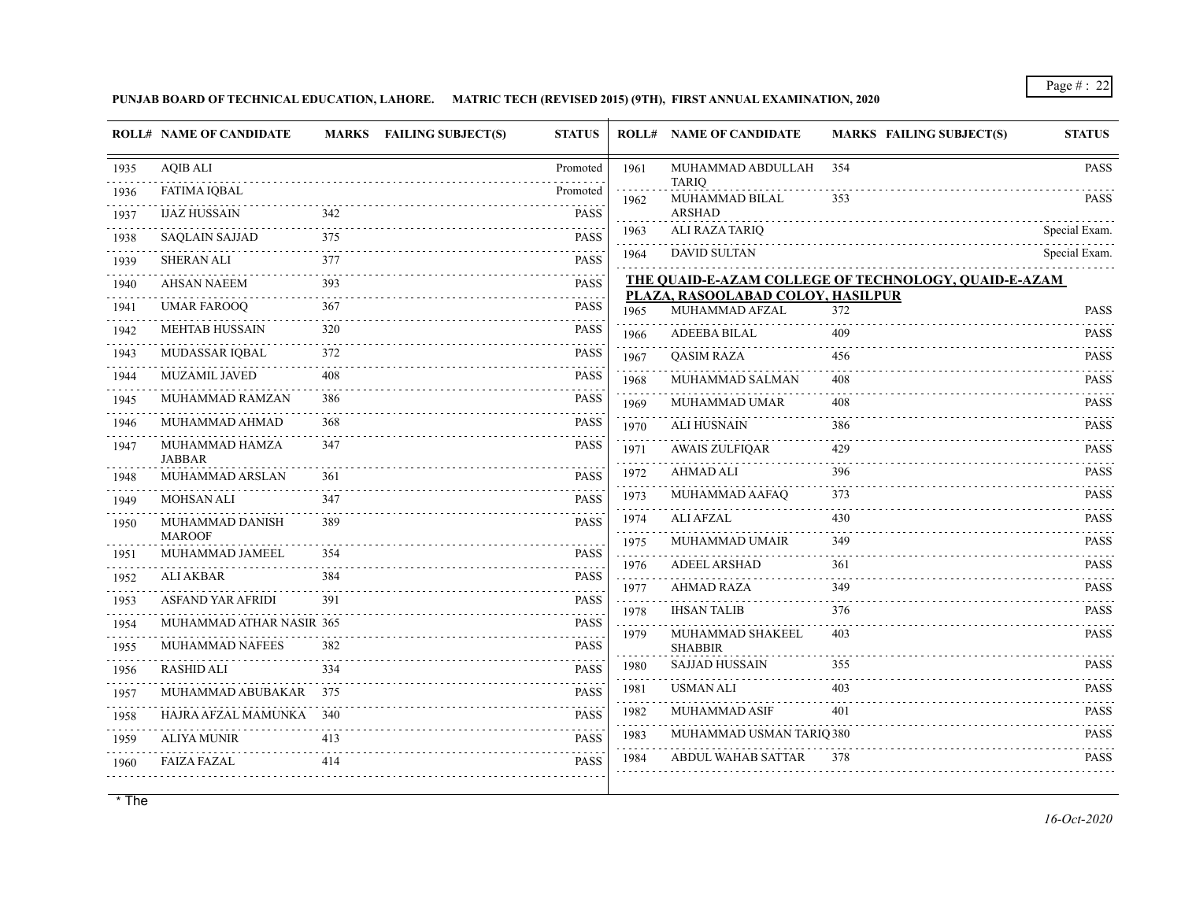**PUNJAB BOARD OF TECHNICAL EDUCATION, LAHORE. MATRIC TECH (REVISED 2015) (9TH), FIRST ANNUAL EXAMINATION, 2020**

| ROLL# | NAME OF CANDIDATE | MARKS | FAILING SUBJECT(S) | STATUS |
|---|---|---|---|---|
| 1935 | AQIB ALI | | | Promoted |
| 1936 | FATIMA IQBAL | | | Promoted |
| 1937 | IJAZ HUSSAIN | 342 | | PASS |
| 1938 | SAQLAIN SAJJAD | 375 | | PASS |
| 1939 | SHERAN ALI | 377 | | PASS |
| 1940 | AHSAN NAEEM | 393 | | PASS |
| 1941 | UMAR FAROOQ | 367 | | PASS |
| 1942 | MEHTAB HUSSAIN | 320 | | PASS |
| 1943 | MUDASSAR IQBAL | 372 | | PASS |
| 1944 | MUZAMIL JAVED | 408 | | PASS |
| 1945 | MUHAMMAD RAMZAN | 386 | | PASS |
| 1946 | MUHAMMAD AHMAD | 368 | | PASS |
| 1947 | MUHAMMAD HAMZA JABBAR | 347 | | PASS |
| 1948 | MUHAMMAD ARSLAN | 361 | | PASS |
| 1949 | MOHSAN ALI | 347 | | PASS |
| 1950 | MUHAMMAD DANISH MAROOF | 389 | | PASS |
| 1951 | MUHAMMAD JAMEEL | 354 | | PASS |
| 1952 | ALI AKBAR | 384 | | PASS |
| 1953 | ASFAND YAR AFRIDI | 391 | | PASS |
| 1954 | MUHAMMAD ATHAR NASIR | 365 | | PASS |
| 1955 | MUHAMMAD NAFEES | 382 | | PASS |
| 1956 | RASHID ALI | 334 | | PASS |
| 1957 | MUHAMMAD ABUBAKAR | 375 | | PASS |
| 1958 | HAJRA AFZAL MAMUNKA | 340 | | PASS |
| 1959 | ALIYA MUNIR | 413 | | PASS |
| 1960 | FAIZA FAZAL | 414 | | PASS |
| 1961 | MUHAMMAD ABDULLAH TARIQ | 354 | | PASS |
| 1962 | MUHAMMAD BILAL ARSHAD | 353 | | PASS |
| 1963 | ALI RAZA TARIQ | | | Special Exam. |
| 1964 | DAVID SULTAN | | | Special Exam. |

**THE QUAID-E-AZAM COLLEGE OF TECHNOLOGY, QUAID-E-AZAM PLAZA, RASOOLABAD COLOY, HASILPUR**

| ROLL# | NAME OF CANDIDATE | MARKS | FAILING SUBJECT(S) | STATUS |
|---|---|---|---|---|
| 1965 | MUHAMMAD AFZAL | 372 | | PASS |
| 1966 | ADEEBA BILAL | 409 | | PASS |
| 1967 | QASIM RAZA | 456 | | PASS |
| 1968 | MUHAMMAD SALMAN | 408 | | PASS |
| 1969 | MUHAMMAD UMAR | 408 | | PASS |
| 1970 | ALI HUSNAIN | 386 | | PASS |
| 1971 | AWAIS ZULFIQAR | 429 | | PASS |
| 1972 | AHMAD ALI | 396 | | PASS |
| 1973 | MUHAMMAD AAFAQ | 373 | | PASS |
| 1974 | ALI AFZAL | 430 | | PASS |
| 1975 | MUHAMMAD UMAIR | 349 | | PASS |
| 1976 | ADEEL ARSHAD | 361 | | PASS |
| 1977 | AHMAD RAZA | 349 | | PASS |
| 1978 | IHSAN TALIB | 376 | | PASS |
| 1979 | MUHAMMAD SHAKEEL SHABBIR | 403 | | PASS |
| 1980 | SAJJAD HUSSAIN | 355 | | PASS |
| 1981 | USMAN ALI | 403 | | PASS |
| 1982 | MUHAMMAD ASIF | 401 | | PASS |
| 1983 | MUHAMMAD USMAN TARIQ | 380 | | PASS |
| 1984 | ABDUL WAHAB SATTAR | 378 | | PASS |

* The

*16-Oct-2020*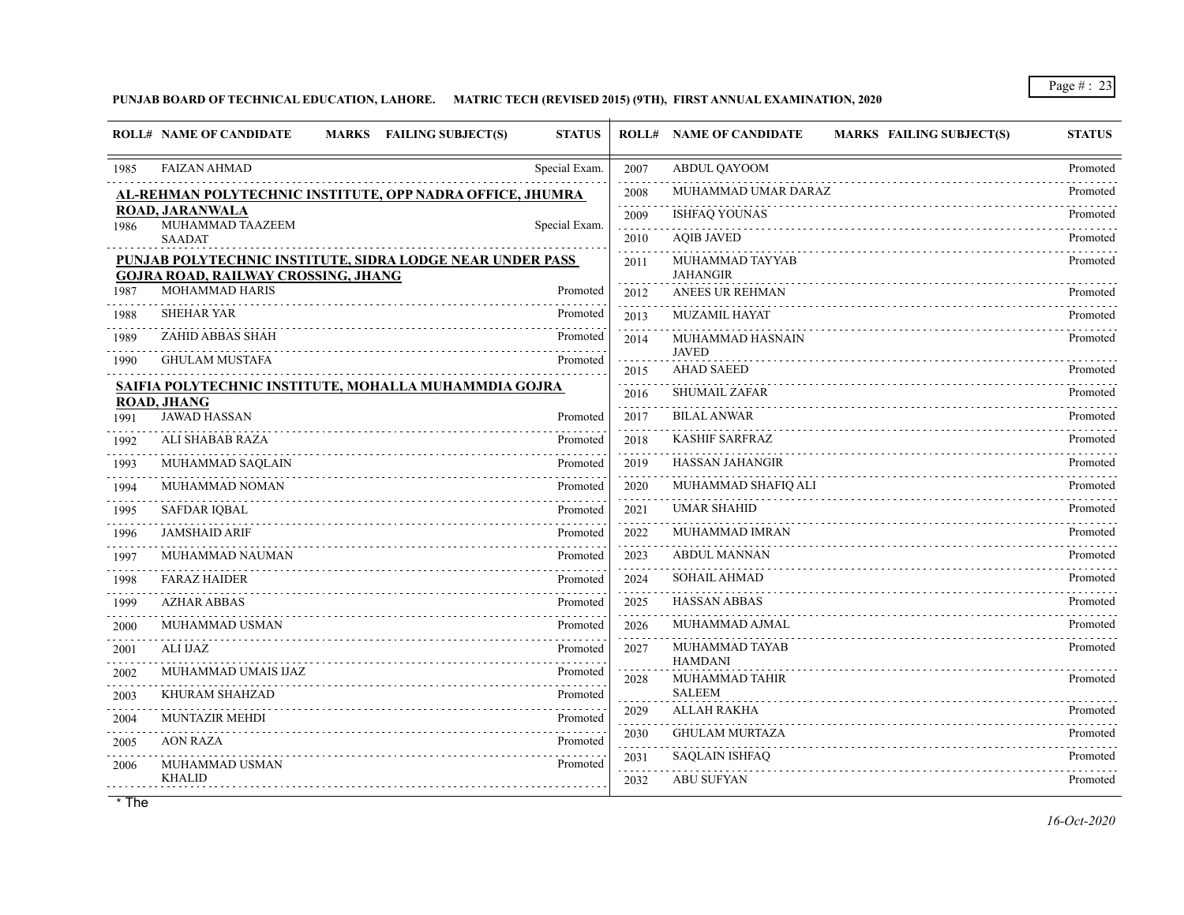**PUNJAB BOARD OF TECHNICAL EDUCATION, LAHORE. MATRIC TECH (REVISED 2015) (9TH), FIRST ANNUAL EXAMINATION, 2020**

| ROLL# | NAME OF CANDIDATE | MARKS | FAILING SUBJECT(S) | STATUS |
|---|---|---|---|---|
| 1985 | FAIZAN AHMAD | | | Special Exam. |
| **AL-REHMAN POLYTECHNIC INSTITUTE, OPP NADRA OFFICE, JHUMRA ROAD, JARANWALA** | | | | |
| 1986 | MUHAMMAD TAAZEEM SAADAT | | | Special Exam. |
| **PUNJAB POLYTECHNIC INSTITUTE, SIDRA LODGE NEAR UNDER PASS GOJRA ROAD, RAILWAY CROSSING, JHANG** | | | | |
| 1987 | MOHAMMAD HARIS | | | Promoted |
| 1988 | SHEHAR YAR | | | Promoted |
| 1989 | ZAHID ABBAS SHAH | | | Promoted |
| 1990 | GHULAM MUSTAFA | | | Promoted |
| **SAIFIA POLYTECHNIC INSTITUTE, MOHALLA MUHAMMDIA GOJRA ROAD, JHANG** | | | | |
| 1991 | JAWAD HASSAN | | | Promoted |
| 1992 | ALI SHABAB RAZA | | | Promoted |
| 1993 | MUHAMMAD SAQLAIN | | | Promoted |
| 1994 | MUHAMMAD NOMAN | | | Promoted |
| 1995 | SAFDAR IQBAL | | | Promoted |
| 1996 | JAMSHAID ARIF | | | Promoted |
| 1997 | MUHAMMAD NAUMAN | | | Promoted |
| 1998 | FARAZ HAIDER | | | Promoted |
| 1999 | AZHAR ABBAS | | | Promoted |
| 2000 | MUHAMMAD USMAN | | | Promoted |
| 2001 | ALI IJAZ | | | Promoted |
| 2002 | MUHAMMAD UMAIS IJAZ | | | Promoted |
| 2003 | KHURAM SHAHZAD | | | Promoted |
| 2004 | MUNTAZIR MEHDI | | | Promoted |
| 2005 | AON RAZA | | | Promoted |
| 2006 | MUHAMMAD USMAN KHALID | | | Promoted |
| 2007 | ABDUL QAYOOM | | | Promoted |
| 2008 | MUHAMMAD UMAR DARAZ | | | Promoted |
| 2009 | ISHFAQ YOUNAS | | | Promoted |
| 2010 | AQIB JAVED | | | Promoted |
| 2011 | MUHAMMAD TAYYAB JAHANGIR | | | Promoted |
| 2012 | ANEES UR REHMAN | | | Promoted |
| 2013 | MUZAMIL HAYAT | | | Promoted |
| 2014 | MUHAMMAD HASNAIN JAVED | | | Promoted |
| 2015 | AHAD SAEED | | | Promoted |
| 2016 | SHUMAIL ZAFAR | | | Promoted |
| 2017 | BILAL ANWAR | | | Promoted |
| 2018 | KASHIF SARFRAZ | | | Promoted |
| 2019 | HASSAN JAHANGIR | | | Promoted |
| 2020 | MUHAMMAD SHAFIQ ALI | | | Promoted |
| 2021 | UMAR SHAHID | | | Promoted |
| 2022 | MUHAMMAD IMRAN | | | Promoted |
| 2023 | ABDUL MANNAN | | | Promoted |
| 2024 | SOHAIL AHMAD | | | Promoted |
| 2025 | HASSAN ABBAS | | | Promoted |
| 2026 | MUHAMMAD AJMAL | | | Promoted |
| 2027 | MUHAMMAD TAYAB HAMDANI | | | Promoted |
| 2028 | MUHAMMAD TAHIR SALEEM | | | Promoted |
| 2029 | ALLAH RAKHA | | | Promoted |
| 2030 | GHULAM MURTAZA | | | Promoted |
| 2031 | SAQLAIN ISHFAQ | | | Promoted |
| 2032 | ABU SUFYAN | | | Promoted |

* The

*16-Oct-2020*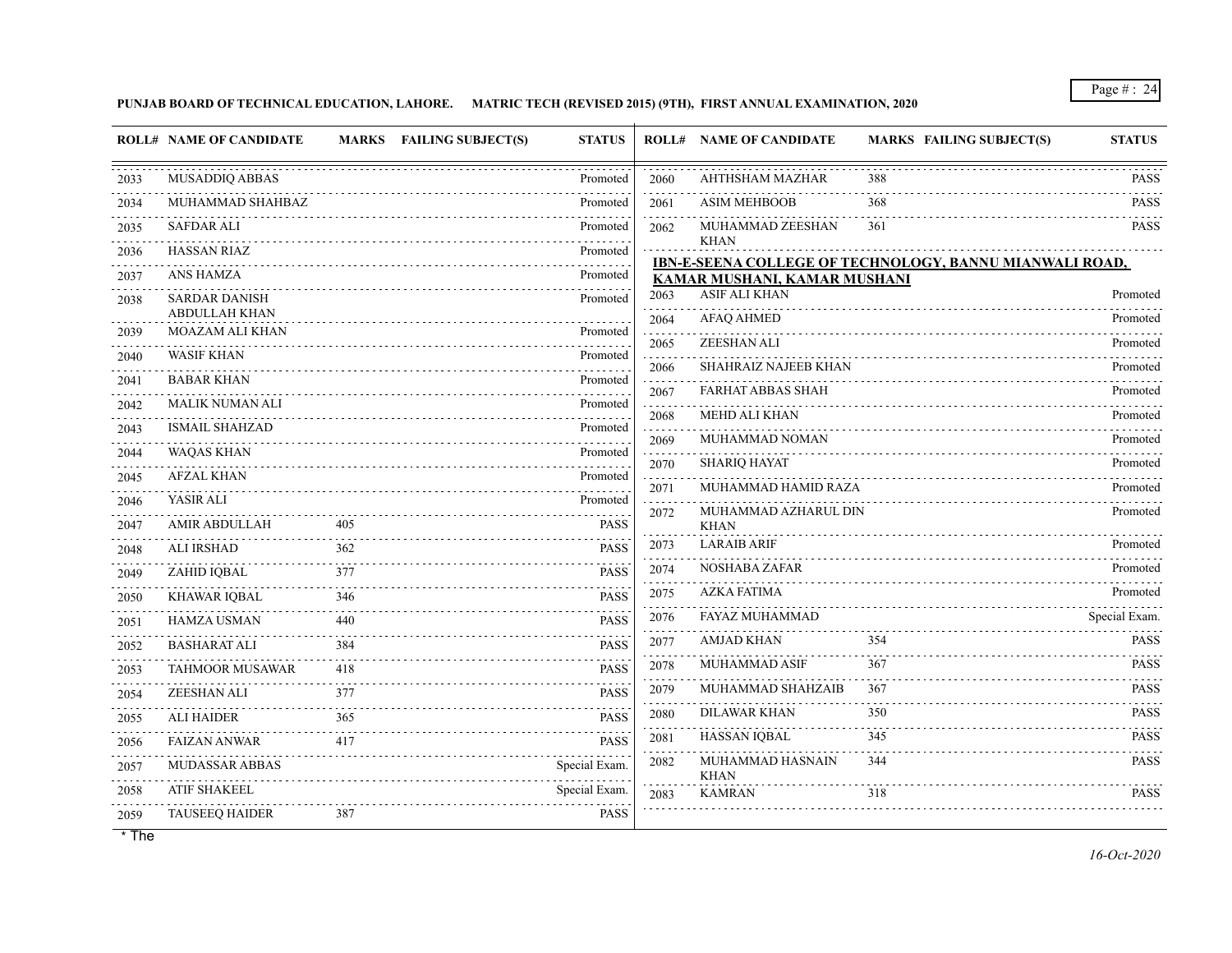**PUNJAB BOARD OF TECHNICAL EDUCATION, LAHORE. MATRIC TECH (REVISED 2015) (9TH), FIRST ANNUAL EXAMINATION, 2020**

| ROLL# | NAME OF CANDIDATE | MARKS | FAILING SUBJECT(S) | STATUS |
|---|---|---|---|---|
| 2033 | MUSADDIQ ABBAS | | | Promoted |
| 2034 | MUHAMMAD SHAHBAZ | | | Promoted |
| 2035 | SAFDAR ALI | | | Promoted |
| 2036 | HASSAN RIAZ | | | Promoted |
| 2037 | ANS HAMZA | | | Promoted |
| 2038 | SARDAR DANISH ABDULLAH KHAN | | | Promoted |
| 2039 | MOAZAM ALI KHAN | | | Promoted |
| 2040 | WASIF KHAN | | | Promoted |
| 2041 | BABAR KHAN | | | Promoted |
| 2042 | MALIK NUMAN ALI | | | Promoted |
| 2043 | ISMAIL SHAHZAD | | | Promoted |
| 2044 | WAQAS KHAN | | | Promoted |
| 2045 | AFZAL KHAN | | | Promoted |
| 2046 | YASIR ALI | | | Promoted |
| 2047 | AMIR ABDULLAH | 405 | | PASS |
| 2048 | ALI IRSHAD | 362 | | PASS |
| 2049 | ZAHID IQBAL | 377 | | PASS |
| 2050 | KHAWAR IQBAL | 346 | | PASS |
| 2051 | HAMZA USMAN | 440 | | PASS |
| 2052 | BASHARAT ALI | 384 | | PASS |
| 2053 | TAHMOOR MUSAWAR | 418 | | PASS |
| 2054 | ZEESHAN ALI | 377 | | PASS |
| 2055 | ALI HAIDER | 365 | | PASS |
| 2056 | FAIZAN ANWAR | 417 | | PASS |
| 2057 | MUDASSAR ABBAS | | | Special Exam. |
| 2058 | ATIF SHAKEEL | | | Special Exam. |
| 2059 | TAUSEEQ HAIDER | 387 | | PASS |
| 2060 | AHTHSHAM MAZHAR | 388 | | PASS |
| 2061 | ASIM MEHBOOB | 368 | | PASS |
| 2062 | MUHAMMAD ZEESHAN KHAN | 361 | | PASS |

**IBN-E-SEENA COLLEGE OF TECHNOLOGY, BANNU MIANWALI ROAD, KAMAR MUSHANI, KAMAR MUSHANI**

| ROLL# | NAME OF CANDIDATE | MARKS | FAILING SUBJECT(S) | STATUS |
|---|---|---|---|---|
| 2063 | ASIF ALI KHAN | | | Promoted |
| 2064 | AFAQ AHMED | | | Promoted |
| 2065 | ZEESHAN ALI | | | Promoted |
| 2066 | SHAHRAIZ NAJEEB KHAN | | | Promoted |
| 2067 | FARHAT ABBAS SHAH | | | Promoted |
| 2068 | MEHD ALI KHAN | | | Promoted |
| 2069 | MUHAMMAD NOMAN | | | Promoted |
| 2070 | SHARIQ HAYAT | | | Promoted |
| 2071 | MUHAMMAD HAMID RAZA | | | Promoted |
| 2072 | MUHAMMAD AZHARUL DIN KHAN | | | Promoted |
| 2073 | LARAIB ARIF | | | Promoted |
| 2074 | NOSHABA ZAFAR | | | Promoted |
| 2075 | AZKA FATIMA | | | Promoted |
| 2076 | FAYAZ MUHAMMAD | | | Special Exam. |
| 2077 | AMJAD KHAN | 354 | | PASS |
| 2078 | MUHAMMAD ASIF | 367 | | PASS |
| 2079 | MUHAMMAD SHAHZAIB | 367 | | PASS |
| 2080 | DILAWAR KHAN | 350 | | PASS |
| 2081 | HASSAN IQBAL | 345 | | PASS |
| 2082 | MUHAMMAD HASNAIN KHAN | 344 | | PASS |
| 2083 | KAMRAN | 318 | | PASS |

* The

*16-Oct-2020*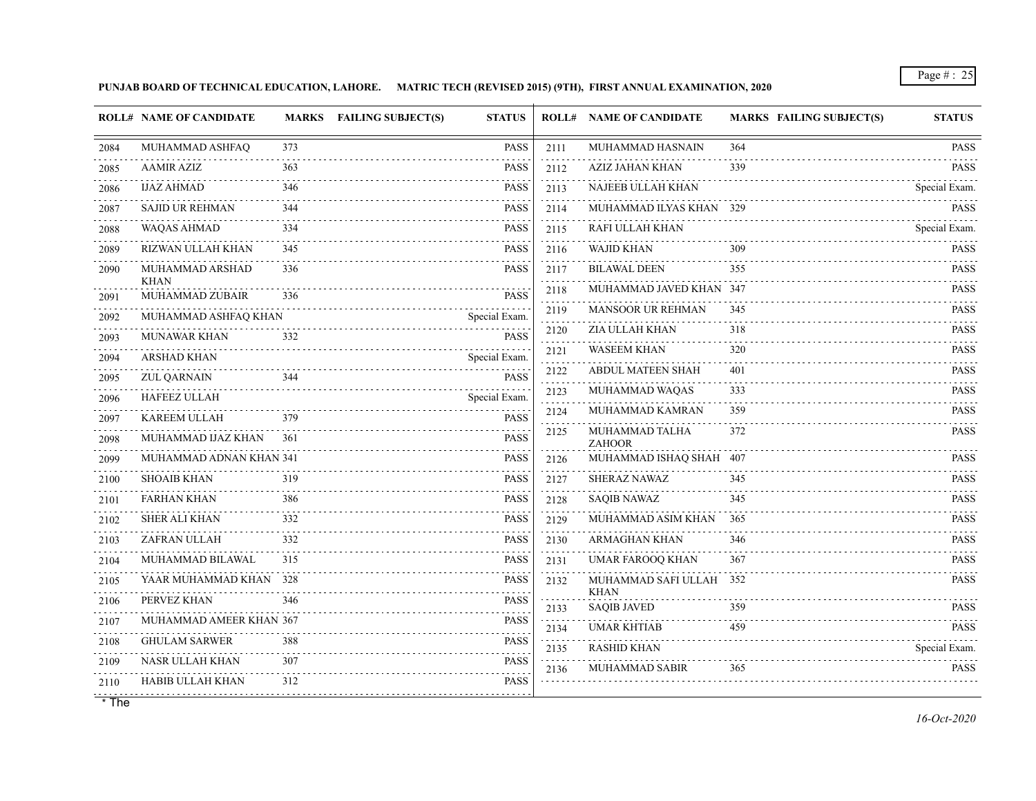**PUNJAB BOARD OF TECHNICAL EDUCATION, LAHORE. MATRIC TECH (REVISED 2015) (9TH), FIRST ANNUAL EXAMINATION, 2020**

| ROLL# | NAME OF CANDIDATE | MARKS | FAILING SUBJECT(S) | STATUS |
|---|---|---|---|---|
| 2084 | MUHAMMAD ASHFAQ | 373 | | PASS |
| 2085 | AAMIR AZIZ | 363 | | PASS |
| 2086 | IJAZ AHMAD | 346 | | PASS |
| 2087 | SAJID UR REHMAN | 344 | | PASS |
| 2088 | WAQAS AHMAD | 334 | | PASS |
| 2089 | RIZWAN ULLAH KHAN | 345 | | PASS |
| 2090 | MUHAMMAD ARSHAD KHAN | 336 | | PASS |
| 2091 | MUHAMMAD ZUBAIR | 336 | | PASS |
| 2092 | MUHAMMAD ASHFAQ KHAN | | | Special Exam. |
| 2093 | MUNAWAR KHAN | 332 | | PASS |
| 2094 | ARSHAD KHAN | | | Special Exam. |
| 2095 | ZUL QARNAIN | 344 | | PASS |
| 2096 | HAFEEZ ULLAH | | | Special Exam. |
| 2097 | KAREEM ULLAH | 379 | | PASS |
| 2098 | MUHAMMAD IJAZ KHAN | 361 | | PASS |
| 2099 | MUHAMMAD ADNAN KHAN | 341 | | PASS |
| 2100 | SHOAIB KHAN | 319 | | PASS |
| 2101 | FARHAN KHAN | 386 | | PASS |
| 2102 | SHER ALI KHAN | 332 | | PASS |
| 2103 | ZAFRAN ULLAH | 332 | | PASS |
| 2104 | MUHAMMAD BILAWAL | 315 | | PASS |
| 2105 | YAAR MUHAMMAD KHAN | 328 | | PASS |
| 2106 | PERVEZ KHAN | 346 | | PASS |
| 2107 | MUHAMMAD AMEER KHAN | 367 | | PASS |
| 2108 | GHULAM SARWER | 388 | | PASS |
| 2109 | NASR ULLAH KHAN | 307 | | PASS |
| 2110 | HABIB ULLAH KHAN | 312 | | PASS |
| 2111 | MUHAMMAD HASNAIN | 364 | | PASS |
| 2112 | AZIZ JAHAN KHAN | 339 | | PASS |
| 2113 | NAJEEB ULLAH KHAN | | | Special Exam. |
| 2114 | MUHAMMAD ILYAS KHAN | 329 | | PASS |
| 2115 | RAFI ULLAH KHAN | | | Special Exam. |
| 2116 | WAJID KHAN | 309 | | PASS |
| 2117 | BILAWAL DEEN | 355 | | PASS |
| 2118 | MUHAMMAD JAVED KHAN | 347 | | PASS |
| 2119 | MANSOOR UR REHMAN | 345 | | PASS |
| 2120 | ZIA ULLAH KHAN | 318 | | PASS |
| 2121 | WASEEM KHAN | 320 | | PASS |
| 2122 | ABDUL MATEEN SHAH | 401 | | PASS |
| 2123 | MUHAMMAD WAQAS | 333 | | PASS |
| 2124 | MUHAMMAD KAMRAN | 359 | | PASS |
| 2125 | MUHAMMAD TALHA ZAHOOR | 372 | | PASS |
| 2126 | MUHAMMAD ISHAQ SHAH | 407 | | PASS |
| 2127 | SHERAZ NAWAZ | 345 | | PASS |
| 2128 | SAQIB NAWAZ | 345 | | PASS |
| 2129 | MUHAMMAD ASIM KHAN | 365 | | PASS |
| 2130 | ARMAGHAN KHAN | 346 | | PASS |
| 2131 | UMAR FAROOQ KHAN | 367 | | PASS |
| 2132 | MUHAMMAD SAFI ULLAH KHAN | 352 | | PASS |
| 2133 | SAQIB JAVED | 359 | | PASS |
| 2134 | UMAR KHTIAB | 459 | | PASS |
| 2135 | RASHID KHAN | | | Special Exam. |
| 2136 | MUHAMMAD SABIR | 365 | | PASS |

* The

*16-Oct-2020*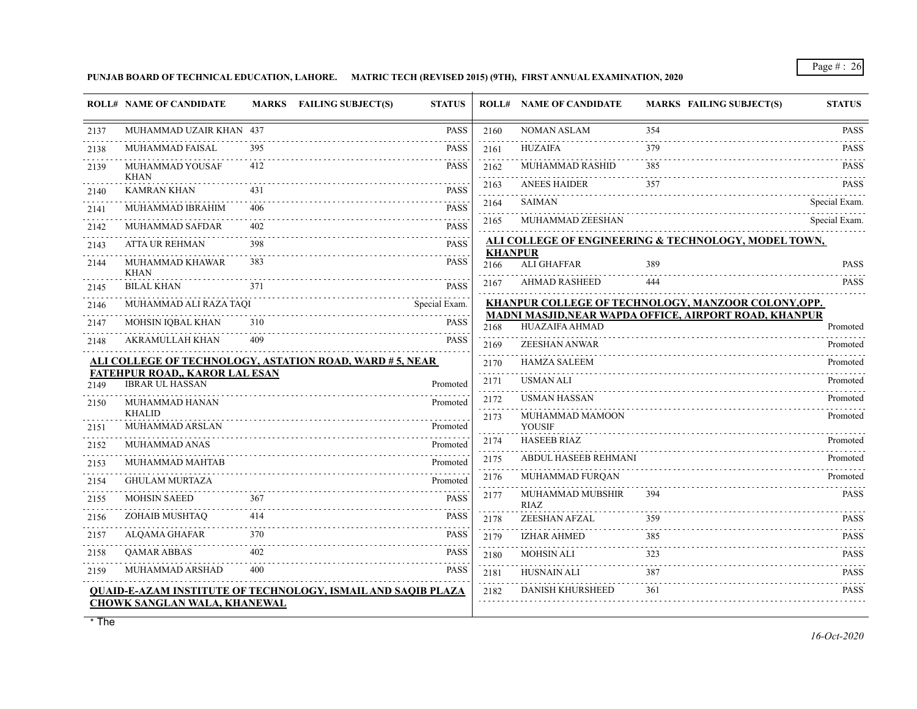PUNJAB BOARD OF TECHNICAL EDUCATION, LAHORE. MATRIC TECH (REVISED 2015) (9TH), FIRST ANNUAL EXAMINATION, 2020

| ROLL# | NAME OF CANDIDATE | MARKS | FAILING SUBJECT(S) | STATUS |
|---|---|---|---|---|
| 2137 | MUHAMMAD UZAIR KHAN | 437 | | PASS |
| 2138 | MUHAMMAD FAISAL | 395 | | PASS |
| 2139 | MUHAMMAD YOUSAF KHAN | 412 | | PASS |
| 2140 | KAMRAN KHAN | 431 | | PASS |
| 2141 | MUHAMMAD IBRAHIM | 406 | | PASS |
| 2142 | MUHAMMAD SAFDAR | 402 | | PASS |
| 2143 | ATTA UR REHMAN | 398 | | PASS |
| 2144 | MUHAMMAD KHAWAR KHAN | 383 | | PASS |
| 2145 | BILAL KHAN | 371 | | PASS |
| 2146 | MUHAMMAD ALI RAZA TAQI | | | Special Exam. |
| 2147 | MOHSIN IQBAL KHAN | 310 | | PASS |
| 2148 | AKRAMULLAH KHAN | 409 | | PASS |

**ALI COLLEGE OF TECHNOLOGY, ASTATION ROAD, WARD # 5, NEAR FATEHPUR ROAD,, KAROR LAL ESAN**

| ROLL# | NAME OF CANDIDATE | MARKS | FAILING SUBJECT(S) | STATUS |
|---|---|---|---|---|
| 2149 | IBRAR UL HASSAN | | | Promoted |
| 2150 | MUHAMMAD HANAN KHALID | | | Promoted |
| 2151 | MUHAMMAD ARSLAN | | | Promoted |
| 2152 | MUHAMMAD ANAS | | | Promoted |
| 2153 | MUHAMMAD MAHTAB | | | Promoted |
| 2154 | GHULAM MURTAZA | | | Promoted |
| 2155 | MOHSIN SAEED | 367 | | PASS |
| 2156 | ZOHAIB MUSHTAQ | 414 | | PASS |
| 2157 | ALQAMA GHAFAR | 370 | | PASS |
| 2158 | QAMAR ABBAS | 402 | | PASS |
| 2159 | MUHAMMAD ARSHAD | 400 | | PASS |

**QUAID-E-AZAM INSTITUTE OF TECHNOLOGY, ISMAIL AND SAQIB PLAZA CHOWK SANGLAN WALA, KHANEWAL**

| ROLL# | NAME OF CANDIDATE | MARKS | FAILING SUBJECT(S) | STATUS |
|---|---|---|---|---|
| 2160 | NOMAN ASLAM | 354 | | PASS |
| 2161 | HUZAIFA | 379 | | PASS |
| 2162 | MUHAMMAD RASHID | 385 | | PASS |
| 2163 | ANEES HAIDER | 357 | | PASS |
| 2164 | SAIMAN | | | Special Exam. |
| 2165 | MUHAMMAD ZEESHAN | | | Special Exam. |

**ALI COLLEGE OF ENGINEERING & TECHNOLOGY, MODEL TOWN, KHANPUR**

| ROLL# | NAME OF CANDIDATE | MARKS | FAILING SUBJECT(S) | STATUS |
|---|---|---|---|---|
| 2166 | ALI GHAFFAR | 389 | | PASS |
| 2167 | AHMAD RASHEED | 444 | | PASS |

**KHANPUR COLLEGE OF TECHNOLOGY, MANZOOR COLONY,OPP. MADNI MASJID,NEAR WAPDA OFFICE, AIRPORT ROAD, KHANPUR**

| ROLL# | NAME OF CANDIDATE | MARKS | FAILING SUBJECT(S) | STATUS |
|---|---|---|---|---|
| 2168 | HUAZAIFA AHMAD | | | Promoted |
| 2169 | ZEESHAN ANWAR | | | Promoted |
| 2170 | HAMZA SALEEM | | | Promoted |
| 2171 | USMAN ALI | | | Promoted |
| 2172 | USMAN HASSAN | | | Promoted |
| 2173 | MUHAMMAD MAMOON YOUSIF | | | Promoted |
| 2174 | HASEEB RIAZ | | | Promoted |
| 2175 | ABDUL HASEEB REHMANI | | | Promoted |
| 2176 | MUHAMMAD FURQAN | | | Promoted |
| 2177 | MUHAMMAD MUBSHIR RIAZ | 394 | | PASS |
| 2178 | ZEESHAN AFZAL | 359 | | PASS |
| 2179 | IZHAR AHMED | 385 | | PASS |
| 2180 | MOHSIN ALI | 323 | | PASS |
| 2181 | HUSNAIN ALI | 387 | | PASS |
| 2182 | DANISH KHURSHEED | 361 | | PASS |

* The

*16-Oct-2020*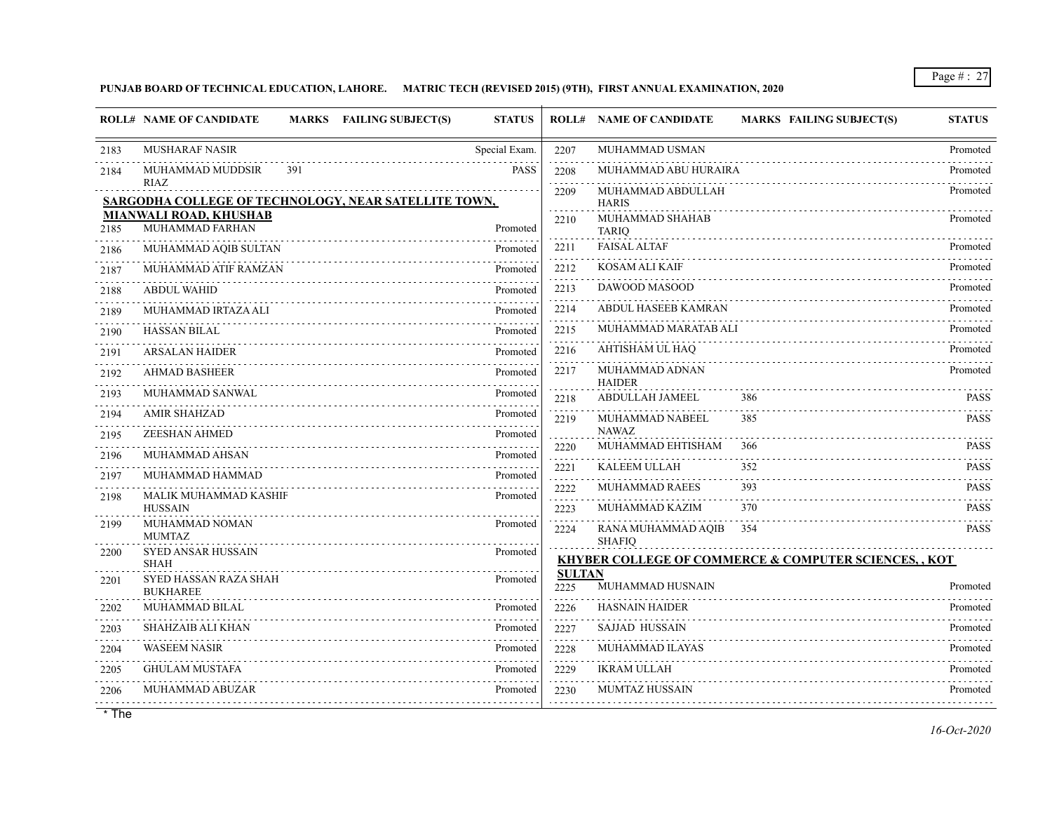**PUNJAB BOARD OF TECHNICAL EDUCATION, LAHORE. MATRIC TECH (REVISED 2015) (9TH), FIRST ANNUAL EXAMINATION, 2020**

| ROLL# | NAME OF CANDIDATE | MARKS | FAILING SUBJECT(S) | STATUS |
|---|---|---|---|---|
| 2183 | MUSHARAF NASIR | | | Special Exam. |
| 2184 | MUHAMMAD MUDDSIR RIAZ | 391 | | PASS |
| **SARGODHA COLLEGE OF TECHNOLOGY, NEAR SATELLITE TOWN, MIANWALI ROAD, KHUSHAB** | | | | |
| 2185 | MUHAMMAD FARHAN | | | Promoted |
| 2186 | MUHAMMAD AQIB SULTAN | | | Promoted |
| 2187 | MUHAMMAD ATIF RAMZAN | | | Promoted |
| 2188 | ABDUL WAHID | | | Promoted |
| 2189 | MUHAMMAD IRTAZA ALI | | | Promoted |
| 2190 | HASSAN BILAL | | | Promoted |
| 2191 | ARSALAN HAIDER | | | Promoted |
| 2192 | AHMAD BASHEER | | | Promoted |
| 2193 | MUHAMMAD SANWAL | | | Promoted |
| 2194 | AMIR SHAHZAD | | | Promoted |
| 2195 | ZEESHAN AHMED | | | Promoted |
| 2196 | MUHAMMAD AHSAN | | | Promoted |
| 2197 | MUHAMMAD HAMMAD | | | Promoted |
| 2198 | MALIK MUHAMMAD KASHIF HUSSAIN | | | Promoted |
| 2199 | MUHAMMAD NOMAN MUMTAZ | | | Promoted |
| 2200 | SYED ANSAR HUSSAIN SHAH | | | Promoted |
| 2201 | SYED HASSAN RAZA SHAH BUKHAREE | | | Promoted |
| 2202 | MUHAMMAD BILAL | | | Promoted |
| 2203 | SHAHZAIB ALI KHAN | | | Promoted |
| 2204 | WASEEM NASIR | | | Promoted |
| 2205 | GHULAM MUSTAFA | | | Promoted |
| 2206 | MUHAMMAD ABUZAR | | | Promoted |
| 2207 | MUHAMMAD USMAN | | | Promoted |
| 2208 | MUHAMMAD ABU HURAIRA | | | Promoted |
| 2209 | MUHAMMAD ABDULLAH HARIS | | | Promoted |
| 2210 | MUHAMMAD SHAHAB TARIQ | | | Promoted |
| 2211 | FAISAL ALTAF | | | Promoted |
| 2212 | KOSAM ALI KAIF | | | Promoted |
| 2213 | DAWOOD MASOOD | | | Promoted |
| 2214 | ABDUL HASEEB KAMRAN | | | Promoted |
| 2215 | MUHAMMAD MARATAB ALI | | | Promoted |
| 2216 | AHTISHAM UL HAQ | | | Promoted |
| 2217 | MUHAMMAD ADNAN HAIDER | | | Promoted |
| 2218 | ABDULLAH JAMEEL | 386 | | PASS |
| 2219 | MUHAMMAD NABEEL NAWAZ | 385 | | PASS |
| 2220 | MUHAMMAD EHTISHAM | 366 | | PASS |
| 2221 | KALEEM ULLAH | 352 | | PASS |
| 2222 | MUHAMMAD RAEES | 393 | | PASS |
| 2223 | MUHAMMAD KAZIM | 370 | | PASS |
| 2224 | RANA MUHAMMAD AQIB SHAFIQ | 354 | | PASS |
| **KHYBER COLLEGE OF COMMERCE & COMPUTER SCIENCES, , KOT SULTAN** | | | | |
| 2225 | MUHAMMAD HUSNAIN | | | Promoted |
| 2226 | HASNAIN HAIDER | | | Promoted |
| 2227 | SAJJAD HUSSAIN | | | Promoted |
| 2228 | MUHAMMAD ILAYAS | | | Promoted |
| 2229 | IKRAM ULLAH | | | Promoted |
| 2230 | MUMTAZ HUSSAIN | | | Promoted |

* The

*16-Oct-2020*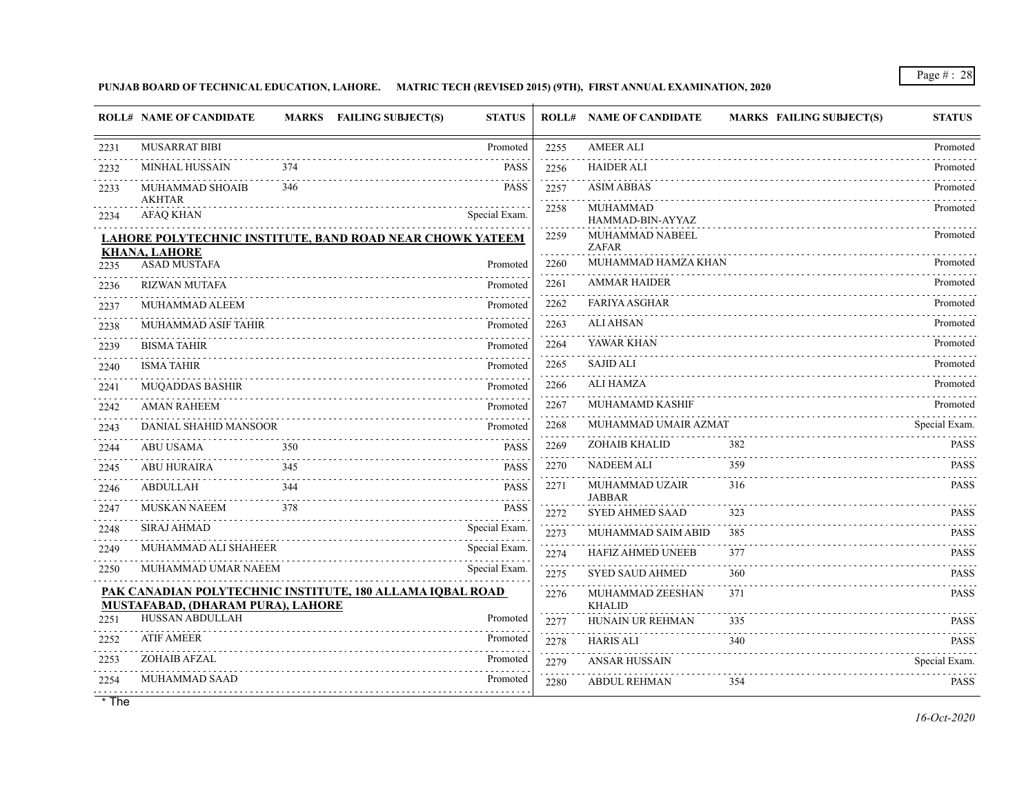**PUNJAB BOARD OF TECHNICAL EDUCATION, LAHORE. MATRIC TECH (REVISED 2015) (9TH), FIRST ANNUAL EXAMINATION, 2020**

| ROLL# | NAME OF CANDIDATE | MARKS | FAILING SUBJECT(S) | STATUS |
|---|---|---|---|---|
| 2231 | MUSARRAT BIBI | | | Promoted |
| 2232 | MINHAL HUSSAIN | 374 | | PASS |
| 2233 | MUHAMMAD SHOAIB AKHTAR | 346 | | PASS |
| 2234 | AFAQ KHAN | | | Special Exam. |

**LAHORE POLYTECHNIC INSTITUTE, BAND ROAD NEAR CHOWK YATEEM KHANA, LAHORE**

| ROLL# | NAME OF CANDIDATE | MARKS | FAILING SUBJECT(S) | STATUS |
|---|---|---|---|---|
| 2235 | ASAD MUSTAFA | | | Promoted |
| 2236 | RIZWAN MUTAFA | | | Promoted |
| 2237 | MUHAMMAD ALEEM | | | Promoted |
| 2238 | MUHAMMAD ASIF TAHIR | | | Promoted |
| 2239 | BISMA TAHIR | | | Promoted |
| 2240 | ISMA TAHIR | | | Promoted |
| 2241 | MUQADDAS BASHIR | | | Promoted |
| 2242 | AMAN RAHEEM | | | Promoted |
| 2243 | DANIAL SHAHID MANSOOR | | | Promoted |
| 2244 | ABU USAMA | 350 | | PASS |
| 2245 | ABU HURAIRA | 345 | | PASS |
| 2246 | ABDULLAH | 344 | | PASS |
| 2247 | MUSKAN NAEEM | 378 | | PASS |
| 2248 | SIRAJ AHMAD | | | Special Exam. |
| 2249 | MUHAMMAD ALI SHAHEER | | | Special Exam. |
| 2250 | MUHAMMAD UMAR NAEEM | | | Special Exam. |

**PAK CANADIAN POLYTECHNIC INSTITUTE, 180 ALLAMA IQBAL ROAD MUSTAFABAD, (DHARAM PURA), LAHORE**

| ROLL# | NAME OF CANDIDATE | MARKS | FAILING SUBJECT(S) | STATUS |
|---|---|---|---|---|
| 2251 | HUSSAN ABDULLAH | | | Promoted |
| 2252 | ATIF AMEER | | | Promoted |
| 2253 | ZOHAIB AFZAL | | | Promoted |
| 2254 | MUHAMMAD SAAD | | | Promoted |
| 2255 | AMEER ALI | | | Promoted |
| 2256 | HAIDER ALI | | | Promoted |
| 2257 | ASIM ABBAS | | | Promoted |
| 2258 | MUHAMMAD HAMMAD-BIN-AYYAZ | | | Promoted |
| 2259 | MUHAMMAD NABEEL ZAFAR | | | Promoted |
| 2260 | MUHAMMAD HAMZA KHAN | | | Promoted |
| 2261 | AMMAR HAIDER | | | Promoted |
| 2262 | FARIYA ASGHAR | | | Promoted |
| 2263 | ALI AHSAN | | | Promoted |
| 2264 | YAWAR KHAN | | | Promoted |
| 2265 | SAJID ALI | | | Promoted |
| 2266 | ALI HAMZA | | | Promoted |
| 2267 | MUHAMAMD KASHIF | | | Promoted |
| 2268 | MUHAMMAD UMAIR AZMAT | | | Special Exam. |
| 2269 | ZOHAIB KHALID | 382 | | PASS |
| 2270 | NADEEM ALI | 359 | | PASS |
| 2271 | MUHAMMAD UZAIR JABBAR | 316 | | PASS |
| 2272 | SYED AHMED SAAD | 323 | | PASS |
| 2273 | MUHAMMAD SAIM ABID | 385 | | PASS |
| 2274 | HAFIZ AHMED UNEEB | 377 | | PASS |
| 2275 | SYED SAUD AHMED | 360 | | PASS |
| 2276 | MUHAMMAD ZEESHAN KHALID | 371 | | PASS |
| 2277 | HUNAIN UR REHMAN | 335 | | PASS |
| 2278 | HARIS ALI | 340 | | PASS |
| 2279 | ANSAR HUSSAIN | | | Special Exam. |
| 2280 | ABDUL REHMAN | 354 | | PASS |

* The

*16-Oct-2020*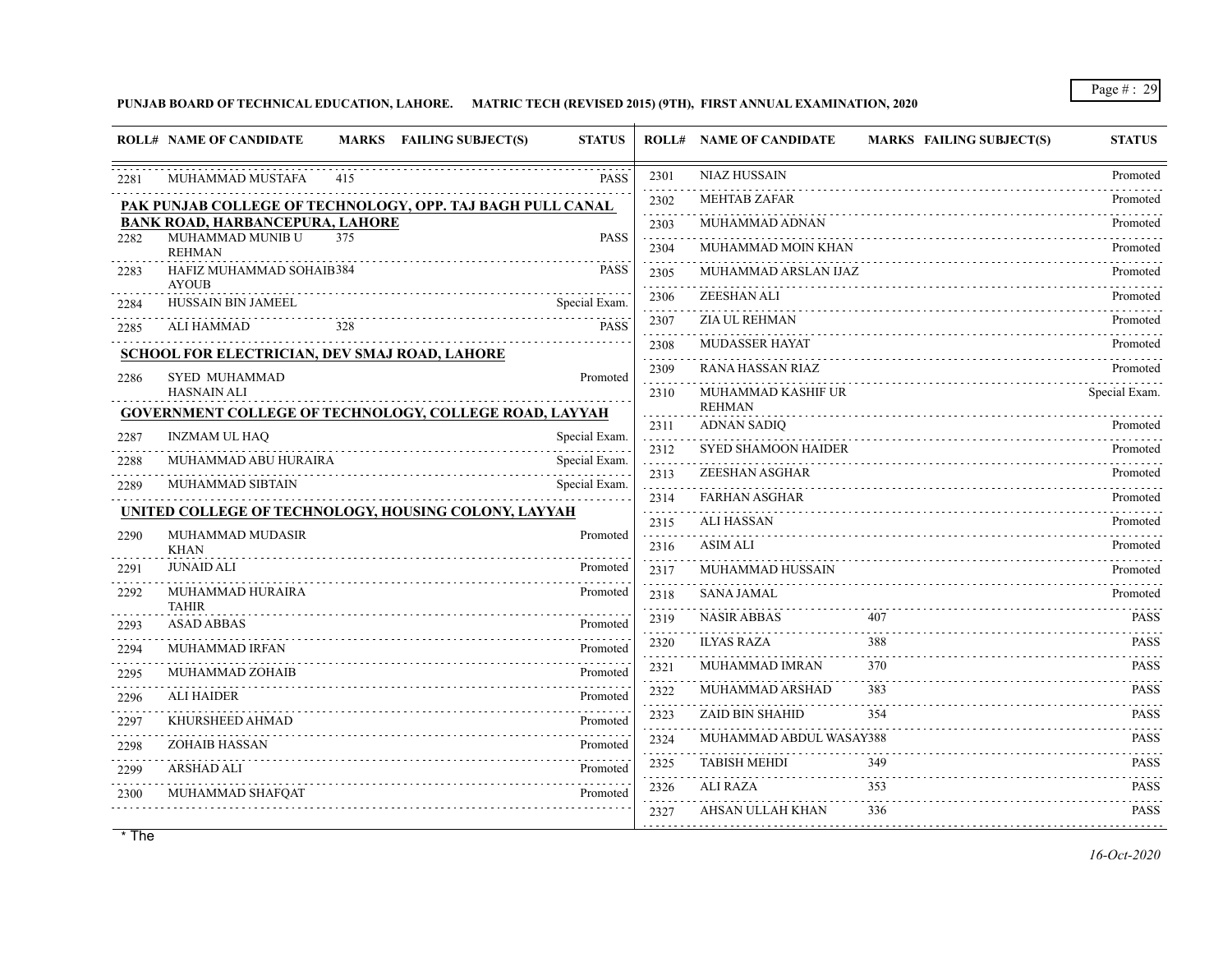**PUNJAB BOARD OF TECHNICAL EDUCATION, LAHORE. MATRIC TECH (REVISED 2015) (9TH), FIRST ANNUAL EXAMINATION, 2020**

| ROLL# | NAME OF CANDIDATE | MARKS | FAILING SUBJECT(S) | STATUS |
|---|---|---|---|---|
| 2281 | MUHAMMAD MUSTAFA | 415 | | PASS |

**PAK PUNJAB COLLEGE OF TECHNOLOGY, OPP. TAJ BAGH PULL CANAL BANK ROAD, HARBANCEPURA, LAHORE**

| ROLL# | NAME OF CANDIDATE | MARKS | FAILING SUBJECT(S) | STATUS |
|---|---|---|---|---|
| 2282 | MUHAMMAD MUNIB U REHMAN | 375 | | PASS |
| 2283 | HAFIZ MUHAMMAD SOHAIB AYOUB | 384 | | PASS |
| 2284 | HUSSAIN BIN JAMEEL | | | Special Exam. |
| 2285 | ALI HAMMAD | 328 | | PASS |

**SCHOOL FOR ELECTRICIAN, DEV SMAJ ROAD, LAHORE**

| ROLL# | NAME OF CANDIDATE | MARKS | FAILING SUBJECT(S) | STATUS |
|---|---|---|---|---|
| 2286 | SYED MUHAMMAD HASNAIN ALI | | | Promoted |

**GOVERNMENT COLLEGE OF TECHNOLOGY, COLLEGE ROAD, LAYYAH**

| ROLL# | NAME OF CANDIDATE | MARKS | FAILING SUBJECT(S) | STATUS |
|---|---|---|---|---|
| 2287 | INZMAM UL HAQ | | | Special Exam. |
| 2288 | MUHAMMAD ABU HURAIRA | | | Special Exam. |
| 2289 | MUHAMMAD SIBTAIN | | | Special Exam. |

**UNITED COLLEGE OF TECHNOLOGY, HOUSING COLONY, LAYYAH**

| ROLL# | NAME OF CANDIDATE | MARKS | FAILING SUBJECT(S) | STATUS |
|---|---|---|---|---|
| 2290 | MUHAMMAD MUDASIR KHAN | | | Promoted |
| 2291 | JUNAID ALI | | | Promoted |
| 2292 | MUHAMMAD HURAIRA TAHIR | | | Promoted |
| 2293 | ASAD ABBAS | | | Promoted |
| 2294 | MUHAMMAD IRFAN | | | Promoted |
| 2295 | MUHAMMAD ZOHAIB | | | Promoted |
| 2296 | ALI HAIDER | | | Promoted |
| 2297 | KHURSHEED AHMAD | | | Promoted |
| 2298 | ZOHAIB HASSAN | | | Promoted |
| 2299 | ARSHAD ALI | | | Promoted |
| 2300 | MUHAMMAD SHAFQAT | | | Promoted |
| 2301 | NIAZ HUSSAIN | | | Promoted |
| 2302 | MEHTAB ZAFAR | | | Promoted |
| 2303 | MUHAMMAD ADNAN | | | Promoted |
| 2304 | MUHAMMAD MOIN KHAN | | | Promoted |
| 2305 | MUHAMMAD ARSLAN IJAZ | | | Promoted |
| 2306 | ZEESHAN ALI | | | Promoted |
| 2307 | ZIA UL REHMAN | | | Promoted |
| 2308 | MUDASSER HAYAT | | | Promoted |
| 2309 | RANA HASSAN RIAZ | | | Promoted |
| 2310 | MUHAMMAD KASHIF UR REHMAN | | | Special Exam. |
| 2311 | ADNAN SADIQ | | | Promoted |
| 2312 | SYED SHAMOON HAIDER | | | Promoted |
| 2313 | ZEESHAN ASGHAR | | | Promoted |
| 2314 | FARHAN ASGHAR | | | Promoted |
| 2315 | ALI HASSAN | | | Promoted |
| 2316 | ASIM ALI | | | Promoted |
| 2317 | MUHAMMAD HUSSAIN | | | Promoted |
| 2318 | SANA JAMAL | | | Promoted |
| 2319 | NASIR ABBAS | 407 | | PASS |
| 2320 | ILYAS RAZA | 388 | | PASS |
| 2321 | MUHAMMAD IMRAN | 370 | | PASS |
| 2322 | MUHAMMAD ARSHAD | 383 | | PASS |
| 2323 | ZAID BIN SHAHID | 354 | | PASS |
| 2324 | MUHAMMAD ABDUL WASAY | 388 | | PASS |
| 2325 | TABISH MEHDI | 349 | | PASS |
| 2326 | ALI RAZA | 353 | | PASS |
| 2327 | AHSAN ULLAH KHAN | 336 | | PASS |

* The

*16-Oct-2020*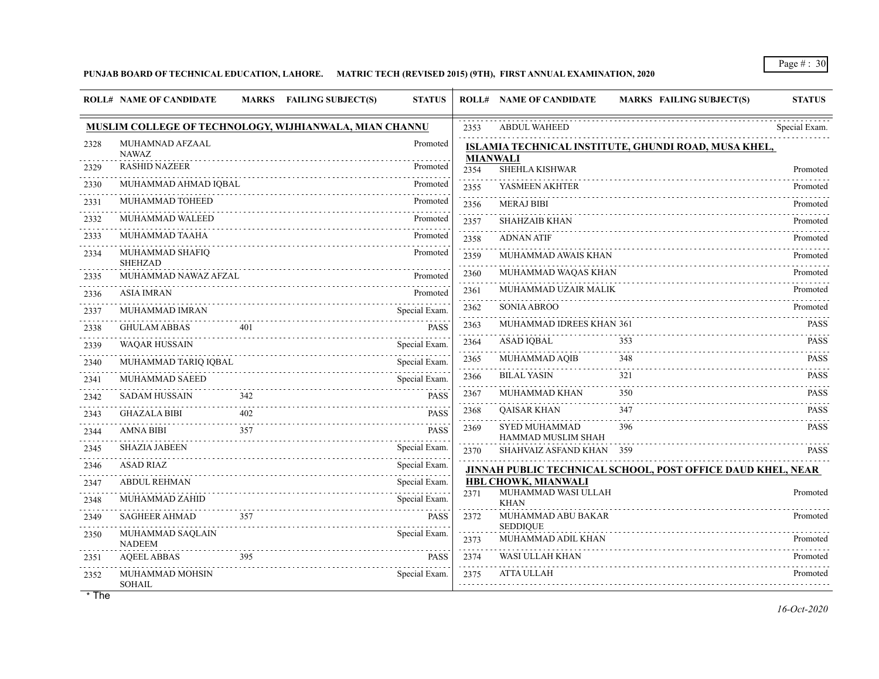**PUNJAB BOARD OF TECHNICAL EDUCATION, LAHORE. MATRIC TECH (REVISED 2015) (9TH), FIRST ANNUAL EXAMINATION, 2020**

| ROLL# | NAME OF CANDIDATE | MARKS | FAILING SUBJECT(S) | STATUS |
|---|---|---|---|---|
| **MUSLIM COLLEGE OF TECHNOLOGY, WIJHIANWALA, MIAN CHANNU** | | | | |
| 2328 | MUHAMNAD AFZAAL NAWAZ | | | Promoted |
| 2329 | RASHID NAZEER | | | Promoted |
| 2330 | MUHAMMAD AHMAD IQBAL | | | Promoted |
| 2331 | MUHAMMAD TOHEED | | | Promoted |
| 2332 | MUHAMMAD WALEED | | | Promoted |
| 2333 | MUHAMMAD TAAHA | | | Promoted |
| 2334 | MUHAMMAD SHAFIQ SHEHZAD | | | Promoted |
| 2335 | MUHAMMAD NAWAZ AFZAL | | | Promoted |
| 2336 | ASIA IMRAN | | | Promoted |
| 2337 | MUHAMMAD IMRAN | | | Special Exam. |
| 2338 | GHULAM ABBAS | 401 | | PASS |
| 2339 | WAQAR HUSSAIN | | | Special Exam. |
| 2340 | MUHAMMAD TARIQ IQBAL | | | Special Exam. |
| 2341 | MUHAMMAD SAEED | | | Special Exam. |
| 2342 | SADAM HUSSAIN | 342 | | PASS |
| 2343 | GHAZALA BIBI | 402 | | PASS |
| 2344 | AMNA BIBI | 357 | | PASS |
| 2345 | SHAZIA JABEEN | | | Special Exam. |
| 2346 | ASAD RIAZ | | | Special Exam. |
| 2347 | ABDUL REHMAN | | | Special Exam. |
| 2348 | MUHAMMAD ZAHID | | | Special Exam. |
| 2349 | SAGHEER AHMAD | 357 | | PASS |
| 2350 | MUHAMMAD SAQLAIN NADEEM | | | Special Exam. |
| 2351 | AQEEL ABBAS | 395 | | PASS |
| 2352 | MUHAMMAD MOHSIN SOHAIL | | | Special Exam. |
| 2353 | ABDUL WAHEED | | | Special Exam. |
| **ISLAMIA TECHNICAL INSTITUTE, GHUNDI ROAD, MUSA KHEL, MIANWALI** | | | | |
| 2354 | SHEHLA KISHWAR | | | Promoted |
| 2355 | YASMEEN AKHTER | | | Promoted |
| 2356 | MERAJ BIBI | | | Promoted |
| 2357 | SHAHZAIB KHAN | | | Promoted |
| 2358 | ADNAN ATIF | | | Promoted |
| 2359 | MUHAMMAD AWAIS KHAN | | | Promoted |
| 2360 | MUHAMMAD WAQAS KHAN | | | Promoted |
| 2361 | MUHAMMAD UZAIR MALIK | | | Promoted |
| 2362 | SONIA ABROO | | | Promoted |
| 2363 | MUHAMMAD IDREES KHAN | 361 | | PASS |
| 2364 | ASAD IQBAL | 353 | | PASS |
| 2365 | MUHAMMAD AQIB | 348 | | PASS |
| 2366 | BILAL YASIN | 321 | | PASS |
| 2367 | MUHAMMAD KHAN | 350 | | PASS |
| 2368 | QAISAR KHAN | 347 | | PASS |
| 2369 | SYED MUHAMMAD HAMMAD MUSLIM SHAH | 396 | | PASS |
| 2370 | SHAHVAIZ ASFAND KHAN | 359 | | PASS |
| **JINNAH PUBLIC TECHNICAL SCHOOL, POST OFFICE DAUD KHEL, NEAR HBL CHOWK, MIANWALI** | | | | |
| 2371 | MUHAMMAD WASI ULLAH KHAN | | | Promoted |
| 2372 | MUHAMMAD ABU BAKAR SEDDIQUE | | | Promoted |
| 2373 | MUHAMMAD ADIL KHAN | | | Promoted |
| 2374 | WASI ULLAH KHAN | | | Promoted |
| 2375 | ATTA ULLAH | | | Promoted |

* The

*16-Oct-2020*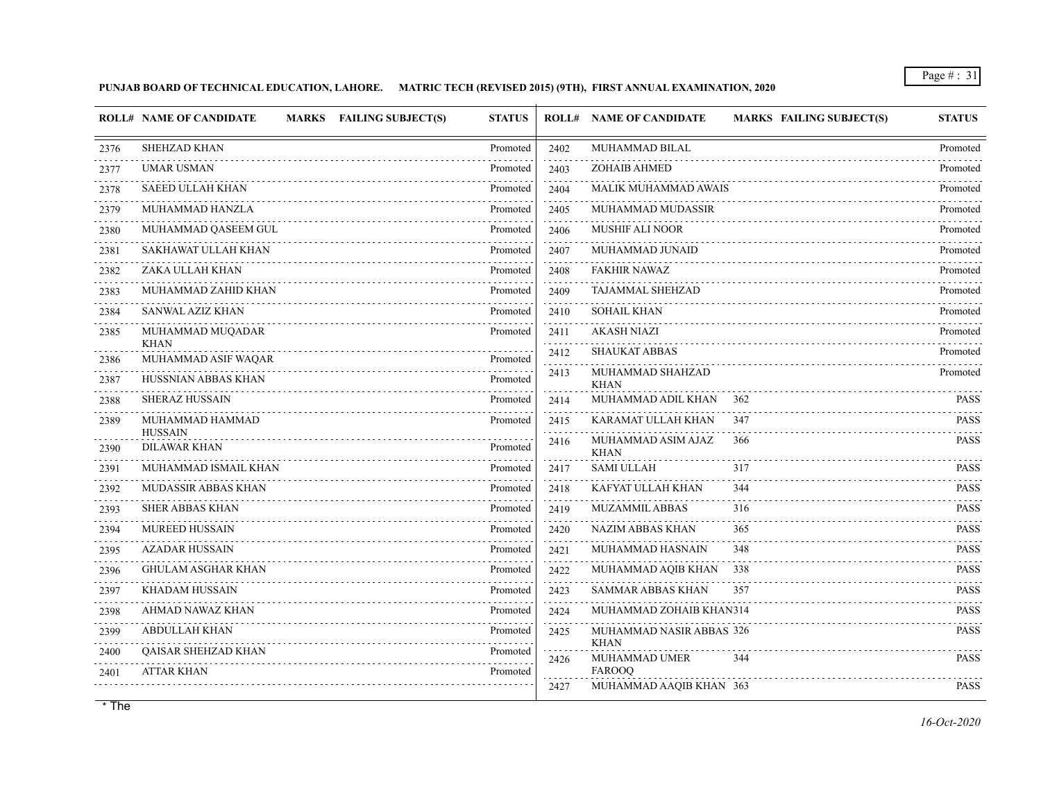**PUNJAB BOARD OF TECHNICAL EDUCATION, LAHORE. MATRIC TECH (REVISED 2015) (9TH), FIRST ANNUAL EXAMINATION, 2020**

| ROLL# | NAME OF CANDIDATE | MARKS | FAILING SUBJECT(S) | STATUS |
|---|---|---|---|---|
| 2376 | SHEHZAD KHAN | | | Promoted |
| 2377 | UMAR USMAN | | | Promoted |
| 2378 | SAEED ULLAH KHAN | | | Promoted |
| 2379 | MUHAMMAD HANZLA | | | Promoted |
| 2380 | MUHAMMAD QASEEM GUL | | | Promoted |
| 2381 | SAKHAWAT ULLAH KHAN | | | Promoted |
| 2382 | ZAKA ULLAH KHAN | | | Promoted |
| 2383 | MUHAMMAD ZAHID KHAN | | | Promoted |
| 2384 | SANWAL AZIZ KHAN | | | Promoted |
| 2385 | MUHAMMAD MUQADAR KHAN | | | Promoted |
| 2386 | MUHAMMAD ASIF WAQAR | | | Promoted |
| 2387 | HUSSNIAN ABBAS KHAN | | | Promoted |
| 2388 | SHERAZ HUSSAIN | | | Promoted |
| 2389 | MUHAMMAD HAMMAD HUSSAIN | | | Promoted |
| 2390 | DILAWAR KHAN | | | Promoted |
| 2391 | MUHAMMAD ISMAIL KHAN | | | Promoted |
| 2392 | MUDASSIR ABBAS KHAN | | | Promoted |
| 2393 | SHER ABBAS KHAN | | | Promoted |
| 2394 | MUREED HUSSAIN | | | Promoted |
| 2395 | AZADAR HUSSAIN | | | Promoted |
| 2396 | GHULAM ASGHAR KHAN | | | Promoted |
| 2397 | KHADAM HUSSAIN | | | Promoted |
| 2398 | AHMAD NAWAZ KHAN | | | Promoted |
| 2399 | ABDULLAH KHAN | | | Promoted |
| 2400 | QAISAR SHEHZAD KHAN | | | Promoted |
| 2401 | ATTAR KHAN | | | Promoted |
| 2402 | MUHAMMAD BILAL | | | Promoted |
| 2403 | ZOHAIB AHMED | | | Promoted |
| 2404 | MALIK MUHAMMAD AWAIS | | | Promoted |
| 2405 | MUHAMMAD MUDASSIR | | | Promoted |
| 2406 | MUSHIF ALI NOOR | | | Promoted |
| 2407 | MUHAMMAD JUNAID | | | Promoted |
| 2408 | FAKHIR NAWAZ | | | Promoted |
| 2409 | TAJAMMAL SHEHZAD | | | Promoted |
| 2410 | SOHAIL KHAN | | | Promoted |
| 2411 | AKASH NIAZI | | | Promoted |
| 2412 | SHAUKAT ABBAS | | | Promoted |
| 2413 | MUHAMMAD SHAHZAD KHAN | | | Promoted |
| 2414 | MUHAMMAD ADIL KHAN | 362 | | PASS |
| 2415 | KARAMAT ULLAH KHAN | 347 | | PASS |
| 2416 | MUHAMMAD ASIM AJAZ KHAN | 366 | | PASS |
| 2417 | SAMI ULLAH | 317 | | PASS |
| 2418 | KAFYAT ULLAH KHAN | 344 | | PASS |
| 2419 | MUZAMMIL ABBAS | 316 | | PASS |
| 2420 | NAZIM ABBAS KHAN | 365 | | PASS |
| 2421 | MUHAMMAD HASNAIN | 348 | | PASS |
| 2422 | MUHAMMAD AQIB KHAN | 338 | | PASS |
| 2423 | SAMMAR ABBAS KHAN | 357 | | PASS |
| 2424 | MUHAMMAD ZOHAIB KHAN | 314 | | PASS |
| 2425 | MUHAMMAD NASIR ABBAS KHAN | 326 | | PASS |
| 2426 | MUHAMMAD UMER FAROOQ | 344 | | PASS |
| 2427 | MUHAMMAD AAQIB KHAN | 363 | | PASS |

* The

*16-Oct-2020*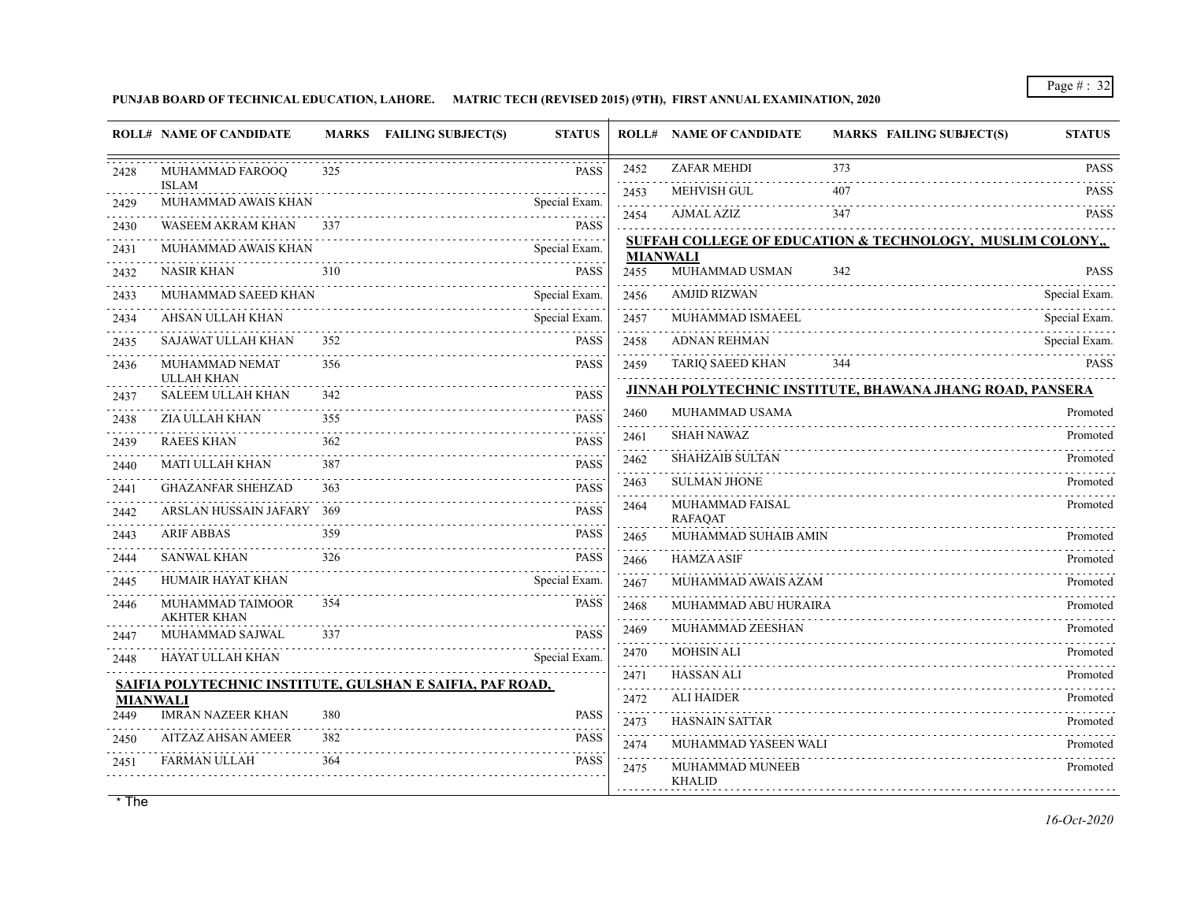**PUNJAB BOARD OF TECHNICAL EDUCATION, LAHORE. MATRIC TECH (REVISED 2015) (9TH), FIRST ANNUAL EXAMINATION, 2020**

| ROLL# | NAME OF CANDIDATE | MARKS | FAILING SUBJECT(S) | STATUS |
|---|---|---|---|---|
| 2428 | MUHAMMAD FAROOQ ISLAM | 325 | | PASS |
| 2429 | MUHAMMAD AWAIS KHAN | | | Special Exam. |
| 2430 | WASEEM AKRAM KHAN | 337 | | PASS |
| 2431 | MUHAMMAD AWAIS KHAN | | | Special Exam. |
| 2432 | NASIR KHAN | 310 | | PASS |
| 2433 | MUHAMMAD SAEED KHAN | | | Special Exam. |
| 2434 | AHSAN ULLAH KHAN | | | Special Exam. |
| 2435 | SAJAWAT ULLAH KHAN | 352 | | PASS |
| 2436 | MUHAMMAD NEMAT ULLAH KHAN | 356 | | PASS |
| 2437 | SALEEM ULLAH KHAN | 342 | | PASS |
| 2438 | ZIA ULLAH KHAN | 355 | | PASS |
| 2439 | RAEES KHAN | 362 | | PASS |
| 2440 | MATI ULLAH KHAN | 387 | | PASS |
| 2441 | GHAZANFAR SHEHZAD | 363 | | PASS |
| 2442 | ARSLAN HUSSAIN JAFARY | 369 | | PASS |
| 2443 | ARIF ABBAS | 359 | | PASS |
| 2444 | SANWAL KHAN | 326 | | PASS |
| 2445 | HUMAIR HAYAT KHAN | | | Special Exam. |
| 2446 | MUHAMMAD TAIMOOR AKHTER KHAN | 354 | | PASS |
| 2447 | MUHAMMAD SAJWAL | 337 | | PASS |
| 2448 | HAYAT ULLAH KHAN | | | Special Exam. |

**SAIFIA POLYTECHNIC INSTITUTE, GULSHAN E SAIFIA, PAF ROAD, MIANWALI**

| ROLL# | NAME OF CANDIDATE | MARKS | FAILING SUBJECT(S) | STATUS |
|---|---|---|---|---|
| 2449 | IMRAN NAZEER KHAN | 380 | | PASS |
| 2450 | AITZAZ AHSAN AMEER | 382 | | PASS |
| 2451 | FARMAN ULLAH | 364 | | PASS |
| 2452 | ZAFAR MEHDI | 373 | | PASS |
| 2453 | MEHVISH GUL | 407 | | PASS |
| 2454 | AJMAL AZIZ | 347 | | PASS |

**SUFFAH COLLEGE OF EDUCATION & TECHNOLOGY, MUSLIM COLONY,, MIANWALI**

| ROLL# | NAME OF CANDIDATE | MARKS | FAILING SUBJECT(S) | STATUS |
|---|---|---|---|---|
| 2455 | MUHAMMAD USMAN | 342 | | PASS |
| 2456 | AMJID RIZWAN | | | Special Exam. |
| 2457 | MUHAMMAD ISMAEEL | | | Special Exam. |
| 2458 | ADNAN REHMAN | | | Special Exam. |
| 2459 | TARIQ SAEED KHAN | 344 | | PASS |

**JINNAH POLYTECHNIC INSTITUTE, BHAWANA JHANG ROAD, PANSERA**

| ROLL# | NAME OF CANDIDATE | MARKS | FAILING SUBJECT(S) | STATUS |
|---|---|---|---|---|
| 2460 | MUHAMMAD USAMA | | | Promoted |
| 2461 | SHAH NAWAZ | | | Promoted |
| 2462 | SHAHZAIB SULTAN | | | Promoted |
| 2463 | SULMAN JHONE | | | Promoted |
| 2464 | MUHAMMAD FAISAL RAFAQAT | | | Promoted |
| 2465 | MUHAMMAD SUHAIB AMIN | | | Promoted |
| 2466 | HAMZA ASIF | | | Promoted |
| 2467 | MUHAMMAD AWAIS AZAM | | | Promoted |
| 2468 | MUHAMMAD ABU HURAIRA | | | Promoted |
| 2469 | MUHAMMAD ZEESHAN | | | Promoted |
| 2470 | MOHSIN ALI | | | Promoted |
| 2471 | HASSAN ALI | | | Promoted |
| 2472 | ALI HAIDER | | | Promoted |
| 2473 | HASNAIN SATTAR | | | Promoted |
| 2474 | MUHAMMAD YASEEN WALI | | | Promoted |
| 2475 | MUHAMMAD MUNEEB KHALID | | | Promoted |

* The

*16-Oct-2020*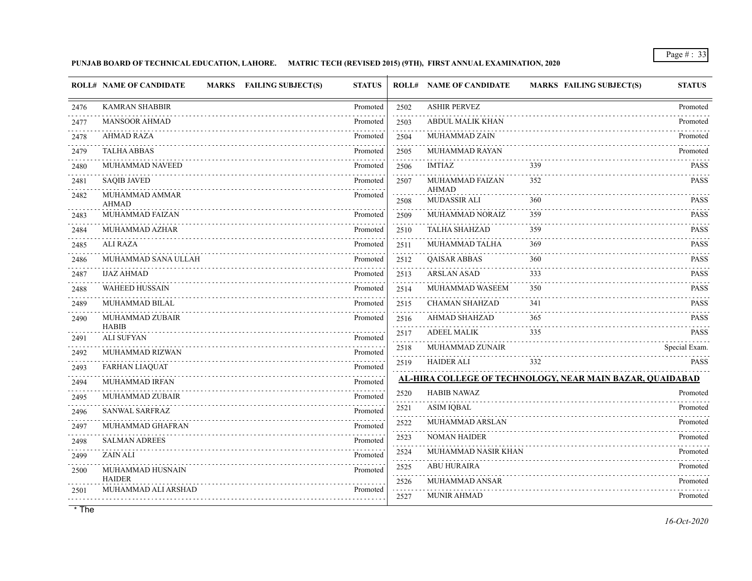**PUNJAB BOARD OF TECHNICAL EDUCATION, LAHORE. MATRIC TECH (REVISED 2015) (9TH), FIRST ANNUAL EXAMINATION, 2020**

| ROLL# | NAME OF CANDIDATE | MARKS | FAILING SUBJECT(S) | STATUS |
|---|---|---|---|---|
| 2476 | KAMRAN SHABBIR | | | Promoted |
| 2477 | MANSOOR AHMAD | | | Promoted |
| 2478 | AHMAD RAZA | | | Promoted |
| 2479 | TALHA ABBAS | | | Promoted |
| 2480 | MUHAMMAD NAVEED | | | Promoted |
| 2481 | SAQIB JAVED | | | Promoted |
| 2482 | MUHAMMAD AMMAR AHMAD | | | Promoted |
| 2483 | MUHAMMAD FAIZAN | | | Promoted |
| 2484 | MUHAMMAD AZHAR | | | Promoted |
| 2485 | ALI RAZA | | | Promoted |
| 2486 | MUHAMMAD SANA ULLAH | | | Promoted |
| 2487 | IJAZ AHMAD | | | Promoted |
| 2488 | WAHEED HUSSAIN | | | Promoted |
| 2489 | MUHAMMAD BILAL | | | Promoted |
| 2490 | MUHAMMAD ZUBAIR HABIB | | | Promoted |
| 2491 | ALI SUFYAN | | | Promoted |
| 2492 | MUHAMMAD RIZWAN | | | Promoted |
| 2493 | FARHAN LIAQUAT | | | Promoted |
| 2494 | MUHAMMAD IRFAN | | | Promoted |
| 2495 | MUHAMMAD ZUBAIR | | | Promoted |
| 2496 | SANWAL SARFRAZ | | | Promoted |
| 2497 | MUHAMMAD GHAFRAN | | | Promoted |
| 2498 | SALMAN ADREES | | | Promoted |
| 2499 | ZAIN ALI | | | Promoted |
| 2500 | MUHAMMAD HUSNAIN HAIDER | | | Promoted |
| 2501 | MUHAMMAD ALI ARSHAD | | | Promoted |
| 2502 | ASHIR PERVEZ | | | Promoted |
| 2503 | ABDUL MALIK KHAN | | | Promoted |
| 2504 | MUHAMMAD ZAIN | | | Promoted |
| 2505 | MUHAMMAD RAYAN | | | Promoted |
| 2506 | IMTIAZ | 339 | | PASS |
| 2507 | MUHAMMAD FAIZAN AHMAD | 352 | | PASS |
| 2508 | MUDASSIR ALI | 360 | | PASS |
| 2509 | MUHAMMAD NORAIZ | 359 | | PASS |
| 2510 | TALHA SHAHZAD | 359 | | PASS |
| 2511 | MUHAMMAD TALHA | 369 | | PASS |
| 2512 | QAISAR ABBAS | 360 | | PASS |
| 2513 | ARSLAN ASAD | 333 | | PASS |
| 2514 | MUHAMMAD WASEEM | 350 | | PASS |
| 2515 | CHAMAN SHAHZAD | 341 | | PASS |
| 2516 | AHMAD SHAHZAD | 365 | | PASS |
| 2517 | ADEEL MALIK | 335 | | PASS |
| 2518 | MUHAMMAD ZUNAIR | | | Special Exam. |
| 2519 | HAIDER ALI | 332 | | PASS |

**AL-HIRA COLLEGE OF TECHNOLOGY, NEAR MAIN BAZAR, QUAIDABAD**

| ROLL# | NAME OF CANDIDATE | MARKS | FAILING SUBJECT(S) | STATUS |
|---|---|---|---|---|
| 2520 | HABIB NAWAZ | | | Promoted |
| 2521 | ASIM IQBAL | | | Promoted |
| 2522 | MUHAMMAD ARSLAN | | | Promoted |
| 2523 | NOMAN HAIDER | | | Promoted |
| 2524 | MUHAMMAD NASIR KHAN | | | Promoted |
| 2525 | ABU HURAIRA | | | Promoted |
| 2526 | MUHAMMAD ANSAR | | | Promoted |
| 2527 | MUNIR AHMAD | | | Promoted |

\* The

*16-Oct-2020*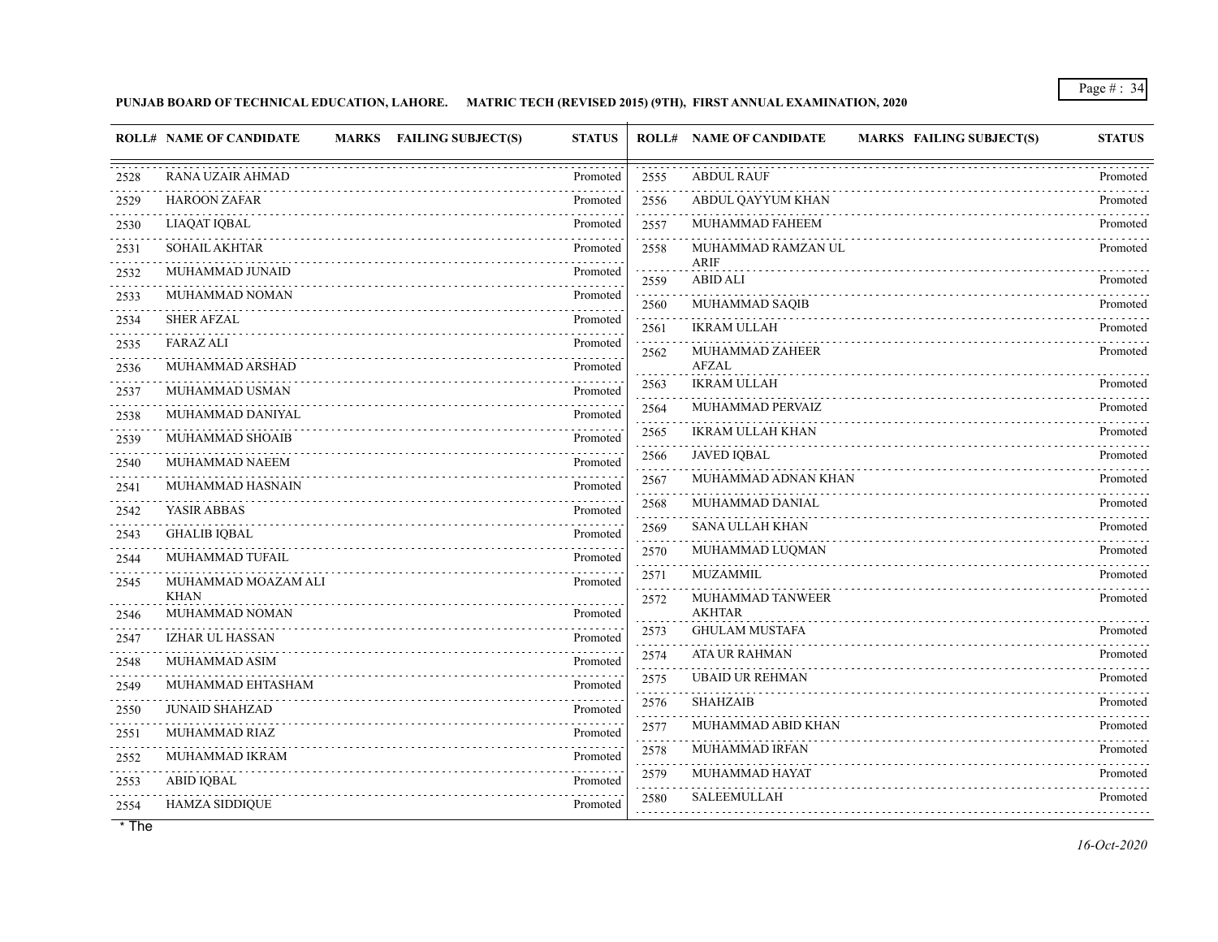**PUNJAB BOARD OF TECHNICAL EDUCATION, LAHORE. MATRIC TECH (REVISED 2015) (9TH), FIRST ANNUAL EXAMINATION, 2020**

| ROLL# | NAME OF CANDIDATE | MARKS | FAILING SUBJECT(S) | STATUS |
|---|---|---|---|---|
| 2528 | RANA UZAIR AHMAD | | | Promoted |
| 2529 | HAROON ZAFAR | | | Promoted |
| 2530 | LIAQAT IQBAL | | | Promoted |
| 2531 | SOHAIL AKHTAR | | | Promoted |
| 2532 | MUHAMMAD JUNAID | | | Promoted |
| 2533 | MUHAMMAD NOMAN | | | Promoted |
| 2534 | SHER AFZAL | | | Promoted |
| 2535 | FARAZ ALI | | | Promoted |
| 2536 | MUHAMMAD ARSHAD | | | Promoted |
| 2537 | MUHAMMAD USMAN | | | Promoted |
| 2538 | MUHAMMAD DANIYAL | | | Promoted |
| 2539 | MUHAMMAD SHOAIB | | | Promoted |
| 2540 | MUHAMMAD NAEEM | | | Promoted |
| 2541 | MUHAMMAD HASNAIN | | | Promoted |
| 2542 | YASIR ABBAS | | | Promoted |
| 2543 | GHALIB IQBAL | | | Promoted |
| 2544 | MUHAMMAD TUFAIL | | | Promoted |
| 2545 | MUHAMMAD MOAZAM ALI KHAN | | | Promoted |
| 2546 | MUHAMMAD NOMAN | | | Promoted |
| 2547 | IZHAR UL HASSAN | | | Promoted |
| 2548 | MUHAMMAD ASIM | | | Promoted |
| 2549 | MUHAMMAD EHTASHAM | | | Promoted |
| 2550 | JUNAID SHAHZAD | | | Promoted |
| 2551 | MUHAMMAD RIAZ | | | Promoted |
| 2552 | MUHAMMAD IKRAM | | | Promoted |
| 2553 | ABID IQBAL | | | Promoted |
| 2554 | HAMZA SIDDIQUE | | | Promoted |
| 2555 | ABDUL RAUF | | | Promoted |
| 2556 | ABDUL QAYYUM KHAN | | | Promoted |
| 2557 | MUHAMMAD FAHEEM | | | Promoted |
| 2558 | MUHAMMAD RAMZAN UL ARIF | | | Promoted |
| 2559 | ABID ALI | | | Promoted |
| 2560 | MUHAMMAD SAQIB | | | Promoted |
| 2561 | IKRAM ULLAH | | | Promoted |
| 2562 | MUHAMMAD ZAHEER AFZAL | | | Promoted |
| 2563 | IKRAM ULLAH | | | Promoted |
| 2564 | MUHAMMAD PERVAIZ | | | Promoted |
| 2565 | IKRAM ULLAH KHAN | | | Promoted |
| 2566 | JAVED IQBAL | | | Promoted |
| 2567 | MUHAMMAD ADNAN KHAN | | | Promoted |
| 2568 | MUHAMMAD DANIAL | | | Promoted |
| 2569 | SANA ULLAH KHAN | | | Promoted |
| 2570 | MUHAMMAD LUQMAN | | | Promoted |
| 2571 | MUZAMMIL | | | Promoted |
| 2572 | MUHAMMAD TANWEER AKHTAR | | | Promoted |
| 2573 | GHULAM MUSTAFA | | | Promoted |
| 2574 | ATA UR RAHMAN | | | Promoted |
| 2575 | UBAID UR REHMAN | | | Promoted |
| 2576 | SHAHZAIB | | | Promoted |
| 2577 | MUHAMMAD ABID KHAN | | | Promoted |
| 2578 | MUHAMMAD IRFAN | | | Promoted |
| 2579 | MUHAMMAD HAYAT | | | Promoted |
| 2580 | SALEEMULLAH | | | Promoted |

* The

*16-Oct-2020*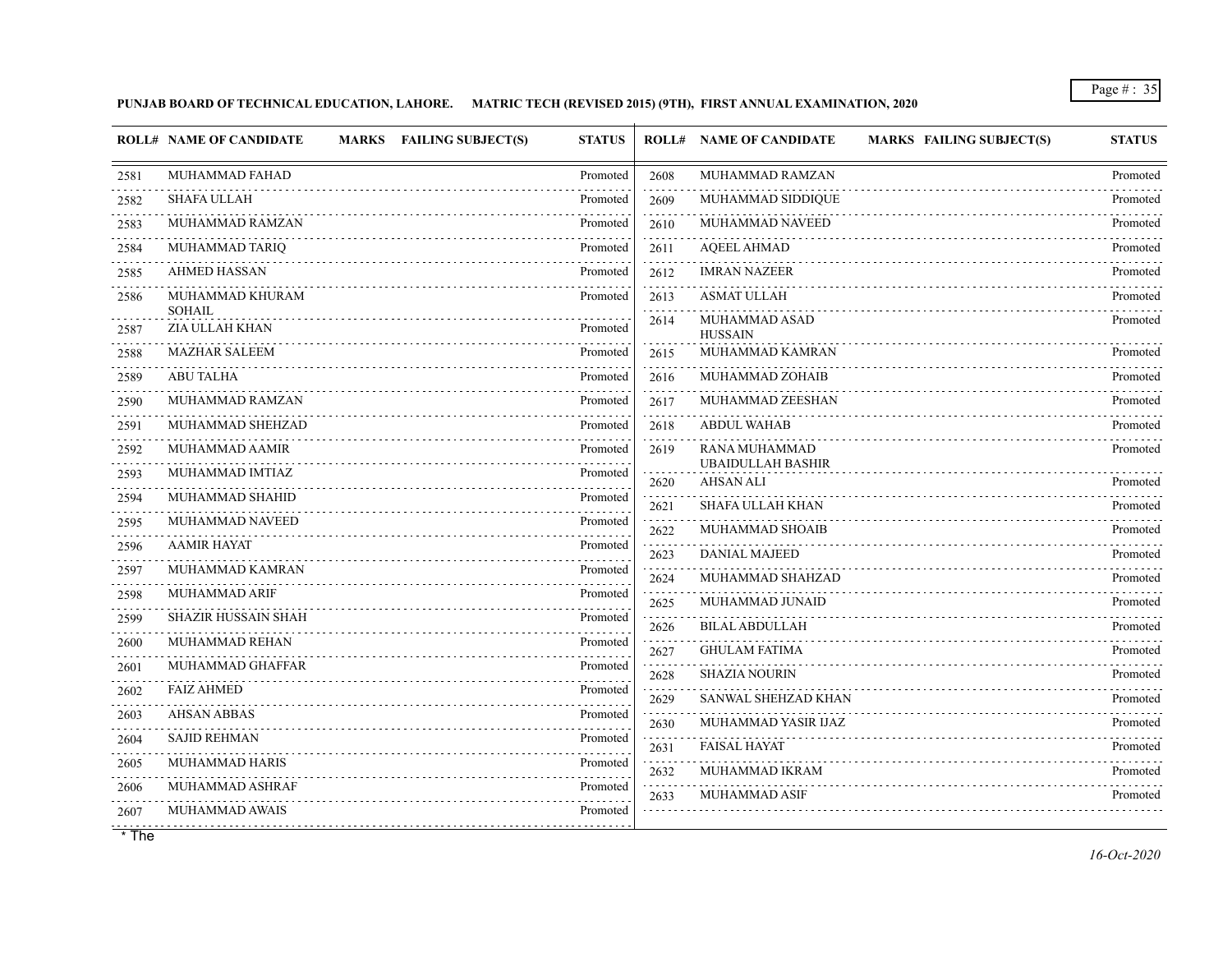**PUNJAB BOARD OF TECHNICAL EDUCATION, LAHORE. MATRIC TECH (REVISED 2015) (9TH), FIRST ANNUAL EXAMINATION, 2020**

| ROLL# | NAME OF CANDIDATE | MARKS | FAILING SUBJECT(S) | STATUS |
|---|---|---|---|---|
| 2581 | MUHAMMAD FAHAD | | | Promoted |
| 2582 | SHAFA ULLAH | | | Promoted |
| 2583 | MUHAMMAD RAMZAN | | | Promoted |
| 2584 | MUHAMMAD TARIQ | | | Promoted |
| 2585 | AHMED HASSAN | | | Promoted |
| 2586 | MUHAMMAD KHURAM SOHAIL | | | Promoted |
| 2587 | ZIA ULLAH KHAN | | | Promoted |
| 2588 | MAZHAR SALEEM | | | Promoted |
| 2589 | ABU TALHA | | | Promoted |
| 2590 | MUHAMMAD RAMZAN | | | Promoted |
| 2591 | MUHAMMAD SHEHZAD | | | Promoted |
| 2592 | MUHAMMAD AAMIR | | | Promoted |
| 2593 | MUHAMMAD IMTIAZ | | | Promoted |
| 2594 | MUHAMMAD SHAHID | | | Promoted |
| 2595 | MUHAMMAD NAVEED | | | Promoted |
| 2596 | AAMIR HAYAT | | | Promoted |
| 2597 | MUHAMMAD KAMRAN | | | Promoted |
| 2598 | MUHAMMAD ARIF | | | Promoted |
| 2599 | SHAZIR HUSSAIN SHAH | | | Promoted |
| 2600 | MUHAMMAD REHAN | | | Promoted |
| 2601 | MUHAMMAD GHAFFAR | | | Promoted |
| 2602 | FAIZ AHMED | | | Promoted |
| 2603 | AHSAN ABBAS | | | Promoted |
| 2604 | SAJID REHMAN | | | Promoted |
| 2605 | MUHAMMAD HARIS | | | Promoted |
| 2606 | MUHAMMAD ASHRAF | | | Promoted |
| 2607 | MUHAMMAD AWAIS | | | Promoted |
| 2608 | MUHAMMAD RAMZAN | | | Promoted |
| 2609 | MUHAMMAD SIDDIQUE | | | Promoted |
| 2610 | MUHAMMAD NAVEED | | | Promoted |
| 2611 | AQEEL AHMAD | | | Promoted |
| 2612 | IMRAN NAZEER | | | Promoted |
| 2613 | ASMAT ULLAH | | | Promoted |
| 2614 | MUHAMMAD ASAD HUSSAIN | | | Promoted |
| 2615 | MUHAMMAD KAMRAN | | | Promoted |
| 2616 | MUHAMMAD ZOHAIB | | | Promoted |
| 2617 | MUHAMMAD ZEESHAN | | | Promoted |
| 2618 | ABDUL WAHAB | | | Promoted |
| 2619 | RANA MUHAMMAD UBAIDULLAH BASHIR | | | Promoted |
| 2620 | AHSAN ALI | | | Promoted |
| 2621 | SHAFA ULLAH KHAN | | | Promoted |
| 2622 | MUHAMMAD SHOAIB | | | Promoted |
| 2623 | DANIAL MAJEED | | | Promoted |
| 2624 | MUHAMMAD SHAHZAD | | | Promoted |
| 2625 | MUHAMMAD JUNAID | | | Promoted |
| 2626 | BILAL ABDULLAH | | | Promoted |
| 2627 | GHULAM FATIMA | | | Promoted |
| 2628 | SHAZIA NOURIN | | | Promoted |
| 2629 | SANWAL SHEHZAD KHAN | | | Promoted |
| 2630 | MUHAMMAD YASIR IJAZ | | | Promoted |
| 2631 | FAISAL HAYAT | | | Promoted |
| 2632 | MUHAMMAD IKRAM | | | Promoted |
| 2633 | MUHAMMAD ASIF | | | Promoted |

* The

*16-Oct-2020*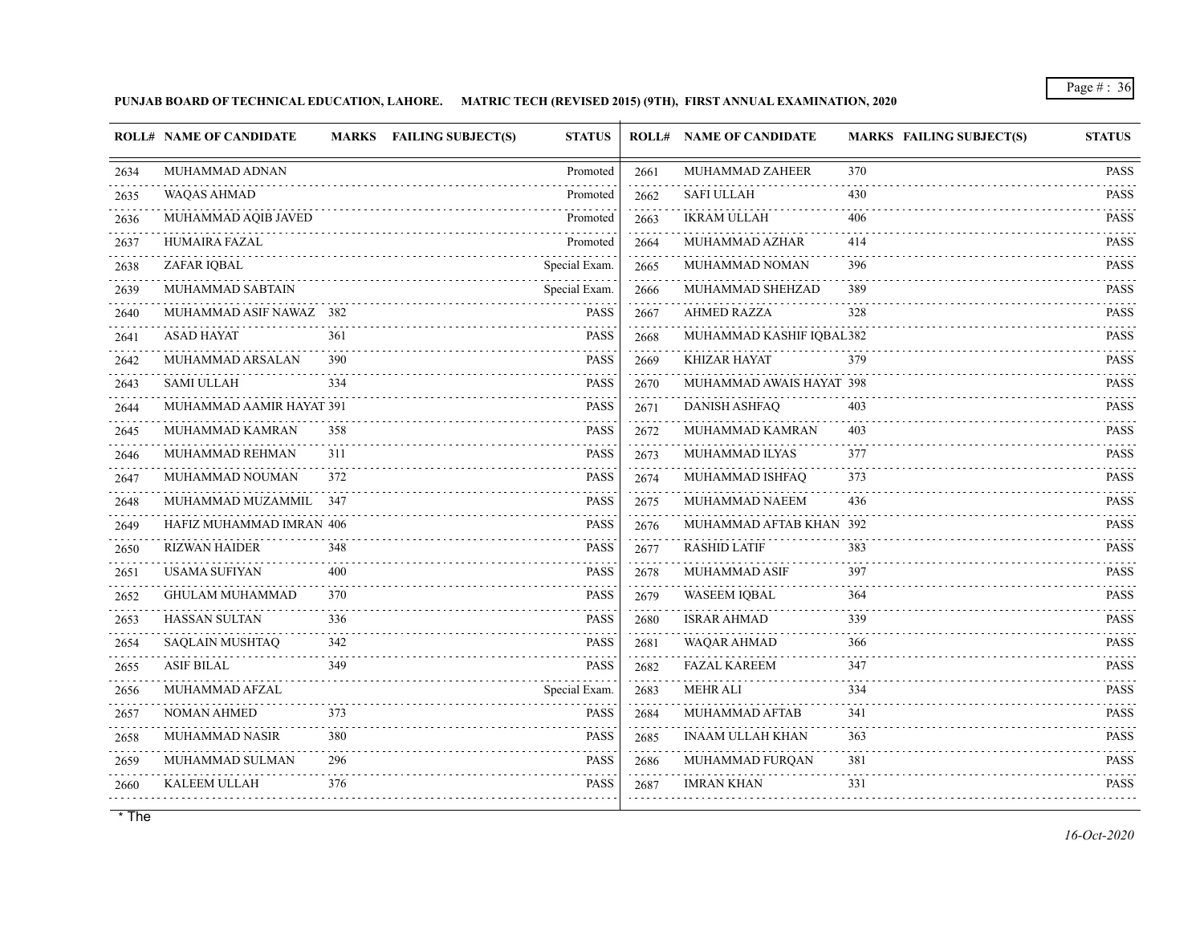**PUNJAB BOARD OF TECHNICAL EDUCATION, LAHORE. MATRIC TECH (REVISED 2015) (9TH), FIRST ANNUAL EXAMINATION, 2020**

| ROLL# | NAME OF CANDIDATE | MARKS | FAILING SUBJECT(S) | STATUS |
|---|---|---|---|---|
| 2634 | MUHAMMAD ADNAN | | | Promoted |
| 2635 | WAQAS AHMAD | | | Promoted |
| 2636 | MUHAMMAD AQIB JAVED | | | Promoted |
| 2637 | HUMAIRA FAZAL | | | Promoted |
| 2638 | ZAFAR IQBAL | | | Special Exam. |
| 2639 | MUHAMMAD SABTAIN | | | Special Exam. |
| 2640 | MUHAMMAD ASIF NAWAZ | 382 | | PASS |
| 2641 | ASAD HAYAT | 361 | | PASS |
| 2642 | MUHAMMAD ARSALAN | 390 | | PASS |
| 2643 | SAMI ULLAH | 334 | | PASS |
| 2644 | MUHAMMAD AAMIR HAYAT | 391 | | PASS |
| 2645 | MUHAMMAD KAMRAN | 358 | | PASS |
| 2646 | MUHAMMAD REHMAN | 311 | | PASS |
| 2647 | MUHAMMAD NOUMAN | 372 | | PASS |
| 2648 | MUHAMMAD MUZAMMIL | 347 | | PASS |
| 2649 | HAFIZ MUHAMMAD IMRAN | 406 | | PASS |
| 2650 | RIZWAN HAIDER | 348 | | PASS |
| 2651 | USAMA SUFIYAN | 400 | | PASS |
| 2652 | GHULAM MUHAMMAD | 370 | | PASS |
| 2653 | HASSAN SULTAN | 336 | | PASS |
| 2654 | SAQLAIN MUSHTAQ | 342 | | PASS |
| 2655 | ASIF BILAL | 349 | | PASS |
| 2656 | MUHAMMAD AFZAL | | | Special Exam. |
| 2657 | NOMAN AHMED | 373 | | PASS |
| 2658 | MUHAMMAD NASIR | 380 | | PASS |
| 2659 | MUHAMMAD SULMAN | 296 | | PASS |
| 2660 | KALEEM ULLAH | 376 | | PASS |
| 2661 | MUHAMMAD ZAHEER | 370 | | PASS |
| 2662 | SAFI ULLAH | 430 | | PASS |
| 2663 | IKRAM ULLAH | 406 | | PASS |
| 2664 | MUHAMMAD AZHAR | 414 | | PASS |
| 2665 | MUHAMMAD NOMAN | 396 | | PASS |
| 2666 | MUHAMMAD SHEHZAD | 389 | | PASS |
| 2667 | AHMED RAZZA | 328 | | PASS |
| 2668 | MUHAMMAD KASHIF IQBAL | 382 | | PASS |
| 2669 | KHIZAR HAYAT | 379 | | PASS |
| 2670 | MUHAMMAD AWAIS HAYAT | 398 | | PASS |
| 2671 | DANISH ASHFAQ | 403 | | PASS |
| 2672 | MUHAMMAD KAMRAN | 403 | | PASS |
| 2673 | MUHAMMAD ILYAS | 377 | | PASS |
| 2674 | MUHAMMAD ISHFAQ | 373 | | PASS |
| 2675 | MUHAMMAD NAEEM | 436 | | PASS |
| 2676 | MUHAMMAD AFTAB KHAN | 392 | | PASS |
| 2677 | RASHID LATIF | 383 | | PASS |
| 2678 | MUHAMMAD ASIF | 397 | | PASS |
| 2679 | WASEEM IQBAL | 364 | | PASS |
| 2680 | ISRAR AHMAD | 339 | | PASS |
| 2681 | WAQAR AHMAD | 366 | | PASS |
| 2682 | FAZAL KAREEM | 347 | | PASS |
| 2683 | MEHR ALI | 334 | | PASS |
| 2684 | MUHAMMAD AFTAB | 341 | | PASS |
| 2685 | INAAM ULLAH KHAN | 363 | | PASS |
| 2686 | MUHAMMAD FURQAN | 381 | | PASS |
| 2687 | IMRAN KHAN | 331 | | PASS |

* The

*16-Oct-2020*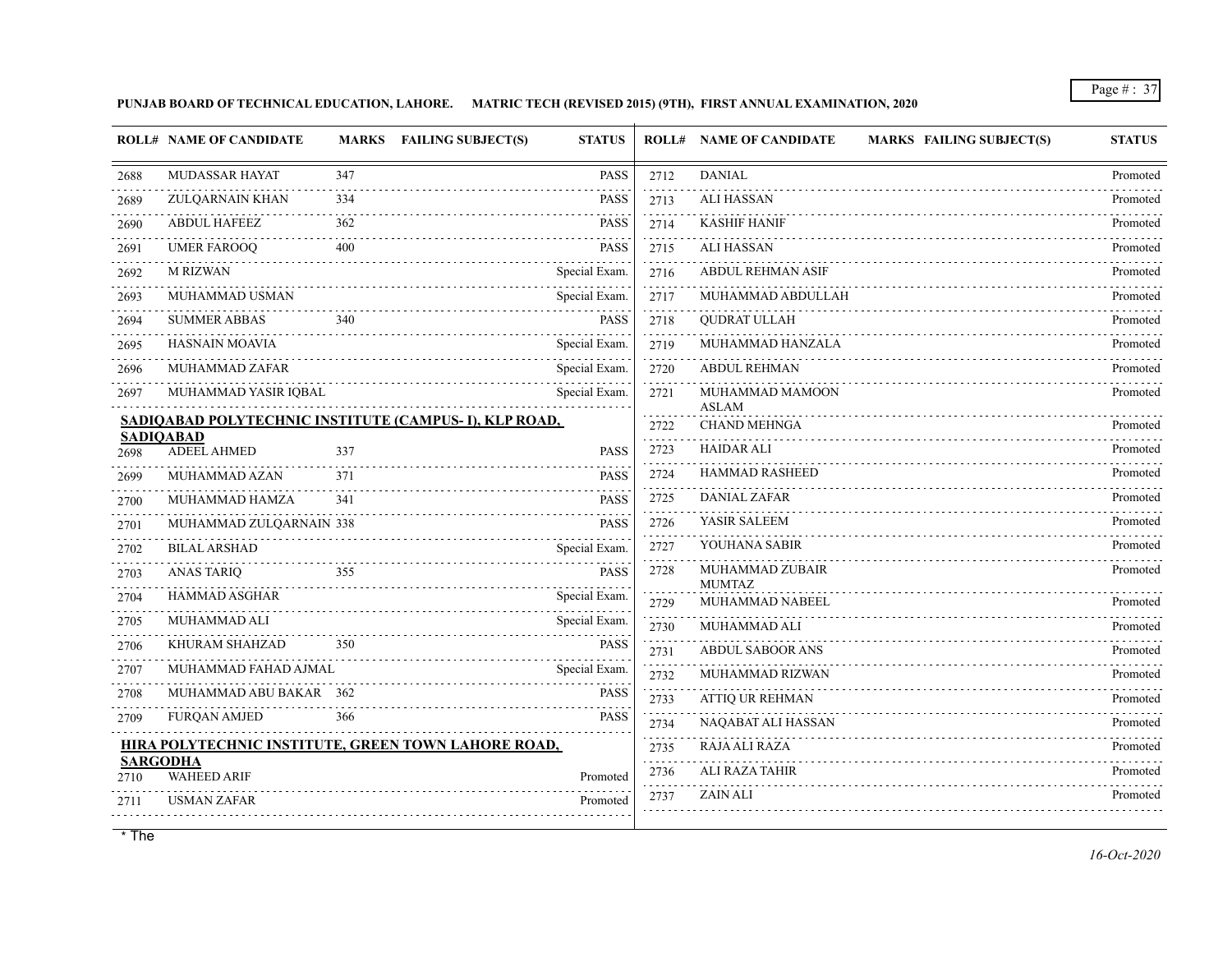PUNJAB BOARD OF TECHNICAL EDUCATION, LAHORE.      MATRIC TECH (REVISED 2015) (9TH), FIRST ANNUAL EXAMINATION, 2020

| ROLL# | NAME OF CANDIDATE | MARKS | FAILING SUBJECT(S) | STATUS |
|---|---|---|---|---|
| 2688 | MUDASSAR HAYAT | 347 | | PASS |
| 2689 | ZULQARNAIN KHAN | 334 | | PASS |
| 2690 | ABDUL HAFEEZ | 362 | | PASS |
| 2691 | UMER FAROOQ | 400 | | PASS |
| 2692 | M RIZWAN | | | Special Exam. |
| 2693 | MUHAMMAD USMAN | | | Special Exam. |
| 2694 | SUMMER ABBAS | 340 | | PASS |
| 2695 | HASNAIN MOAVIA | | | Special Exam. |
| 2696 | MUHAMMAD ZAFAR | | | Special Exam. |
| 2697 | MUHAMMAD YASIR IQBAL | | | Special Exam. |

**SADIQABAD POLYTECHNIC INSTITUTE (CAMPUS- I), KLP ROAD, SADIQABAD**

| ROLL# | NAME OF CANDIDATE | MARKS | FAILING SUBJECT(S) | STATUS |
|---|---|---|---|---|
| 2698 | ADEEL AHMED | 337 | | PASS |
| 2699 | MUHAMMAD AZAN | 371 | | PASS |
| 2700 | MUHAMMAD HAMZA | 341 | | PASS |
| 2701 | MUHAMMAD ZULQARNAIN | 338 | | PASS |
| 2702 | BILAL ARSHAD | | | Special Exam. |
| 2703 | ANAS TARIQ | 355 | | PASS |
| 2704 | HAMMAD ASGHAR | | | Special Exam. |
| 2705 | MUHAMMAD ALI | | | Special Exam. |
| 2706 | KHURAM SHAHZAD | 350 | | PASS |
| 2707 | MUHAMMAD FAHAD AJMAL | | | Special Exam. |
| 2708 | MUHAMMAD ABU BAKAR | 362 | | PASS |
| 2709 | FURQAN AMJED | 366 | | PASS |

**HIRA POLYTECHNIC INSTITUTE, GREEN TOWN LAHORE ROAD, SARGODHA**

| ROLL# | NAME OF CANDIDATE | MARKS | FAILING SUBJECT(S) | STATUS |
|---|---|---|---|---|
| 2710 | WAHEED ARIF | | | Promoted |
| 2711 | USMAN ZAFAR | | | Promoted |
| 2712 | DANIAL | | | Promoted |
| 2713 | ALI HASSAN | | | Promoted |
| 2714 | KASHIF HANIF | | | Promoted |
| 2715 | ALI HASSAN | | | Promoted |
| 2716 | ABDUL REHMAN ASIF | | | Promoted |
| 2717 | MUHAMMAD ABDULLAH | | | Promoted |
| 2718 | QUDRAT ULLAH | | | Promoted |
| 2719 | MUHAMMAD HANZALA | | | Promoted |
| 2720 | ABDUL REHMAN | | | Promoted |
| 2721 | MUHAMMAD MAMOON ASLAM | | | Promoted |
| 2722 | CHAND MEHNGA | | | Promoted |
| 2723 | HAIDAR ALI | | | Promoted |
| 2724 | HAMMAD RASHEED | | | Promoted |
| 2725 | DANIAL ZAFAR | | | Promoted |
| 2726 | YASIR SALEEM | | | Promoted |
| 2727 | YOUHANA SABIR | | | Promoted |
| 2728 | MUHAMMAD ZUBAIR MUMTAZ | | | Promoted |
| 2729 | MUHAMMAD NABEEL | | | Promoted |
| 2730 | MUHAMMAD ALI | | | Promoted |
| 2731 | ABDUL SABOOR ANS | | | Promoted |
| 2732 | MUHAMMAD RIZWAN | | | Promoted |
| 2733 | ATTIQ UR REHMAN | | | Promoted |
| 2734 | NAQABAT ALI HASSAN | | | Promoted |
| 2735 | RAJA ALI RAZA | | | Promoted |
| 2736 | ALI RAZA TAHIR | | | Promoted |
| 2737 | ZAIN ALI | | | Promoted |

* The

16-Oct-2020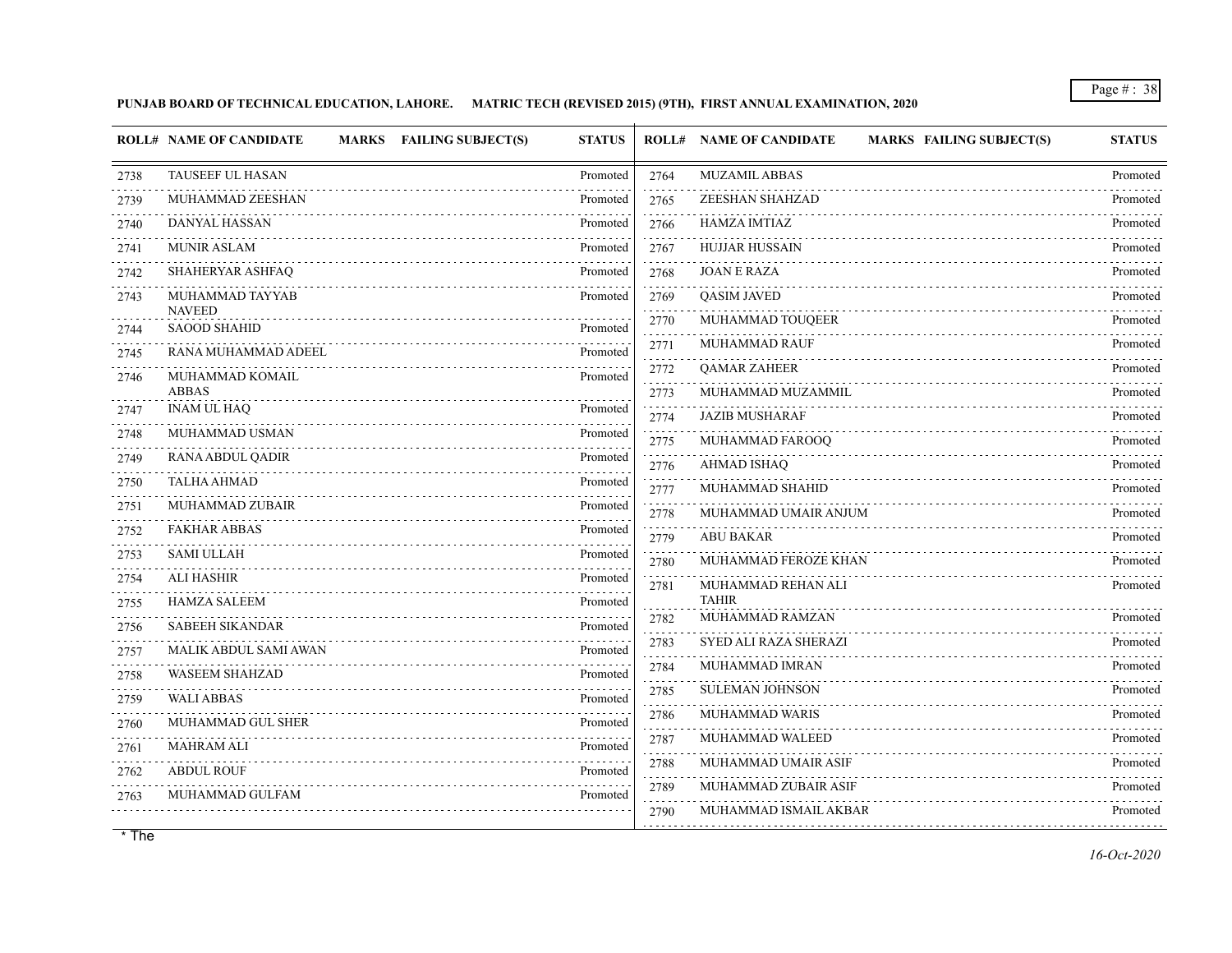**PUNJAB BOARD OF TECHNICAL EDUCATION, LAHORE. MATRIC TECH (REVISED 2015) (9TH), FIRST ANNUAL EXAMINATION, 2020**

| ROLL# | NAME OF CANDIDATE | MARKS | FAILING SUBJECT(S) | STATUS |
|---|---|---|---|---|
| 2738 | TAUSEEF UL HASAN | | | Promoted |
| 2739 | MUHAMMAD ZEESHAN | | | Promoted |
| 2740 | DANYAL HASSAN | | | Promoted |
| 2741 | MUNIR ASLAM | | | Promoted |
| 2742 | SHAHERYAR ASHFAQ | | | Promoted |
| 2743 | MUHAMMAD TAYYAB NAVEED | | | Promoted |
| 2744 | SAOOD SHAHID | | | Promoted |
| 2745 | RANA MUHAMMAD ADEEL | | | Promoted |
| 2746 | MUHAMMAD KOMAIL ABBAS | | | Promoted |
| 2747 | INAM UL HAQ | | | Promoted |
| 2748 | MUHAMMAD USMAN | | | Promoted |
| 2749 | RANA ABDUL QADIR | | | Promoted |
| 2750 | TALHA AHMAD | | | Promoted |
| 2751 | MUHAMMAD ZUBAIR | | | Promoted |
| 2752 | FAKHAR ABBAS | | | Promoted |
| 2753 | SAMI ULLAH | | | Promoted |
| 2754 | ALI HASHIR | | | Promoted |
| 2755 | HAMZA SALEEM | | | Promoted |
| 2756 | SABEEH SIKANDAR | | | Promoted |
| 2757 | MALIK ABDUL SAMI AWAN | | | Promoted |
| 2758 | WASEEM SHAHZAD | | | Promoted |
| 2759 | WALI ABBAS | | | Promoted |
| 2760 | MUHAMMAD GUL SHER | | | Promoted |
| 2761 | MAHRAM ALI | | | Promoted |
| 2762 | ABDUL ROUF | | | Promoted |
| 2763 | MUHAMMAD GULFAM | | | Promoted |
| 2764 | MUZAMIL ABBAS | | | Promoted |
| 2765 | ZEESHAN SHAHZAD | | | Promoted |
| 2766 | HAMZA IMTIAZ | | | Promoted |
| 2767 | HUJJAR HUSSAIN | | | Promoted |
| 2768 | JOAN E RAZA | | | Promoted |
| 2769 | QASIM JAVED | | | Promoted |
| 2770 | MUHAMMAD TOUQEER | | | Promoted |
| 2771 | MUHAMMAD RAUF | | | Promoted |
| 2772 | QAMAR ZAHEER | | | Promoted |
| 2773 | MUHAMMAD MUZAMMIL | | | Promoted |
| 2774 | JAZIB MUSHARAF | | | Promoted |
| 2775 | MUHAMMAD FAROOQ | | | Promoted |
| 2776 | AHMAD ISHAQ | | | Promoted |
| 2777 | MUHAMMAD SHAHID | | | Promoted |
| 2778 | MUHAMMAD UMAIR ANJUM | | | Promoted |
| 2779 | ABU BAKAR | | | Promoted |
| 2780 | MUHAMMAD FEROZE KHAN | | | Promoted |
| 2781 | MUHAMMAD REHAN ALI TAHIR | | | Promoted |
| 2782 | MUHAMMAD RAMZAN | | | Promoted |
| 2783 | SYED ALI RAZA SHERAZI | | | Promoted |
| 2784 | MUHAMMAD IMRAN | | | Promoted |
| 2785 | SULEMAN JOHNSON | | | Promoted |
| 2786 | MUHAMMAD WARIS | | | Promoted |
| 2787 | MUHAMMAD WALEED | | | Promoted |
| 2788 | MUHAMMAD UMAIR ASIF | | | Promoted |
| 2789 | MUHAMMAD ZUBAIR ASIF | | | Promoted |
| 2790 | MUHAMMAD ISMAIL AKBAR | | | Promoted |

* The

*16-Oct-2020*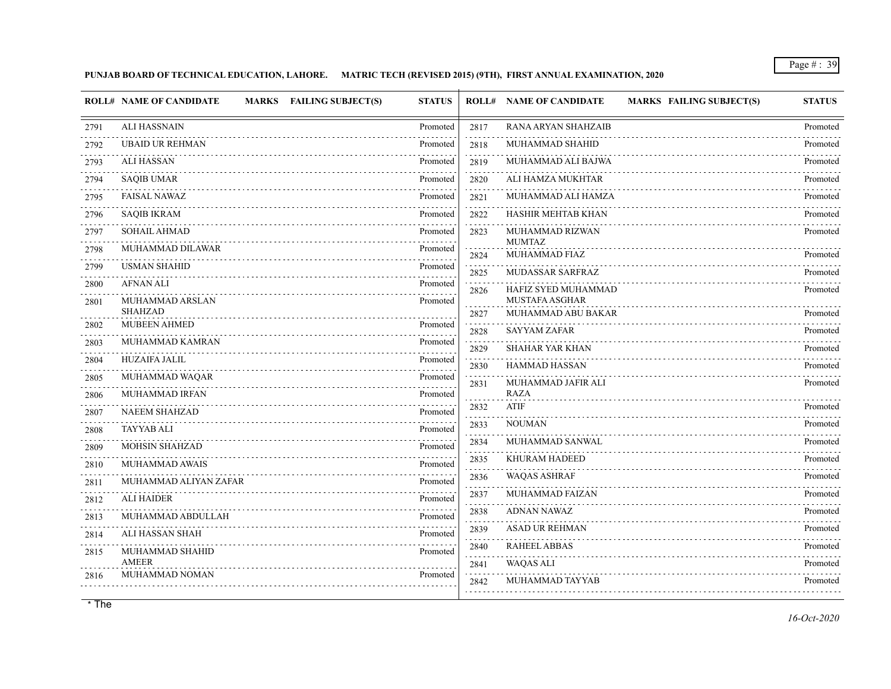**PUNJAB BOARD OF TECHNICAL EDUCATION, LAHORE. MATRIC TECH (REVISED 2015) (9TH), FIRST ANNUAL EXAMINATION, 2020**

| ROLL# | NAME OF CANDIDATE | MARKS | FAILING SUBJECT(S) | STATUS |
|---|---|---|---|---|
| 2791 | ALI HASSNAIN | | | Promoted |
| 2792 | UBAID UR REHMAN | | | Promoted |
| 2793 | ALI HASSAN | | | Promoted |
| 2794 | SAQIB UMAR | | | Promoted |
| 2795 | FAISAL NAWAZ | | | Promoted |
| 2796 | SAQIB IKRAM | | | Promoted |
| 2797 | SOHAIL AHMAD | | | Promoted |
| 2798 | MUHAMMAD DILAWAR | | | Promoted |
| 2799 | USMAN SHAHID | | | Promoted |
| 2800 | AFNAN ALI | | | Promoted |
| 2801 | MUHAMMAD ARSLAN SHAHZAD | | | Promoted |
| 2802 | MUBEEN AHMED | | | Promoted |
| 2803 | MUHAMMAD KAMRAN | | | Promoted |
| 2804 | HUZAIFA JALIL | | | Promoted |
| 2805 | MUHAMMAD WAQAR | | | Promoted |
| 2806 | MUHAMMAD IRFAN | | | Promoted |
| 2807 | NAEEM SHAHZAD | | | Promoted |
| 2808 | TAYYAB ALI | | | Promoted |
| 2809 | MOHSIN SHAHZAD | | | Promoted |
| 2810 | MUHAMMAD AWAIS | | | Promoted |
| 2811 | MUHAMMAD ALIYAN ZAFAR | | | Promoted |
| 2812 | ALI HAIDER | | | Promoted |
| 2813 | MUHAMMAD ABDULLAH | | | Promoted |
| 2814 | ALI HASSAN SHAH | | | Promoted |
| 2815 | MUHAMMAD SHAHID AMEER | | | Promoted |
| 2816 | MUHAMMAD NOMAN | | | Promoted |
| 2817 | RANA ARYAN SHAHZAIB | | | Promoted |
| 2818 | MUHAMMAD SHAHID | | | Promoted |
| 2819 | MUHAMMAD ALI BAJWA | | | Promoted |
| 2820 | ALI HAMZA MUKHTAR | | | Promoted |
| 2821 | MUHAMMAD ALI HAMZA | | | Promoted |
| 2822 | HASHIR MEHTAB KHAN | | | Promoted |
| 2823 | MUHAMMAD RIZWAN MUMTAZ | | | Promoted |
| 2824 | MUHAMMAD FIAZ | | | Promoted |
| 2825 | MUDASSAR SARFRAZ | | | Promoted |
| 2826 | HAFIZ SYED MUHAMMAD MUSTAFA ASGHAR | | | Promoted |
| 2827 | MUHAMMAD ABU BAKAR | | | Promoted |
| 2828 | SAYYAM ZAFAR | | | Promoted |
| 2829 | SHAHAR YAR KHAN | | | Promoted |
| 2830 | HAMMAD HASSAN | | | Promoted |
| 2831 | MUHAMMAD JAFIR ALI RAZA | | | Promoted |
| 2832 | ATIF | | | Promoted |
| 2833 | NOUMAN | | | Promoted |
| 2834 | MUHAMMAD SANWAL | | | Promoted |
| 2835 | KHURAM HADEED | | | Promoted |
| 2836 | WAQAS ASHRAF | | | Promoted |
| 2837 | MUHAMMAD FAIZAN | | | Promoted |
| 2838 | ADNAN NAWAZ | | | Promoted |
| 2839 | ASAD UR REHMAN | | | Promoted |
| 2840 | RAHEEL ABBAS | | | Promoted |
| 2841 | WAQAS ALI | | | Promoted |
| 2842 | MUHAMMAD TAYYAB | | | Promoted |

\* The

*16-Oct-2020*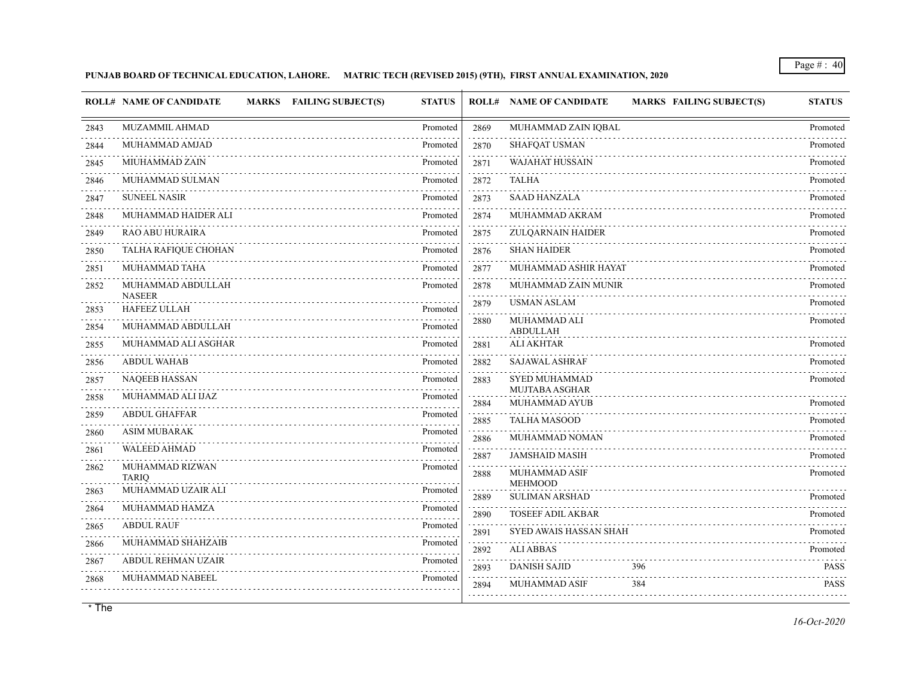**PUNJAB BOARD OF TECHNICAL EDUCATION, LAHORE. MATRIC TECH (REVISED 2015) (9TH), FIRST ANNUAL EXAMINATION, 2020**

| ROLL# | NAME OF CANDIDATE | MARKS | FAILING SUBJECT(S) | STATUS |
|---|---|---|---|---|
| 2843 | MUZAMMIL AHMAD | | | Promoted |
| 2844 | MUHAMMAD AMJAD | | | Promoted |
| 2845 | MIUHAMMAD ZAIN | | | Promoted |
| 2846 | MUHAMMAD SULMAN | | | Promoted |
| 2847 | SUNEEL NASIR | | | Promoted |
| 2848 | MUHAMMAD HAIDER ALI | | | Promoted |
| 2849 | RAO ABU HURAIRA | | | Promoted |
| 2850 | TALHA RAFIQUE CHOHAN | | | Promoted |
| 2851 | MUHAMMAD TAHA | | | Promoted |
| 2852 | MUHAMMAD ABDULLAH NASEER | | | Promoted |
| 2853 | HAFEEZ ULLAH | | | Promoted |
| 2854 | MUHAMMAD ABDULLAH | | | Promoted |
| 2855 | MUHAMMAD ALI ASGHAR | | | Promoted |
| 2856 | ABDUL WAHAB | | | Promoted |
| 2857 | NAQEEB HASSAN | | | Promoted |
| 2858 | MUHAMMAD ALI IJAZ | | | Promoted |
| 2859 | ABDUL GHAFFAR | | | Promoted |
| 2860 | ASIM MUBARAK | | | Promoted |
| 2861 | WALEED AHMAD | | | Promoted |
| 2862 | MUHAMMAD RIZWAN TARIQ | | | Promoted |
| 2863 | MUHAMMAD UZAIR ALI | | | Promoted |
| 2864 | MUHAMMAD HAMZA | | | Promoted |
| 2865 | ABDUL RAUF | | | Promoted |
| 2866 | MUHAMMAD SHAHZAIB | | | Promoted |
| 2867 | ABDUL REHMAN UZAIR | | | Promoted |
| 2868 | MUHAMMAD NABEEL | | | Promoted |
| 2869 | MUHAMMAD ZAIN IQBAL | | | Promoted |
| 2870 | SHAFQAT USMAN | | | Promoted |
| 2871 | WAJAHAT HUSSAIN | | | Promoted |
| 2872 | TALHA | | | Promoted |
| 2873 | SAAD HANZALA | | | Promoted |
| 2874 | MUHAMMAD AKRAM | | | Promoted |
| 2875 | ZULQARNAIN HAIDER | | | Promoted |
| 2876 | SHAN HAIDER | | | Promoted |
| 2877 | MUHAMMAD ASHIR HAYAT | | | Promoted |
| 2878 | MUHAMMAD ZAIN MUNIR | | | Promoted |
| 2879 | USMAN ASLAM | | | Promoted |
| 2880 | MUHAMMAD ALI ABDULLAH | | | Promoted |
| 2881 | ALI AKHTAR | | | Promoted |
| 2882 | SAJAWAL ASHRAF | | | Promoted |
| 2883 | SYED MUHAMMAD MUJTABA ASGHAR | | | Promoted |
| 2884 | MUHAMMAD AYUB | | | Promoted |
| 2885 | TALHA MASOOD | | | Promoted |
| 2886 | MUHAMMAD NOMAN | | | Promoted |
| 2887 | JAMSHAID MASIH | | | Promoted |
| 2888 | MUHAMMAD ASIF MEHMOOD | | | Promoted |
| 2889 | SULIMAN ARSHAD | | | Promoted |
| 2890 | TOSEEF ADIL AKBAR | | | Promoted |
| 2891 | SYED AWAIS HASSAN SHAH | | | Promoted |
| 2892 | ALI ABBAS | | | Promoted |
| 2893 | DANISH SAJID | 396 | | PASS |
| 2894 | MUHAMMAD ASIF | 384 | | PASS |

* The

*16-Oct-2020*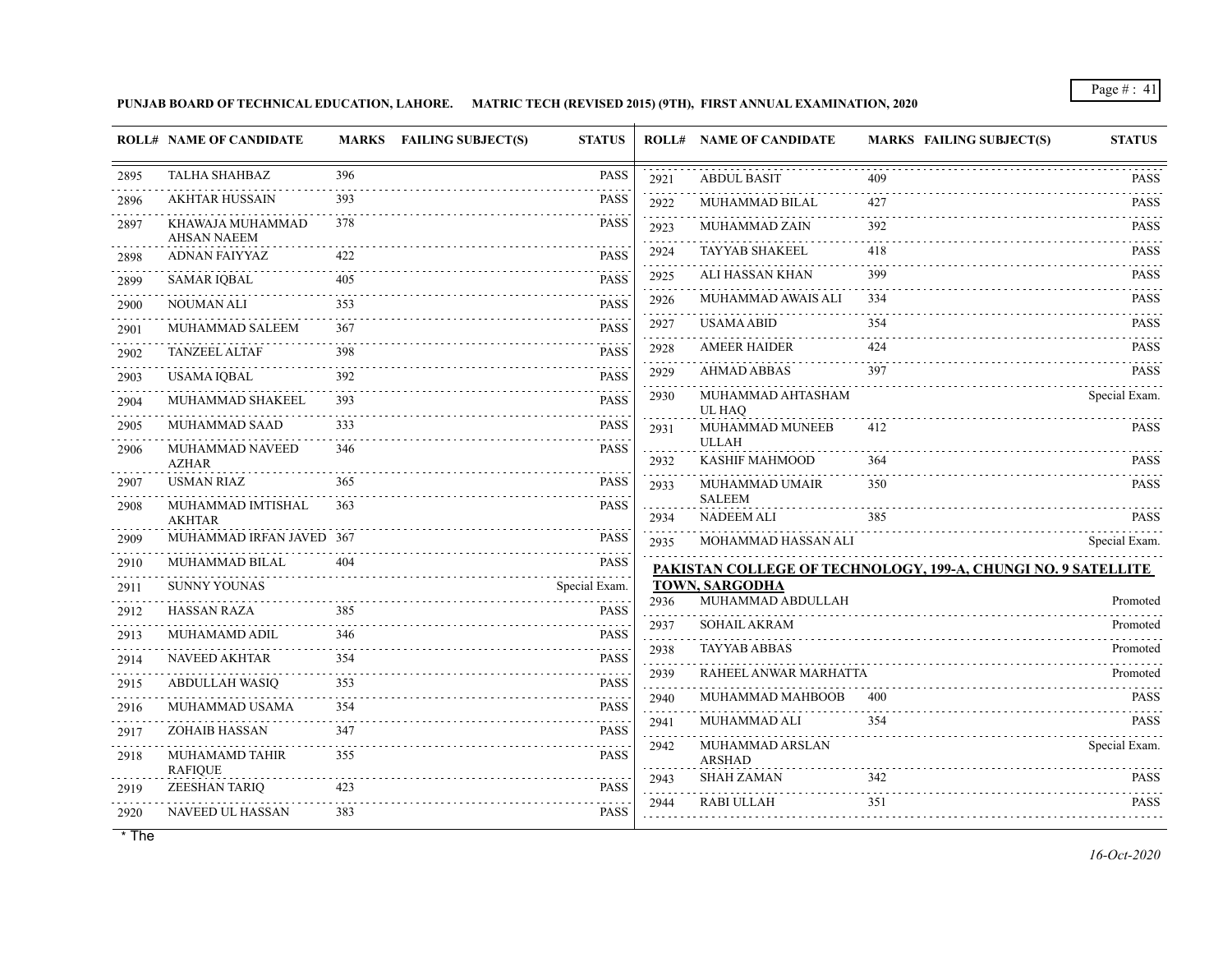**PUNJAB BOARD OF TECHNICAL EDUCATION, LAHORE. MATRIC TECH (REVISED 2015) (9TH), FIRST ANNUAL EXAMINATION, 2020**

| ROLL# | NAME OF CANDIDATE | MARKS | FAILING SUBJECT(S) | STATUS |
|---|---|---|---|---|
| 2895 | TALHA SHAHBAZ | 396 | | PASS |
| 2896 | AKHTAR HUSSAIN | 393 | | PASS |
| 2897 | KHAWAJA MUHAMMAD AHSAN NAEEM | 378 | | PASS |
| 2898 | ADNAN FAIYYAZ | 422 | | PASS |
| 2899 | SAMAR IQBAL | 405 | | PASS |
| 2900 | NOUMAN ALI | 353 | | PASS |
| 2901 | MUHAMMAD SALEEM | 367 | | PASS |
| 2902 | TANZEEL ALTAF | 398 | | PASS |
| 2903 | USAMA IQBAL | 392 | | PASS |
| 2904 | MUHAMMAD SHAKEEL | 393 | | PASS |
| 2905 | MUHAMMAD SAAD | 333 | | PASS |
| 2906 | MUHAMMAD NAVEED AZHAR | 346 | | PASS |
| 2907 | USMAN RIAZ | 365 | | PASS |
| 2908 | MUHAMMAD IMTISHAL AKHTAR | 363 | | PASS |
| 2909 | MUHAMMAD IRFAN JAVED | 367 | | PASS |
| 2910 | MUHAMMAD BILAL | 404 | | PASS |
| 2911 | SUNNY YOUNAS | | | Special Exam. |
| 2912 | HASSAN RAZA | 385 | | PASS |
| 2913 | MUHAMAMD ADIL | 346 | | PASS |
| 2914 | NAVEED AKHTAR | 354 | | PASS |
| 2915 | ABDULLAH WASIQ | 353 | | PASS |
| 2916 | MUHAMMAD USAMA | 354 | | PASS |
| 2917 | ZOHAIB HASSAN | 347 | | PASS |
| 2918 | MUHAMAMD TAHIR RAFIQUE | 355 | | PASS |
| 2919 | ZEESHAN TARIQ | 423 | | PASS |
| 2920 | NAVEED UL HASSAN | 383 | | PASS |
| 2921 | ABDUL BASIT | 409 | | PASS |
| 2922 | MUHAMMAD BILAL | 427 | | PASS |
| 2923 | MUHAMMAD ZAIN | 392 | | PASS |
| 2924 | TAYYAB SHAKEEL | 418 | | PASS |
| 2925 | ALI HASSAN KHAN | 399 | | PASS |
| 2926 | MUHAMMAD AWAIS ALI | 334 | | PASS |
| 2927 | USAMA ABID | 354 | | PASS |
| 2928 | AMEER HAIDER | 424 | | PASS |
| 2929 | AHMAD ABBAS | 397 | | PASS |
| 2930 | MUHAMMAD AHTASHAM UL HAQ | | | Special Exam. |
| 2931 | MUHAMMAD MUNEEB ULLAH | 412 | | PASS |
| 2932 | KASHIF MAHMOOD | 364 | | PASS |
| 2933 | MUHAMMAD UMAIR SALEEM | 350 | | PASS |
| 2934 | NADEEM ALI | 385 | | PASS |
| 2935 | MOHAMMAD HASSAN ALI | | | Special Exam. |

**PAKISTAN COLLEGE OF TECHNOLOGY, 199-A, CHUNGI NO. 9 SATELLITE TOWN, SARGODHA**

| ROLL# | NAME OF CANDIDATE | MARKS | FAILING SUBJECT(S) | STATUS |
|---|---|---|---|---|
| 2936 | MUHAMMAD ABDULLAH | | | Promoted |
| 2937 | SOHAIL AKRAM | | | Promoted |
| 2938 | TAYYAB ABBAS | | | Promoted |
| 2939 | RAHEEL ANWAR MARHATTA | | | Promoted |
| 2940 | MUHAMMAD MAHBOOB | 400 | | PASS |
| 2941 | MUHAMMAD ALI | 354 | | PASS |
| 2942 | MUHAMMAD ARSLAN ARSHAD | | | Special Exam. |
| 2943 | SHAH ZAMAN | 342 | | PASS |
| 2944 | RABI ULLAH | 351 | | PASS |

* The

*16-Oct-2020*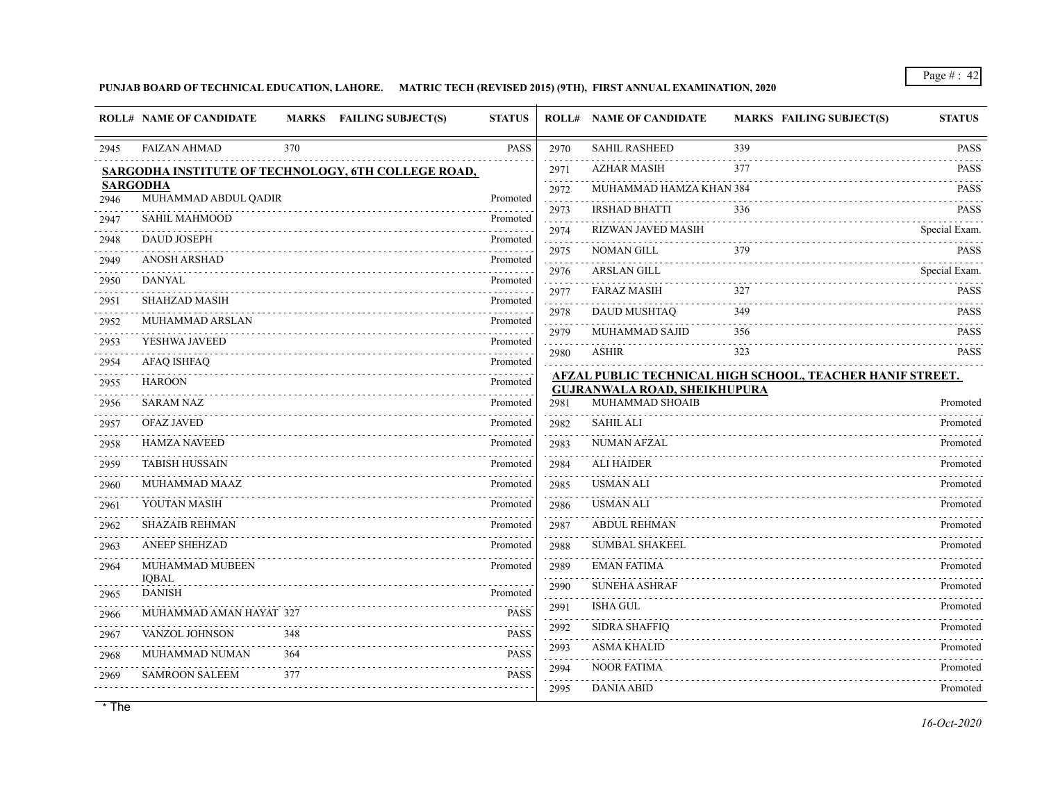**PUNJAB BOARD OF TECHNICAL EDUCATION, LAHORE. MATRIC TECH (REVISED 2015) (9TH), FIRST ANNUAL EXAMINATION, 2020**

| ROLL# | NAME OF CANDIDATE | MARKS | FAILING SUBJECT(S) | STATUS |
|---|---|---|---|---|
| 2945 | FAIZAN AHMAD | 370 | | PASS |

**SARGODHA INSTITUTE OF TECHNOLOGY, 6TH COLLEGE ROAD, SARGODHA**

| ROLL# | NAME OF CANDIDATE | MARKS | FAILING SUBJECT(S) | STATUS |
|---|---|---|---|---|
| 2946 | MUHAMMAD ABDUL QADIR | | | Promoted |
| 2947 | SAHIL MAHMOOD | | | Promoted |
| 2948 | DAUD JOSEPH | | | Promoted |
| 2949 | ANOSH ARSHAD | | | Promoted |
| 2950 | DANYAL | | | Promoted |
| 2951 | SHAHZAD MASIH | | | Promoted |
| 2952 | MUHAMMAD ARSLAN | | | Promoted |
| 2953 | YESHWA JAVEED | | | Promoted |
| 2954 | AFAQ ISHFAQ | | | Promoted |
| 2955 | HAROON | | | Promoted |
| 2956 | SARAM NAZ | | | Promoted |
| 2957 | OFAZ JAVED | | | Promoted |
| 2958 | HAMZA NAVEED | | | Promoted |
| 2959 | TABISH HUSSAIN | | | Promoted |
| 2960 | MUHAMMAD MAAZ | | | Promoted |
| 2961 | YOUTAN MASIH | | | Promoted |
| 2962 | SHAZAIB REHMAN | | | Promoted |
| 2963 | ANEEP SHEHZAD | | | Promoted |
| 2964 | MUHAMMAD MUBEEN IQBAL | | | Promoted |
| 2965 | DANISH | | | Promoted |
| 2966 | MUHAMMAD AMAN HAYAT | 327 | | PASS |
| 2967 | VANZOL JOHNSON | 348 | | PASS |
| 2968 | MUHAMMAD NUMAN | 364 | | PASS |
| 2969 | SAMROON SALEEM | 377 | | PASS |
| 2970 | SAHIL RASHEED | 339 | | PASS |
| 2971 | AZHAR MASIH | 377 | | PASS |
| 2972 | MUHAMMAD HAMZA KHAN | 384 | | PASS |
| 2973 | IRSHAD BHATTI | 336 | | PASS |
| 2974 | RIZWAN JAVED MASIH | | | Special Exam. |
| 2975 | NOMAN GILL | 379 | | PASS |
| 2976 | ARSLAN GILL | | | Special Exam. |
| 2977 | FARAZ MASIH | 327 | | PASS |
| 2978 | DAUD MUSHTAQ | 349 | | PASS |
| 2979 | MUHAMMAD SAJID | 356 | | PASS |
| 2980 | ASHIR | 323 | | PASS |

**AFZAL PUBLIC TECHNICAL HIGH SCHOOL, TEACHER HANIF STREET. GUJRANWALA ROAD, SHEIKHUPURA**

| ROLL# | NAME OF CANDIDATE | MARKS | FAILING SUBJECT(S) | STATUS |
|---|---|---|---|---|
| 2981 | MUHAMMAD SHOAIB | | | Promoted |
| 2982 | SAHIL ALI | | | Promoted |
| 2983 | NUMAN AFZAL | | | Promoted |
| 2984 | ALI HAIDER | | | Promoted |
| 2985 | USMAN ALI | | | Promoted |
| 2986 | USMAN ALI | | | Promoted |
| 2987 | ABDUL REHMAN | | | Promoted |
| 2988 | SUMBAL SHAKEEL | | | Promoted |
| 2989 | EMAN FATIMA | | | Promoted |
| 2990 | SUNEHA ASHRAF | | | Promoted |
| 2991 | ISHA GUL | | | Promoted |
| 2992 | SIDRA SHAFFIQ | | | Promoted |
| 2993 | ASMA KHALID | | | Promoted |
| 2994 | NOOR FATIMA | | | Promoted |
| 2995 | DANIA ABID | | | Promoted |

* The

*16-Oct-2020*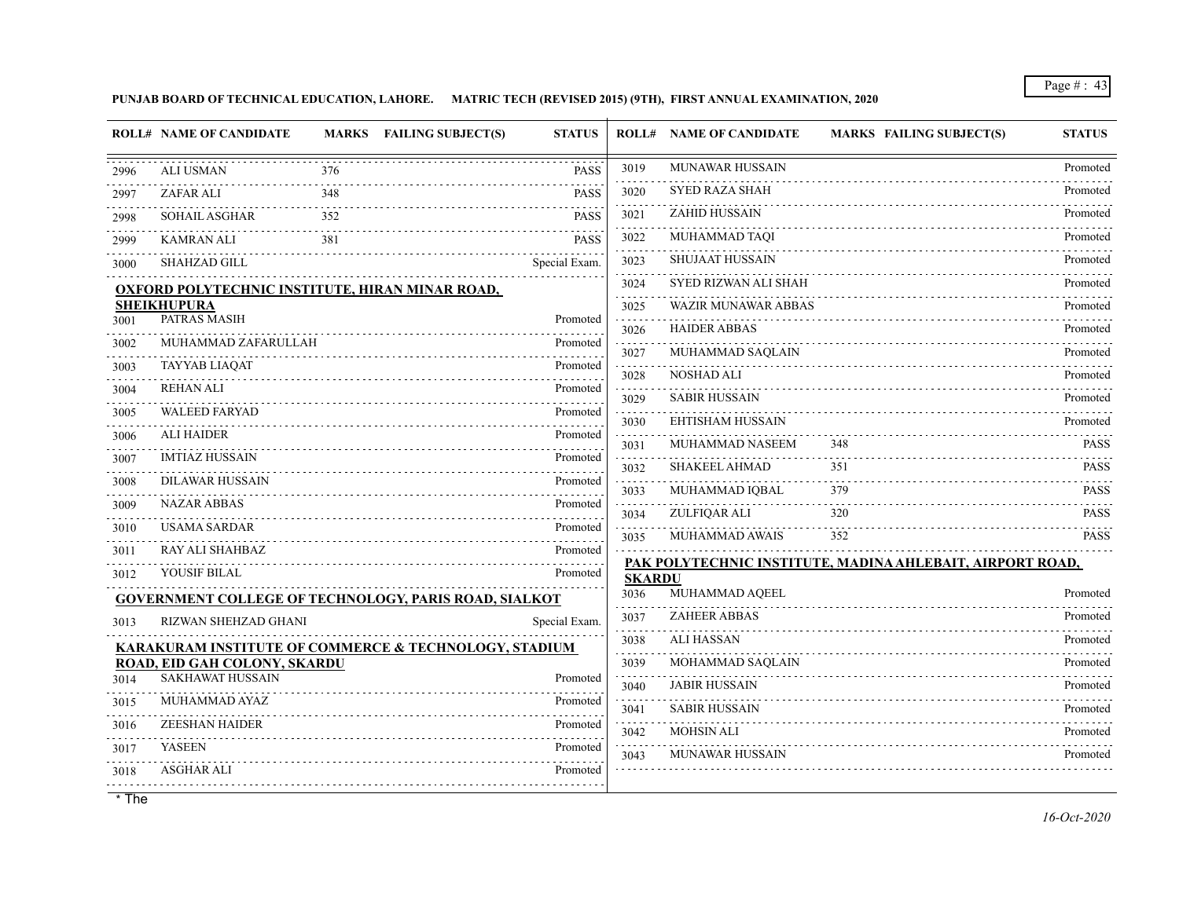**PUNJAB BOARD OF TECHNICAL EDUCATION, LAHORE. MATRIC TECH (REVISED 2015) (9TH), FIRST ANNUAL EXAMINATION, 2020**

| ROLL# | NAME OF CANDIDATE | MARKS | FAILING SUBJECT(S) | STATUS |
|---|---|---|---|---|
| 2996 | ALI USMAN | 376 | | PASS |
| 2997 | ZAFAR ALI | 348 | | PASS |
| 2998 | SOHAIL ASGHAR | 352 | | PASS |
| 2999 | KAMRAN ALI | 381 | | PASS |
| 3000 | SHAHZAD GILL | | | Special Exam. |

**OXFORD POLYTECHNIC INSTITUTE, HIRAN MINAR ROAD, SHEIKHUPURA**

| ROLL# | NAME OF CANDIDATE | MARKS | FAILING SUBJECT(S) | STATUS |
|---|---|---|---|---|
| 3001 | PATRAS MASIH | | | Promoted |
| 3002 | MUHAMMAD ZAFARULLAH | | | Promoted |
| 3003 | TAYYAB LIAQAT | | | Promoted |
| 3004 | REHAN ALI | | | Promoted |
| 3005 | WALEED FARYAD | | | Promoted |
| 3006 | ALI HAIDER | | | Promoted |
| 3007 | IMTIAZ HUSSAIN | | | Promoted |
| 3008 | DILAWAR HUSSAIN | | | Promoted |
| 3009 | NAZAR ABBAS | | | Promoted |
| 3010 | USAMA SARDAR | | | Promoted |
| 3011 | RAY ALI SHAHBAZ | | | Promoted |
| 3012 | YOUSIF BILAL | | | Promoted |

**GOVERNMENT COLLEGE OF TECHNOLOGY, PARIS ROAD, SIALKOT**

| ROLL# | NAME OF CANDIDATE | MARKS | FAILING SUBJECT(S) | STATUS |
|---|---|---|---|---|
| 3013 | RIZWAN SHEHZAD GHANI | | | Special Exam. |

**KARAKURAM INSTITUTE OF COMMERCE & TECHNOLOGY, STADIUM ROAD, EID GAH COLONY, SKARDU**

| ROLL# | NAME OF CANDIDATE | MARKS | FAILING SUBJECT(S) | STATUS |
|---|---|---|---|---|
| 3014 | SAKHAWAT HUSSAIN | | | Promoted |
| 3015 | MUHAMMAD AYAZ | | | Promoted |
| 3016 | ZEESHAN HAIDER | | | Promoted |
| 3017 | YASEEN | | | Promoted |
| 3018 | ASGHAR ALI | | | Promoted |
| 3019 | MUNAWAR HUSSAIN | | | Promoted |
| 3020 | SYED RAZA SHAH | | | Promoted |
| 3021 | ZAHID HUSSAIN | | | Promoted |
| 3022 | MUHAMMAD TAQI | | | Promoted |
| 3023 | SHUJAAT HUSSAIN | | | Promoted |
| 3024 | SYED RIZWAN ALI SHAH | | | Promoted |
| 3025 | WAZIR MUNAWAR ABBAS | | | Promoted |
| 3026 | HAIDER ABBAS | | | Promoted |
| 3027 | MUHAMMAD SAQLAIN | | | Promoted |
| 3028 | NOSHAD ALI | | | Promoted |
| 3029 | SABIR HUSSAIN | | | Promoted |
| 3030 | EHTISHAM HUSSAIN | | | Promoted |
| 3031 | MUHAMMAD NASEEM | 348 | | PASS |
| 3032 | SHAKEEL AHMAD | 351 | | PASS |
| 3033 | MUHAMMAD IQBAL | 379 | | PASS |
| 3034 | ZULFIQAR ALI | 320 | | PASS |
| 3035 | MUHAMMAD AWAIS | 352 | | PASS |

**PAK POLYTECHNIC INSTITUTE, MADINA AHLEBAIT, AIRPORT ROAD, SKARDU**

| ROLL# | NAME OF CANDIDATE | MARKS | FAILING SUBJECT(S) | STATUS |
|---|---|---|---|---|
| 3036 | MUHAMMAD AQEEL | | | Promoted |
| 3037 | ZAHEER ABBAS | | | Promoted |
| 3038 | ALI HASSAN | | | Promoted |
| 3039 | MOHAMMAD SAQLAIN | | | Promoted |
| 3040 | JABIR HUSSAIN | | | Promoted |
| 3041 | SABIR HUSSAIN | | | Promoted |
| 3042 | MOHSIN ALI | | | Promoted |
| 3043 | MUNAWAR HUSSAIN | | | Promoted |

* The

*16-Oct-2020*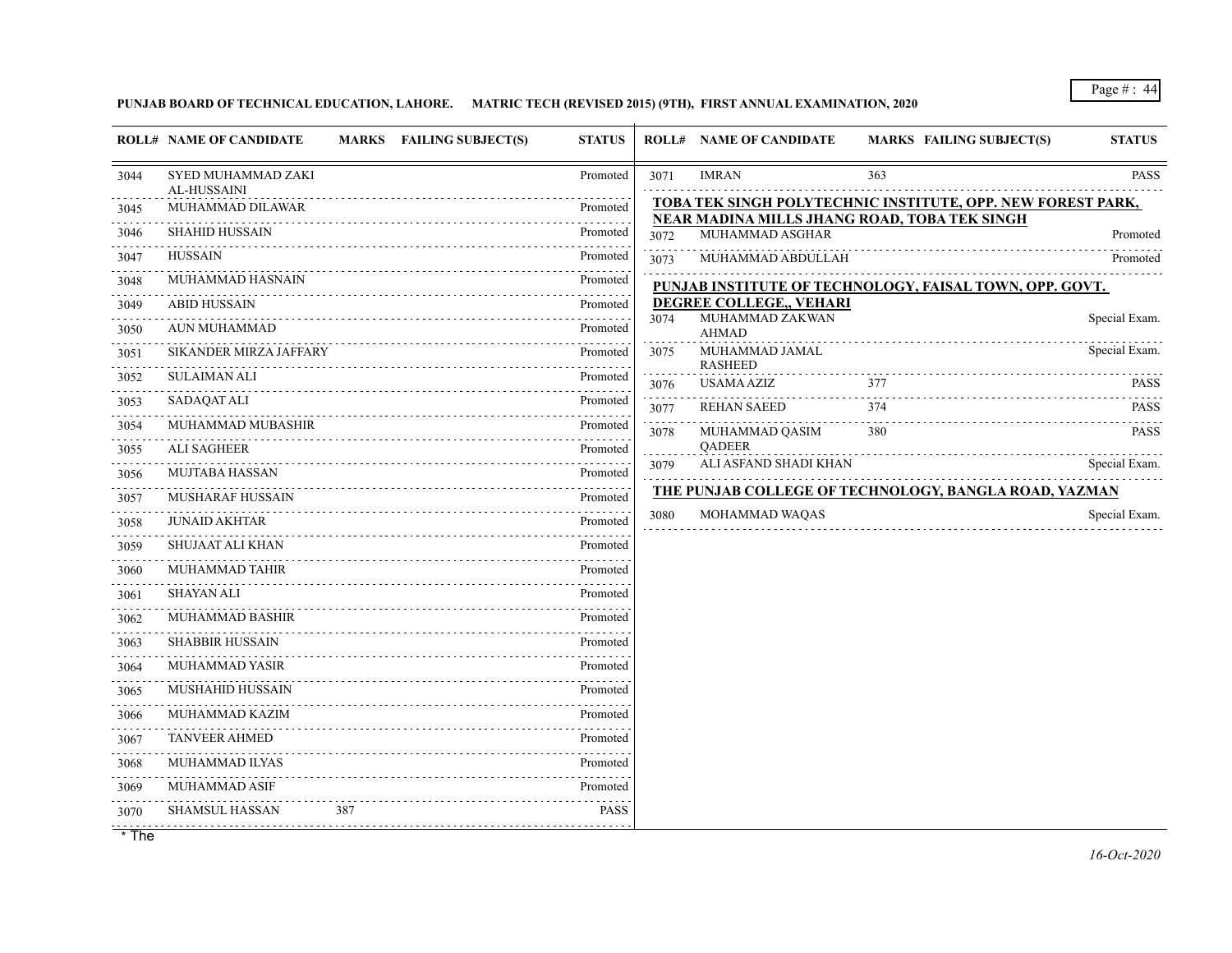**PUNJAB BOARD OF TECHNICAL EDUCATION, LAHORE. MATRIC TECH (REVISED 2015) (9TH), FIRST ANNUAL EXAMINATION, 2020**

| ROLL# | NAME OF CANDIDATE | MARKS | FAILING SUBJECT(S) | STATUS |
|---|---|---|---|---|
| 3044 | SYED MUHAMMAD ZAKI AL-HUSSAINI | | | Promoted |
| 3045 | MUHAMMAD DILAWAR | | | Promoted |
| 3046 | SHAHID HUSSAIN | | | Promoted |
| 3047 | HUSSAIN | | | Promoted |
| 3048 | MUHAMMAD HASNAIN | | | Promoted |
| 3049 | ABID HUSSAIN | | | Promoted |
| 3050 | AUN MUHAMMAD | | | Promoted |
| 3051 | SIKANDER MIRZA JAFFARY | | | Promoted |
| 3052 | SULAIMAN ALI | | | Promoted |
| 3053 | SADAQAT ALI | | | Promoted |
| 3054 | MUHAMMAD MUBASHIR | | | Promoted |
| 3055 | ALI SAGHEER | | | Promoted |
| 3056 | MUJTABA HASSAN | | | Promoted |
| 3057 | MUSHARAF HUSSAIN | | | Promoted |
| 3058 | JUNAID AKHTAR | | | Promoted |
| 3059 | SHUJAAT ALI KHAN | | | Promoted |
| 3060 | MUHAMMAD TAHIR | | | Promoted |
| 3061 | SHAYAN ALI | | | Promoted |
| 3062 | MUHAMMAD BASHIR | | | Promoted |
| 3063 | SHABBIR HUSSAIN | | | Promoted |
| 3064 | MUHAMMAD YASIR | | | Promoted |
| 3065 | MUSHAHID HUSSAIN | | | Promoted |
| 3066 | MUHAMMAD KAZIM | | | Promoted |
| 3067 | TANVEER AHMED | | | Promoted |
| 3068 | MUHAMMAD ILYAS | | | Promoted |
| 3069 | MUHAMMAD ASIF | | | Promoted |
| 3070 | SHAMSUL HASSAN | 387 | | PASS |
| 3071 | IMRAN | 363 | | PASS |

**TOBA TEK SINGH POLYTECHNIC INSTITUTE, OPP. NEW FOREST PARK, NEAR MADINA MILLS JHANG ROAD, TOBA TEK SINGH**

| ROLL# | NAME OF CANDIDATE | MARKS | FAILING SUBJECT(S) | STATUS |
|---|---|---|---|---|
| 3072 | MUHAMMAD ASGHAR | | | Promoted |
| 3073 | MUHAMMAD ABDULLAH | | | Promoted |

**PUNJAB INSTITUTE OF TECHNOLOGY, FAISAL TOWN, OPP. GOVT. DEGREE COLLEGE,, VEHARI**

| ROLL# | NAME OF CANDIDATE | MARKS | FAILING SUBJECT(S) | STATUS |
|---|---|---|---|---|
| 3074 | MUHAMMAD ZAKWAN AHMAD | | | Special Exam. |
| 3075 | MUHAMMAD JAMAL RASHEED | | | Special Exam. |
| 3076 | USAMA AZIZ | 377 | | PASS |
| 3077 | REHAN SAEED | 374 | | PASS |
| 3078 | MUHAMMAD QASIM QADEER | 380 | | PASS |
| 3079 | ALI ASFAND SHADI KHAN | | | Special Exam. |

**THE PUNJAB COLLEGE OF TECHNOLOGY, BANGLA ROAD, YAZMAN**

| ROLL# | NAME OF CANDIDATE | MARKS | FAILING SUBJECT(S) | STATUS |
|---|---|---|---|---|
| 3080 | MOHAMMAD WAQAS | | | Special Exam. |

\* The

*16-Oct-2020*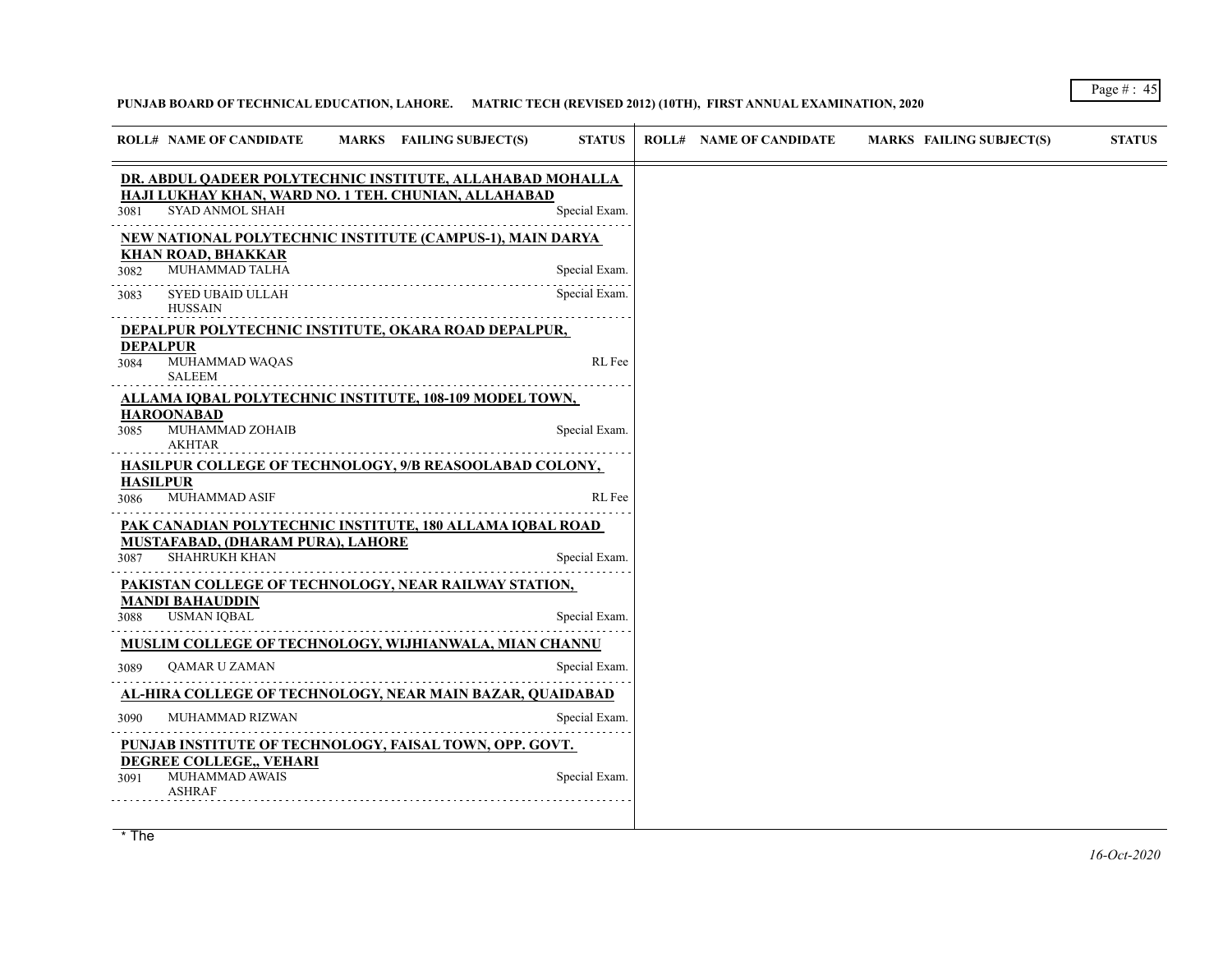**PUNJAB BOARD OF TECHNICAL EDUCATION, LAHORE. MATRIC TECH (REVISED 2012) (10TH), FIRST ANNUAL EXAMINATION, 2020**

| ROLL# | NAME OF CANDIDATE | MARKS | FAILING SUBJECT(S) | STATUS |
|---|---|---|---|---|
| **DR. ABDUL QADEER POLYTECHNIC INSTITUTE, ALLAHABAD MOHALLA HAJI LUKHAY KHAN, WARD NO. 1 TEH. CHUNIAN, ALLAHABAD** | | | | |
| 3081 | SYAD ANMOL SHAH | | | Special Exam. |
| **NEW NATIONAL POLYTECHNIC INSTITUTE (CAMPUS-1), MAIN DARYA KHAN ROAD, BHAKKAR** | | | | |
| 3082 | MUHAMMAD TALHA | | | Special Exam. |
| 3083 | SYED UBAID ULLAH HUSSAIN | | | Special Exam. |
| **DEPALPUR POLYTECHNIC INSTITUTE, OKARA ROAD DEPALPUR, DEPALPUR** | | | | |
| 3084 | MUHAMMAD WAQAS SALEEM | | | RL Fee |
| **ALLAMA IQBAL POLYTECHNIC INSTITUTE, 108-109 MODEL TOWN, HAROONABAD** | | | | |
| 3085 | MUHAMMAD ZOHAIB AKHTAR | | | Special Exam. |
| **HASILPUR COLLEGE OF TECHNOLOGY, 9/B REASOOLABAD COLONY, HASILPUR** | | | | |
| 3086 | MUHAMMAD ASIF | | | RL Fee |
| **PAK CANADIAN POLYTECHNIC INSTITUTE, 180 ALLAMA IQBAL ROAD MUSTAFABAD, (DHARAM PURA), LAHORE** | | | | |
| 3087 | SHAHRUKH KHAN | | | Special Exam. |
| **PAKISTAN COLLEGE OF TECHNOLOGY, NEAR RAILWAY STATION, MANDI BAHAUDDIN** | | | | |
| 3088 | USMAN IQBAL | | | Special Exam. |
| **MUSLIM COLLEGE OF TECHNOLOGY, WIJHIANWALA, MIAN CHANNU** | | | | |
| 3089 | QAMAR U ZAMAN | | | Special Exam. |
| **AL-HIRA COLLEGE OF TECHNOLOGY, NEAR MAIN BAZAR, QUAIDABAD** | | | | |
| 3090 | MUHAMMAD RIZWAN | | | Special Exam. |
| **PUNJAB INSTITUTE OF TECHNOLOGY, FAISAL TOWN, OPP. GOVT. DEGREE COLLEGE,, VEHARI** | | | | |
| 3091 | MUHAMMAD AWAIS ASHRAF | | | Special Exam. |

* The

*16-Oct-2020*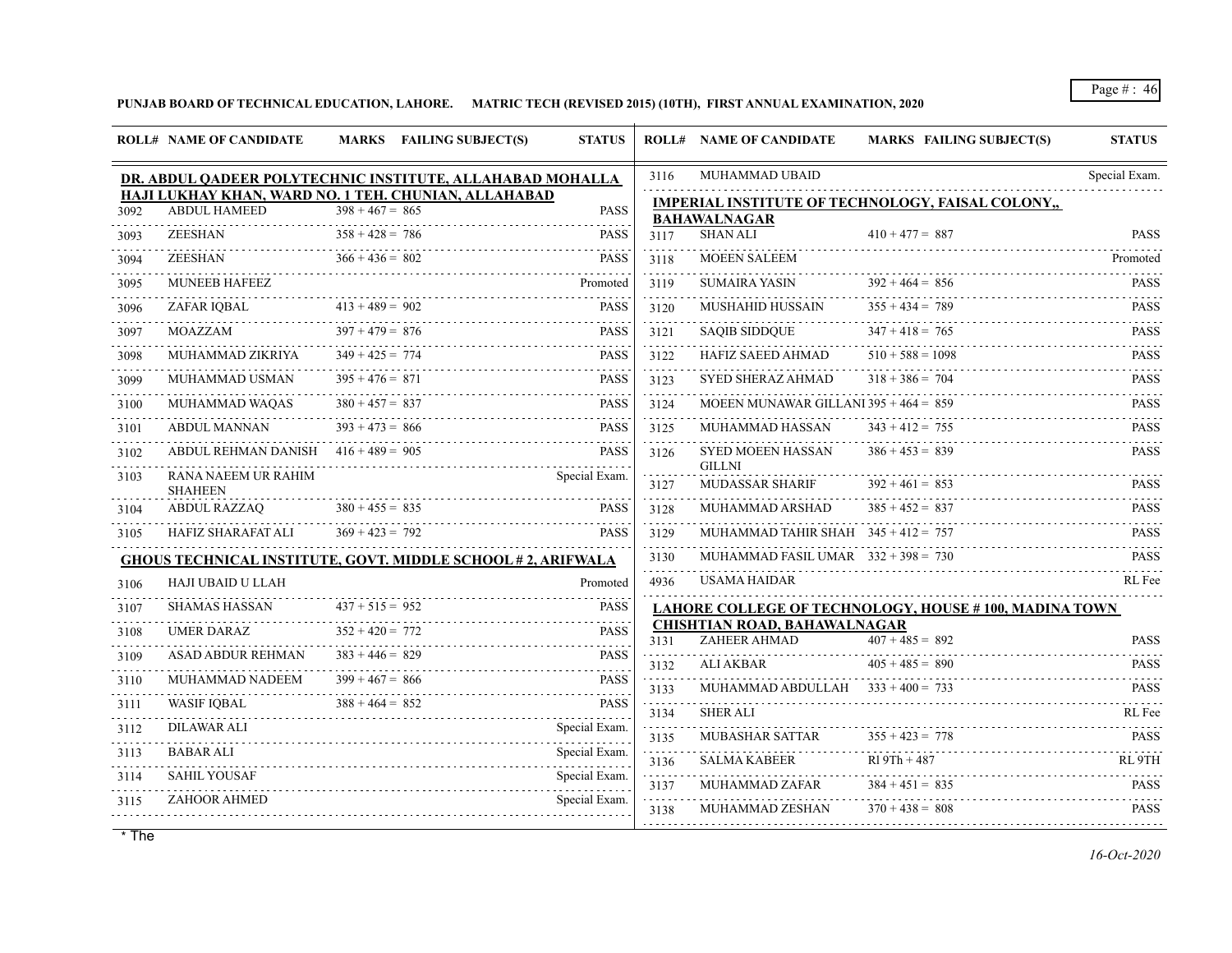**PUNJAB BOARD OF TECHNICAL EDUCATION, LAHORE. MATRIC TECH (REVISED 2015) (10TH), FIRST ANNUAL EXAMINATION, 2020**

| ROLL# | NAME OF CANDIDATE | MARKS | FAILING SUBJECT(S) | STATUS |
|---|---|---|---|---|
| **DR. ABDUL QADEER POLYTECHNIC INSTITUTE, ALLAHABAD MOHALLA HAJI LUKHAY KHAN, WARD NO. 1 TEH. CHUNIAN, ALLAHABAD** | | | | |
| 3092 | ABDUL HAMEED | 398 + 467 = 865 | | PASS |
| 3093 | ZEESHAN | 358 + 428 = 786 | | PASS |
| 3094 | ZEESHAN | 366 + 436 = 802 | | PASS |
| 3095 | MUNEEB HAFEEZ | | | Promoted |
| 3096 | ZAFAR IQBAL | 413 + 489 = 902 | | PASS |
| 3097 | MOAZZAM | 397 + 479 = 876 | | PASS |
| 3098 | MUHAMMAD ZIKRIYA | 349 + 425 = 774 | | PASS |
| 3099 | MUHAMMAD USMAN | 395 + 476 = 871 | | PASS |
| 3100 | MUHAMMAD WAQAS | 380 + 457 = 837 | | PASS |
| 3101 | ABDUL MANNAN | 393 + 473 = 866 | | PASS |
| 3102 | ABDUL REHMAN DANISH | 416 + 489 = 905 | | PASS |
| 3103 | RANA NAEEM UR RAHIM SHAHEEN | | | Special Exam. |
| 3104 | ABDUL RAZZAQ | 380 + 455 = 835 | | PASS |
| 3105 | HAFIZ SHARAFAT ALI | 369 + 423 = 792 | | PASS |
| **GHOUS TECHNICAL INSTITUTE, GOVT. MIDDLE SCHOOL # 2, ARIFWALA** | | | | |
| 3106 | HAJI UBAID U LLAH | | | Promoted |
| 3107 | SHAMAS HASSAN | 437 + 515 = 952 | | PASS |
| 3108 | UMER DARAZ | 352 + 420 = 772 | | PASS |
| 3109 | ASAD ABDUR REHMAN | 383 + 446 = 829 | | PASS |
| 3110 | MUHAMMAD NADEEM | 399 + 467 = 866 | | PASS |
| 3111 | WASIF IQBAL | 388 + 464 = 852 | | PASS |
| 3112 | DILAWAR ALI | | | Special Exam. |
| 3113 | BABAR ALI | | | Special Exam. |
| 3114 | SAHIL YOUSAF | | | Special Exam. |
| 3115 | ZAHOOR AHMED | | | Special Exam. |
| 3116 | MUHAMMAD UBAID | | | Special Exam. |
| **IMPERIAL INSTITUTE OF TECHNOLOGY, FAISAL COLONY,, BAHAWALNAGAR** | | | | |
| 3117 | SHAN ALI | 410 + 477 = 887 | | PASS |
| 3118 | MOEEN SALEEM | | | Promoted |
| 3119 | SUMAIRA YASIN | 392 + 464 = 856 | | PASS |
| 3120 | MUSHAHID HUSSAIN | 355 + 434 = 789 | | PASS |
| 3121 | SAQIB SIDDQUE | 347 + 418 = 765 | | PASS |
| 3122 | HAFIZ SAEED AHMAD | 510 + 588 = 1098 | | PASS |
| 3123 | SYED SHERAZ AHMAD | 318 + 386 = 704 | | PASS |
| 3124 | MOEEN MUNAWAR GILLANI | 395 + 464 = 859 | | PASS |
| 3125 | MUHAMMAD HASSAN | 343 + 412 = 755 | | PASS |
| 3126 | SYED MOEEN HASSAN GILLNI | 386 + 453 = 839 | | PASS |
| 3127 | MUDASSAR SHARIF | 392 + 461 = 853 | | PASS |
| 3128 | MUHAMMAD ARSHAD | 385 + 452 = 837 | | PASS |
| 3129 | MUHAMMAD TAHIR SHAH | 345 + 412 = 757 | | PASS |
| 3130 | MUHAMMAD FASIL UMAR | 332 + 398 = 730 | | PASS |
| 4936 | USAMA HAIDAR | | | RL Fee |
| **LAHORE COLLEGE OF TECHNOLOGY, HOUSE # 100, MADINA TOWN CHISHTIAN ROAD, BAHAWALNAGAR** | | | | |
| 3131 | ZAHEER AHMAD | 407 + 485 = 892 | | PASS |
| 3132 | ALI AKBAR | 405 + 485 = 890 | | PASS |
| 3133 | MUHAMMAD ABDULLAH | 333 + 400 = 733 | | PASS |
| 3134 | SHER ALI | | | RL Fee |
| 3135 | MUBASHAR SATTAR | 355 + 423 = 778 | | PASS |
| 3136 | SALMA KABEER | Rl 9Th + 487 | | RL 9TH |
| 3137 | MUHAMMAD ZAFAR | 384 + 451 = 835 | | PASS |
| 3138 | MUHAMMAD ZESHAN | 370 + 438 = 808 | | PASS |

* The

*16-Oct-2020*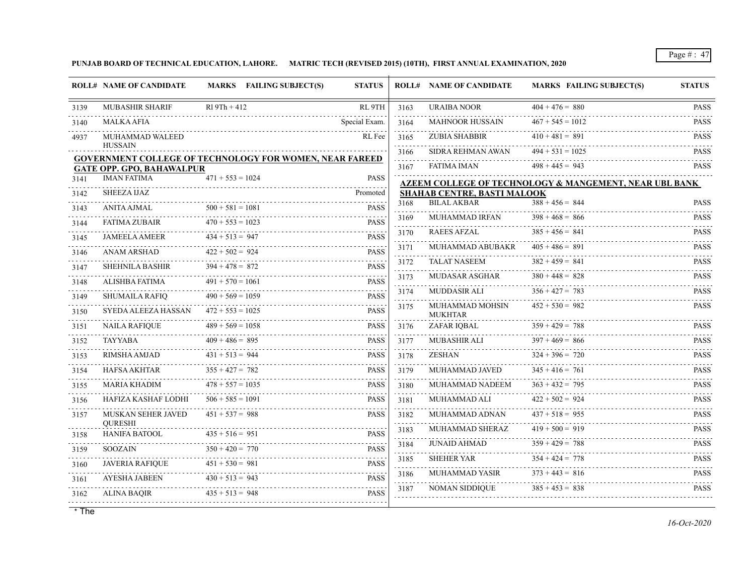**PUNJAB BOARD OF TECHNICAL EDUCATION, LAHORE. MATRIC TECH (REVISED 2015) (10TH), FIRST ANNUAL EXAMINATION, 2020**

| ROLL# | NAME OF CANDIDATE | MARKS | FAILING SUBJECT(S) | STATUS |
|---|---|---|---|---|
| 3139 | MUBASHIR SHARIF | Rl 9Th + 412 | | RL 9TH |
| 3140 | MALKA AFIA | | | Special Exam. |
| 4937 | MUHAMMAD WALEED HUSSAIN | | | RL Fee |

**GOVERNMENT COLLEGE OF TECHNOLOGY FOR WOMEN, NEAR FAREED GATE OPP. GPO, BAHAWALPUR**

| ROLL# | NAME OF CANDIDATE | MARKS | FAILING SUBJECT(S) | STATUS |
|---|---|---|---|---|
| 3141 | IMAN FATIMA | 471 + 553 = 1024 | | PASS |
| 3142 | SHEEZA IJAZ | | | Promoted |
| 3143 | ANITA AJMAL | 500 + 581 = 1081 | | PASS |
| 3144 | FATIMA ZUBAIR | 470 + 553 = 1023 | | PASS |
| 3145 | JAMEELA AMEER | 434 + 513 = 947 | | PASS |
| 3146 | ANAM ARSHAD | 422 + 502 = 924 | | PASS |
| 3147 | SHEHNILA BASHIR | 394 + 478 = 872 | | PASS |
| 3148 | ALISHBA FATIMA | 491 + 570 = 1061 | | PASS |
| 3149 | SHUMAILA RAFIQ | 490 + 569 = 1059 | | PASS |
| 3150 | SYEDA ALEEZA HASSAN | 472 + 553 = 1025 | | PASS |
| 3151 | NAILA RAFIQUE | 489 + 569 = 1058 | | PASS |
| 3152 | TAYYABA | 409 + 486 = 895 | | PASS |
| 3153 | RIMSHA AMJAD | 431 + 513 = 944 | | PASS |
| 3154 | HAFSA AKHTAR | 355 + 427 = 782 | | PASS |
| 3155 | MARIA KHADIM | 478 + 557 = 1035 | | PASS |
| 3156 | HAFIZA KASHAF LODHI | 506 + 585 = 1091 | | PASS |
| 3157 | MUSKAN SEHER JAVED QURESHI | 451 + 537 = 988 | | PASS |
| 3158 | HANIFA BATOOL | 435 + 516 = 951 | | PASS |
| 3159 | SOOZAIN | 350 + 420 = 770 | | PASS |
| 3160 | JAVERIA RAFIQUE | 451 + 530 = 981 | | PASS |
| 3161 | AYESHA JABEEN | 430 + 513 = 943 | | PASS |
| 3162 | ALINA BAQIR | 435 + 513 = 948 | | PASS |
| 3163 | URAIBA NOOR | 404 + 476 = 880 | | PASS |
| 3164 | MAHNOOR HUSSAIN | 467 + 545 = 1012 | | PASS |
| 3165 | ZUBIA SHABBIR | 410 + 481 = 891 | | PASS |
| 3166 | SIDRA REHMAN AWAN | 494 + 531 = 1025 | | PASS |
| 3167 | FATIMA IMAN | 498 + 445 = 943 | | PASS |

**AZEEM COLLEGE OF TECHNOLOGY & MANGEMENT, NEAR UBL BANK SHAHAB CENTRE, BASTI MALOOK**

| ROLL# | NAME OF CANDIDATE | MARKS | FAILING SUBJECT(S) | STATUS |
|---|---|---|---|---|
| 3168 | BILAL AKBAR | 388 + 456 = 844 | | PASS |
| 3169 | MUHAMMAD IRFAN | 398 + 468 = 866 | | PASS |
| 3170 | RAEES AFZAL | 385 + 456 = 841 | | PASS |
| 3171 | MUHAMMAD ABUBAKR | 405 + 486 = 891 | | PASS |
| 3172 | TALAT NASEEM | 382 + 459 = 841 | | PASS |
| 3173 | MUDASAR ASGHAR | 380 + 448 = 828 | | PASS |
| 3174 | MUDDASIR ALI | 356 + 427 = 783 | | PASS |
| 3175 | MUHAMMAD MOHSIN MUKHTAR | 452 + 530 = 982 | | PASS |
| 3176 | ZAFAR IQBAL | 359 + 429 = 788 | | PASS |
| 3177 | MUBASHIR ALI | 397 + 469 = 866 | | PASS |
| 3178 | ZESHAN | 324 + 396 = 720 | | PASS |
| 3179 | MUHAMMAD JAVED | 345 + 416 = 761 | | PASS |
| 3180 | MUHAMMAD NADEEM | 363 + 432 = 795 | | PASS |
| 3181 | MUHAMMAD ALI | 422 + 502 = 924 | | PASS |
| 3182 | MUHAMMAD ADNAN | 437 + 518 = 955 | | PASS |
| 3183 | MUHAMMAD SHERAZ | 419 + 500 = 919 | | PASS |
| 3184 | JUNAID AHMAD | 359 + 429 = 788 | | PASS |
| 3185 | SHEHER YAR | 354 + 424 = 778 | | PASS |
| 3186 | MUHAMMAD YASIR | 373 + 443 = 816 | | PASS |
| 3187 | NOMAN SIDDIQUE | 385 + 453 = 838 | | PASS |

* The

*16-Oct-2020*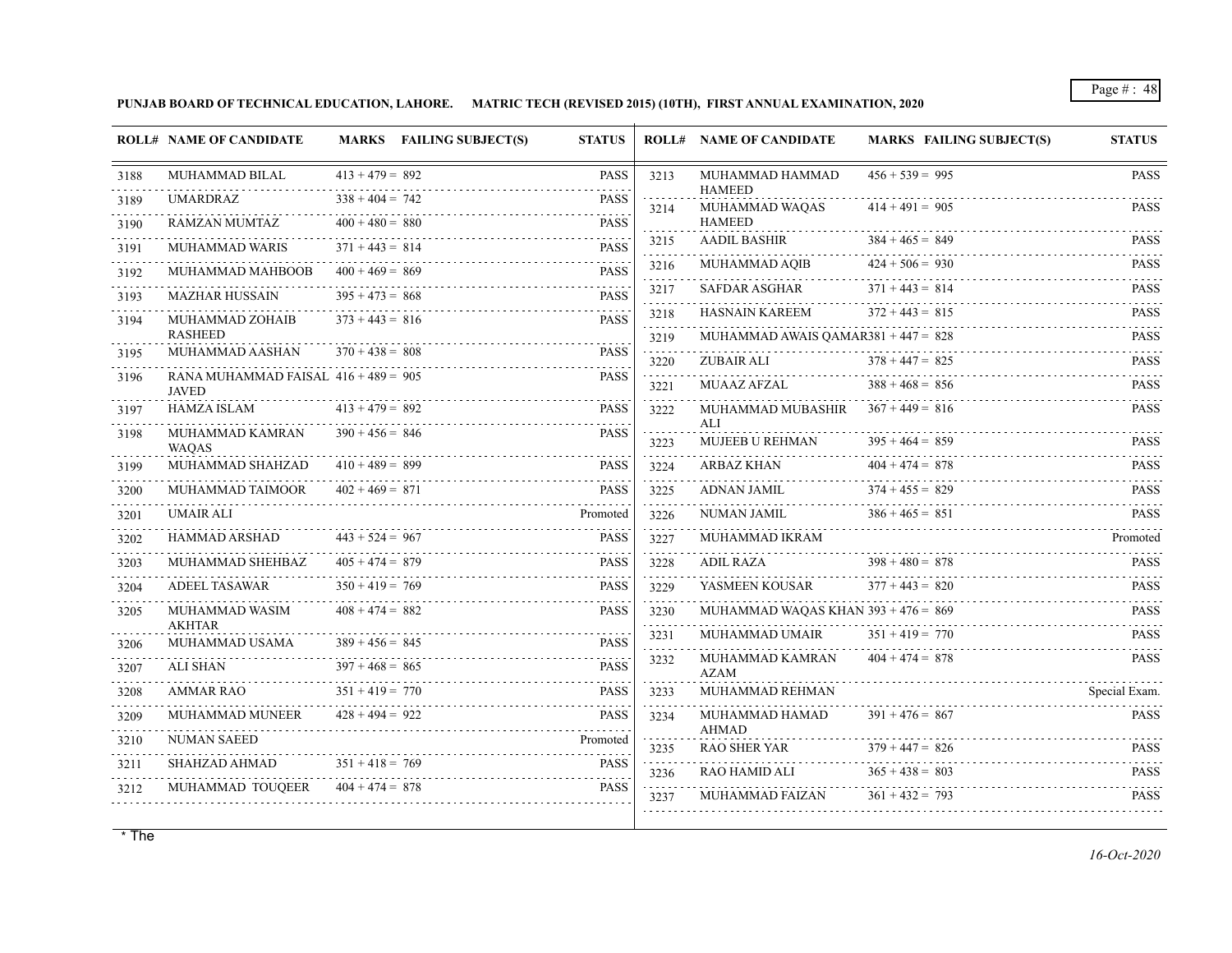**PUNJAB BOARD OF TECHNICAL EDUCATION, LAHORE. MATRIC TECH (REVISED 2015) (10TH), FIRST ANNUAL EXAMINATION, 2020**

| ROLL# | NAME OF CANDIDATE | MARKS | FAILING SUBJECT(S) | STATUS |
|---|---|---|---|---|
| 3188 | MUHAMMAD BILAL | 413 + 479 = 892 | | PASS |
| 3189 | UMARDRAZ | 338 + 404 = 742 | | PASS |
| 3190 | RAMZAN MUMTAZ | 400 + 480 = 880 | | PASS |
| 3191 | MUHAMMAD WARIS | 371 + 443 = 814 | | PASS |
| 3192 | MUHAMMAD MAHBOOB | 400 + 469 = 869 | | PASS |
| 3193 | MAZHAR HUSSAIN | 395 + 473 = 868 | | PASS |
| 3194 | MUHAMMAD ZOHAIB RASHEED | 373 + 443 = 816 | | PASS |
| 3195 | MUHAMMAD AASHAN | 370 + 438 = 808 | | PASS |
| 3196 | RANA MUHAMMAD FAISAL JAVED | 416 + 489 = 905 | | PASS |
| 3197 | HAMZA ISLAM | 413 + 479 = 892 | | PASS |
| 3198 | MUHAMMAD KAMRAN WAQAS | 390 + 456 = 846 | | PASS |
| 3199 | MUHAMMAD SHAHZAD | 410 + 489 = 899 | | PASS |
| 3200 | MUHAMMAD TAIMOOR | 402 + 469 = 871 | | PASS |
| 3201 | UMAIR ALI | | | Promoted |
| 3202 | HAMMAD ARSHAD | 443 + 524 = 967 | | PASS |
| 3203 | MUHAMMAD SHEHBAZ | 405 + 474 = 879 | | PASS |
| 3204 | ADEEL TASAWAR | 350 + 419 = 769 | | PASS |
| 3205 | MUHAMMAD WASIM AKHTAR | 408 + 474 = 882 | | PASS |
| 3206 | MUHAMMAD USAMA | 389 + 456 = 845 | | PASS |
| 3207 | ALI SHAN | 397 + 468 = 865 | | PASS |
| 3208 | AMMAR RAO | 351 + 419 = 770 | | PASS |
| 3209 | MUHAMMAD MUNEER | 428 + 494 = 922 | | PASS |
| 3210 | NUMAN SAEED | | | Promoted |
| 3211 | SHAHZAD AHMAD | 351 + 418 = 769 | | PASS |
| 3212 | MUHAMMAD TOUQEER | 404 + 474 = 878 | | PASS |
| 3213 | MUHAMMAD HAMMAD HAMEED | 456 + 539 = 995 | | PASS |
| 3214 | MUHAMMAD WAQAS HAMEED | 414 + 491 = 905 | | PASS |
| 3215 | AADIL BASHIR | 384 + 465 = 849 | | PASS |
| 3216 | MUHAMMAD AQIB | 424 + 506 = 930 | | PASS |
| 3217 | SAFDAR ASGHAR | 371 + 443 = 814 | | PASS |
| 3218 | HASNAIN KAREEM | 372 + 443 = 815 | | PASS |
| 3219 | MUHAMMAD AWAIS QAMAR | 381 + 447 = 828 | | PASS |
| 3220 | ZUBAIR ALI | 378 + 447 = 825 | | PASS |
| 3221 | MUAAZ AFZAL | 388 + 468 = 856 | | PASS |
| 3222 | MUHAMMAD MUBASHIR ALI | 367 + 449 = 816 | | PASS |
| 3223 | MUJEEB U REHMAN | 395 + 464 = 859 | | PASS |
| 3224 | ARBAZ KHAN | 404 + 474 = 878 | | PASS |
| 3225 | ADNAN JAMIL | 374 + 455 = 829 | | PASS |
| 3226 | NUMAN JAMIL | 386 + 465 = 851 | | PASS |
| 3227 | MUHAMMAD IKRAM | | | Promoted |
| 3228 | ADIL RAZA | 398 + 480 = 878 | | PASS |
| 3229 | YASMEEN KOUSAR | 377 + 443 = 820 | | PASS |
| 3230 | MUHAMMAD WAQAS KHAN | 393 + 476 = 869 | | PASS |
| 3231 | MUHAMMAD UMAIR | 351 + 419 = 770 | | PASS |
| 3232 | MUHAMMAD KAMRAN AZAM | 404 + 474 = 878 | | PASS |
| 3233 | MUHAMMAD REHMAN | | | Special Exam. |
| 3234 | MUHAMMAD HAMAD AHMAD | 391 + 476 = 867 | | PASS |
| 3235 | RAO SHER YAR | 379 + 447 = 826 | | PASS |
| 3236 | RAO HAMID ALI | 365 + 438 = 803 | | PASS |
| 3237 | MUHAMMAD FAIZAN | 361 + 432 = 793 | | PASS |

* The

*16-Oct-2020*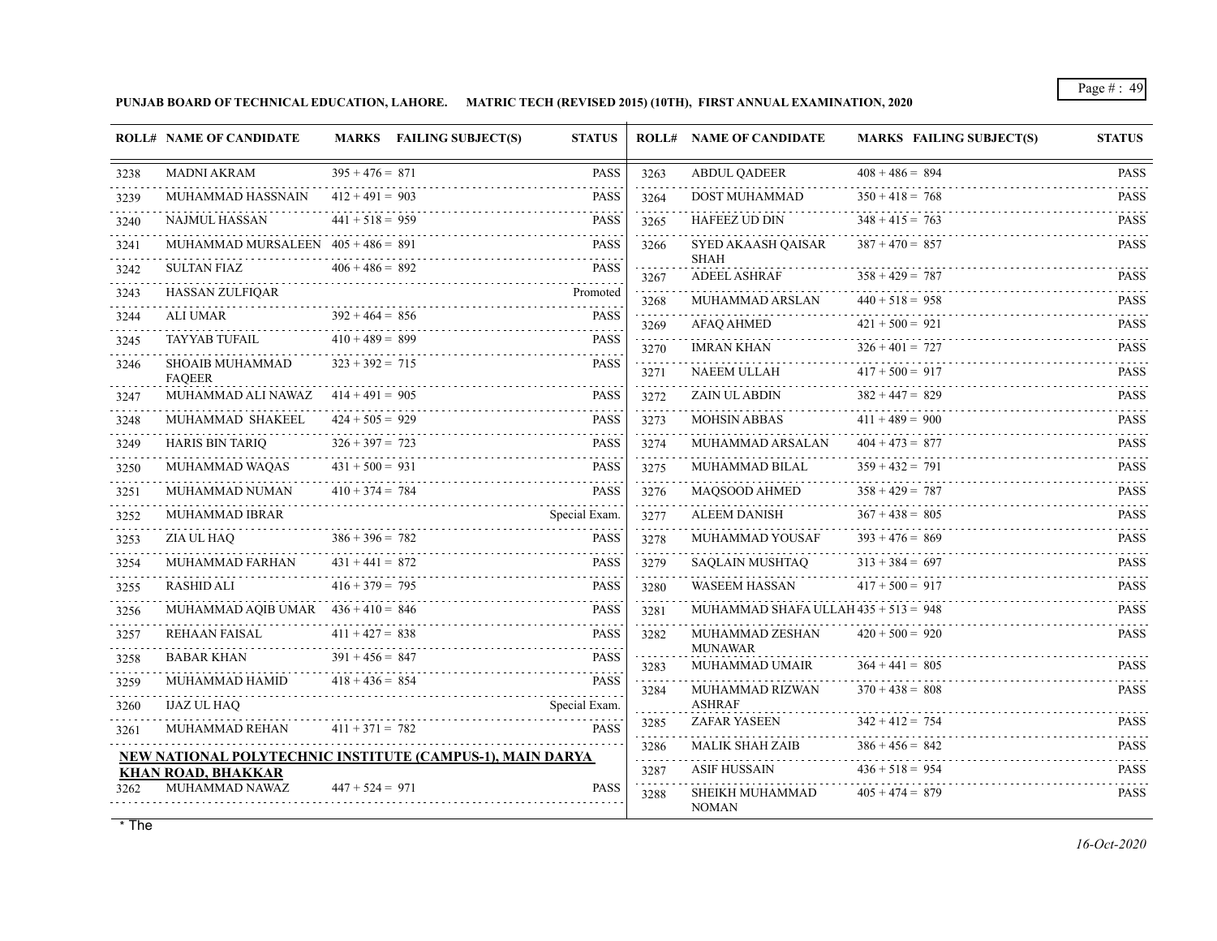**PUNJAB BOARD OF TECHNICAL EDUCATION, LAHORE. MATRIC TECH (REVISED 2015) (10TH), FIRST ANNUAL EXAMINATION, 2020**

| ROLL# | NAME OF CANDIDATE | MARKS | FAILING SUBJECT(S) | STATUS |
|---|---|---|---|---|
| 3238 | MADNI AKRAM | 395 + 476 = 871 | | PASS |
| 3239 | MUHAMMAD HASSNAIN | 412 + 491 = 903 | | PASS |
| 3240 | NAJMUL HASSAN | 441 + 518 = 959 | | PASS |
| 3241 | MUHAMMAD MURSALEEN | 405 + 486 = 891 | | PASS |
| 3242 | SULTAN FIAZ | 406 + 486 = 892 | | PASS |
| 3243 | HASSAN ZULFIQAR | | | Promoted |
| 3244 | ALI UMAR | 392 + 464 = 856 | | PASS |
| 3245 | TAYYAB TUFAIL | 410 + 489 = 899 | | PASS |
| 3246 | SHOAIB MUHAMMAD FAQEER | 323 + 392 = 715 | | PASS |
| 3247 | MUHAMMAD ALI NAWAZ | 414 + 491 = 905 | | PASS |
| 3248 | MUHAMMAD SHAKEEL | 424 + 505 = 929 | | PASS |
| 3249 | HARIS BIN TARIQ | 326 + 397 = 723 | | PASS |
| 3250 | MUHAMMAD WAQAS | 431 + 500 = 931 | | PASS |
| 3251 | MUHAMMAD NUMAN | 410 + 374 = 784 | | PASS |
| 3252 | MUHAMMAD IBRAR | | | Special Exam. |
| 3253 | ZIA UL HAQ | 386 + 396 = 782 | | PASS |
| 3254 | MUHAMMAD FARHAN | 431 + 441 = 872 | | PASS |
| 3255 | RASHID ALI | 416 + 379 = 795 | | PASS |
| 3256 | MUHAMMAD AQIB UMAR | 436 + 410 = 846 | | PASS |
| 3257 | REHAAN FAISAL | 411 + 427 = 838 | | PASS |
| 3258 | BABAR KHAN | 391 + 456 = 847 | | PASS |
| 3259 | MUHAMMAD HAMID | 418 + 436 = 854 | | PASS |
| 3260 | IJAZ UL HAQ | | | Special Exam. |
| 3261 | MUHAMMAD REHAN | 411 + 371 = 782 | | PASS |

**NEW NATIONAL POLYTECHNIC INSTITUTE (CAMPUS-1), MAIN DARYA KHAN ROAD, BHAKKAR**

| ROLL# | NAME OF CANDIDATE | MARKS | FAILING SUBJECT(S) | STATUS |
|---|---|---|---|---|
| 3262 | MUHAMMAD NAWAZ | 447 + 524 = 971 | | PASS |
| 3263 | ABDUL QADEER | 408 + 486 = 894 | | PASS |
| 3264 | DOST MUHAMMAD | 350 + 418 = 768 | | PASS |
| 3265 | HAFEEZ UD DIN | 348 + 415 = 763 | | PASS |
| 3266 | SYED AKAASH QAISAR SHAH | 387 + 470 = 857 | | PASS |
| 3267 | ADEEL ASHRAF | 358 + 429 = 787 | | PASS |
| 3268 | MUHAMMAD ARSLAN | 440 + 518 = 958 | | PASS |
| 3269 | AFAQ AHMED | 421 + 500 = 921 | | PASS |
| 3270 | IMRAN KHAN | 326 + 401 = 727 | | PASS |
| 3271 | NAEEM ULLAH | 417 + 500 = 917 | | PASS |
| 3272 | ZAIN UL ABDIN | 382 + 447 = 829 | | PASS |
| 3273 | MOHSIN ABBAS | 411 + 489 = 900 | | PASS |
| 3274 | MUHAMMAD ARSALAN | 404 + 473 = 877 | | PASS |
| 3275 | MUHAMMAD BILAL | 359 + 432 = 791 | | PASS |
| 3276 | MAQSOOD AHMED | 358 + 429 = 787 | | PASS |
| 3277 | ALEEM DANISH | 367 + 438 = 805 | | PASS |
| 3278 | MUHAMMAD YOUSAF | 393 + 476 = 869 | | PASS |
| 3279 | SAQLAIN MUSHTAQ | 313 + 384 = 697 | | PASS |
| 3280 | WASEEM HASSAN | 417 + 500 = 917 | | PASS |
| 3281 | MUHAMMAD SHAFA ULLAH | 435 + 513 = 948 | | PASS |
| 3282 | MUHAMMAD ZESHAN MUNAWAR | 420 + 500 = 920 | | PASS |
| 3283 | MUHAMMAD UMAIR | 364 + 441 = 805 | | PASS |
| 3284 | MUHAMMAD RIZWAN ASHRAF | 370 + 438 = 808 | | PASS |
| 3285 | ZAFAR YASEEN | 342 + 412 = 754 | | PASS |
| 3286 | MALIK SHAH ZAIB | 386 + 456 = 842 | | PASS |
| 3287 | ASIF HUSSAIN | 436 + 518 = 954 | | PASS |
| 3288 | SHEIKH MUHAMMAD NOMAN | 405 + 474 = 879 | | PASS |

* The

*16-Oct-2020*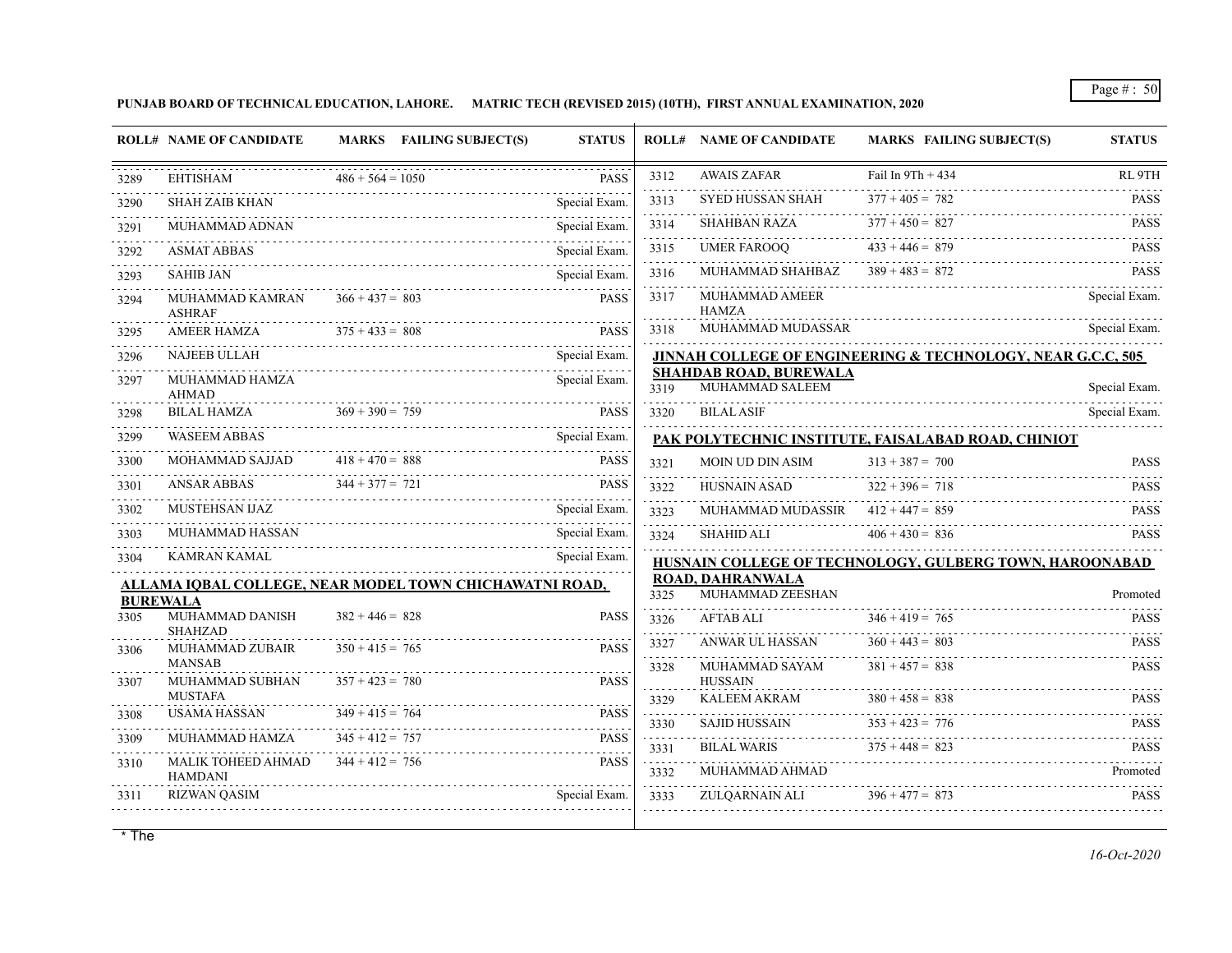PUNJAB BOARD OF TECHNICAL EDUCATION, LAHORE. MATRIC TECH (REVISED 2015) (10TH), FIRST ANNUAL EXAMINATION, 2020

| ROLL# | NAME OF CANDIDATE | MARKS | FAILING SUBJECT(S) | STATUS |
|---|---|---|---|---|
| 3289 | EHTISHAM | 486 + 564 = 1050 | | PASS |
| 3290 | SHAH ZAIB KHAN | | | Special Exam. |
| 3291 | MUHAMMAD ADNAN | | | Special Exam. |
| 3292 | ASMAT ABBAS | | | Special Exam. |
| 3293 | SAHIB JAN | | | Special Exam. |
| 3294 | MUHAMMAD KAMRAN ASHRAF | 366 + 437 = 803 | | PASS |
| 3295 | AMEER HAMZA | 375 + 433 = 808 | | PASS |
| 3296 | NAJEEB ULLAH | | | Special Exam. |
| 3297 | MUHAMMAD HAMZA AHMAD | | | Special Exam. |
| 3298 | BILAL HAMZA | 369 + 390 = 759 | | PASS |
| 3299 | WASEEM ABBAS | | | Special Exam. |
| 3300 | MOHAMMAD SAJJAD | 418 + 470 = 888 | | PASS |
| 3301 | ANSAR ABBAS | 344 + 377 = 721 | | PASS |
| 3302 | MUSTEHSAN IJAZ | | | Special Exam. |
| 3303 | MUHAMMAD HASSAN | | | Special Exam. |
| 3304 | KAMRAN KAMAL | | | Special Exam. |

**ALLAMA IQBAL COLLEGE, NEAR MODEL TOWN CHICHAWATNI ROAD, BUREWALA**

| ROLL# | NAME OF CANDIDATE | MARKS | FAILING SUBJECT(S) | STATUS |
|---|---|---|---|---|
| 3305 | MUHAMMAD DANISH SHAHZAD | 382 + 446 = 828 | | PASS |
| 3306 | MUHAMMAD ZUBAIR MANSAB | 350 + 415 = 765 | | PASS |
| 3307 | MUHAMMAD SUBHAN MUSTAFA | 357 + 423 = 780 | | PASS |
| 3308 | USAMA HASSAN | 349 + 415 = 764 | | PASS |
| 3309 | MUHAMMAD HAMZA | 345 + 412 = 757 | | PASS |
| 3310 | MALIK TOHEED AHMAD HAMDANI | 344 + 412 = 756 | | PASS |
| 3311 | RIZWAN QASIM | | | Special Exam. |
| 3312 | AWAIS ZAFAR | Fail In 9Th + 434 | | RL 9TH |
| 3313 | SYED HUSSAN SHAH | 377 + 405 = 782 | | PASS |
| 3314 | SHAHBAN RAZA | 377 + 450 = 827 | | PASS |
| 3315 | UMER FAROOQ | 433 + 446 = 879 | | PASS |
| 3316 | MUHAMMAD SHAHBAZ | 389 + 483 = 872 | | PASS |
| 3317 | MUHAMMAD AMEER HAMZA | | | Special Exam. |
| 3318 | MUHAMMAD MUDASSAR | | | Special Exam. |

**JINNAH COLLEGE OF ENGINEERING & TECHNOLOGY, NEAR G.C.C, 505 SHAHDAB ROAD, BUREWALA**

| ROLL# | NAME OF CANDIDATE | MARKS | FAILING SUBJECT(S) | STATUS |
|---|---|---|---|---|
| 3319 | MUHAMMAD SALEEM | | | Special Exam. |
| 3320 | BILAL ASIF | | | Special Exam. |

**PAK POLYTECHNIC INSTITUTE, FAISALABAD ROAD, CHINIOT**

| ROLL# | NAME OF CANDIDATE | MARKS | FAILING SUBJECT(S) | STATUS |
|---|---|---|---|---|
| 3321 | MOIN UD DIN ASIM | 313 + 387 = 700 | | PASS |
| 3322 | HUSNAIN ASAD | 322 + 396 = 718 | | PASS |
| 3323 | MUHAMMAD MUDASSIR | 412 + 447 = 859 | | PASS |
| 3324 | SHAHID ALI | 406 + 430 = 836 | | PASS |

**HUSNAIN COLLEGE OF TECHNOLOGY, GULBERG TOWN, HAROONABAD ROAD, DAHRANWALA**

| ROLL# | NAME OF CANDIDATE | MARKS | FAILING SUBJECT(S) | STATUS |
|---|---|---|---|---|
| 3325 | MUHAMMAD ZEESHAN | | | Promoted |
| 3326 | AFTAB ALI | 346 + 419 = 765 | | PASS |
| 3327 | ANWAR UL HASSAN | 360 + 443 = 803 | | PASS |
| 3328 | MUHAMMAD SAYAM HUSSAIN | 381 + 457 = 838 | | PASS |
| 3329 | KALEEM AKRAM | 380 + 458 = 838 | | PASS |
| 3330 | SAJID HUSSAIN | 353 + 423 = 776 | | PASS |
| 3331 | BILAL WARIS | 375 + 448 = 823 | | PASS |
| 3332 | MUHAMMAD AHMAD | | | Promoted |
| 3333 | ZULQARNAIN ALI | 396 + 477 = 873 | | PASS |

* The

*16-Oct-2020*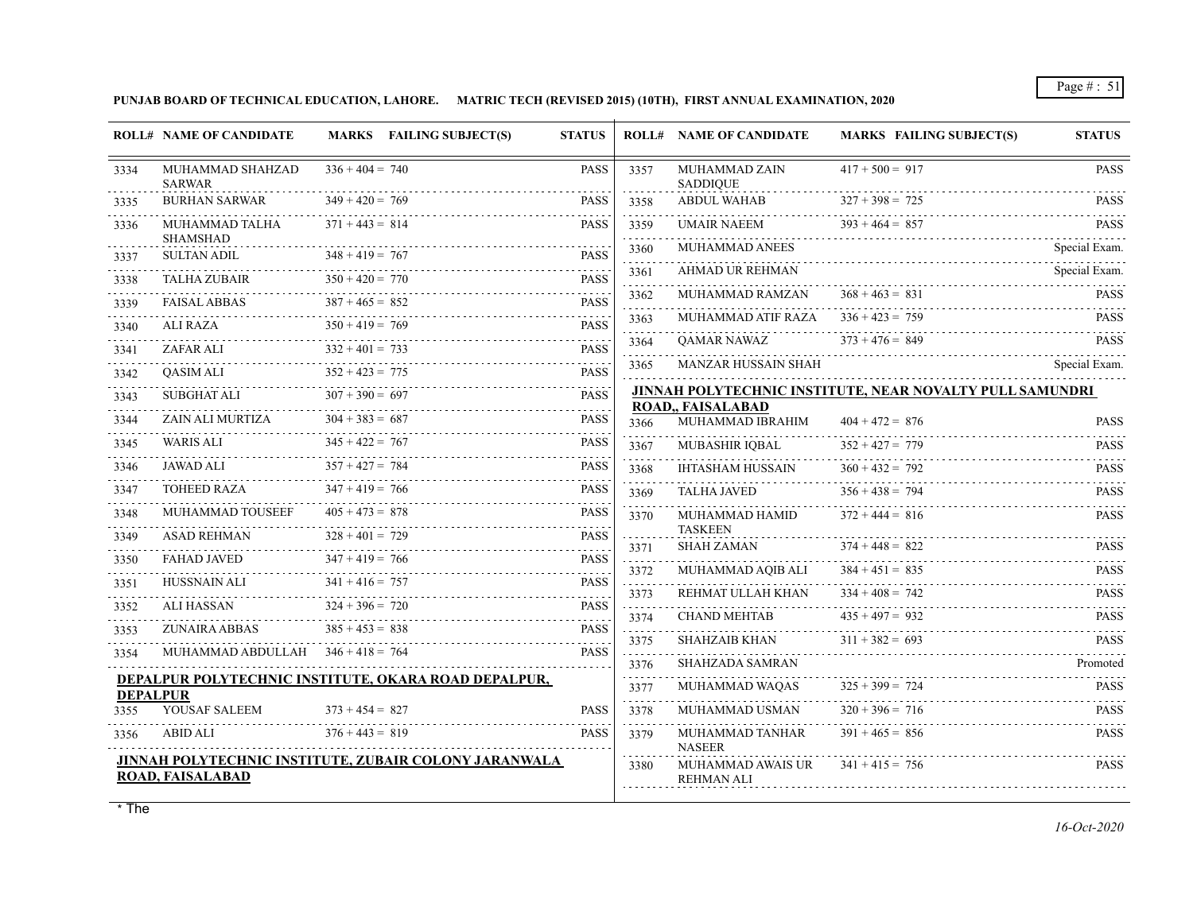**PUNJAB BOARD OF TECHNICAL EDUCATION, LAHORE. MATRIC TECH (REVISED 2015) (10TH), FIRST ANNUAL EXAMINATION, 2020**

| ROLL# | NAME OF CANDIDATE | MARKS | FAILING SUBJECT(S) | STATUS |
|---|---|---|---|---|
| 3334 | MUHAMMAD SHAHZAD SARWAR | 336 + 404 = 740 | | PASS |
| 3335 | BURHAN SARWAR | 349 + 420 = 769 | | PASS |
| 3336 | MUHAMMAD TALHA SHAMSHAD | 371 + 443 = 814 | | PASS |
| 3337 | SULTAN ADIL | 348 + 419 = 767 | | PASS |
| 3338 | TALHA ZUBAIR | 350 + 420 = 770 | | PASS |
| 3339 | FAISAL ABBAS | 387 + 465 = 852 | | PASS |
| 3340 | ALI RAZA | 350 + 419 = 769 | | PASS |
| 3341 | ZAFAR ALI | 332 + 401 = 733 | | PASS |
| 3342 | QASIM ALI | 352 + 423 = 775 | | PASS |
| 3343 | SUBGHAT ALI | 307 + 390 = 697 | | PASS |
| 3344 | ZAIN ALI MURTIZA | 304 + 383 = 687 | | PASS |
| 3345 | WARIS ALI | 345 + 422 = 767 | | PASS |
| 3346 | JAWAD ALI | 357 + 427 = 784 | | PASS |
| 3347 | TOHEED RAZA | 347 + 419 = 766 | | PASS |
| 3348 | MUHAMMAD TOUSEEF | 405 + 473 = 878 | | PASS |
| 3349 | ASAD REHMAN | 328 + 401 = 729 | | PASS |
| 3350 | FAHAD JAVED | 347 + 419 = 766 | | PASS |
| 3351 | HUSSNAIN ALI | 341 + 416 = 757 | | PASS |
| 3352 | ALI HASSAN | 324 + 396 = 720 | | PASS |
| 3353 | ZUNAIRA ABBAS | 385 + 453 = 838 | | PASS |
| 3354 | MUHAMMAD ABDULLAH | 346 + 418 = 764 | | PASS |

**DEPALPUR POLYTECHNIC INSTITUTE, OKARA ROAD DEPALPUR, DEPALPUR**

| ROLL# | NAME OF CANDIDATE | MARKS | FAILING SUBJECT(S) | STATUS |
|---|---|---|---|---|
| 3355 | YOUSAF SALEEM | 373 + 454 = 827 | | PASS |
| 3356 | ABID ALI | 376 + 443 = 819 | | PASS |

**JINNAH POLYTECHNIC INSTITUTE, ZUBAIR COLONY JARANWALA ROAD, FAISALABAD**

| ROLL# | NAME OF CANDIDATE | MARKS | FAILING SUBJECT(S) | STATUS |
|---|---|---|---|---|
| 3357 | MUHAMMAD ZAIN SADDIQUE | 417 + 500 = 917 | | PASS |
| 3358 | ABDUL WAHAB | 327 + 398 = 725 | | PASS |
| 3359 | UMAIR NAEEM | 393 + 464 = 857 | | PASS |
| 3360 | MUHAMMAD ANEES | | | Special Exam. |
| 3361 | AHMAD UR REHMAN | | | Special Exam. |
| 3362 | MUHAMMAD RAMZAN | 368 + 463 = 831 | | PASS |
| 3363 | MUHAMMAD ATIF RAZA | 336 + 423 = 759 | | PASS |
| 3364 | QAMAR NAWAZ | 373 + 476 = 849 | | PASS |
| 3365 | MANZAR HUSSAIN SHAH | | | Special Exam. |

**JINNAH POLYTECHNIC INSTITUTE, NEAR NOVALTY PULL SAMUNDRI ROAD,, FAISALABAD**

| ROLL# | NAME OF CANDIDATE | MARKS | FAILING SUBJECT(S) | STATUS |
|---|---|---|---|---|
| 3366 | MUHAMMAD IBRAHIM | 404 + 472 = 876 | | PASS |
| 3367 | MUBASHIR IQBAL | 352 + 427 = 779 | | PASS |
| 3368 | IHTASHAM HUSSAIN | 360 + 432 = 792 | | PASS |
| 3369 | TALHA JAVED | 356 + 438 = 794 | | PASS |
| 3370 | MUHAMMAD HAMID TASKEEN | 372 + 444 = 816 | | PASS |
| 3371 | SHAH ZAMAN | 374 + 448 = 822 | | PASS |
| 3372 | MUHAMMAD AQIB ALI | 384 + 451 = 835 | | PASS |
| 3373 | REHMAT ULLAH KHAN | 334 + 408 = 742 | | PASS |
| 3374 | CHAND MEHTAB | 435 + 497 = 932 | | PASS |
| 3375 | SHAHZAIB KHAN | 311 + 382 = 693 | | PASS |
| 3376 | SHAHZADA SAMRAN | | | Promoted |
| 3377 | MUHAMMAD WAQAS | 325 + 399 = 724 | | PASS |
| 3378 | MUHAMMAD USMAN | 320 + 396 = 716 | | PASS |
| 3379 | MUHAMMAD TANHAR NASEER | 391 + 465 = 856 | | PASS |
| 3380 | MUHAMMAD AWAIS UR REHMAN ALI | 341 + 415 = 756 | | PASS |

* The

*16-Oct-2020*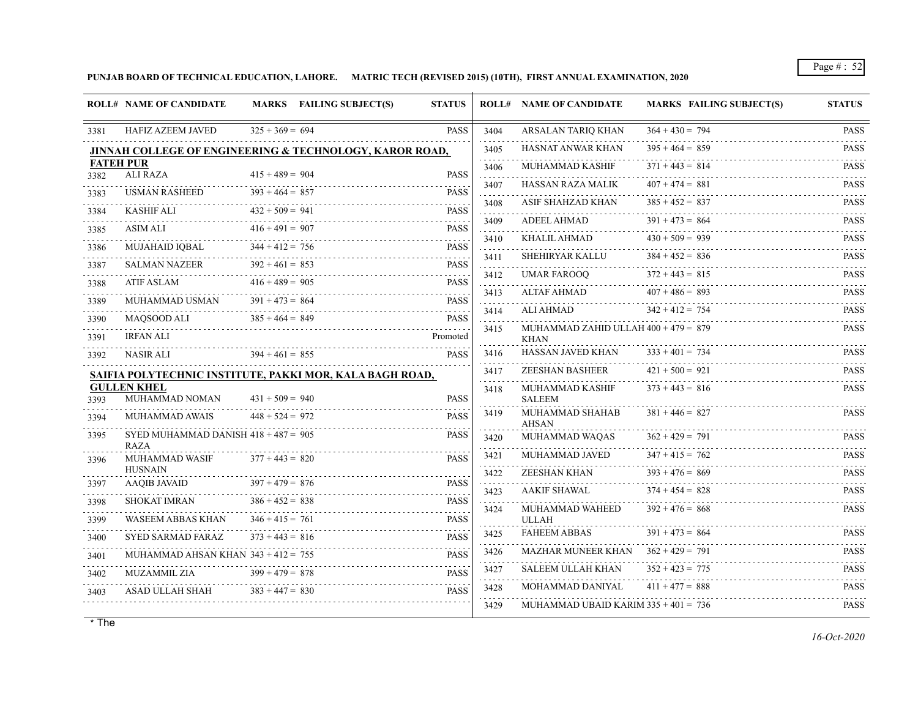**PUNJAB BOARD OF TECHNICAL EDUCATION, LAHORE. MATRIC TECH (REVISED 2015) (10TH), FIRST ANNUAL EXAMINATION, 2020**

| ROLL# | NAME OF CANDIDATE | MARKS | FAILING SUBJECT(S) | STATUS |
|---|---|---|---|---|
| 3381 | HAFIZ AZEEM JAVED | 325 + 369 = 694 | | PASS |

**JINNAH COLLEGE OF ENGINEERING & TECHNOLOGY, KAROR ROAD, FATEH PUR**

| ROLL# | NAME OF CANDIDATE | MARKS | FAILING SUBJECT(S) | STATUS |
|---|---|---|---|---|
| 3382 | ALI RAZA | 415 + 489 = 904 | | PASS |
| 3383 | USMAN RASHEED | 393 + 464 = 857 | | PASS |
| 3384 | KASHIF ALI | 432 + 509 = 941 | | PASS |
| 3385 | ASIM ALI | 416 + 491 = 907 | | PASS |
| 3386 | MUJAHAID IQBAL | 344 + 412 = 756 | | PASS |
| 3387 | SALMAN NAZEER | 392 + 461 = 853 | | PASS |
| 3388 | ATIF ASLAM | 416 + 489 = 905 | | PASS |
| 3389 | MUHAMMAD USMAN | 391 + 473 = 864 | | PASS |
| 3390 | MAQSOOD ALI | 385 + 464 = 849 | | PASS |
| 3391 | IRFAN ALI | | | Promoted |
| 3392 | NASIR ALI | 394 + 461 = 855 | | PASS |

**SAIFIA POLYTECHNIC INSTITUTE, PAKKI MOR, KALA BAGH ROAD, GULLEN KHEL**

| ROLL# | NAME OF CANDIDATE | MARKS | FAILING SUBJECT(S) | STATUS |
|---|---|---|---|---|
| 3393 | MUHAMMAD NOMAN | 431 + 509 = 940 | | PASS |
| 3394 | MUHAMMAD AWAIS | 448 + 524 = 972 | | PASS |
| 3395 | SYED MUHAMMAD DANISH RAZA | 418 + 487 = 905 | | PASS |
| 3396 | MUHAMMAD WASIF HUSNAIN | 377 + 443 = 820 | | PASS |
| 3397 | AAQIB JAVAID | 397 + 479 = 876 | | PASS |
| 3398 | SHOKAT IMRAN | 386 + 452 = 838 | | PASS |
| 3399 | WASEEM ABBAS KHAN | 346 + 415 = 761 | | PASS |
| 3400 | SYED SARMAD FARAZ | 373 + 443 = 816 | | PASS |
| 3401 | MUHAMMAD AHSAN KHAN | 343 + 412 = 755 | | PASS |
| 3402 | MUZAMMIL ZIA | 399 + 479 = 878 | | PASS |
| 3403 | ASAD ULLAH SHAH | 383 + 447 = 830 | | PASS |
| 3404 | ARSALAN TARIQ KHAN | 364 + 430 = 794 | | PASS |
| 3405 | HASNAT ANWAR KHAN | 395 + 464 = 859 | | PASS |
| 3406 | MUHAMMAD KASHIF | 371 + 443 = 814 | | PASS |
| 3407 | HASSAN RAZA MALIK | 407 + 474 = 881 | | PASS |
| 3408 | ASIF SHAHZAD KHAN | 385 + 452 = 837 | | PASS |
| 3409 | ADEEL AHMAD | 391 + 473 = 864 | | PASS |
| 3410 | KHALIL AHMAD | 430 + 509 = 939 | | PASS |
| 3411 | SHEHIRYAR KALLU | 384 + 452 = 836 | | PASS |
| 3412 | UMAR FAROOQ | 372 + 443 = 815 | | PASS |
| 3413 | ALTAF AHMAD | 407 + 486 = 893 | | PASS |
| 3414 | ALI AHMAD | 342 + 412 = 754 | | PASS |
| 3415 | MUHAMMAD ZAHID ULLAH KHAN | 400 + 479 = 879 | | PASS |
| 3416 | HASSAN JAVED KHAN | 333 + 401 = 734 | | PASS |
| 3417 | ZEESHAN BASHEER | 421 + 500 = 921 | | PASS |
| 3418 | MUHAMMAD KASHIF SALEEM | 373 + 443 = 816 | | PASS |
| 3419 | MUHAMMAD SHAHAB AHSAN | 381 + 446 = 827 | | PASS |
| 3420 | MUHAMMAD WAQAS | 362 + 429 = 791 | | PASS |
| 3421 | MUHAMMAD JAVED | 347 + 415 = 762 | | PASS |
| 3422 | ZEESHAN KHAN | 393 + 476 = 869 | | PASS |
| 3423 | AAKIF SHAWAL | 374 + 454 = 828 | | PASS |
| 3424 | MUHAMMAD WAHEED ULLAH | 392 + 476 = 868 | | PASS |
| 3425 | FAHEEM ABBAS | 391 + 473 = 864 | | PASS |
| 3426 | MAZHAR MUNEER KHAN | 362 + 429 = 791 | | PASS |
| 3427 | SALEEM ULLAH KHAN | 352 + 423 = 775 | | PASS |
| 3428 | MOHAMMAD DANIYAL | 411 + 477 = 888 | | PASS |
| 3429 | MUHAMMAD UBAID KARIM | 335 + 401 = 736 | | PASS |

\* The

*16-Oct-2020*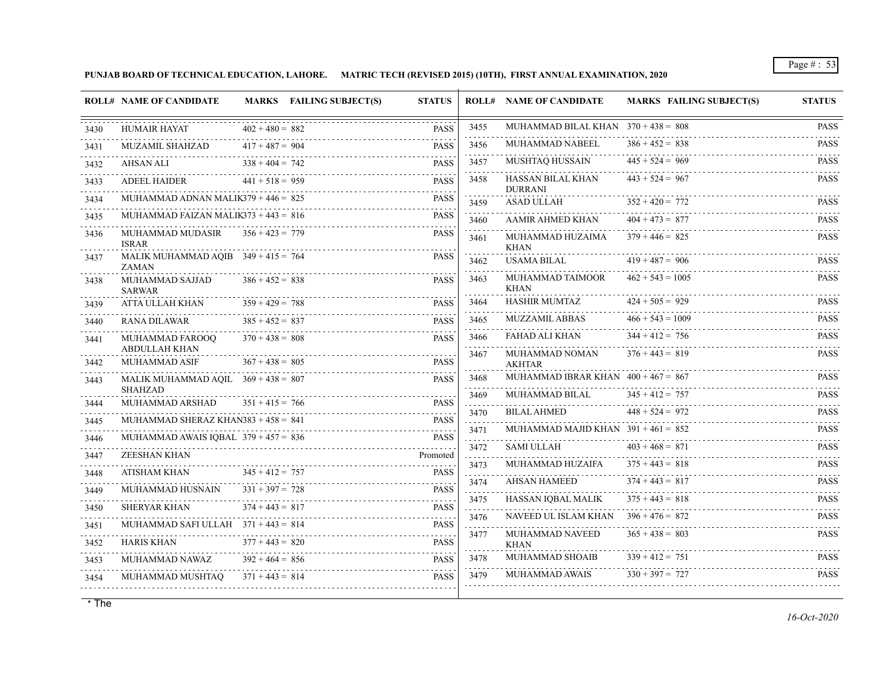**PUNJAB BOARD OF TECHNICAL EDUCATION, LAHORE. MATRIC TECH (REVISED 2015) (10TH), FIRST ANNUAL EXAMINATION, 2020**

| ROLL# | NAME OF CANDIDATE | MARKS | FAILING SUBJECT(S) | STATUS |
|---|---|---|---|---|
| 3430 | HUMAIR HAYAT | 402 + 480 = 882 | | PASS |
| 3431 | MUZAMIL SHAHZAD | 417 + 487 = 904 | | PASS |
| 3432 | AHSAN ALI | 338 + 404 = 742 | | PASS |
| 3433 | ADEEL HAIDER | 441 + 518 = 959 | | PASS |
| 3434 | MUHAMMAD ADNAN MALIK | 379 + 446 = 825 | | PASS |
| 3435 | MUHAMMAD FAIZAN MALIK | 373 + 443 = 816 | | PASS |
| 3436 | MUHAMMAD MUDASIR ISRAR | 356 + 423 = 779 | | PASS |
| 3437 | MALIK MUHAMMAD AQIB ZAMAN | 349 + 415 = 764 | | PASS |
| 3438 | MUHAMMAD SAJJAD SARWAR | 386 + 452 = 838 | | PASS |
| 3439 | ATTA ULLAH KHAN | 359 + 429 = 788 | | PASS |
| 3440 | RANA DILAWAR | 385 + 452 = 837 | | PASS |
| 3441 | MUHAMMAD FAROOQ ABDULLAH KHAN | 370 + 438 = 808 | | PASS |
| 3442 | MUHAMMAD ASIF | 367 + 438 = 805 | | PASS |
| 3443 | MALIK MUHAMMAD AQIL SHAHZAD | 369 + 438 = 807 | | PASS |
| 3444 | MUHAMMAD ARSHAD | 351 + 415 = 766 | | PASS |
| 3445 | MUHAMMAD SHERAZ KHAN | 383 + 458 = 841 | | PASS |
| 3446 | MUHAMMAD AWAIS IQBAL | 379 + 457 = 836 | | PASS |
| 3447 | ZEESHAN KHAN | | | Promoted |
| 3448 | ATISHAM KHAN | 345 + 412 = 757 | | PASS |
| 3449 | MUHAMMAD HUSNAIN | 331 + 397 = 728 | | PASS |
| 3450 | SHERYAR KHAN | 374 + 443 = 817 | | PASS |
| 3451 | MUHAMMAD SAFI ULLAH | 371 + 443 = 814 | | PASS |
| 3452 | HARIS KHAN | 377 + 443 = 820 | | PASS |
| 3453 | MUHAMMAD NAWAZ | 392 + 464 = 856 | | PASS |
| 3454 | MUHAMMAD MUSHTAQ | 371 + 443 = 814 | | PASS |
| 3455 | MUHAMMAD BILAL KHAN | 370 + 438 = 808 | | PASS |
| 3456 | MUHAMMAD NABEEL | 386 + 452 = 838 | | PASS |
| 3457 | MUSHTAQ HUSSAIN | 445 + 524 = 969 | | PASS |
| 3458 | HASSAN BILAL KHAN DURRANI | 443 + 524 = 967 | | PASS |
| 3459 | ASAD ULLAH | 352 + 420 = 772 | | PASS |
| 3460 | AAMIR AHMED KHAN | 404 + 473 = 877 | | PASS |
| 3461 | MUHAMMAD HUZAIMA KHAN | 379 + 446 = 825 | | PASS |
| 3462 | USAMA BILAL | 419 + 487 = 906 | | PASS |
| 3463 | MUHAMMAD TAIMOOR KHAN | 462 + 543 = 1005 | | PASS |
| 3464 | HASHIR MUMTAZ | 424 + 505 = 929 | | PASS |
| 3465 | MUZZAMIL ABBAS | 466 + 543 = 1009 | | PASS |
| 3466 | FAHAD ALI KHAN | 344 + 412 = 756 | | PASS |
| 3467 | MUHAMMAD NOMAN AKHTAR | 376 + 443 = 819 | | PASS |
| 3468 | MUHAMMAD IBRAR KHAN | 400 + 467 = 867 | | PASS |
| 3469 | MUHAMMAD BILAL | 345 + 412 = 757 | | PASS |
| 3470 | BILAL AHMED | 448 + 524 = 972 | | PASS |
| 3471 | MUHAMMAD MAJID KHAN | 391 + 461 = 852 | | PASS |
| 3472 | SAMI ULLAH | 403 + 468 = 871 | | PASS |
| 3473 | MUHAMMAD HUZAIFA | 375 + 443 = 818 | | PASS |
| 3474 | AHSAN HAMEED | 374 + 443 = 817 | | PASS |
| 3475 | HASSAN IQBAL MALIK | 375 + 443 = 818 | | PASS |
| 3476 | NAVEED UL ISLAM KHAN | 396 + 476 = 872 | | PASS |
| 3477 | MUHAMMAD NAVEED KHAN | 365 + 438 = 803 | | PASS |
| 3478 | MUHAMMAD SHOAIB | 339 + 412 = 751 | | PASS |
| 3479 | MUHAMMAD AWAIS | 330 + 397 = 727 | | PASS |

\* The

*16-Oct-2020*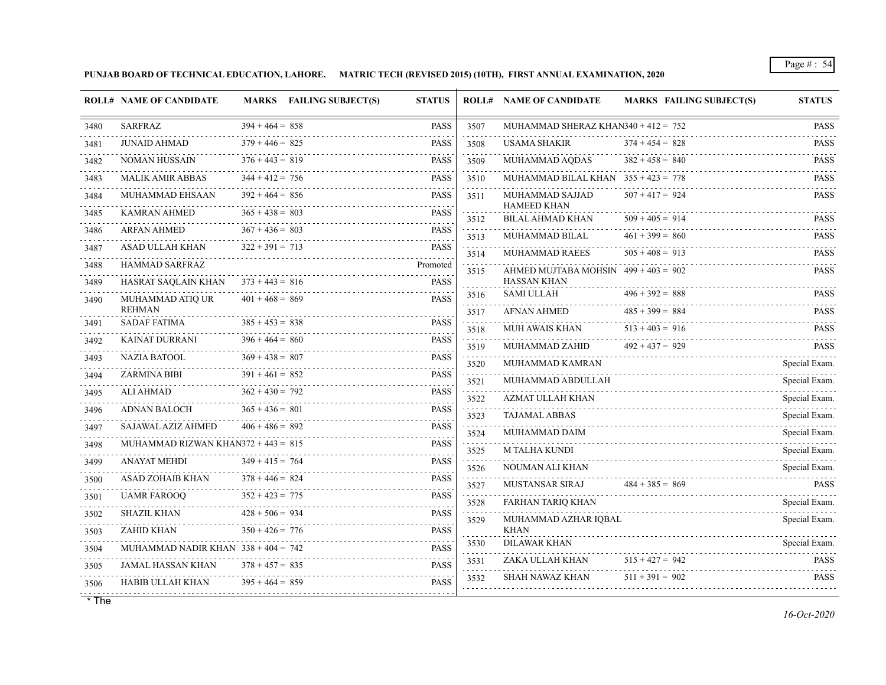**PUNJAB BOARD OF TECHNICAL EDUCATION, LAHORE. MATRIC TECH (REVISED 2015) (10TH), FIRST ANNUAL EXAMINATION, 2020**

| ROLL# | NAME OF CANDIDATE | MARKS | FAILING SUBJECT(S) | STATUS |
|---|---|---|---|---|
| 3480 | SARFRAZ | 394 + 464 = 858 | | PASS |
| 3481 | JUNAID AHMAD | 379 + 446 = 825 | | PASS |
| 3482 | NOMAN HUSSAIN | 376 + 443 = 819 | | PASS |
| 3483 | MALIK AMIR ABBAS | 344 + 412 = 756 | | PASS |
| 3484 | MUHAMMAD EHSAAN | 392 + 464 = 856 | | PASS |
| 3485 | KAMRAN AHMED | 365 + 438 = 803 | | PASS |
| 3486 | ARFAN AHMED | 367 + 436 = 803 | | PASS |
| 3487 | ASAD ULLAH KHAN | 322 + 391 = 713 | | PASS |
| 3488 | HAMMAD SARFRAZ | | | Promoted |
| 3489 | HASRAT SAQLAIN KHAN | 373 + 443 = 816 | | PASS |
| 3490 | MUHAMMAD ATIQ UR REHMAN | 401 + 468 = 869 | | PASS |
| 3491 | SADAF FATIMA | 385 + 453 = 838 | | PASS |
| 3492 | KAINAT DURRANI | 396 + 464 = 860 | | PASS |
| 3493 | NAZIA BATOOL | 369 + 438 = 807 | | PASS |
| 3494 | ZARMINA BIBI | 391 + 461 = 852 | | PASS |
| 3495 | ALI AHMAD | 362 + 430 = 792 | | PASS |
| 3496 | ADNAN BALOCH | 365 + 436 = 801 | | PASS |
| 3497 | SAJAWAL AZIZ AHMED | 406 + 486 = 892 | | PASS |
| 3498 | MUHAMMAD RIZWAN KHAN | 372 + 443 = 815 | | PASS |
| 3499 | ANAYAT MEHDI | 349 + 415 = 764 | | PASS |
| 3500 | ASAD ZOHAIB KHAN | 378 + 446 = 824 | | PASS |
| 3501 | UAMR FAROOQ | 352 + 423 = 775 | | PASS |
| 3502 | SHAZIL KHAN | 428 + 506 = 934 | | PASS |
| 3503 | ZAHID KHAN | 350 + 426 = 776 | | PASS |
| 3504 | MUHAMMAD NADIR KHAN | 338 + 404 = 742 | | PASS |
| 3505 | JAMAL HASSAN KHAN | 378 + 457 = 835 | | PASS |
| 3506 | HABIB ULLAH KHAN | 395 + 464 = 859 | | PASS |
| 3507 | MUHAMMAD SHERAZ KHAN | 340 + 412 = 752 | | PASS |
| 3508 | USAMA SHAKIR | 374 + 454 = 828 | | PASS |
| 3509 | MUHAMMAD AQDAS | 382 + 458 = 840 | | PASS |
| 3510 | MUHAMMAD BILAL KHAN | 355 + 423 = 778 | | PASS |
| 3511 | MUHAMMAD SAJJAD HAMEED KHAN | 507 + 417 = 924 | | PASS |
| 3512 | BILAL AHMAD KHAN | 509 + 405 = 914 | | PASS |
| 3513 | MUHAMMAD BILAL | 461 + 399 = 860 | | PASS |
| 3514 | MUHAMMAD RAEES | 505 + 408 = 913 | | PASS |
| 3515 | AHMED MUJTABA MOHSIN HASSAN KHAN | 499 + 403 = 902 | | PASS |
| 3516 | SAMI ULLAH | 496 + 392 = 888 | | PASS |
| 3517 | AFNAN AHMED | 485 + 399 = 884 | | PASS |
| 3518 | MUH AWAIS KHAN | 513 + 403 = 916 | | PASS |
| 3519 | MUHAMMAD ZAHID | 492 + 437 = 929 | | PASS |
| 3520 | MUHAMMAD KAMRAN | | | Special Exam. |
| 3521 | MUHAMMAD ABDULLAH | | | Special Exam. |
| 3522 | AZMAT ULLAH KHAN | | | Special Exam. |
| 3523 | TAJAMAL ABBAS | | | Special Exam. |
| 3524 | MUHAMMAD DAIM | | | Special Exam. |
| 3525 | M TALHA KUNDI | | | Special Exam. |
| 3526 | NOUMAN ALI KHAN | | | Special Exam. |
| 3527 | MUSTANSAR SIRAJ | 484 + 385 = 869 | | PASS |
| 3528 | FARHAN TARIQ KHAN | | | Special Exam. |
| 3529 | MUHAMMAD AZHAR IQBAL KHAN | | | Special Exam. |
| 3530 | DILAWAR KHAN | | | Special Exam. |
| 3531 | ZAKA ULLAH KHAN | 515 + 427 = 942 | | PASS |
| 3532 | SHAH NAWAZ KHAN | 511 + 391 = 902 | | PASS |

* The

*16-Oct-2020*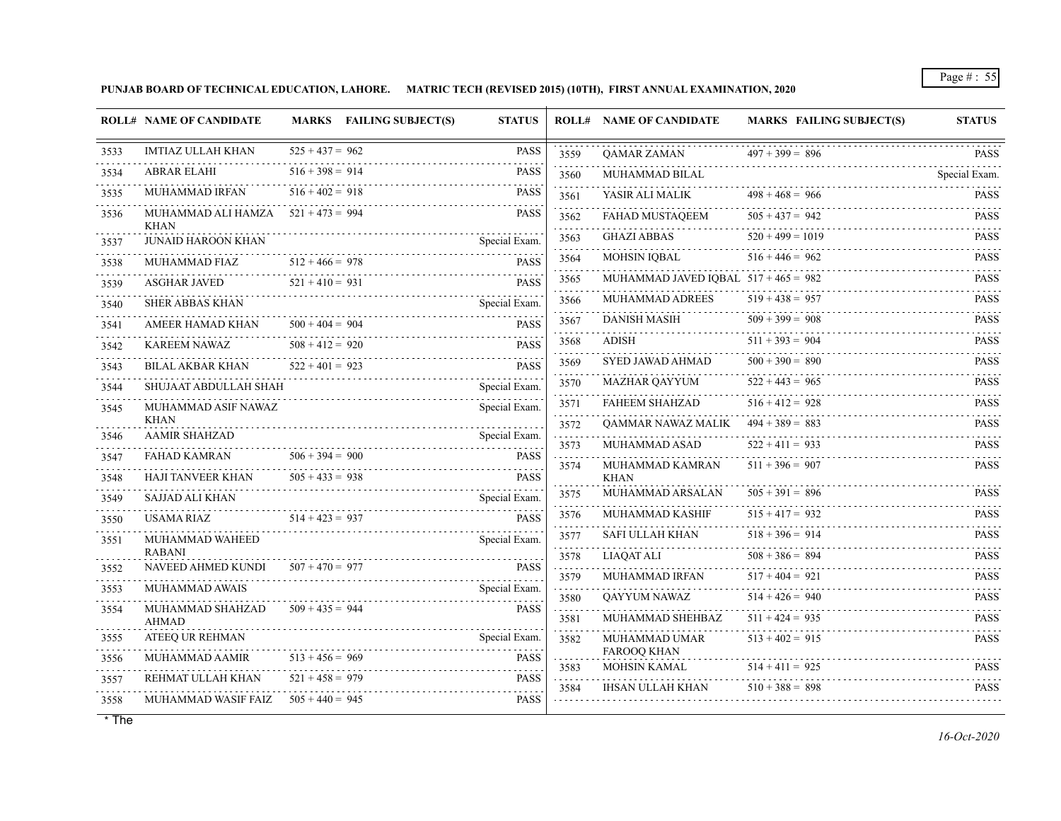**PUNJAB BOARD OF TECHNICAL EDUCATION, LAHORE. MATRIC TECH (REVISED 2015) (10TH), FIRST ANNUAL EXAMINATION, 2020**

| ROLL# | NAME OF CANDIDATE | MARKS | FAILING SUBJECT(S) | STATUS |
|---|---|---|---|---|
| 3533 | IMTIAZ ULLAH KHAN | 525 + 437 = 962 | | PASS |
| 3534 | ABRAR ELAHI | 516 + 398 = 914 | | PASS |
| 3535 | MUHAMMAD IRFAN | 516 + 402 = 918 | | PASS |
| 3536 | MUHAMMAD ALI HAMZA KHAN | 521 + 473 = 994 | | PASS |
| 3537 | JUNAID HAROON KHAN | | | Special Exam. |
| 3538 | MUHAMMAD FIAZ | 512 + 466 = 978 | | PASS |
| 3539 | ASGHAR JAVED | 521 + 410 = 931 | | PASS |
| 3540 | SHER ABBAS KHAN | | | Special Exam. |
| 3541 | AMEER HAMAD KHAN | 500 + 404 = 904 | | PASS |
| 3542 | KAREEM NAWAZ | 508 + 412 = 920 | | PASS |
| 3543 | BILAL AKBAR KHAN | 522 + 401 = 923 | | PASS |
| 3544 | SHUJAAT ABDULLAH SHAH | | | Special Exam. |
| 3545 | MUHAMMAD ASIF NAWAZ KHAN | | | Special Exam. |
| 3546 | AAMIR SHAHZAD | | | Special Exam. |
| 3547 | FAHAD KAMRAN | 506 + 394 = 900 | | PASS |
| 3548 | HAJI TANVEER KHAN | 505 + 433 = 938 | | PASS |
| 3549 | SAJJAD ALI KHAN | | | Special Exam. |
| 3550 | USAMA RIAZ | 514 + 423 = 937 | | PASS |
| 3551 | MUHAMMAD WAHEED RABANI | | | Special Exam. |
| 3552 | NAVEED AHMED KUNDI | 507 + 470 = 977 | | PASS |
| 3553 | MUHAMMAD AWAIS | | | Special Exam. |
| 3554 | MUHAMMAD SHAHZAD AHMAD | 509 + 435 = 944 | | PASS |
| 3555 | ATEEQ UR REHMAN | | | Special Exam. |
| 3556 | MUHAMMAD AAMIR | 513 + 456 = 969 | | PASS |
| 3557 | REHMAT ULLAH KHAN | 521 + 458 = 979 | | PASS |
| 3558 | MUHAMMAD WASIF FAIZ | 505 + 440 = 945 | | PASS |
| 3559 | QAMAR ZAMAN | 497 + 399 = 896 | | PASS |
| 3560 | MUHAMMAD BILAL | | | Special Exam. |
| 3561 | YASIR ALI MALIK | 498 + 468 = 966 | | PASS |
| 3562 | FAHAD MUSTAQEEM | 505 + 437 = 942 | | PASS |
| 3563 | GHAZI ABBAS | 520 + 499 = 1019 | | PASS |
| 3564 | MOHSIN IQBAL | 516 + 446 = 962 | | PASS |
| 3565 | MUHAMMAD JAVED IQBAL | 517 + 465 = 982 | | PASS |
| 3566 | MUHAMMAD ADREES | 519 + 438 = 957 | | PASS |
| 3567 | DANISH MASIH | 509 + 399 = 908 | | PASS |
| 3568 | ADISH | 511 + 393 = 904 | | PASS |
| 3569 | SYED JAWAD AHMAD | 500 + 390 = 890 | | PASS |
| 3570 | MAZHAR QAYYUM | 522 + 443 = 965 | | PASS |
| 3571 | FAHEEM SHAHZAD | 516 + 412 = 928 | | PASS |
| 3572 | QAMMAR NAWAZ MALIK | 494 + 389 = 883 | | PASS |
| 3573 | MUHAMMAD ASAD | 522 + 411 = 933 | | PASS |
| 3574 | MUHAMMAD KAMRAN KHAN | 511 + 396 = 907 | | PASS |
| 3575 | MUHAMMAD ARSALAN | 505 + 391 = 896 | | PASS |
| 3576 | MUHAMMAD KASHIF | 515 + 417 = 932 | | PASS |
| 3577 | SAFI ULLAH KHAN | 518 + 396 = 914 | | PASS |
| 3578 | LIAQAT ALI | 508 + 386 = 894 | | PASS |
| 3579 | MUHAMMAD IRFAN | 517 + 404 = 921 | | PASS |
| 3580 | QAYYUM NAWAZ | 514 + 426 = 940 | | PASS |
| 3581 | MUHAMMAD SHEHBAZ | 511 + 424 = 935 | | PASS |
| 3582 | MUHAMMAD UMAR FAROOQ KHAN | 513 + 402 = 915 | | PASS |
| 3583 | MOHSIN KAMAL | 514 + 411 = 925 | | PASS |
| 3584 | IHSAN ULLAH KHAN | 510 + 388 = 898 | | PASS |

* The

*16-Oct-2020*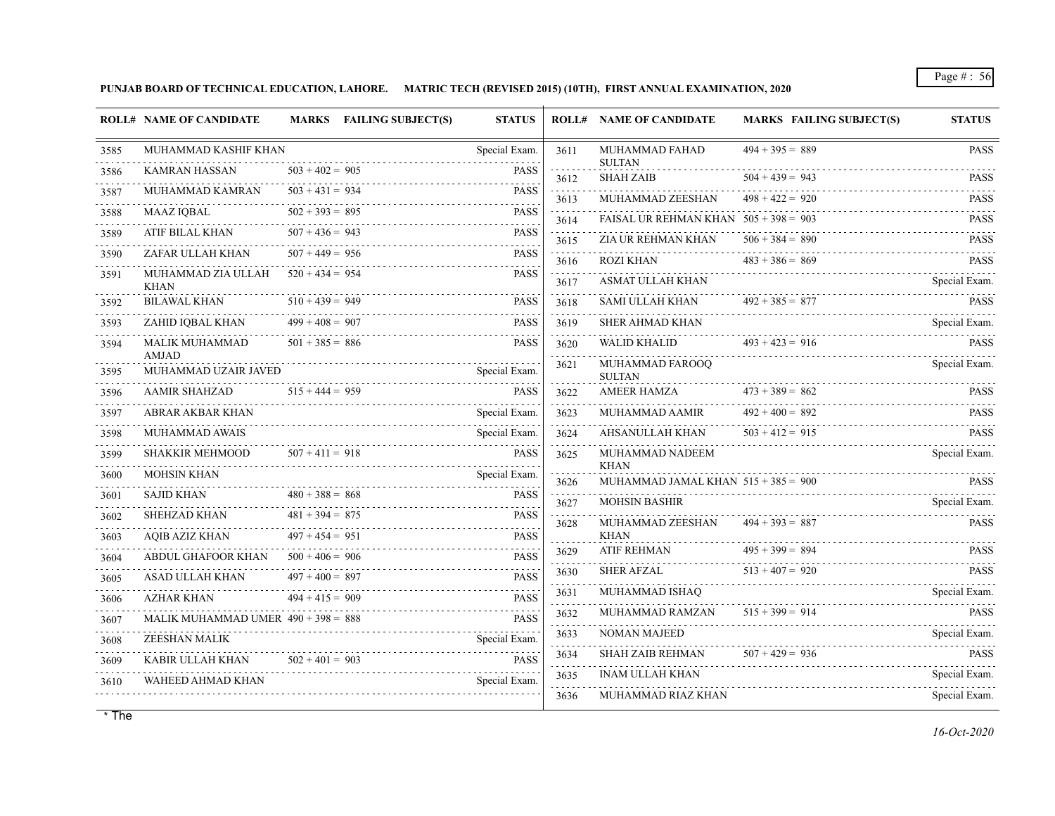**PUNJAB BOARD OF TECHNICAL EDUCATION, LAHORE. MATRIC TECH (REVISED 2015) (10TH), FIRST ANNUAL EXAMINATION, 2020**

| ROLL# | NAME OF CANDIDATE | MARKS | FAILING SUBJECT(S) | STATUS |
|---|---|---|---|---|
| 3585 | MUHAMMAD KASHIF KHAN | | | Special Exam. |
| 3586 | KAMRAN HASSAN | 503 + 402 = 905 | | PASS |
| 3587 | MUHAMMAD KAMRAN | 503 + 431 = 934 | | PASS |
| 3588 | MAAZ IQBAL | 502 + 393 = 895 | | PASS |
| 3589 | ATIF BILAL KHAN | 507 + 436 = 943 | | PASS |
| 3590 | ZAFAR ULLAH KHAN | 507 + 449 = 956 | | PASS |
| 3591 | MUHAMMAD ZIA ULLAH KHAN | 520 + 434 = 954 | | PASS |
| 3592 | BILAWAL KHAN | 510 + 439 = 949 | | PASS |
| 3593 | ZAHID IQBAL KHAN | 499 + 408 = 907 | | PASS |
| 3594 | MALIK MUHAMMAD AMJAD | 501 + 385 = 886 | | PASS |
| 3595 | MUHAMMAD UZAIR JAVED | | | Special Exam. |
| 3596 | AAMIR SHAHZAD | 515 + 444 = 959 | | PASS |
| 3597 | ABRAR AKBAR KHAN | | | Special Exam. |
| 3598 | MUHAMMAD AWAIS | | | Special Exam. |
| 3599 | SHAKKIR MEHMOOD | 507 + 411 = 918 | | PASS |
| 3600 | MOHSIN KHAN | | | Special Exam. |
| 3601 | SAJID KHAN | 480 + 388 = 868 | | PASS |
| 3602 | SHEHZAD KHAN | 481 + 394 = 875 | | PASS |
| 3603 | AQIB AZIZ KHAN | 497 + 454 = 951 | | PASS |
| 3604 | ABDUL GHAFOOR KHAN | 500 + 406 = 906 | | PASS |
| 3605 | ASAD ULLAH KHAN | 497 + 400 = 897 | | PASS |
| 3606 | AZHAR KHAN | 494 + 415 = 909 | | PASS |
| 3607 | MALIK MUHAMMAD UMER | 490 + 398 = 888 | | PASS |
| 3608 | ZEESHAN MALIK | | | Special Exam. |
| 3609 | KABIR ULLAH KHAN | 502 + 401 = 903 | | PASS |
| 3610 | WAHEED AHMAD KHAN | | | Special Exam. |
| 3611 | MUHAMMAD FAHAD SULTAN | 494 + 395 = 889 | | PASS |
| 3612 | SHAH ZAIB | 504 + 439 = 943 | | PASS |
| 3613 | MUHAMMAD ZEESHAN | 498 + 422 = 920 | | PASS |
| 3614 | FAISAL UR REHMAN KHAN | 505 + 398 = 903 | | PASS |
| 3615 | ZIA UR REHMAN KHAN | 506 + 384 = 890 | | PASS |
| 3616 | ROZI KHAN | 483 + 386 = 869 | | PASS |
| 3617 | ASMAT ULLAH KHAN | | | Special Exam. |
| 3618 | SAMI ULLAH KHAN | 492 + 385 = 877 | | PASS |
| 3619 | SHER AHMAD KHAN | | | Special Exam. |
| 3620 | WALID KHALID | 493 + 423 = 916 | | PASS |
| 3621 | MUHAMMAD FAROOQ SULTAN | | | Special Exam. |
| 3622 | AMEER HAMZA | 473 + 389 = 862 | | PASS |
| 3623 | MUHAMMAD AAMIR | 492 + 400 = 892 | | PASS |
| 3624 | AHSANULLAH KHAN | 503 + 412 = 915 | | PASS |
| 3625 | MUHAMMAD NADEEM KHAN | | | Special Exam. |
| 3626 | MUHAMMAD JAMAL KHAN | 515 + 385 = 900 | | PASS |
| 3627 | MOHSIN BASHIR | | | Special Exam. |
| 3628 | MUHAMMAD ZEESHAN KHAN | 494 + 393 = 887 | | PASS |
| 3629 | ATIF REHMAN | 495 + 399 = 894 | | PASS |
| 3630 | SHER AFZAL | 513 + 407 = 920 | | PASS |
| 3631 | MUHAMMAD ISHAQ | | | Special Exam. |
| 3632 | MUHAMMAD RAMZAN | 515 + 399 = 914 | | PASS |
| 3633 | NOMAN MAJEED | | | Special Exam. |
| 3634 | SHAH ZAIB REHMAN | 507 + 429 = 936 | | PASS |
| 3635 | INAM ULLAH KHAN | | | Special Exam. |
| 3636 | MUHAMMAD RIAZ KHAN | | | Special Exam. |

* The

*16-Oct-2020*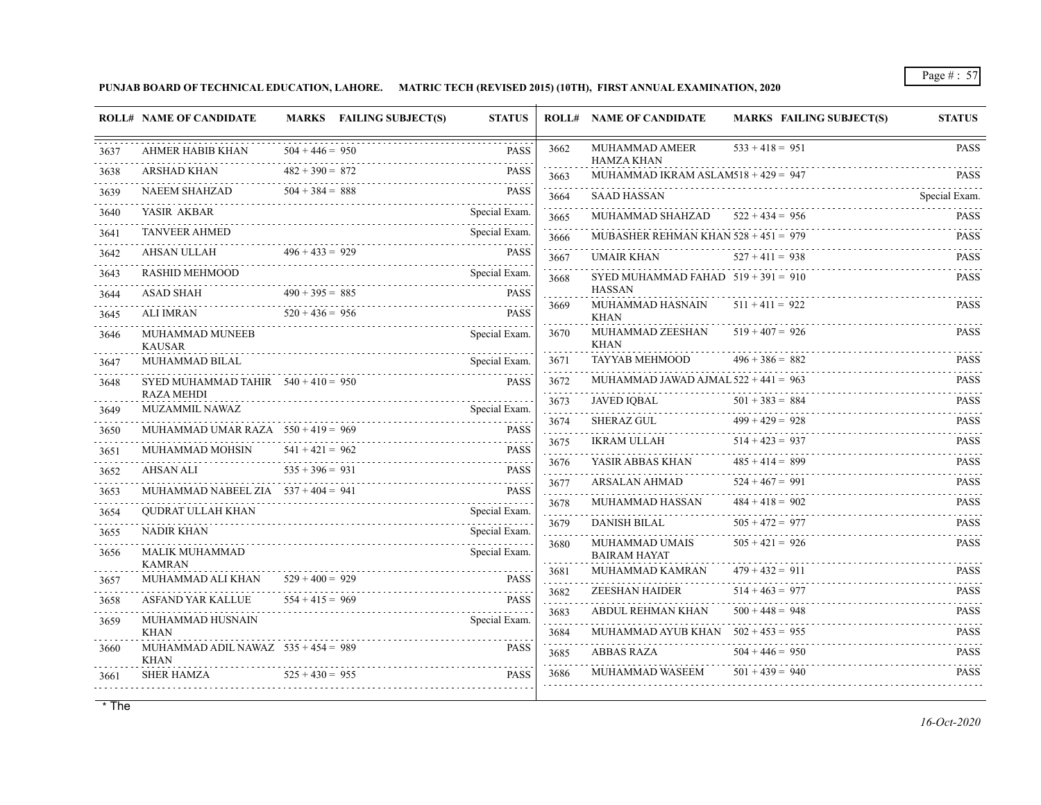**PUNJAB BOARD OF TECHNICAL EDUCATION, LAHORE. MATRIC TECH (REVISED 2015) (10TH), FIRST ANNUAL EXAMINATION, 2020**

| ROLL# | NAME OF CANDIDATE | MARKS | FAILING SUBJECT(S) | STATUS |
|---|---|---|---|---|
| 3637 | AHMER HABIB KHAN | 504 + 446 = 950 | | PASS |
| 3638 | ARSHAD KHAN | 482 + 390 = 872 | | PASS |
| 3639 | NAEEM SHAHZAD | 504 + 384 = 888 | | PASS |
| 3640 | YASIR AKBAR | | | Special Exam. |
| 3641 | TANVEER AHMED | | | Special Exam. |
| 3642 | AHSAN ULLAH | 496 + 433 = 929 | | PASS |
| 3643 | RASHID MEHMOOD | | | Special Exam. |
| 3644 | ASAD SHAH | 490 + 395 = 885 | | PASS |
| 3645 | ALI IMRAN | 520 + 436 = 956 | | PASS |
| 3646 | MUHAMMAD MUNEEB KAUSAR | | | Special Exam. |
| 3647 | MUHAMMAD BILAL | | | Special Exam. |
| 3648 | SYED MUHAMMAD TAHIR RAZA MEHDI | 540 + 410 = 950 | | PASS |
| 3649 | MUZAMMIL NAWAZ | | | Special Exam. |
| 3650 | MUHAMMAD UMAR RAZA | 550 + 419 = 969 | | PASS |
| 3651 | MUHAMMAD MOHSIN | 541 + 421 = 962 | | PASS |
| 3652 | AHSAN ALI | 535 + 396 = 931 | | PASS |
| 3653 | MUHAMMAD NABEEL ZIA | 537 + 404 = 941 | | PASS |
| 3654 | QUDRAT ULLAH KHAN | | | Special Exam. |
| 3655 | NADIR KHAN | | | Special Exam. |
| 3656 | MALIK MUHAMMAD KAMRAN | | | Special Exam. |
| 3657 | MUHAMMAD ALI KHAN | 529 + 400 = 929 | | PASS |
| 3658 | ASFAND YAR KALLUE | 554 + 415 = 969 | | PASS |
| 3659 | MUHAMMAD HUSNAIN KHAN | | | Special Exam. |
| 3660 | MUHAMMAD ADIL NAWAZ KHAN | 535 + 454 = 989 | | PASS |
| 3661 | SHER HAMZA | 525 + 430 = 955 | | PASS |
| 3662 | MUHAMMAD AMEER HAMZA KHAN | 533 + 418 = 951 | | PASS |
| 3663 | MUHAMMAD IKRAM ASLAM | 518 + 429 = 947 | | PASS |
| 3664 | SAAD HASSAN | | | Special Exam. |
| 3665 | MUHAMMAD SHAHZAD | 522 + 434 = 956 | | PASS |
| 3666 | MUBASHER REHMAN KHAN | 528 + 451 = 979 | | PASS |
| 3667 | UMAIR KHAN | 527 + 411 = 938 | | PASS |
| 3668 | SYED MUHAMMAD FAHAD HASSAN | 519 + 391 = 910 | | PASS |
| 3669 | MUHAMMAD HASNAIN KHAN | 511 + 411 = 922 | | PASS |
| 3670 | MUHAMMAD ZEESHAN KHAN | 519 + 407 = 926 | | PASS |
| 3671 | TAYYAB MEHMOOD | 496 + 386 = 882 | | PASS |
| 3672 | MUHAMMAD JAWAD AJMAL | 522 + 441 = 963 | | PASS |
| 3673 | JAVED IQBAL | 501 + 383 = 884 | | PASS |
| 3674 | SHERAZ GUL | 499 + 429 = 928 | | PASS |
| 3675 | IKRAM ULLAH | 514 + 423 = 937 | | PASS |
| 3676 | YASIR ABBAS KHAN | 485 + 414 = 899 | | PASS |
| 3677 | ARSALAN AHMAD | 524 + 467 = 991 | | PASS |
| 3678 | MUHAMMAD HASSAN | 484 + 418 = 902 | | PASS |
| 3679 | DANISH BILAL | 505 + 472 = 977 | | PASS |
| 3680 | MUHAMMAD UMAIS BAIRAM HAYAT | 505 + 421 = 926 | | PASS |
| 3681 | MUHAMMAD KAMRAN | 479 + 432 = 911 | | PASS |
| 3682 | ZEESHAN HAIDER | 514 + 463 = 977 | | PASS |
| 3683 | ABDUL REHMAN KHAN | 500 + 448 = 948 | | PASS |
| 3684 | MUHAMMAD AYUB KHAN | 502 + 453 = 955 | | PASS |
| 3685 | ABBAS RAZA | 504 + 446 = 950 | | PASS |
| 3686 | MUHAMMAD WASEEM | 501 + 439 = 940 | | PASS |

* The

*16-Oct-2020*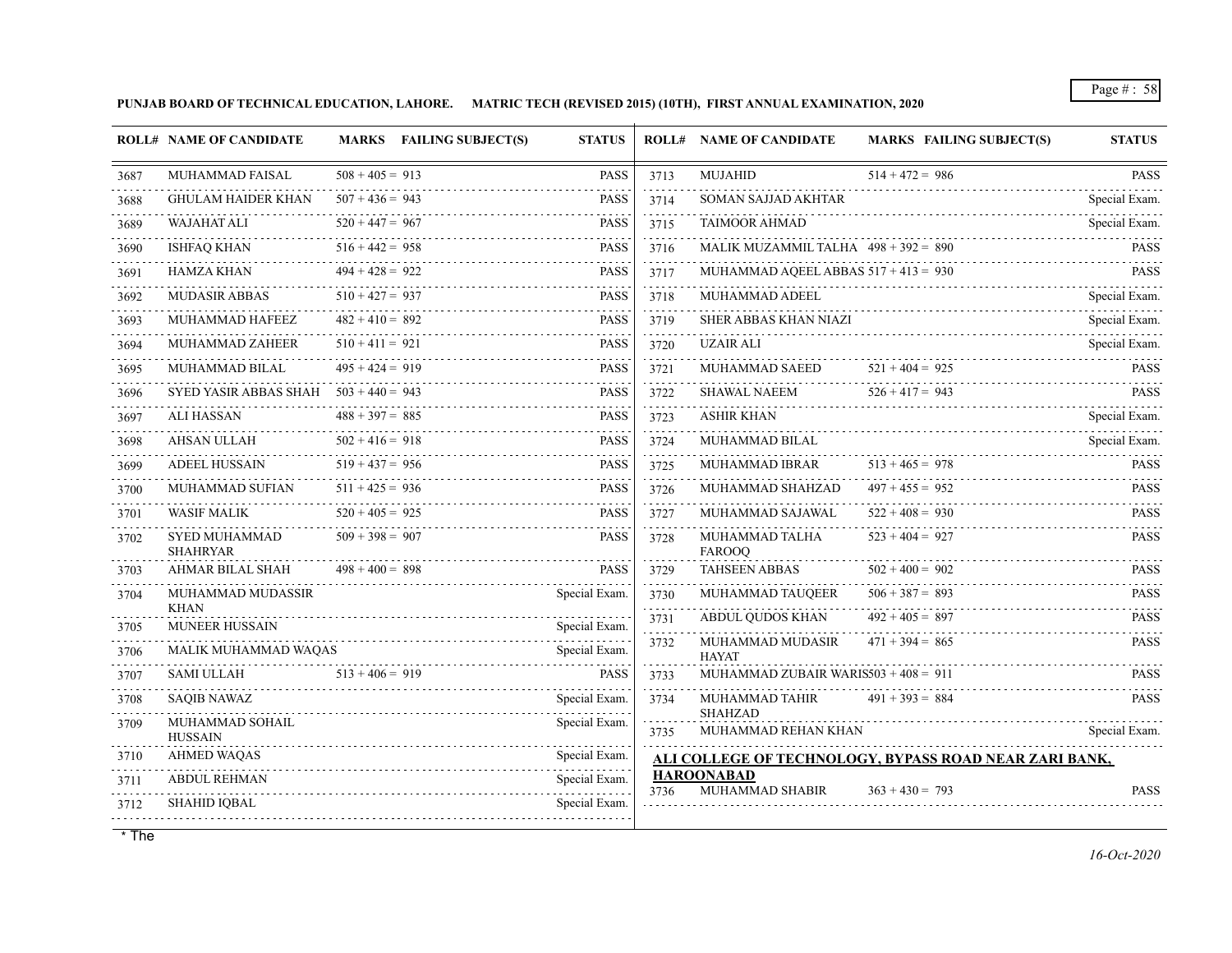**PUNJAB BOARD OF TECHNICAL EDUCATION, LAHORE. MATRIC TECH (REVISED 2015) (10TH), FIRST ANNUAL EXAMINATION, 2020**

| ROLL# | NAME OF CANDIDATE | MARKS | FAILING SUBJECT(S) | STATUS |
|---|---|---|---|---|
| 3687 | MUHAMMAD FAISAL | 508 + 405 = 913 | | PASS |
| 3688 | GHULAM HAIDER KHAN | 507 + 436 = 943 | | PASS |
| 3689 | WAJAHAT ALI | 520 + 447 = 967 | | PASS |
| 3690 | ISHFAQ KHAN | 516 + 442 = 958 | | PASS |
| 3691 | HAMZA KHAN | 494 + 428 = 922 | | PASS |
| 3692 | MUDASIR ABBAS | 510 + 427 = 937 | | PASS |
| 3693 | MUHAMMAD HAFEEZ | 482 + 410 = 892 | | PASS |
| 3694 | MUHAMMAD ZAHEER | 510 + 411 = 921 | | PASS |
| 3695 | MUHAMMAD BILAL | 495 + 424 = 919 | | PASS |
| 3696 | SYED YASIR ABBAS SHAH | 503 + 440 = 943 | | PASS |
| 3697 | ALI HASSAN | 488 + 397 = 885 | | PASS |
| 3698 | AHSAN ULLAH | 502 + 416 = 918 | | PASS |
| 3699 | ADEEL HUSSAIN | 519 + 437 = 956 | | PASS |
| 3700 | MUHAMMAD SUFIAN | 511 + 425 = 936 | | PASS |
| 3701 | WASIF MALIK | 520 + 405 = 925 | | PASS |
| 3702 | SYED MUHAMMAD SHAHRYAR | 509 + 398 = 907 | | PASS |
| 3703 | AHMAR BILAL SHAH | 498 + 400 = 898 | | PASS |
| 3704 | MUHAMMAD MUDASSIR KHAN | | | Special Exam. |
| 3705 | MUNEER HUSSAIN | | | Special Exam. |
| 3706 | MALIK MUHAMMAD WAQAS | | | Special Exam. |
| 3707 | SAMI ULLAH | 513 + 406 = 919 | | PASS |
| 3708 | SAQIB NAWAZ | | | Special Exam. |
| 3709 | MUHAMMAD SOHAIL HUSSAIN | | | Special Exam. |
| 3710 | AHMED WAQAS | | | Special Exam. |
| 3711 | ABDUL REHMAN | | | Special Exam. |
| 3712 | SHAHID IQBAL | | | Special Exam. |
| 3713 | MUJAHID | 514 + 472 = 986 | | PASS |
| 3714 | SOMAN SAJJAD AKHTAR | | | Special Exam. |
| 3715 | TAIMOOR AHMAD | | | Special Exam. |
| 3716 | MALIK MUZAMMIL TALHA | 498 + 392 = 890 | | PASS |
| 3717 | MUHAMMAD AQEEL ABBAS | 517 + 413 = 930 | | PASS |
| 3718 | MUHAMMAD ADEEL | | | Special Exam. |
| 3719 | SHER ABBAS KHAN NIAZI | | | Special Exam. |
| 3720 | UZAIR ALI | | | Special Exam. |
| 3721 | MUHAMMAD SAEED | 521 + 404 = 925 | | PASS |
| 3722 | SHAWAL NAEEM | 526 + 417 = 943 | | PASS |
| 3723 | ASHIR KHAN | | | Special Exam. |
| 3724 | MUHAMMAD BILAL | | | Special Exam. |
| 3725 | MUHAMMAD IBRAR | 513 + 465 = 978 | | PASS |
| 3726 | MUHAMMAD SHAHZAD | 497 + 455 = 952 | | PASS |
| 3727 | MUHAMMAD SAJAWAL | 522 + 408 = 930 | | PASS |
| 3728 | MUHAMMAD TALHA FAROOQ | 523 + 404 = 927 | | PASS |
| 3729 | TAHSEEN ABBAS | 502 + 400 = 902 | | PASS |
| 3730 | MUHAMMAD TAUQEER | 506 + 387 = 893 | | PASS |
| 3731 | ABDUL QUDOS KHAN | 492 + 405 = 897 | | PASS |
| 3732 | MUHAMMAD MUDASIR HAYAT | 471 + 394 = 865 | | PASS |
| 3733 | MUHAMMAD ZUBAIR WARIS | 503 + 408 = 911 | | PASS |
| 3734 | MUHAMMAD TAHIR SHAHZAD | 491 + 393 = 884 | | PASS |
| 3735 | MUHAMMAD REHAN KHAN | | | Special Exam. |

**ALI COLLEGE OF TECHNOLOGY, BYPASS ROAD NEAR ZARI BANK, HAROONABAD**

| ROLL# | NAME OF CANDIDATE | MARKS | FAILING SUBJECT(S) | STATUS |
|---|---|---|---|---|
| 3736 | MUHAMMAD SHABIR | 363 + 430 = 793 | | PASS |

* The

*16-Oct-2020*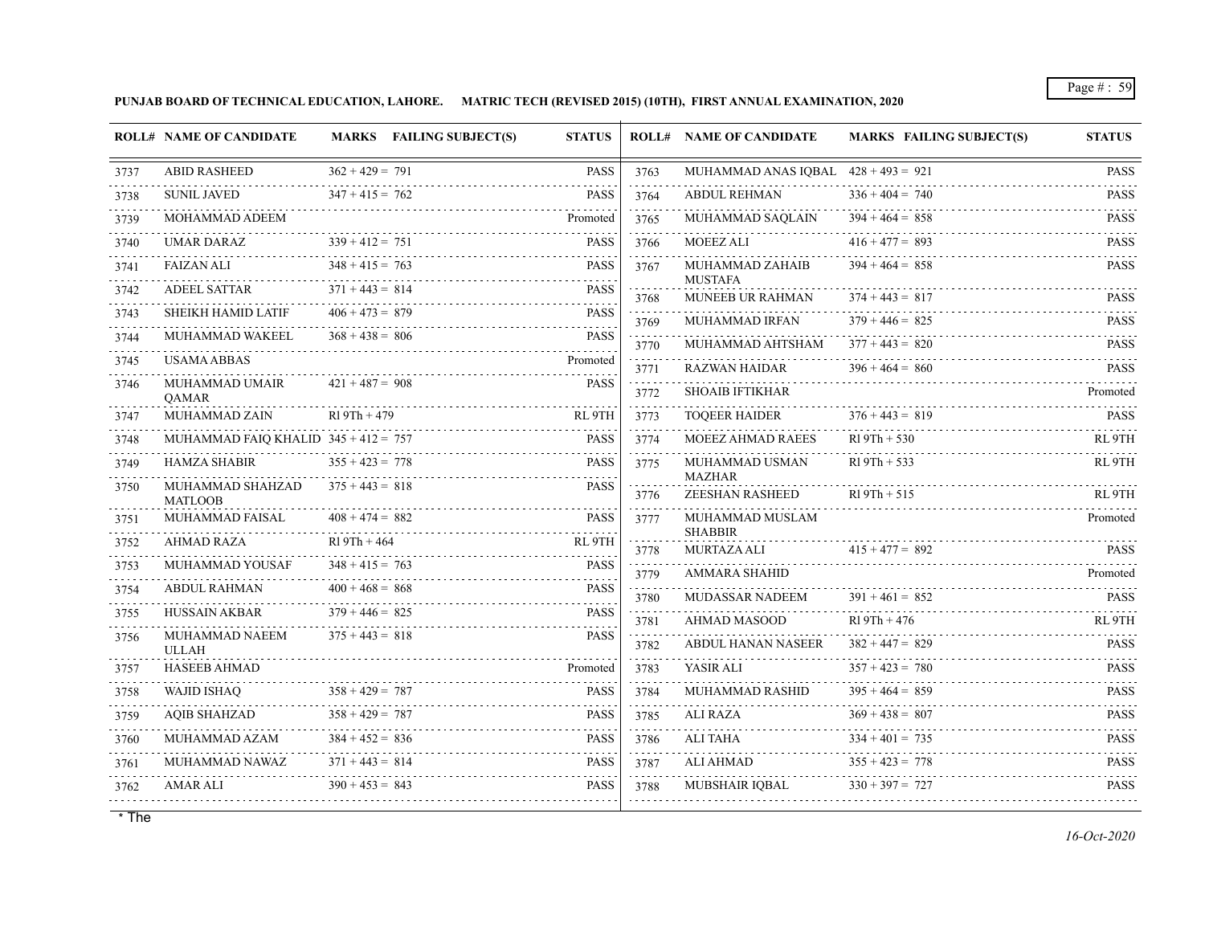**PUNJAB BOARD OF TECHNICAL EDUCATION, LAHORE. MATRIC TECH (REVISED 2015) (10TH), FIRST ANNUAL EXAMINATION, 2020**

| ROLL# | NAME OF CANDIDATE | MARKS | FAILING SUBJECT(S) | STATUS |
|---|---|---|---|---|
| 3737 | ABID RASHEED | 362 + 429 = 791 | | PASS |
| 3738 | SUNIL JAVED | 347 + 415 = 762 | | PASS |
| 3739 | MOHAMMAD ADEEM | | | Promoted |
| 3740 | UMAR DARAZ | 339 + 412 = 751 | | PASS |
| 3741 | FAIZAN ALI | 348 + 415 = 763 | | PASS |
| 3742 | ADEEL SATTAR | 371 + 443 = 814 | | PASS |
| 3743 | SHEIKH HAMID LATIF | 406 + 473 = 879 | | PASS |
| 3744 | MUHAMMAD WAKEEL | 368 + 438 = 806 | | PASS |
| 3745 | USAMA ABBAS | | | Promoted |
| 3746 | MUHAMMAD UMAIR QAMAR | 421 + 487 = 908 | | PASS |
| 3747 | MUHAMMAD ZAIN | Rl 9Th + 479 | | RL 9TH |
| 3748 | MUHAMMAD FAIQ KHALID | 345 + 412 = 757 | | PASS |
| 3749 | HAMZA SHABIR | 355 + 423 = 778 | | PASS |
| 3750 | MUHAMMAD SHAHZAD MATLOOB | 375 + 443 = 818 | | PASS |
| 3751 | MUHAMMAD FAISAL | 408 + 474 = 882 | | PASS |
| 3752 | AHMAD RAZA | Rl 9Th + 464 | | RL 9TH |
| 3753 | MUHAMMAD YOUSAF | 348 + 415 = 763 | | PASS |
| 3754 | ABDUL RAHMAN | 400 + 468 = 868 | | PASS |
| 3755 | HUSSAIN AKBAR | 379 + 446 = 825 | | PASS |
| 3756 | MUHAMMAD NAEEM ULLAH | 375 + 443 = 818 | | PASS |
| 3757 | HASEEB AHMAD | | | Promoted |
| 3758 | WAJID ISHAQ | 358 + 429 = 787 | | PASS |
| 3759 | AQIB SHAHZAD | 358 + 429 = 787 | | PASS |
| 3760 | MUHAMMAD AZAM | 384 + 452 = 836 | | PASS |
| 3761 | MUHAMMAD NAWAZ | 371 + 443 = 814 | | PASS |
| 3762 | AMAR ALI | 390 + 453 = 843 | | PASS |
| 3763 | MUHAMMAD ANAS IQBAL | 428 + 493 = 921 | | PASS |
| 3764 | ABDUL REHMAN | 336 + 404 = 740 | | PASS |
| 3765 | MUHAMMAD SAQLAIN | 394 + 464 = 858 | | PASS |
| 3766 | MOEEZ ALI | 416 + 477 = 893 | | PASS |
| 3767 | MUHAMMAD ZAHAIB MUSTAFA | 394 + 464 = 858 | | PASS |
| 3768 | MUNEEB UR RAHMAN | 374 + 443 = 817 | | PASS |
| 3769 | MUHAMMAD IRFAN | 379 + 446 = 825 | | PASS |
| 3770 | MUHAMMAD AHTSHAM | 377 + 443 = 820 | | PASS |
| 3771 | RAZWAN HAIDAR | 396 + 464 = 860 | | PASS |
| 3772 | SHOAIB IFTIKHAR | | | Promoted |
| 3773 | TOQEER HAIDER | 376 + 443 = 819 | | PASS |
| 3774 | MOEEZ AHMAD RAEES | Rl 9Th + 530 | | RL 9TH |
| 3775 | MUHAMMAD USMAN MAZHAR | Rl 9Th + 533 | | RL 9TH |
| 3776 | ZEESHAN RASHEED | Rl 9Th + 515 | | RL 9TH |
| 3777 | MUHAMMAD MUSLAM SHABBIR | | | Promoted |
| 3778 | MURTAZA ALI | 415 + 477 = 892 | | PASS |
| 3779 | AMMARA SHAHID | | | Promoted |
| 3780 | MUDASSAR NADEEM | 391 + 461 = 852 | | PASS |
| 3781 | AHMAD MASOOD | Rl 9Th + 476 | | RL 9TH |
| 3782 | ABDUL HANAN NASEER | 382 + 447 = 829 | | PASS |
| 3783 | YASIR ALI | 357 + 423 = 780 | | PASS |
| 3784 | MUHAMMAD RASHID | 395 + 464 = 859 | | PASS |
| 3785 | ALI RAZA | 369 + 438 = 807 | | PASS |
| 3786 | ALI TAHA | 334 + 401 = 735 | | PASS |
| 3787 | ALI AHMAD | 355 + 423 = 778 | | PASS |
| 3788 | MUBSHAIR IQBAL | 330 + 397 = 727 | | PASS |

* The

*16-Oct-2020*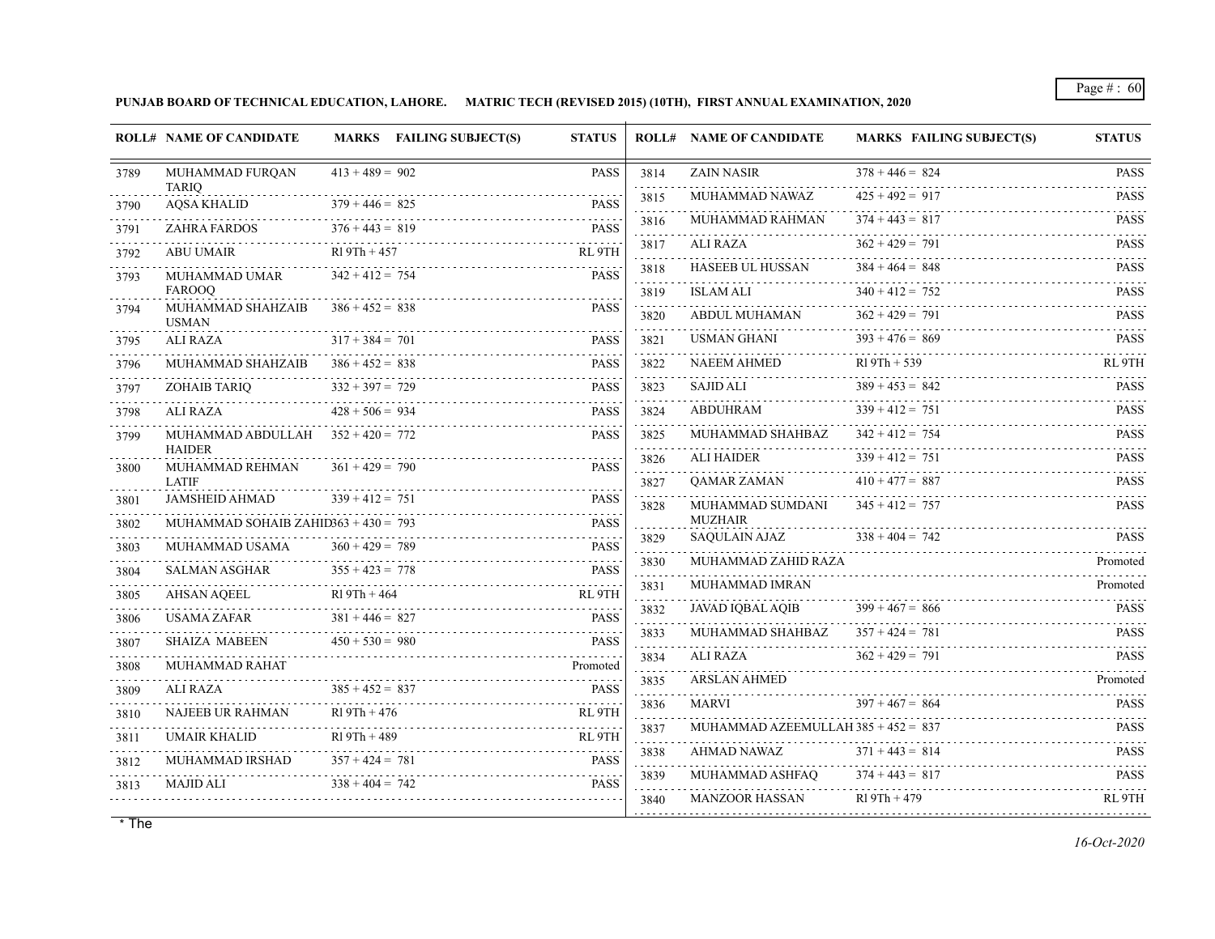**PUNJAB BOARD OF TECHNICAL EDUCATION, LAHORE. MATRIC TECH (REVISED 2015) (10TH), FIRST ANNUAL EXAMINATION, 2020**

| ROLL# | NAME OF CANDIDATE | MARKS | FAILING SUBJECT(S) | STATUS |
|---|---|---|---|---|
| 3789 | MUHAMMAD FURQAN TARIQ | 413 + 489 = 902 | | PASS |
| 3790 | AQSA KHALID | 379 + 446 = 825 | | PASS |
| 3791 | ZAHRA FARDOS | 376 + 443 = 819 | | PASS |
| 3792 | ABU UMAIR | Rl 9Th + 457 | | RL 9TH |
| 3793 | MUHAMMAD UMAR FAROOQ | 342 + 412 = 754 | | PASS |
| 3794 | MUHAMMAD SHAHZAIB USMAN | 386 + 452 = 838 | | PASS |
| 3795 | ALI RAZA | 317 + 384 = 701 | | PASS |
| 3796 | MUHAMMAD SHAHZAIB | 386 + 452 = 838 | | PASS |
| 3797 | ZOHAIB TARIQ | 332 + 397 = 729 | | PASS |
| 3798 | ALI RAZA | 428 + 506 = 934 | | PASS |
| 3799 | MUHAMMAD ABDULLAH HAIDER | 352 + 420 = 772 | | PASS |
| 3800 | MUHAMMAD REHMAN LATIF | 361 + 429 = 790 | | PASS |
| 3801 | JAMSHEID AHMAD | 339 + 412 = 751 | | PASS |
| 3802 | MUHAMMAD SOHAIB ZAHID | 363 + 430 = 793 | | PASS |
| 3803 | MUHAMMAD USAMA | 360 + 429 = 789 | | PASS |
| 3804 | SALMAN ASGHAR | 355 + 423 = 778 | | PASS |
| 3805 | AHSAN AQEEL | Rl 9Th + 464 | | RL 9TH |
| 3806 | USAMA ZAFAR | 381 + 446 = 827 | | PASS |
| 3807 | SHAIZA MABEEN | 450 + 530 = 980 | | PASS |
| 3808 | MUHAMMAD RAHAT | | | Promoted |
| 3809 | ALI RAZA | 385 + 452 = 837 | | PASS |
| 3810 | NAJEEB UR RAHMAN | Rl 9Th + 476 | | RL 9TH |
| 3811 | UMAIR KHALID | Rl 9Th + 489 | | RL 9TH |
| 3812 | MUHAMMAD IRSHAD | 357 + 424 = 781 | | PASS |
| 3813 | MAJID ALI | 338 + 404 = 742 | | PASS |
| 3814 | ZAIN NASIR | 378 + 446 = 824 | | PASS |
| 3815 | MUHAMMAD NAWAZ | 425 + 492 = 917 | | PASS |
| 3816 | MUHAMMAD RAHMAN | 374 + 443 = 817 | | PASS |
| 3817 | ALI RAZA | 362 + 429 = 791 | | PASS |
| 3818 | HASEEB UL HUSSAN | 384 + 464 = 848 | | PASS |
| 3819 | ISLAM ALI | 340 + 412 = 752 | | PASS |
| 3820 | ABDUL MUHAMAN | 362 + 429 = 791 | | PASS |
| 3821 | USMAN GHANI | 393 + 476 = 869 | | PASS |
| 3822 | NAEEM AHMED | Rl 9Th + 539 | | RL 9TH |
| 3823 | SAJID ALI | 389 + 453 = 842 | | PASS |
| 3824 | ABDUHRAM | 339 + 412 = 751 | | PASS |
| 3825 | MUHAMMAD SHAHBAZ | 342 + 412 = 754 | | PASS |
| 3826 | ALI HAIDER | 339 + 412 = 751 | | PASS |
| 3827 | QAMAR ZAMAN | 410 + 477 = 887 | | PASS |
| 3828 | MUHAMMAD SUMDANI MUZHAIR | 345 + 412 = 757 | | PASS |
| 3829 | SAQULAIN AJAZ | 338 + 404 = 742 | | PASS |
| 3830 | MUHAMMAD ZAHID RAZA | | | Promoted |
| 3831 | MUHAMMAD IMRAN | | | Promoted |
| 3832 | JAVAD IQBAL AQIB | 399 + 467 = 866 | | PASS |
| 3833 | MUHAMMAD SHAHBAZ | 357 + 424 = 781 | | PASS |
| 3834 | ALI RAZA | 362 + 429 = 791 | | PASS |
| 3835 | ARSLAN AHMED | | | Promoted |
| 3836 | MARVI | 397 + 467 = 864 | | PASS |
| 3837 | MUHAMMAD AZEEMULLAH | 385 + 452 = 837 | | PASS |
| 3838 | AHMAD NAWAZ | 371 + 443 = 814 | | PASS |
| 3839 | MUHAMMAD ASHFAQ | 374 + 443 = 817 | | PASS |
| 3840 | MANZOOR HASSAN | Rl 9Th + 479 | | RL 9TH |

* The

*16-Oct-2020*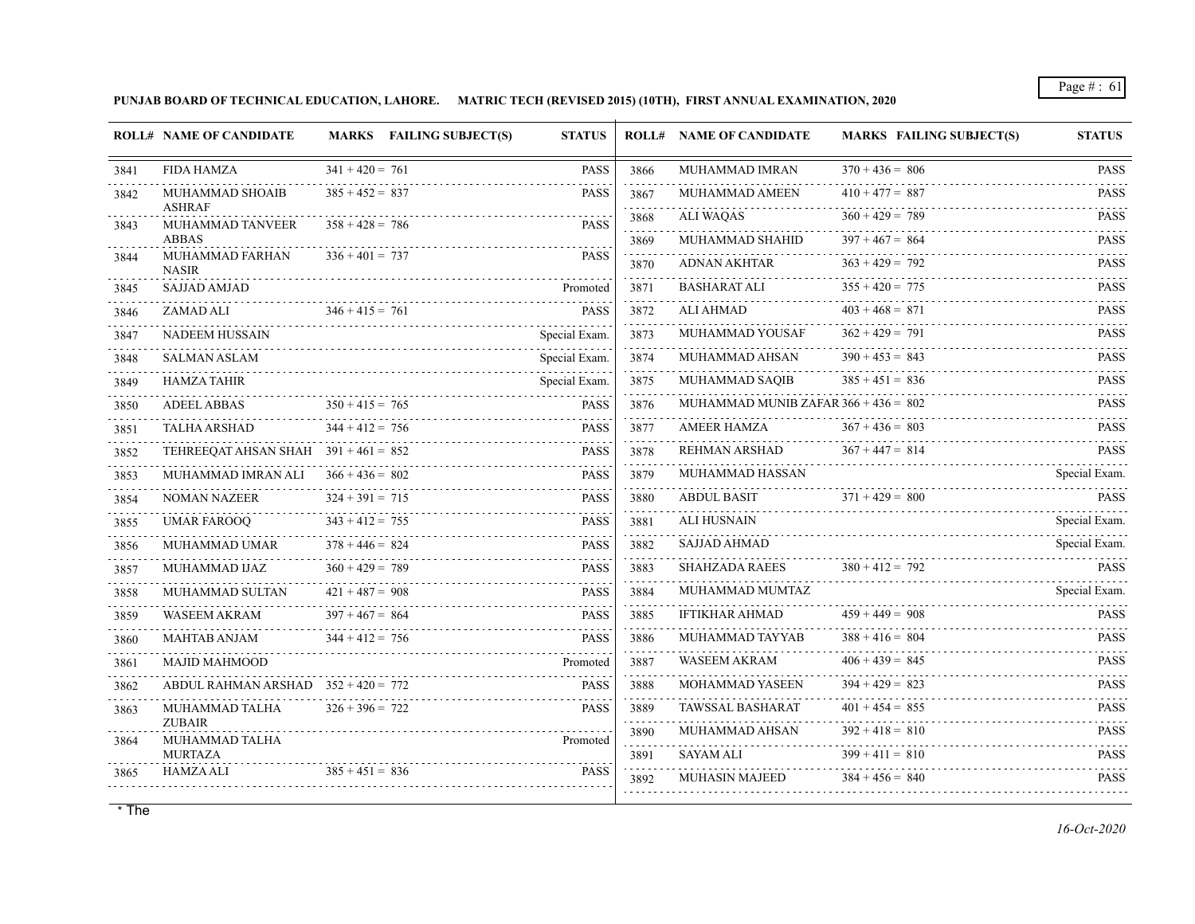**PUNJAB BOARD OF TECHNICAL EDUCATION, LAHORE. MATRIC TECH (REVISED 2015) (10TH), FIRST ANNUAL EXAMINATION, 2020**

| ROLL# | NAME OF CANDIDATE | MARKS | FAILING SUBJECT(S) | STATUS |
|---|---|---|---|---|
| 3841 | FIDA HAMZA | 341 + 420 = 761 | | PASS |
| 3842 | MUHAMMAD SHOAIB ASHRAF | 385 + 452 = 837 | | PASS |
| 3843 | MUHAMMAD TANVEER ABBAS | 358 + 428 = 786 | | PASS |
| 3844 | MUHAMMAD FARHAN NASIR | 336 + 401 = 737 | | PASS |
| 3845 | SAJJAD AMJAD | | | Promoted |
| 3846 | ZAMAD ALI | 346 + 415 = 761 | | PASS |
| 3847 | NADEEM HUSSAIN | | | Special Exam. |
| 3848 | SALMAN ASLAM | | | Special Exam. |
| 3849 | HAMZA TAHIR | | | Special Exam. |
| 3850 | ADEEL ABBAS | 350 + 415 = 765 | | PASS |
| 3851 | TALHA ARSHAD | 344 + 412 = 756 | | PASS |
| 3852 | TEHREEQAT AHSAN SHAH | 391 + 461 = 852 | | PASS |
| 3853 | MUHAMMAD IMRAN ALI | 366 + 436 = 802 | | PASS |
| 3854 | NOMAN NAZEER | 324 + 391 = 715 | | PASS |
| 3855 | UMAR FAROOQ | 343 + 412 = 755 | | PASS |
| 3856 | MUHAMMAD UMAR | 378 + 446 = 824 | | PASS |
| 3857 | MUHAMMAD IJAZ | 360 + 429 = 789 | | PASS |
| 3858 | MUHAMMAD SULTAN | 421 + 487 = 908 | | PASS |
| 3859 | WASEEM AKRAM | 397 + 467 = 864 | | PASS |
| 3860 | MAHTAB ANJAM | 344 + 412 = 756 | | PASS |
| 3861 | MAJID MAHMOOD | | | Promoted |
| 3862 | ABDUL RAHMAN ARSHAD | 352 + 420 = 772 | | PASS |
| 3863 | MUHAMMAD TALHA ZUBAIR | 326 + 396 = 722 | | PASS |
| 3864 | MUHAMMAD TALHA MURTAZA | | | Promoted |
| 3865 | HAMZA ALI | 385 + 451 = 836 | | PASS |
| 3866 | MUHAMMAD IMRAN | 370 + 436 = 806 | | PASS |
| 3867 | MUHAMMAD AMEEN | 410 + 477 = 887 | | PASS |
| 3868 | ALI WAQAS | 360 + 429 = 789 | | PASS |
| 3869 | MUHAMMAD SHAHID | 397 + 467 = 864 | | PASS |
| 3870 | ADNAN AKHTAR | 363 + 429 = 792 | | PASS |
| 3871 | BASHARAT ALI | 355 + 420 = 775 | | PASS |
| 3872 | ALI AHMAD | 403 + 468 = 871 | | PASS |
| 3873 | MUHAMMAD YOUSAF | 362 + 429 = 791 | | PASS |
| 3874 | MUHAMMAD AHSAN | 390 + 453 = 843 | | PASS |
| 3875 | MUHAMMAD SAQIB | 385 + 451 = 836 | | PASS |
| 3876 | MUHAMMAD MUNIB ZAFAR | 366 + 436 = 802 | | PASS |
| 3877 | AMEER HAMZA | 367 + 436 = 803 | | PASS |
| 3878 | REHMAN ARSHAD | 367 + 447 = 814 | | PASS |
| 3879 | MUHAMMAD HASSAN | | | Special Exam. |
| 3880 | ABDUL BASIT | 371 + 429 = 800 | | PASS |
| 3881 | ALI HUSNAIN | | | Special Exam. |
| 3882 | SAJJAD AHMAD | | | Special Exam. |
| 3883 | SHAHZADA RAEES | 380 + 412 = 792 | | PASS |
| 3884 | MUHAMMAD MUMTAZ | | | Special Exam. |
| 3885 | IFTIKHAR AHMAD | 459 + 449 = 908 | | PASS |
| 3886 | MUHAMMAD TAYYAB | 388 + 416 = 804 | | PASS |
| 3887 | WASEEM AKRAM | 406 + 439 = 845 | | PASS |
| 3888 | MOHAMMAD YASEEN | 394 + 429 = 823 | | PASS |
| 3889 | TAWSSAL BASHARAT | 401 + 454 = 855 | | PASS |
| 3890 | MUHAMMAD AHSAN | 392 + 418 = 810 | | PASS |
| 3891 | SAYAM ALI | 399 + 411 = 810 | | PASS |
| 3892 | MUHASIN MAJEED | 384 + 456 = 840 | | PASS |

* The

*16-Oct-2020*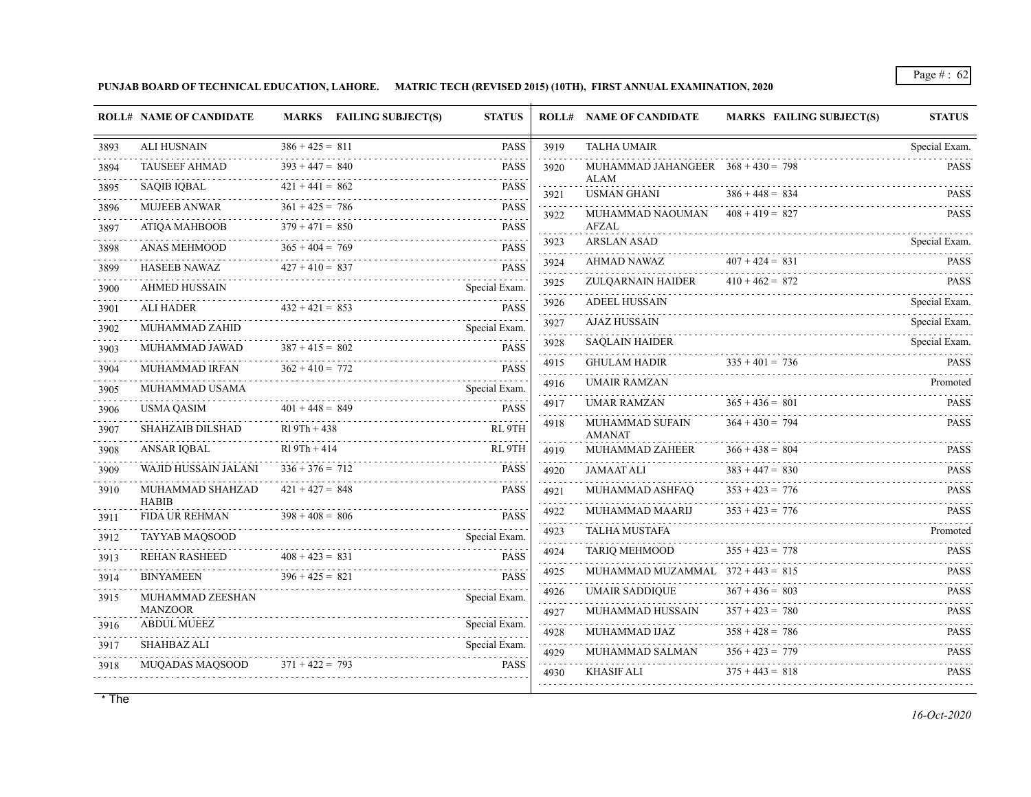**PUNJAB BOARD OF TECHNICAL EDUCATION, LAHORE. MATRIC TECH (REVISED 2015) (10TH), FIRST ANNUAL EXAMINATION, 2020**

| ROLL# | NAME OF CANDIDATE | MARKS | FAILING SUBJECT(S) | STATUS |
|---|---|---|---|---|
| 3893 | ALI HUSNAIN | 386 + 425 = 811 | | PASS |
| 3894 | TAUSEEF AHMAD | 393 + 447 = 840 | | PASS |
| 3895 | SAQIB IQBAL | 421 + 441 = 862 | | PASS |
| 3896 | MUJEEB ANWAR | 361 + 425 = 786 | | PASS |
| 3897 | ATIQA MAHBOOB | 379 + 471 = 850 | | PASS |
| 3898 | ANAS MEHMOOD | 365 + 404 = 769 | | PASS |
| 3899 | HASEEB NAWAZ | 427 + 410 = 837 | | PASS |
| 3900 | AHMED HUSSAIN | | | Special Exam. |
| 3901 | ALI HADER | 432 + 421 = 853 | | PASS |
| 3902 | MUHAMMAD ZAHID | | | Special Exam. |
| 3903 | MUHAMMAD JAWAD | 387 + 415 = 802 | | PASS |
| 3904 | MUHAMMAD IRFAN | 362 + 410 = 772 | | PASS |
| 3905 | MUHAMMAD USAMA | | | Special Exam. |
| 3906 | USMA QASIM | 401 + 448 = 849 | | PASS |
| 3907 | SHAHZAIB DILSHAD | Rl 9Th + 438 | | RL 9TH |
| 3908 | ANSAR IQBAL | Rl 9Th + 414 | | RL 9TH |
| 3909 | WAJID HUSSAIN JALANI | 336 + 376 = 712 | | PASS |
| 3910 | MUHAMMAD SHAHZAD HABIB | 421 + 427 = 848 | | PASS |
| 3911 | FIDA UR REHMAN | 398 + 408 = 806 | | PASS |
| 3912 | TAYYAB MAQSOOD | | | Special Exam. |
| 3913 | REHAN RASHEED | 408 + 423 = 831 | | PASS |
| 3914 | BINYAMEEN | 396 + 425 = 821 | | PASS |
| 3915 | MUHAMMAD ZEESHAN MANZOOR | | | Special Exam. |
| 3916 | ABDUL MUEEZ | | | Special Exam. |
| 3917 | SHAHBAZ ALI | | | Special Exam. |
| 3918 | MUQADAS MAQSOOD | 371 + 422 = 793 | | PASS |
| 3919 | TALHA UMAIR | | | Special Exam. |
| 3920 | MUHAMMAD JAHANGEER ALAM | 368 + 430 = 798 | | PASS |
| 3921 | USMAN GHANI | 386 + 448 = 834 | | PASS |
| 3922 | MUHAMMAD NAOUMAN AFZAL | 408 + 419 = 827 | | PASS |
| 3923 | ARSLAN ASAD | | | Special Exam. |
| 3924 | AHMAD NAWAZ | 407 + 424 = 831 | | PASS |
| 3925 | ZULQARNAIN HAIDER | 410 + 462 = 872 | | PASS |
| 3926 | ADEEL HUSSAIN | | | Special Exam. |
| 3927 | AJAZ HUSSAIN | | | Special Exam. |
| 3928 | SAQLAIN HAIDER | | | Special Exam. |
| 4915 | GHULAM HADIR | 335 + 401 = 736 | | PASS |
| 4916 | UMAIR RAMZAN | | | Promoted |
| 4917 | UMAR RAMZAN | 365 + 436 = 801 | | PASS |
| 4918 | MUHAMMAD SUFAIN AMANAT | 364 + 430 = 794 | | PASS |
| 4919 | MUHAMMAD ZAHEER | 366 + 438 = 804 | | PASS |
| 4920 | JAMAAT ALI | 383 + 447 = 830 | | PASS |
| 4921 | MUHAMMAD ASHFAQ | 353 + 423 = 776 | | PASS |
| 4922 | MUHAMMAD MAARIJ | 353 + 423 = 776 | | PASS |
| 4923 | TALHA MUSTAFA | | | Promoted |
| 4924 | TARIQ MEHMOOD | 355 + 423 = 778 | | PASS |
| 4925 | MUHAMMAD MUZAMMAL | 372 + 443 = 815 | | PASS |
| 4926 | UMAIR SADDIQUE | 367 + 436 = 803 | | PASS |
| 4927 | MUHAMMAD HUSSAIN | 357 + 423 = 780 | | PASS |
| 4928 | MUHAMMAD IJAZ | 358 + 428 = 786 | | PASS |
| 4929 | MUHAMMAD SALMAN | 356 + 423 = 779 | | PASS |
| 4930 | KHASIF ALI | 375 + 443 = 818 | | PASS |

* The

*16-Oct-2020*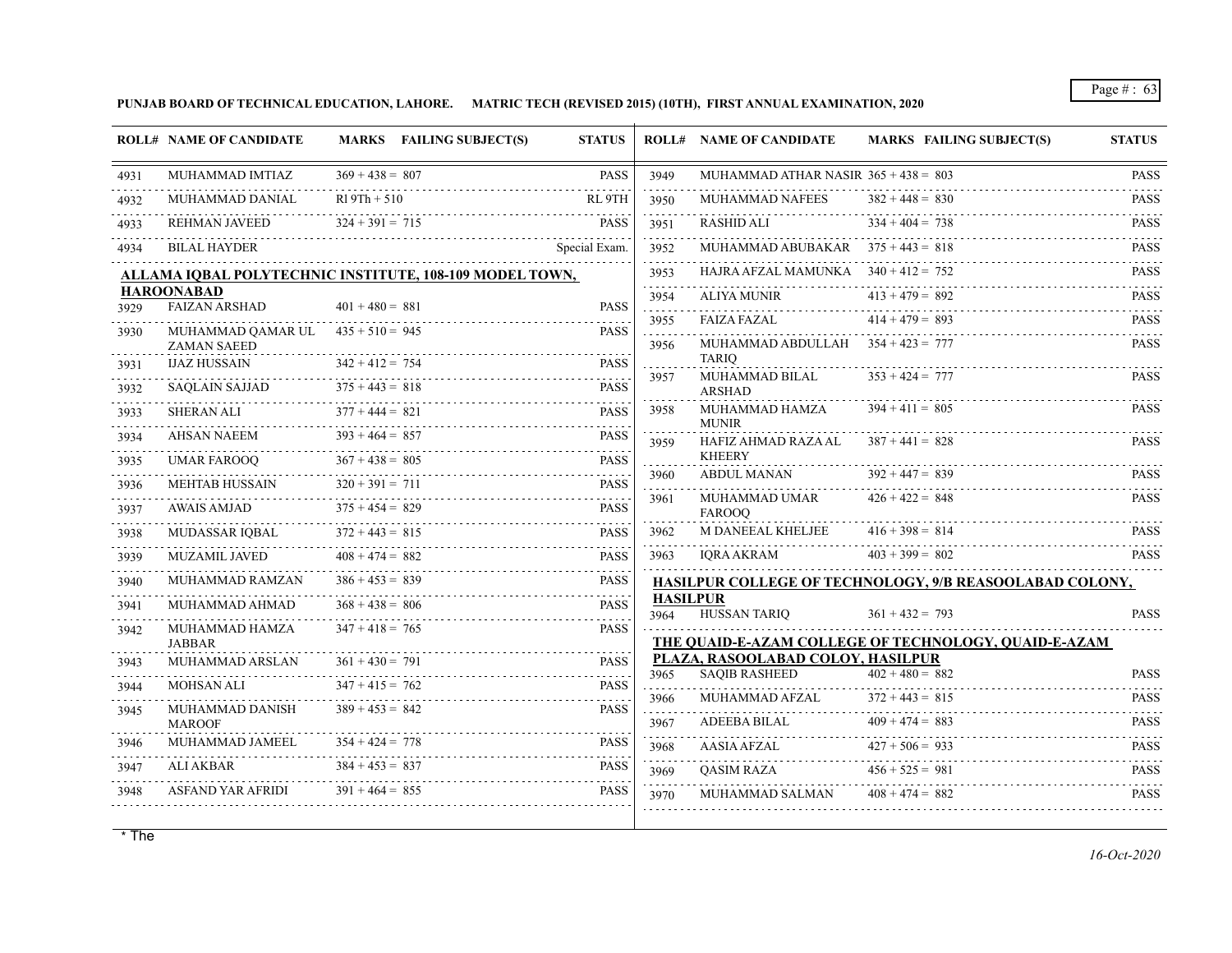**PUNJAB BOARD OF TECHNICAL EDUCATION, LAHORE. MATRIC TECH (REVISED 2015) (10TH), FIRST ANNUAL EXAMINATION, 2020**

| ROLL# | NAME OF CANDIDATE | MARKS | FAILING SUBJECT(S) | STATUS |
|---|---|---|---|---|
| 4931 | MUHAMMAD IMTIAZ | 369 + 438 = 807 | | PASS |
| 4932 | MUHAMMAD DANIAL | RI 9Th + 510 | | RL 9TH |
| 4933 | REHMAN JAVEED | 324 + 391 = 715 | | PASS |
| 4934 | BILAL HAYDER | | | Special Exam. |

## ALLAMA IQBAL POLYTECHNIC INSTITUTE, 108-109 MODEL TOWN, HAROONABAD

| ROLL# | NAME OF CANDIDATE | MARKS | FAILING SUBJECT(S) | STATUS |
|---|---|---|---|---|
| 3929 | FAIZAN ARSHAD | 401 + 480 = 881 | | PASS |
| 3930 | MUHAMMAD QAMAR UL ZAMAN SAEED | 435 + 510 = 945 | | PASS |
| 3931 | IJAZ HUSSAIN | 342 + 412 = 754 | | PASS |
| 3932 | SAQLAIN SAJJAD | 375 + 443 = 818 | | PASS |
| 3933 | SHERAN ALI | 377 + 444 = 821 | | PASS |
| 3934 | AHSAN NAEEM | 393 + 464 = 857 | | PASS |
| 3935 | UMAR FAROOQ | 367 + 438 = 805 | | PASS |
| 3936 | MEHTAB HUSSAIN | 320 + 391 = 711 | | PASS |
| 3937 | AWAIS AMJAD | 375 + 454 = 829 | | PASS |
| 3938 | MUDASSAR IQBAL | 372 + 443 = 815 | | PASS |
| 3939 | MUZAMIL JAVED | 408 + 474 = 882 | | PASS |
| 3940 | MUHAMMAD RAMZAN | 386 + 453 = 839 | | PASS |
| 3941 | MUHAMMAD AHMAD | 368 + 438 = 806 | | PASS |
| 3942 | MUHAMMAD HAMZA JABBAR | 347 + 418 = 765 | | PASS |
| 3943 | MUHAMMAD ARSLAN | 361 + 430 = 791 | | PASS |
| 3944 | MOHSAN ALI | 347 + 415 = 762 | | PASS |
| 3945 | MUHAMMAD DANISH MAROOF | 389 + 453 = 842 | | PASS |
| 3946 | MUHAMMAD JAMEEL | 354 + 424 = 778 | | PASS |
| 3947 | ALI AKBAR | 384 + 453 = 837 | | PASS |
| 3948 | ASFAND YAR AFRIDI | 391 + 464 = 855 | | PASS |
| 3949 | MUHAMMAD ATHAR NASIR | 365 + 438 = 803 | | PASS |
| 3950 | MUHAMMAD NAFEES | 382 + 448 = 830 | | PASS |
| 3951 | RASHID ALI | 334 + 404 = 738 | | PASS |
| 3952 | MUHAMMAD ABUBAKAR | 375 + 443 = 818 | | PASS |
| 3953 | HAJRA AFZAL MAMUNKA | 340 + 412 = 752 | | PASS |
| 3954 | ALIYA MUNIR | 413 + 479 = 892 | | PASS |
| 3955 | FAIZA FAZAL | 414 + 479 = 893 | | PASS |
| 3956 | MUHAMMAD ABDULLAH TARIQ | 354 + 423 = 777 | | PASS |
| 3957 | MUHAMMAD BILAL ARSHAD | 353 + 424 = 777 | | PASS |
| 3958 | MUHAMMAD HAMZA MUNIR | 394 + 411 = 805 | | PASS |
| 3959 | HAFIZ AHMAD RAZA AL KHEERY | 387 + 441 = 828 | | PASS |
| 3960 | ABDUL MANAN | 392 + 447 = 839 | | PASS |
| 3961 | MUHAMMAD UMAR FAROOQ | 426 + 422 = 848 | | PASS |
| 3962 | M DANEEAL KHELJEE | 416 + 398 = 814 | | PASS |
| 3963 | IQRA AKRAM | 403 + 399 = 802 | | PASS |

## HASILPUR COLLEGE OF TECHNOLOGY, 9/B REASOOLABAD COLONY, HASILPUR

| ROLL# | NAME OF CANDIDATE | MARKS | FAILING SUBJECT(S) | STATUS |
|---|---|---|---|---|
| 3964 | HUSSAN TARIQ | 361 + 432 = 793 | | PASS |

## THE QUAID-E-AZAM COLLEGE OF TECHNOLOGY, QUAID-E-AZAM PLAZA, RASOOLABAD COLOY, HASILPUR

| ROLL# | NAME OF CANDIDATE | MARKS | FAILING SUBJECT(S) | STATUS |
|---|---|---|---|---|
| 3965 | SAQIB RASHEED | 402 + 480 = 882 | | PASS |
| 3966 | MUHAMMAD AFZAL | 372 + 443 = 815 | | PASS |
| 3967 | ADEEBA BILAL | 409 + 474 = 883 | | PASS |
| 3968 | AASIA AFZAL | 427 + 506 = 933 | | PASS |
| 3969 | QASIM RAZA | 456 + 525 = 981 | | PASS |
| 3970 | MUHAMMAD SALMAN | 408 + 474 = 882 | | PASS |

* The

*16-Oct-2020*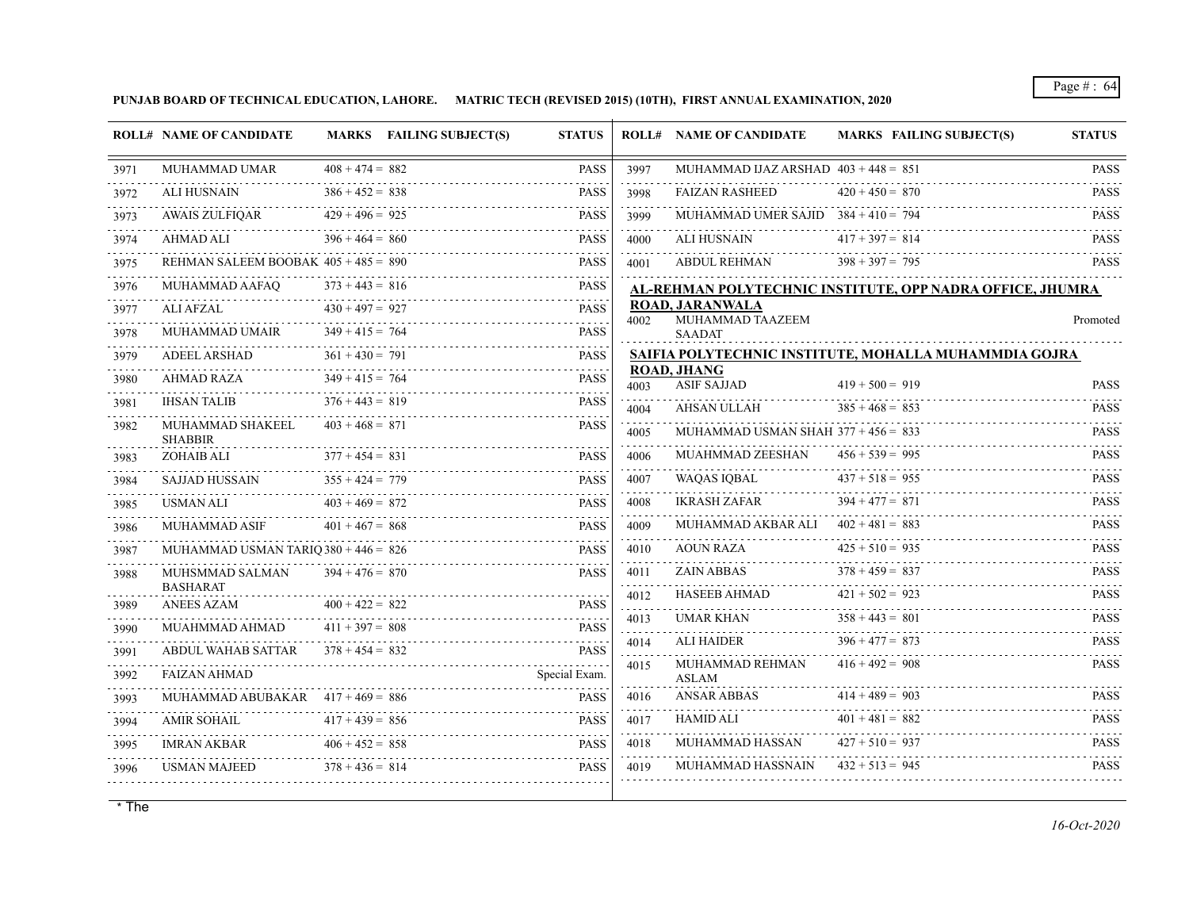**PUNJAB BOARD OF TECHNICAL EDUCATION, LAHORE. MATRIC TECH (REVISED 2015) (10TH), FIRST ANNUAL EXAMINATION, 2020**

| ROLL# | NAME OF CANDIDATE | MARKS | FAILING SUBJECT(S) | STATUS |
|---|---|---|---|---|
| 3971 | MUHAMMAD UMAR | 408 + 474 = 882 | | PASS |
| 3972 | ALI HUSNAIN | 386 + 452 = 838 | | PASS |
| 3973 | AWAIS ZULFIQAR | 429 + 496 = 925 | | PASS |
| 3974 | AHMAD ALI | 396 + 464 = 860 | | PASS |
| 3975 | REHMAN SALEEM BOOBAK | 405 + 485 = 890 | | PASS |
| 3976 | MUHAMMAD AAFAQ | 373 + 443 = 816 | | PASS |
| 3977 | ALI AFZAL | 430 + 497 = 927 | | PASS |
| 3978 | MUHAMMAD UMAIR | 349 + 415 = 764 | | PASS |
| 3979 | ADEEL ARSHAD | 361 + 430 = 791 | | PASS |
| 3980 | AHMAD RAZA | 349 + 415 = 764 | | PASS |
| 3981 | IHSAN TALIB | 376 + 443 = 819 | | PASS |
| 3982 | MUHAMMAD SHAKEEL SHABBIR | 403 + 468 = 871 | | PASS |
| 3983 | ZOHAIB ALI | 377 + 454 = 831 | | PASS |
| 3984 | SAJJAD HUSSAIN | 355 + 424 = 779 | | PASS |
| 3985 | USMAN ALI | 403 + 469 = 872 | | PASS |
| 3986 | MUHAMMAD ASIF | 401 + 467 = 868 | | PASS |
| 3987 | MUHAMMAD USMAN TARIQ | 380 + 446 = 826 | | PASS |
| 3988 | MUHSMMAD SALMAN BASHARAT | 394 + 476 = 870 | | PASS |
| 3989 | ANEES AZAM | 400 + 422 = 822 | | PASS |
| 3990 | MUAHMMAD AHMAD | 411 + 397 = 808 | | PASS |
| 3991 | ABDUL WAHAB SATTAR | 378 + 454 = 832 | | PASS |
| 3992 | FAIZAN AHMAD | | | Special Exam. |
| 3993 | MUHAMMAD ABUBAKAR | 417 + 469 = 886 | | PASS |
| 3994 | AMIR SOHAIL | 417 + 439 = 856 | | PASS |
| 3995 | IMRAN AKBAR | 406 + 452 = 858 | | PASS |
| 3996 | USMAN MAJEED | 378 + 436 = 814 | | PASS |
| 3997 | MUHAMMAD IJAZ ARSHAD | 403 + 448 = 851 | | PASS |
| 3998 | FAIZAN RASHEED | 420 + 450 = 870 | | PASS |
| 3999 | MUHAMMAD UMER SAJID | 384 + 410 = 794 | | PASS |
| 4000 | ALI HUSNAIN | 417 + 397 = 814 | | PASS |
| 4001 | ABDUL REHMAN | 398 + 397 = 795 | | PASS |

**AL-REHMAN POLYTECHNIC INSTITUTE, OPP NADRA OFFICE, JHUMRA ROAD, JARANWALA**

| ROLL# | NAME OF CANDIDATE | MARKS | FAILING SUBJECT(S) | STATUS |
|---|---|---|---|---|
| 4002 | MUHAMMAD TAAZEEM SAADAT | | | Promoted |

**SAIFIA POLYTECHNIC INSTITUTE, MOHALLA MUHAMMDIA GOJRA ROAD, JHANG**

| ROLL# | NAME OF CANDIDATE | MARKS | FAILING SUBJECT(S) | STATUS |
|---|---|---|---|---|
| 4003 | ASIF SAJJAD | 419 + 500 = 919 | | PASS |
| 4004 | AHSAN ULLAH | 385 + 468 = 853 | | PASS |
| 4005 | MUHAMMAD USMAN SHAH | 377 + 456 = 833 | | PASS |
| 4006 | MUAHMMAD ZEESHAN | 456 + 539 = 995 | | PASS |
| 4007 | WAQAS IQBAL | 437 + 518 = 955 | | PASS |
| 4008 | IKRASH ZAFAR | 394 + 477 = 871 | | PASS |
| 4009 | MUHAMMAD AKBAR ALI | 402 + 481 = 883 | | PASS |
| 4010 | AOUN RAZA | 425 + 510 = 935 | | PASS |
| 4011 | ZAIN ABBAS | 378 + 459 = 837 | | PASS |
| 4012 | HASEEB AHMAD | 421 + 502 = 923 | | PASS |
| 4013 | UMAR KHAN | 358 + 443 = 801 | | PASS |
| 4014 | ALI HAIDER | 396 + 477 = 873 | | PASS |
| 4015 | MUHAMMAD REHMAN ASLAM | 416 + 492 = 908 | | PASS |
| 4016 | ANSAR ABBAS | 414 + 489 = 903 | | PASS |
| 4017 | HAMID ALI | 401 + 481 = 882 | | PASS |
| 4018 | MUHAMMAD HASSAN | 427 + 510 = 937 | | PASS |
| 4019 | MUHAMMAD HASSNAIN | 432 + 513 = 945 | | PASS |

* The

*16-Oct-2020*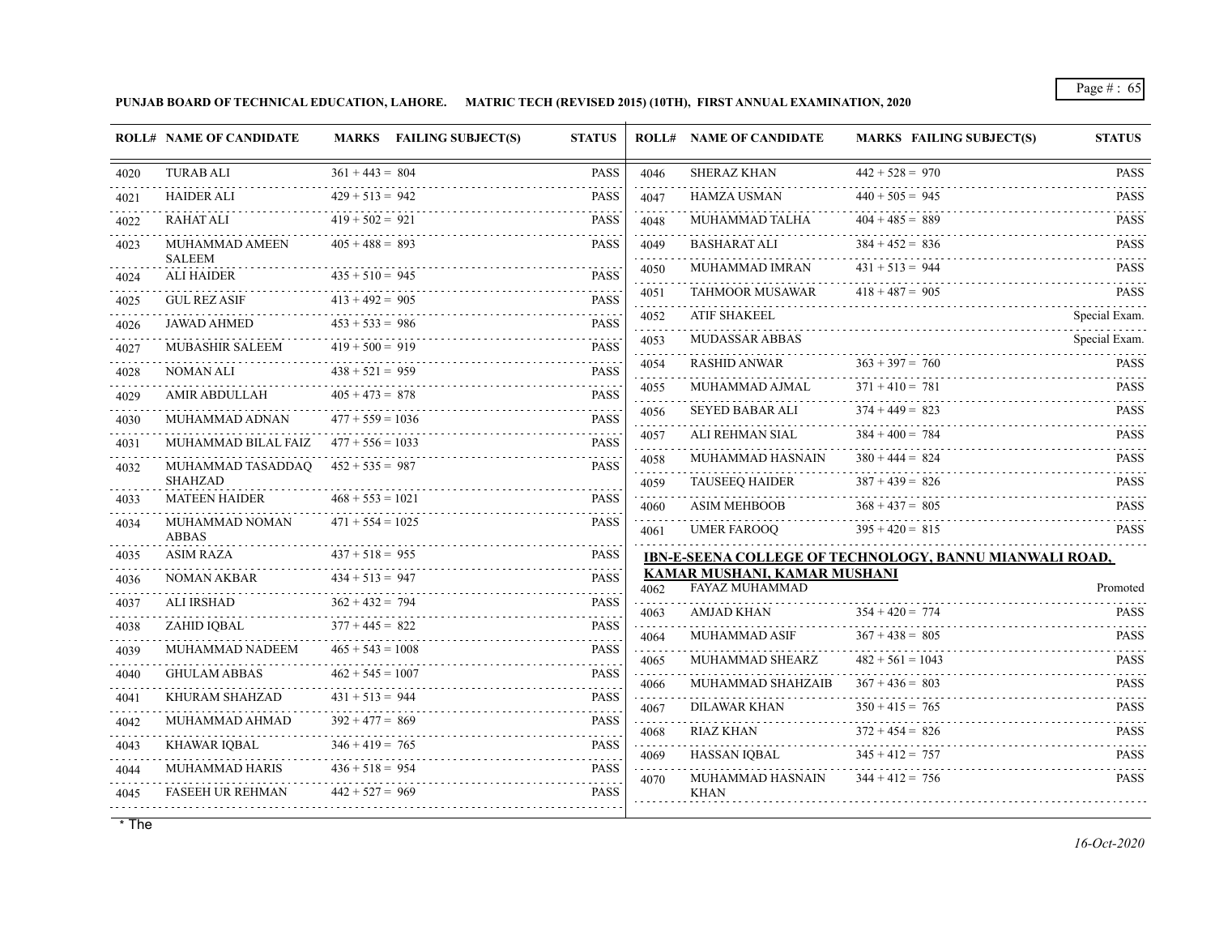**PUNJAB BOARD OF TECHNICAL EDUCATION, LAHORE. MATRIC TECH (REVISED 2015) (10TH), FIRST ANNUAL EXAMINATION, 2020**

| ROLL# | NAME OF CANDIDATE | MARKS | FAILING SUBJECT(S) | STATUS |
|---|---|---|---|---|
| 4020 | TURAB ALI | 361 + 443 = 804 | | PASS |
| 4021 | HAIDER ALI | 429 + 513 = 942 | | PASS |
| 4022 | RAHAT ALI | 419 + 502 = 921 | | PASS |
| 4023 | MUHAMMAD AMEEN SALEEM | 405 + 488 = 893 | | PASS |
| 4024 | ALI HAIDER | 435 + 510 = 945 | | PASS |
| 4025 | GUL REZ ASIF | 413 + 492 = 905 | | PASS |
| 4026 | JAWAD AHMED | 453 + 533 = 986 | | PASS |
| 4027 | MUBASHIR SALEEM | 419 + 500 = 919 | | PASS |
| 4028 | NOMAN ALI | 438 + 521 = 959 | | PASS |
| 4029 | AMIR ABDULLAH | 405 + 473 = 878 | | PASS |
| 4030 | MUHAMMAD ADNAN | 477 + 559 = 1036 | | PASS |
| 4031 | MUHAMMAD BILAL FAIZ | 477 + 556 = 1033 | | PASS |
| 4032 | MUHAMMAD TASADDAQ SHAHZAD | 452 + 535 = 987 | | PASS |
| 4033 | MATEEN HAIDER | 468 + 553 = 1021 | | PASS |
| 4034 | MUHAMMAD NOMAN ABBAS | 471 + 554 = 1025 | | PASS |
| 4035 | ASIM RAZA | 437 + 518 = 955 | | PASS |
| 4036 | NOMAN AKBAR | 434 + 513 = 947 | | PASS |
| 4037 | ALI IRSHAD | 362 + 432 = 794 | | PASS |
| 4038 | ZAHID IQBAL | 377 + 445 = 822 | | PASS |
| 4039 | MUHAMMAD NADEEM | 465 + 543 = 1008 | | PASS |
| 4040 | GHULAM ABBAS | 462 + 545 = 1007 | | PASS |
| 4041 | KHURAM SHAHZAD | 431 + 513 = 944 | | PASS |
| 4042 | MUHAMMAD AHMAD | 392 + 477 = 869 | | PASS |
| 4043 | KHAWAR IQBAL | 346 + 419 = 765 | | PASS |
| 4044 | MUHAMMAD HARIS | 436 + 518 = 954 | | PASS |
| 4045 | FASEEH UR REHMAN | 442 + 527 = 969 | | PASS |
| 4046 | SHERAZ KHAN | 442 + 528 = 970 | | PASS |
| 4047 | HAMZA USMAN | 440 + 505 = 945 | | PASS |
| 4048 | MUHAMMAD TALHA | 404 + 485 = 889 | | PASS |
| 4049 | BASHARAT ALI | 384 + 452 = 836 | | PASS |
| 4050 | MUHAMMAD IMRAN | 431 + 513 = 944 | | PASS |
| 4051 | TAHMOOR MUSAWAR | 418 + 487 = 905 | | PASS |
| 4052 | ATIF SHAKEEL | | | Special Exam. |
| 4053 | MUDASSAR ABBAS | | | Special Exam. |
| 4054 | RASHID ANWAR | 363 + 397 = 760 | | PASS |
| 4055 | MUHAMMAD AJMAL | 371 + 410 = 781 | | PASS |
| 4056 | SEYED BABAR ALI | 374 + 449 = 823 | | PASS |
| 4057 | ALI REHMAN SIAL | 384 + 400 = 784 | | PASS |
| 4058 | MUHAMMAD HASNAIN | 380 + 444 = 824 | | PASS |
| 4059 | TAUSEEQ HAIDER | 387 + 439 = 826 | | PASS |
| 4060 | ASIM MEHBOOB | 368 + 437 = 805 | | PASS |
| 4061 | UMER FAROOQ | 395 + 420 = 815 | | PASS |

**IBN-E-SEENA COLLEGE OF TECHNOLOGY, BANNU MIANWALI ROAD, KAMAR MUSHANI, KAMAR MUSHANI**

| ROLL# | NAME OF CANDIDATE | MARKS | FAILING SUBJECT(S) | STATUS |
|---|---|---|---|---|
| 4062 | FAYAZ MUHAMMAD | | | Promoted |
| 4063 | AMJAD KHAN | 354 + 420 = 774 | | PASS |
| 4064 | MUHAMMAD ASIF | 367 + 438 = 805 | | PASS |
| 4065 | MUHAMMAD SHEARZ | 482 + 561 = 1043 | | PASS |
| 4066 | MUHAMMAD SHAHZAIB | 367 + 436 = 803 | | PASS |
| 4067 | DILAWAR KHAN | 350 + 415 = 765 | | PASS |
| 4068 | RIAZ KHAN | 372 + 454 = 826 | | PASS |
| 4069 | HASSAN IQBAL | 345 + 412 = 757 | | PASS |
| 4070 | MUHAMMAD HASNAIN KHAN | 344 + 412 = 756 | | PASS |

* The

*16-Oct-2020*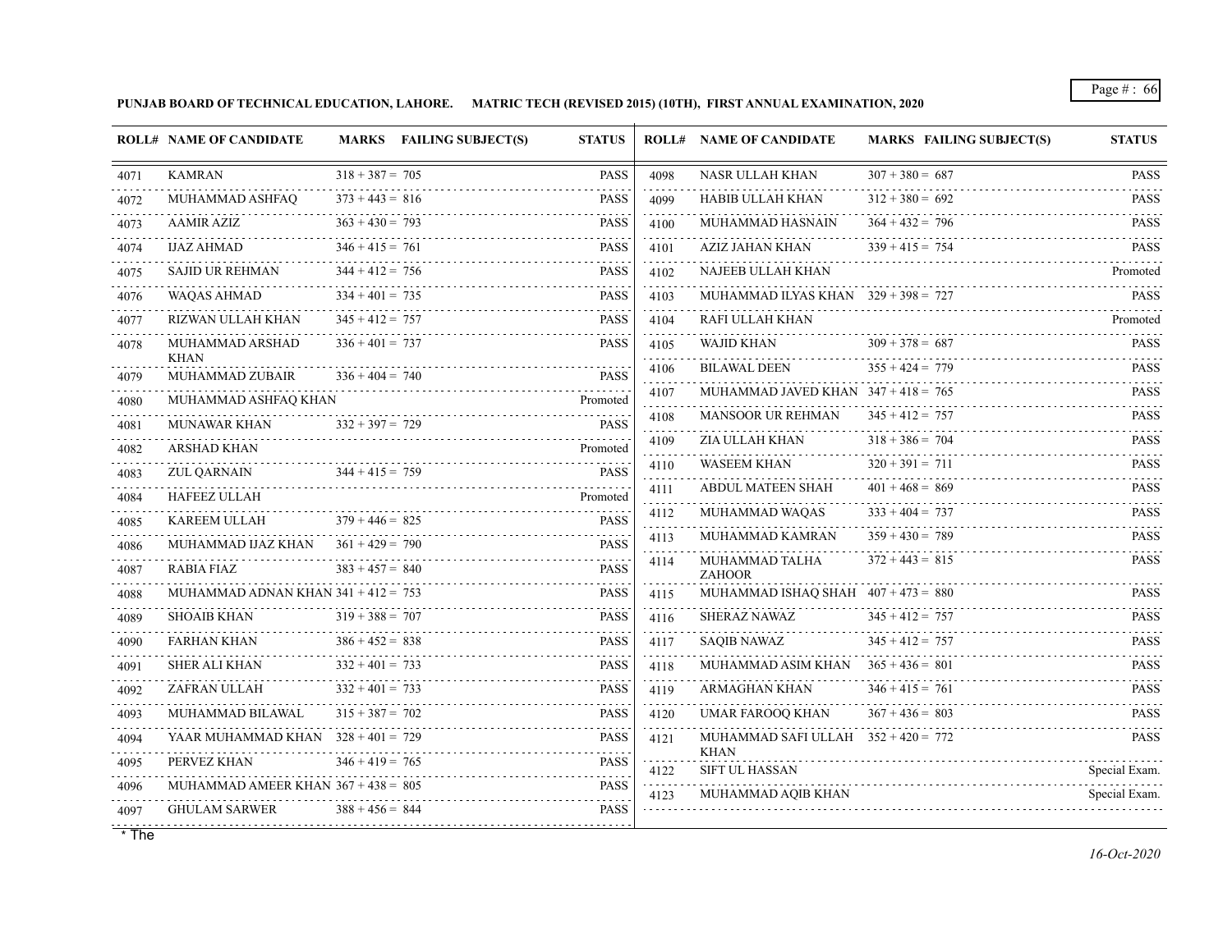**PUNJAB BOARD OF TECHNICAL EDUCATION, LAHORE. MATRIC TECH (REVISED 2015) (10TH), FIRST ANNUAL EXAMINATION, 2020**

| ROLL# | NAME OF CANDIDATE | MARKS | FAILING SUBJECT(S) | STATUS |
|---|---|---|---|---|
| 4071 | KAMRAN | 318 + 387 = 705 | | PASS |
| 4072 | MUHAMMAD ASHFAQ | 373 + 443 = 816 | | PASS |
| 4073 | AAMIR AZIZ | 363 + 430 = 793 | | PASS |
| 4074 | IJAZ AHMAD | 346 + 415 = 761 | | PASS |
| 4075 | SAJID UR REHMAN | 344 + 412 = 756 | | PASS |
| 4076 | WAQAS AHMAD | 334 + 401 = 735 | | PASS |
| 4077 | RIZWAN ULLAH KHAN | 345 + 412 = 757 | | PASS |
| 4078 | MUHAMMAD ARSHAD KHAN | 336 + 401 = 737 | | PASS |
| 4079 | MUHAMMAD ZUBAIR | 336 + 404 = 740 | | PASS |
| 4080 | MUHAMMAD ASHFAQ KHAN | | | Promoted |
| 4081 | MUNAWAR KHAN | 332 + 397 = 729 | | PASS |
| 4082 | ARSHAD KHAN | | | Promoted |
| 4083 | ZUL QARNAIN | 344 + 415 = 759 | | PASS |
| 4084 | HAFEEZ ULLAH | | | Promoted |
| 4085 | KAREEM ULLAH | 379 + 446 = 825 | | PASS |
| 4086 | MUHAMMAD IJAZ KHAN | 361 + 429 = 790 | | PASS |
| 4087 | RABIA FIAZ | 383 + 457 = 840 | | PASS |
| 4088 | MUHAMMAD ADNAN KHAN | 341 + 412 = 753 | | PASS |
| 4089 | SHOAIB KHAN | 319 + 388 = 707 | | PASS |
| 4090 | FARHAN KHAN | 386 + 452 = 838 | | PASS |
| 4091 | SHER ALI KHAN | 332 + 401 = 733 | | PASS |
| 4092 | ZAFRAN ULLAH | 332 + 401 = 733 | | PASS |
| 4093 | MUHAMMAD BILAWAL | 315 + 387 = 702 | | PASS |
| 4094 | YAAR MUHAMMAD KHAN | 328 + 401 = 729 | | PASS |
| 4095 | PERVEZ KHAN | 346 + 419 = 765 | | PASS |
| 4096 | MUHAMMAD AMEER KHAN | 367 + 438 = 805 | | PASS |
| 4097 | GHULAM SARWER | 388 + 456 = 844 | | PASS |
| 4098 | NASR ULLAH KHAN | 307 + 380 = 687 | | PASS |
| 4099 | HABIB ULLAH KHAN | 312 + 380 = 692 | | PASS |
| 4100 | MUHAMMAD HASNAIN | 364 + 432 = 796 | | PASS |
| 4101 | AZIZ JAHAN KHAN | 339 + 415 = 754 | | PASS |
| 4102 | NAJEEB ULLAH KHAN | | | Promoted |
| 4103 | MUHAMMAD ILYAS KHAN | 329 + 398 = 727 | | PASS |
| 4104 | RAFI ULLAH KHAN | | | Promoted |
| 4105 | WAJID KHAN | 309 + 378 = 687 | | PASS |
| 4106 | BILAWAL DEEN | 355 + 424 = 779 | | PASS |
| 4107 | MUHAMMAD JAVED KHAN | 347 + 418 = 765 | | PASS |
| 4108 | MANSOOR UR REHMAN | 345 + 412 = 757 | | PASS |
| 4109 | ZIA ULLAH KHAN | 318 + 386 = 704 | | PASS |
| 4110 | WASEEM KHAN | 320 + 391 = 711 | | PASS |
| 4111 | ABDUL MATEEN SHAH | 401 + 468 = 869 | | PASS |
| 4112 | MUHAMMAD WAQAS | 333 + 404 = 737 | | PASS |
| 4113 | MUHAMMAD KAMRAN | 359 + 430 = 789 | | PASS |
| 4114 | MUHAMMAD TALHA ZAHOOR | 372 + 443 = 815 | | PASS |
| 4115 | MUHAMMAD ISHAQ SHAH | 407 + 473 = 880 | | PASS |
| 4116 | SHERAZ NAWAZ | 345 + 412 = 757 | | PASS |
| 4117 | SAQIB NAWAZ | 345 + 412 = 757 | | PASS |
| 4118 | MUHAMMAD ASIM KHAN | 365 + 436 = 801 | | PASS |
| 4119 | ARMAGHAN KHAN | 346 + 415 = 761 | | PASS |
| 4120 | UMAR FAROOQ KHAN | 367 + 436 = 803 | | PASS |
| 4121 | MUHAMMAD SAFI ULLAH KHAN | 352 + 420 = 772 | | PASS |
| 4122 | SIFT UL HASSAN | | | Special Exam. |
| 4123 | MUHAMMAD AQIB KHAN | | | Special Exam. |

\* The

*16-Oct-2020*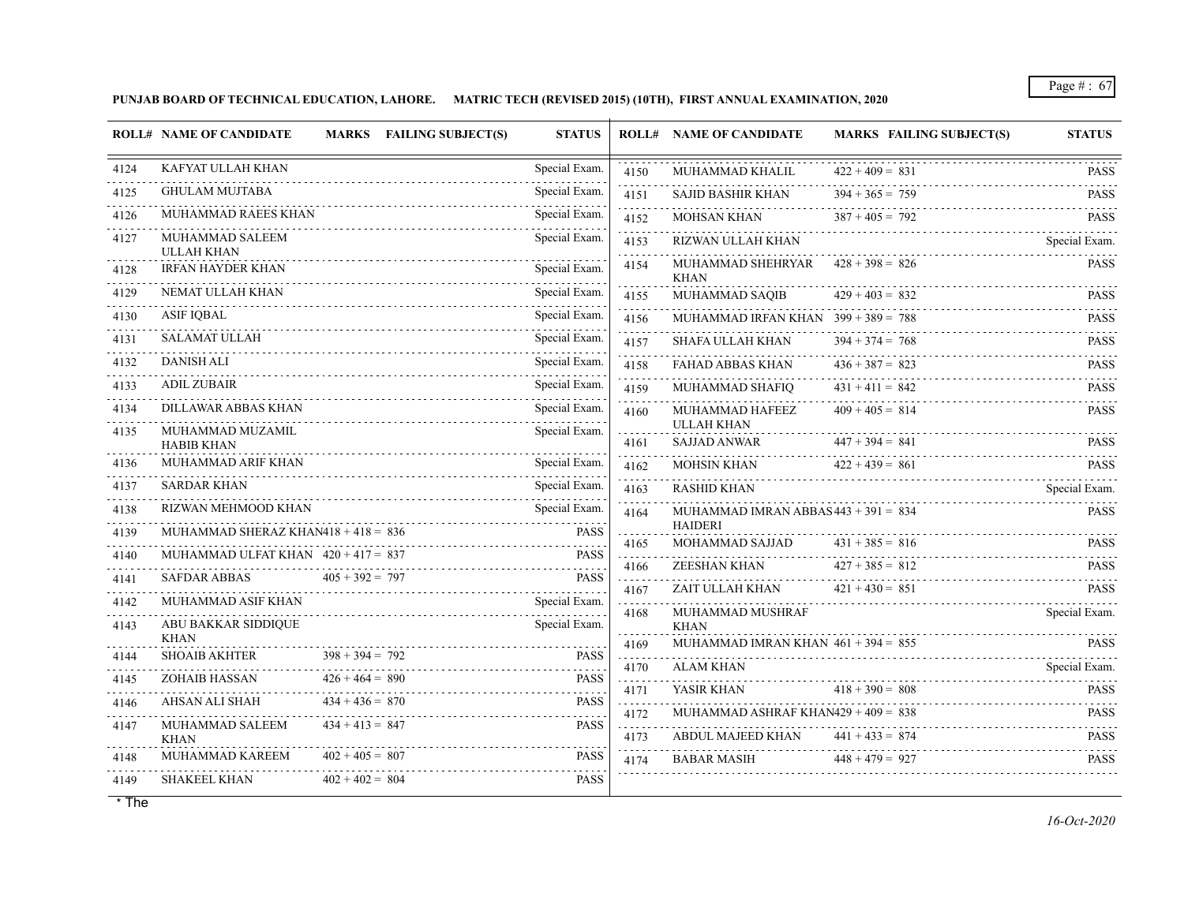**PUNJAB BOARD OF TECHNICAL EDUCATION, LAHORE. MATRIC TECH (REVISED 2015) (10TH), FIRST ANNUAL EXAMINATION, 2020**

| ROLL# | NAME OF CANDIDATE | MARKS | FAILING SUBJECT(S) | STATUS |
|---|---|---|---|---|
| 4124 | KAFYAT ULLAH KHAN | | | Special Exam. |
| 4125 | GHULAM MUJTABA | | | Special Exam. |
| 4126 | MUHAMMAD RAEES KHAN | | | Special Exam. |
| 4127 | MUHAMMAD SALEEM ULLAH KHAN | | | Special Exam. |
| 4128 | IRFAN HAYDER KHAN | | | Special Exam. |
| 4129 | NEMAT ULLAH KHAN | | | Special Exam. |
| 4130 | ASIF IQBAL | | | Special Exam. |
| 4131 | SALAMAT ULLAH | | | Special Exam. |
| 4132 | DANISH ALI | | | Special Exam. |
| 4133 | ADIL ZUBAIR | | | Special Exam. |
| 4134 | DILLAWAR ABBAS KHAN | | | Special Exam. |
| 4135 | MUHAMMAD MUZAMIL HABIB KHAN | | | Special Exam. |
| 4136 | MUHAMMAD ARIF KHAN | | | Special Exam. |
| 4137 | SARDAR KHAN | | | Special Exam. |
| 4138 | RIZWAN MEHMOOD KHAN | | | Special Exam. |
| 4139 | MUHAMMAD SHERAZ KHAN | 418 + 418 = 836 | | PASS |
| 4140 | MUHAMMAD ULFAT KHAN | 420 + 417 = 837 | | PASS |
| 4141 | SAFDAR ABBAS | 405 + 392 = 797 | | PASS |
| 4142 | MUHAMMAD ASIF KHAN | | | Special Exam. |
| 4143 | ABU BAKKAR SIDDIQUE KHAN | | | Special Exam. |
| 4144 | SHOAIB AKHTER | 398 + 394 = 792 | | PASS |
| 4145 | ZOHAIB HASSAN | 426 + 464 = 890 | | PASS |
| 4146 | AHSAN ALI SHAH | 434 + 436 = 870 | | PASS |
| 4147 | MUHAMMAD SALEEM KHAN | 434 + 413 = 847 | | PASS |
| 4148 | MUHAMMAD KAREEM | 402 + 405 = 807 | | PASS |
| 4149 | SHAKEEL KHAN | 402 + 402 = 804 | | PASS |
| 4150 | MUHAMMAD KHALIL | 422 + 409 = 831 | | PASS |
| 4151 | SAJID BASHIR KHAN | 394 + 365 = 759 | | PASS |
| 4152 | MOHSAN KHAN | 387 + 405 = 792 | | PASS |
| 4153 | RIZWAN ULLAH KHAN | | | Special Exam. |
| 4154 | MUHAMMAD SHEHRYAR KHAN | 428 + 398 = 826 | | PASS |
| 4155 | MUHAMMAD SAQIB | 429 + 403 = 832 | | PASS |
| 4156 | MUHAMMAD IRFAN KHAN | 399 + 389 = 788 | | PASS |
| 4157 | SHAFA ULLAH KHAN | 394 + 374 = 768 | | PASS |
| 4158 | FAHAD ABBAS KHAN | 436 + 387 = 823 | | PASS |
| 4159 | MUHAMMAD SHAFIQ | 431 + 411 = 842 | | PASS |
| 4160 | MUHAMMAD HAFEEZ ULLAH KHAN | 409 + 405 = 814 | | PASS |
| 4161 | SAJJAD ANWAR | 447 + 394 = 841 | | PASS |
| 4162 | MOHSIN KHAN | 422 + 439 = 861 | | PASS |
| 4163 | RASHID KHAN | | | Special Exam. |
| 4164 | MUHAMMAD IMRAN ABBAS HAIDERI | 443 + 391 = 834 | | PASS |
| 4165 | MOHAMMAD SAJJAD | 431 + 385 = 816 | | PASS |
| 4166 | ZEESHAN KHAN | 427 + 385 = 812 | | PASS |
| 4167 | ZAIT ULLAH KHAN | 421 + 430 = 851 | | PASS |
| 4168 | MUHAMMAD MUSHRAF KHAN | | | Special Exam. |
| 4169 | MUHAMMAD IMRAN KHAN | 461 + 394 = 855 | | PASS |
| 4170 | ALAM KHAN | | | Special Exam. |
| 4171 | YASIR KHAN | 418 + 390 = 808 | | PASS |
| 4172 | MUHAMMAD ASHRAF KHAN | 429 + 409 = 838 | | PASS |
| 4173 | ABDUL MAJEED KHAN | 441 + 433 = 874 | | PASS |
| 4174 | BABAR MASIH | 448 + 479 = 927 | | PASS |

* The

*16-Oct-2020*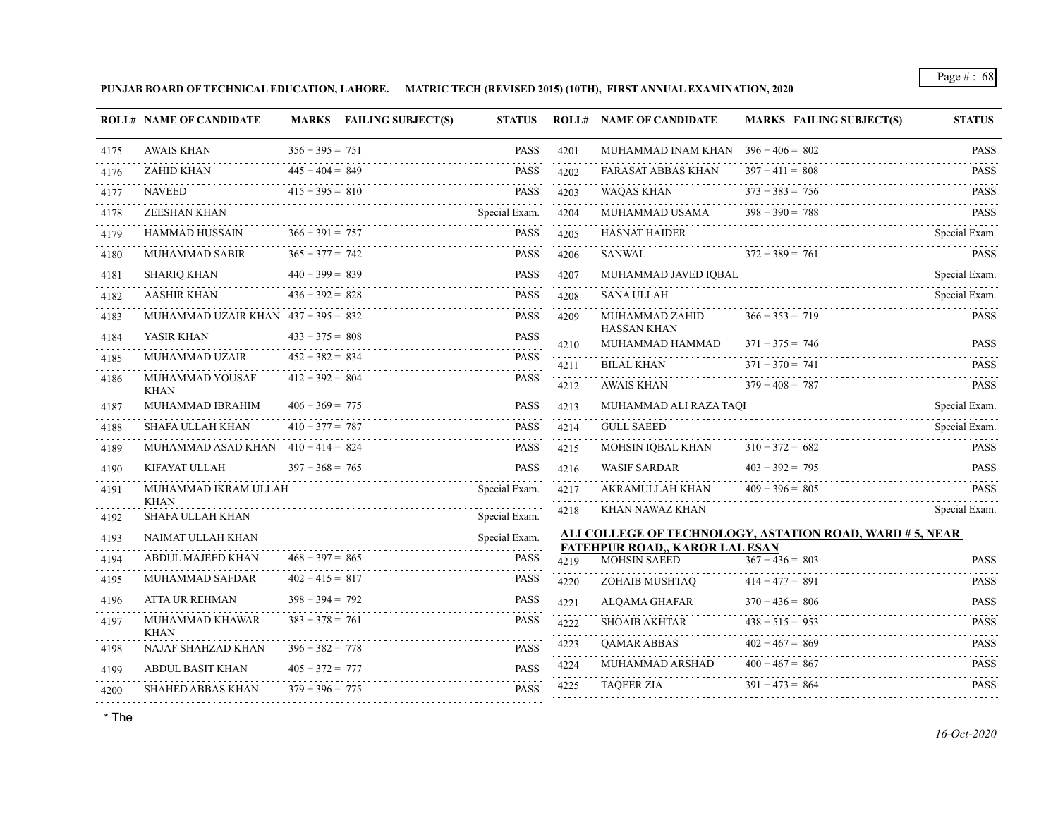**PUNJAB BOARD OF TECHNICAL EDUCATION, LAHORE. MATRIC TECH (REVISED 2015) (10TH), FIRST ANNUAL EXAMINATION, 2020**

| ROLL# | NAME OF CANDIDATE | MARKS | FAILING SUBJECT(S) | STATUS |
|---|---|---|---|---|
| 4175 | AWAIS KHAN | 356 + 395 = 751 | | PASS |
| 4176 | ZAHID KHAN | 445 + 404 = 849 | | PASS |
| 4177 | NAVEED | 415 + 395 = 810 | | PASS |
| 4178 | ZEESHAN KHAN | | | Special Exam. |
| 4179 | HAMMAD HUSSAIN | 366 + 391 = 757 | | PASS |
| 4180 | MUHAMMAD SABIR | 365 + 377 = 742 | | PASS |
| 4181 | SHARIQ KHAN | 440 + 399 = 839 | | PASS |
| 4182 | AASHIR KHAN | 436 + 392 = 828 | | PASS |
| 4183 | MUHAMMAD UZAIR KHAN | 437 + 395 = 832 | | PASS |
| 4184 | YASIR KHAN | 433 + 375 = 808 | | PASS |
| 4185 | MUHAMMAD UZAIR | 452 + 382 = 834 | | PASS |
| 4186 | MUHAMMAD YOUSAF KHAN | 412 + 392 = 804 | | PASS |
| 4187 | MUHAMMAD IBRAHIM | 406 + 369 = 775 | | PASS |
| 4188 | SHAFA ULLAH KHAN | 410 + 377 = 787 | | PASS |
| 4189 | MUHAMMAD ASAD KHAN | 410 + 414 = 824 | | PASS |
| 4190 | KIFAYAT ULLAH | 397 + 368 = 765 | | PASS |
| 4191 | MUHAMMAD IKRAM ULLAH KHAN | | | Special Exam. |
| 4192 | SHAFA ULLAH KHAN | | | Special Exam. |
| 4193 | NAIMAT ULLAH KHAN | | | Special Exam. |
| 4194 | ABDUL MAJEED KHAN | 468 + 397 = 865 | | PASS |
| 4195 | MUHAMMAD SAFDAR | 402 + 415 = 817 | | PASS |
| 4196 | ATTA UR REHMAN | 398 + 394 = 792 | | PASS |
| 4197 | MUHAMMAD KHAWAR KHAN | 383 + 378 = 761 | | PASS |
| 4198 | NAJAF SHAHZAD KHAN | 396 + 382 = 778 | | PASS |
| 4199 | ABDUL BASIT KHAN | 405 + 372 = 777 | | PASS |
| 4200 | SHAHED ABBAS KHAN | 379 + 396 = 775 | | PASS |
| 4201 | MUHAMMAD INAM KHAN | 396 + 406 = 802 | | PASS |
| 4202 | FARASAT ABBAS KHAN | 397 + 411 = 808 | | PASS |
| 4203 | WAQAS KHAN | 373 + 383 = 756 | | PASS |
| 4204 | MUHAMMAD USAMA | 398 + 390 = 788 | | PASS |
| 4205 | HASNAT HAIDER | | | Special Exam. |
| 4206 | SANWAL | 372 + 389 = 761 | | PASS |
| 4207 | MUHAMMAD JAVED IQBAL | | | Special Exam. |
| 4208 | SANA ULLAH | | | Special Exam. |
| 4209 | MUHAMMAD ZAHID HASSAN KHAN | 366 + 353 = 719 | | PASS |
| 4210 | MUHAMMAD HAMMAD | 371 + 375 = 746 | | PASS |
| 4211 | BILAL KHAN | 371 + 370 = 741 | | PASS |
| 4212 | AWAIS KHAN | 379 + 408 = 787 | | PASS |
| 4213 | MUHAMMAD ALI RAZA TAQI | | | Special Exam. |
| 4214 | GULL SAEED | | | Special Exam. |
| 4215 | MOHSIN IQBAL KHAN | 310 + 372 = 682 | | PASS |
| 4216 | WASIF SARDAR | 403 + 392 = 795 | | PASS |
| 4217 | AKRAMULLAH KHAN | 409 + 396 = 805 | | PASS |
| 4218 | KHAN NAWAZ KHAN | | | Special Exam. |

**ALI COLLEGE OF TECHNOLOGY, ASTATION ROAD, WARD # 5, NEAR FATEHPUR ROAD,, KAROR LAL ESAN**

| ROLL# | NAME OF CANDIDATE | MARKS | FAILING SUBJECT(S) | STATUS |
|---|---|---|---|---|
| 4219 | MOHSIN SAEED | 367 + 436 = 803 | | PASS |
| 4220 | ZOHAIB MUSHTAQ | 414 + 477 = 891 | | PASS |
| 4221 | ALQAMA GHAFAR | 370 + 436 = 806 | | PASS |
| 4222 | SHOAIB AKHTAR | 438 + 515 = 953 | | PASS |
| 4223 | QAMAR ABBAS | 402 + 467 = 869 | | PASS |
| 4224 | MUHAMMAD ARSHAD | 400 + 467 = 867 | | PASS |
| 4225 | TAQEER ZIA | 391 + 473 = 864 | | PASS |

* The

*16-Oct-2020*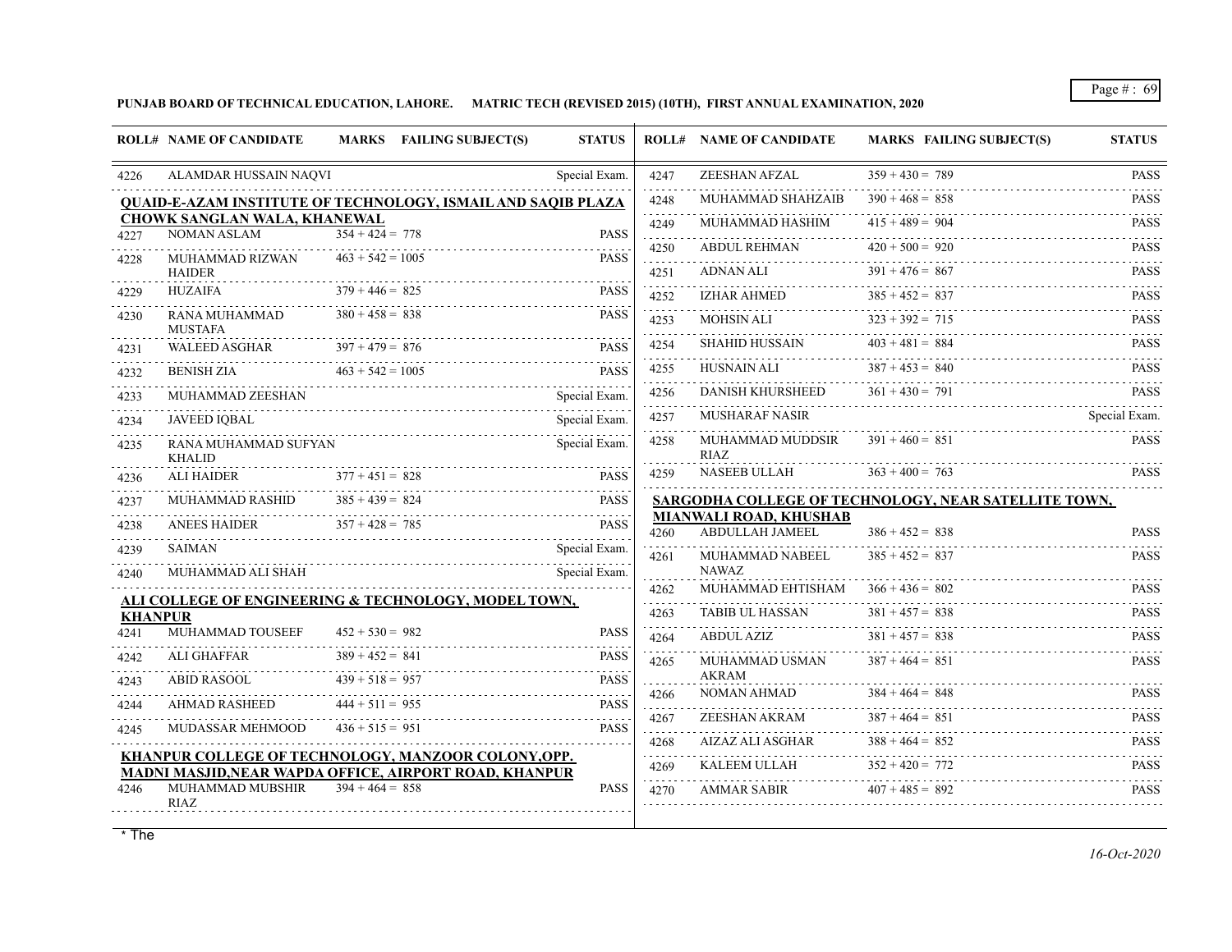**PUNJAB BOARD OF TECHNICAL EDUCATION, LAHORE. MATRIC TECH (REVISED 2015) (10TH), FIRST ANNUAL EXAMINATION, 2020**

| ROLL# | NAME OF CANDIDATE | MARKS | FAILING SUBJECT(S) | STATUS |
|---|---|---|---|---|
| 4226 | ALAMDAR HUSSAIN NAQVI | | | Special Exam. |
| | **QUAID-E-AZAM INSTITUTE OF TECHNOLOGY, ISMAIL AND SAQIB PLAZA CHOWK SANGLAN WALA, KHANEWAL** | | | |
| 4227 | NOMAN ASLAM | 354 + 424 = 778 | | PASS |
| 4228 | MUHAMMAD RIZWAN HAIDER | 463 + 542 = 1005 | | PASS |
| 4229 | HUZAIFA | 379 + 446 = 825 | | PASS |
| 4230 | RANA MUHAMMAD MUSTAFA | 380 + 458 = 838 | | PASS |
| 4231 | WALEED ASGHAR | 397 + 479 = 876 | | PASS |
| 4232 | BENISH ZIA | 463 + 542 = 1005 | | PASS |
| 4233 | MUHAMMAD ZEESHAN | | | Special Exam. |
| 4234 | JAVEED IQBAL | | | Special Exam. |
| 4235 | RANA MUHAMMAD SUFYAN KHALID | | | Special Exam. |
| 4236 | ALI HAIDER | 377 + 451 = 828 | | PASS |
| 4237 | MUHAMMAD RASHID | 385 + 439 = 824 | | PASS |
| 4238 | ANEES HAIDER | 357 + 428 = 785 | | PASS |
| 4239 | SAIMAN | | | Special Exam. |
| 4240 | MUHAMMAD ALI SHAH | | | Special Exam. |
| | **ALI COLLEGE OF ENGINEERING & TECHNOLOGY, MODEL TOWN, KHANPUR** | | | |
| 4241 | MUHAMMAD TOUSEEF | 452 + 530 = 982 | | PASS |
| 4242 | ALI GHAFFAR | 389 + 452 = 841 | | PASS |
| 4243 | ABID RASOOL | 439 + 518 = 957 | | PASS |
| 4244 | AHMAD RASHEED | 444 + 511 = 955 | | PASS |
| 4245 | MUDASSAR MEHMOOD | 436 + 515 = 951 | | PASS |
| | **KHANPUR COLLEGE OF TECHNOLOGY, MANZOOR COLONY,OPP. MADNI MASJID,NEAR WAPDA OFFICE, AIRPORT ROAD, KHANPUR** | | | |
| 4246 | MUHAMMAD MUBSHIR RIAZ | 394 + 464 = 858 | | PASS |
| 4247 | ZEESHAN AFZAL | 359 + 430 = 789 | | PASS |
| 4248 | MUHAMMAD SHAHZAIB | 390 + 468 = 858 | | PASS |
| 4249 | MUHAMMAD HASHIM | 415 + 489 = 904 | | PASS |
| 4250 | ABDUL REHMAN | 420 + 500 = 920 | | PASS |
| 4251 | ADNAN ALI | 391 + 476 = 867 | | PASS |
| 4252 | IZHAR AHMED | 385 + 452 = 837 | | PASS |
| 4253 | MOHSIN ALI | 323 + 392 = 715 | | PASS |
| 4254 | SHAHID HUSSAIN | 403 + 481 = 884 | | PASS |
| 4255 | HUSNAIN ALI | 387 + 453 = 840 | | PASS |
| 4256 | DANISH KHURSHEED | 361 + 430 = 791 | | PASS |
| 4257 | MUSHARAF NASIR | | | Special Exam. |
| 4258 | MUHAMMAD MUDDSIR RIAZ | 391 + 460 = 851 | | PASS |
| 4259 | NASEEB ULLAH | 363 + 400 = 763 | | PASS |
| | **SARGODHA COLLEGE OF TECHNOLOGY, NEAR SATELLITE TOWN, MIANWALI ROAD, KHUSHAB** | | | |
| 4260 | ABDULLAH JAMEEL | 386 + 452 = 838 | | PASS |
| 4261 | MUHAMMAD NABEEL NAWAZ | 385 + 452 = 837 | | PASS |
| 4262 | MUHAMMAD EHTISHAM | 366 + 436 = 802 | | PASS |
| 4263 | TABIB UL HASSAN | 381 + 457 = 838 | | PASS |
| 4264 | ABDUL AZIZ | 381 + 457 = 838 | | PASS |
| 4265 | MUHAMMAD USMAN AKRAM | 387 + 464 = 851 | | PASS |
| 4266 | NOMAN AHMAD | 384 + 464 = 848 | | PASS |
| 4267 | ZEESHAN AKRAM | 387 + 464 = 851 | | PASS |
| 4268 | AIZAZ ALI ASGHAR | 388 + 464 = 852 | | PASS |
| 4269 | KALEEM ULLAH | 352 + 420 = 772 | | PASS |
| 4270 | AMMAR SABIR | 407 + 485 = 892 | | PASS |

* The

*16-Oct-2020*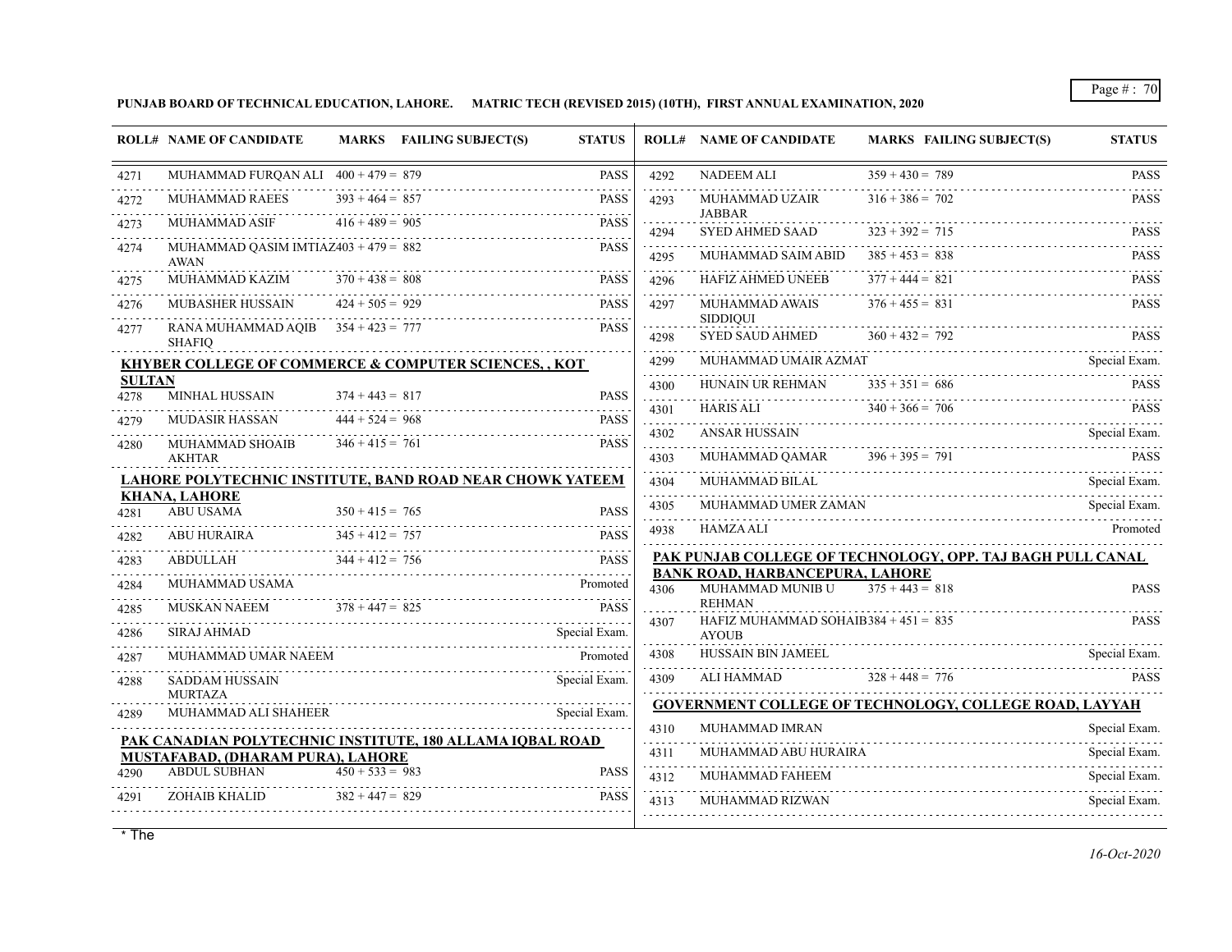**PUNJAB BOARD OF TECHNICAL EDUCATION, LAHORE. MATRIC TECH (REVISED 2015) (10TH), FIRST ANNUAL EXAMINATION, 2020**

| ROLL# | NAME OF CANDIDATE | MARKS | FAILING SUBJECT(S) | STATUS |
|---|---|---|---|---|
| 4271 | MUHAMMAD FURQAN ALI | 400 + 479 = 879 | | PASS |
| 4272 | MUHAMMAD RAEES | 393 + 464 = 857 | | PASS |
| 4273 | MUHAMMAD ASIF | 416 + 489 = 905 | | PASS |
| 4274 | MUHAMMAD QASIM IMTIAZ AWAN | 403 + 479 = 882 | | PASS |
| 4275 | MUHAMMAD KAZIM | 370 + 438 = 808 | | PASS |
| 4276 | MUBASHER HUSSAIN | 424 + 505 = 929 | | PASS |
| 4277 | RANA MUHAMMAD AQIB SHAFIQ | 354 + 423 = 777 | | PASS |

**KHYBER COLLEGE OF COMMERCE & COMPUTER SCIENCES, , KOT SULTAN**

| ROLL# | NAME OF CANDIDATE | MARKS | FAILING SUBJECT(S) | STATUS |
|---|---|---|---|---|
| 4278 | MINHAL HUSSAIN | 374 + 443 = 817 | | PASS |
| 4279 | MUDASIR HASSAN | 444 + 524 = 968 | | PASS |
| 4280 | MUHAMMAD SHOAIB AKHTAR | 346 + 415 = 761 | | PASS |

**LAHORE POLYTECHNIC INSTITUTE, BAND ROAD NEAR CHOWK YATEEM KHANA, LAHORE**

| ROLL# | NAME OF CANDIDATE | MARKS | FAILING SUBJECT(S) | STATUS |
|---|---|---|---|---|
| 4281 | ABU USAMA | 350 + 415 = 765 | | PASS |
| 4282 | ABU HURAIRA | 345 + 412 = 757 | | PASS |
| 4283 | ABDULLAH | 344 + 412 = 756 | | PASS |
| 4284 | MUHAMMAD USAMA | | | Promoted |
| 4285 | MUSKAN NAEEM | 378 + 447 = 825 | | PASS |
| 4286 | SIRAJ AHMAD | | | Special Exam. |
| 4287 | MUHAMMAD UMAR NAEEM | | | Promoted |
| 4288 | SADDAM HUSSAIN MURTAZA | | | Special Exam. |
| 4289 | MUHAMMAD ALI SHAHEER | | | Special Exam. |

**PAK CANADIAN POLYTECHNIC INSTITUTE, 180 ALLAMA IQBAL ROAD MUSTAFABAD, (DHARAM PURA), LAHORE**

| ROLL# | NAME OF CANDIDATE | MARKS | FAILING SUBJECT(S) | STATUS |
|---|---|---|---|---|
| 4290 | ABDUL SUBHAN | 450 + 533 = 983 | | PASS |
| 4291 | ZOHAIB KHALID | 382 + 447 = 829 | | PASS |
| 4292 | NADEEM ALI | 359 + 430 = 789 | | PASS |
| 4293 | MUHAMMAD UZAIR JABBAR | 316 + 386 = 702 | | PASS |
| 4294 | SYED AHMED SAAD | 323 + 392 = 715 | | PASS |
| 4295 | MUHAMMAD SAIM ABID | 385 + 453 = 838 | | PASS |
| 4296 | HAFIZ AHMED UNEEB | 377 + 444 = 821 | | PASS |
| 4297 | MUHAMMAD AWAIS SIDDIQUI | 376 + 455 = 831 | | PASS |
| 4298 | SYED SAUD AHMED | 360 + 432 = 792 | | PASS |
| 4299 | MUHAMMAD UMAIR AZMAT | | | Special Exam. |
| 4300 | HUNAIN UR REHMAN | 335 + 351 = 686 | | PASS |
| 4301 | HARIS ALI | 340 + 366 = 706 | | PASS |
| 4302 | ANSAR HUSSAIN | | | Special Exam. |
| 4303 | MUHAMMAD QAMAR | 396 + 395 = 791 | | PASS |
| 4304 | MUHAMMAD BILAL | | | Special Exam. |
| 4305 | MUHAMMAD UMER ZAMAN | | | Special Exam. |
| 4938 | HAMZA ALI | | | Promoted |

**PAK PUNJAB COLLEGE OF TECHNOLOGY, OPP. TAJ BAGH PULL CANAL BANK ROAD, HARBANCEPURA, LAHORE**

| ROLL# | NAME OF CANDIDATE | MARKS | FAILING SUBJECT(S) | STATUS |
|---|---|---|---|---|
| 4306 | MUHAMMAD MUNIB U REHMAN | 375 + 443 = 818 | | PASS |
| 4307 | HAFIZ MUHAMMAD SOHAIB AYOUB | 384 + 451 = 835 | | PASS |
| 4308 | HUSSAIN BIN JAMEEL | | | Special Exam. |
| 4309 | ALI HAMMAD | 328 + 448 = 776 | | PASS |

**GOVERNMENT COLLEGE OF TECHNOLOGY, COLLEGE ROAD, LAYYAH**

| ROLL# | NAME OF CANDIDATE | MARKS | FAILING SUBJECT(S) | STATUS |
|---|---|---|---|---|
| 4310 | MUHAMMAD IMRAN | | | Special Exam. |
| 4311 | MUHAMMAD ABU HURAIRA | | | Special Exam. |
| 4312 | MUHAMMAD FAHEEM | | | Special Exam. |
| 4313 | MUHAMMAD RIZWAN | | | Special Exam. |

\* The

*16-Oct-2020*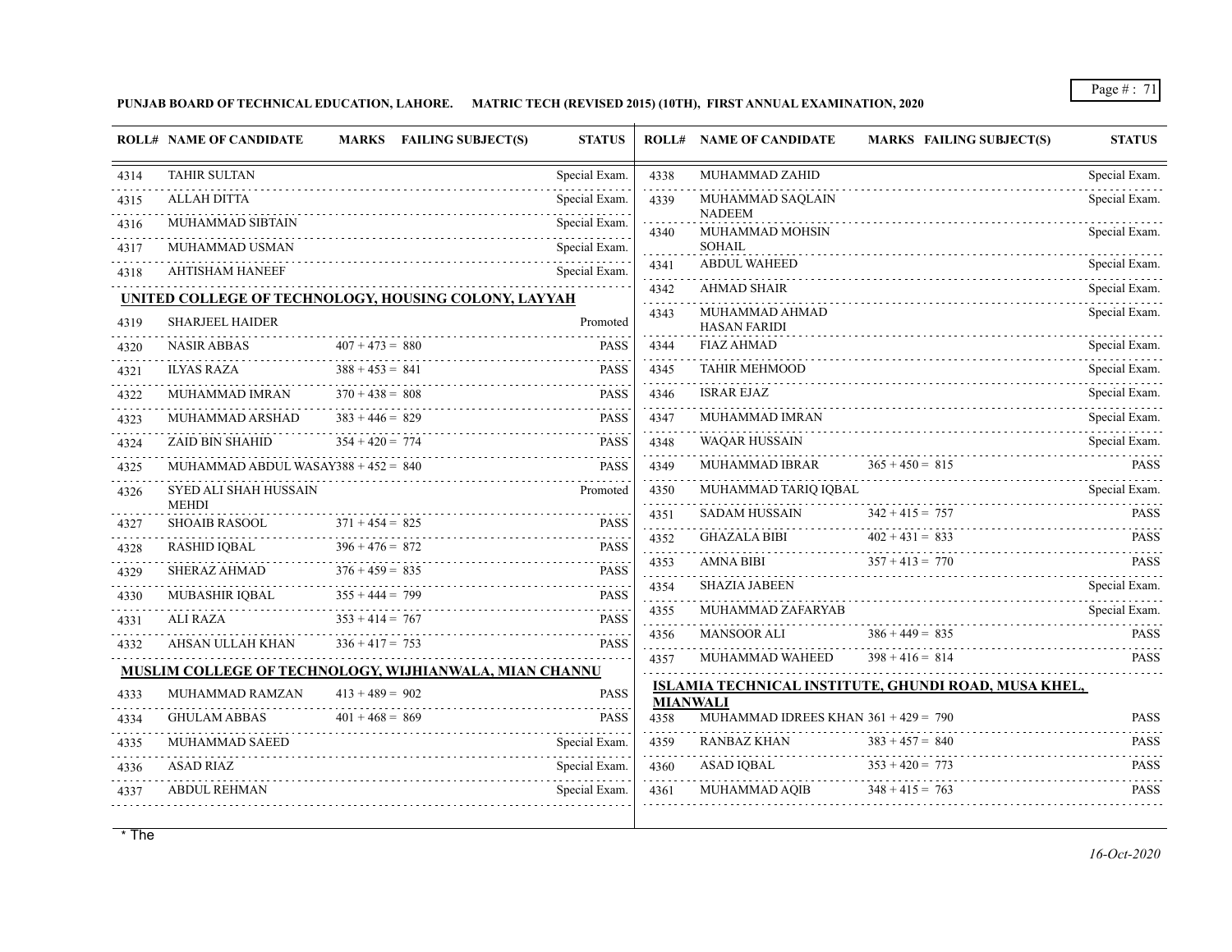**PUNJAB BOARD OF TECHNICAL EDUCATION, LAHORE. MATRIC TECH (REVISED 2015) (10TH), FIRST ANNUAL EXAMINATION, 2020**

| ROLL# | NAME OF CANDIDATE | MARKS | FAILING SUBJECT(S) | STATUS |
|---|---|---|---|---|
| 4314 | TAHIR SULTAN | | | Special Exam. |
| 4315 | ALLAH DITTA | | | Special Exam. |
| 4316 | MUHAMMAD SIBTAIN | | | Special Exam. |
| 4317 | MUHAMMAD USMAN | | | Special Exam. |
| 4318 | AHTISHAM HANEEF | | | Special Exam. |

**UNITED COLLEGE OF TECHNOLOGY, HOUSING COLONY, LAYYAH**

| ROLL# | NAME OF CANDIDATE | MARKS | FAILING SUBJECT(S) | STATUS |
|---|---|---|---|---|
| 4319 | SHARJEEL HAIDER | | | Promoted |
| 4320 | NASIR ABBAS | 407 + 473 = 880 | | PASS |
| 4321 | ILYAS RAZA | 388 + 453 = 841 | | PASS |
| 4322 | MUHAMMAD IMRAN | 370 + 438 = 808 | | PASS |
| 4323 | MUHAMMAD ARSHAD | 383 + 446 = 829 | | PASS |
| 4324 | ZAID BIN SHAHID | 354 + 420 = 774 | | PASS |
| 4325 | MUHAMMAD ABDUL WASAY | 388 + 452 = 840 | | PASS |
| 4326 | SYED ALI SHAH HUSSAIN MEHDI | | | Promoted |
| 4327 | SHOAIB RASOOL | 371 + 454 = 825 | | PASS |
| 4328 | RASHID IQBAL | 396 + 476 = 872 | | PASS |
| 4329 | SHERAZ AHMAD | 376 + 459 = 835 | | PASS |
| 4330 | MUBASHIR IQBAL | 355 + 444 = 799 | | PASS |
| 4331 | ALI RAZA | 353 + 414 = 767 | | PASS |
| 4332 | AHSAN ULLAH KHAN | 336 + 417 = 753 | | PASS |

**MUSLIM COLLEGE OF TECHNOLOGY, WIJHIANWALA, MIAN CHANNU**

| ROLL# | NAME OF CANDIDATE | MARKS | FAILING SUBJECT(S) | STATUS |
|---|---|---|---|---|
| 4333 | MUHAMMAD RAMZAN | 413 + 489 = 902 | | PASS |
| 4334 | GHULAM ABBAS | 401 + 468 = 869 | | PASS |
| 4335 | MUHAMMAD SAEED | | | Special Exam. |
| 4336 | ASAD RIAZ | | | Special Exam. |
| 4337 | ABDUL REHMAN | | | Special Exam. |
| 4338 | MUHAMMAD ZAHID | | | Special Exam. |
| 4339 | MUHAMMAD SAQLAIN NADEEM | | | Special Exam. |
| 4340 | MUHAMMAD MOHSIN SOHAIL | | | Special Exam. |
| 4341 | ABDUL WAHEED | | | Special Exam. |
| 4342 | AHMAD SHAIR | | | Special Exam. |
| 4343 | MUHAMMAD AHMAD HASAN FARIDI | | | Special Exam. |
| 4344 | FIAZ AHMAD | | | Special Exam. |
| 4345 | TAHIR MEHMOOD | | | Special Exam. |
| 4346 | ISRAR EJAZ | | | Special Exam. |
| 4347 | MUHAMMAD IMRAN | | | Special Exam. |
| 4348 | WAQAR HUSSAIN | | | Special Exam. |
| 4349 | MUHAMMAD IBRAR | 365 + 450 = 815 | | PASS |
| 4350 | MUHAMMAD TARIQ IQBAL | | | Special Exam. |
| 4351 | SADAM HUSSAIN | 342 + 415 = 757 | | PASS |
| 4352 | GHAZALA BIBI | 402 + 431 = 833 | | PASS |
| 4353 | AMNA BIBI | 357 + 413 = 770 | | PASS |
| 4354 | SHAZIA JABEEN | | | Special Exam. |
| 4355 | MUHAMMAD ZAFARYAB | | | Special Exam. |
| 4356 | MANSOOR ALI | 386 + 449 = 835 | | PASS |
| 4357 | MUHAMMAD WAHEED | 398 + 416 = 814 | | PASS |

**ISLAMIA TECHNICAL INSTITUTE, GHUNDI ROAD, MUSA KHEL, MIANWALI**

| ROLL# | NAME OF CANDIDATE | MARKS | FAILING SUBJECT(S) | STATUS |
|---|---|---|---|---|
| 4358 | MUHAMMAD IDREES KHAN | 361 + 429 = 790 | | PASS |
| 4359 | RANBAZ KHAN | 383 + 457 = 840 | | PASS |
| 4360 | ASAD IQBAL | 353 + 420 = 773 | | PASS |
| 4361 | MUHAMMAD AQIB | 348 + 415 = 763 | | PASS |

* The

*16-Oct-2020*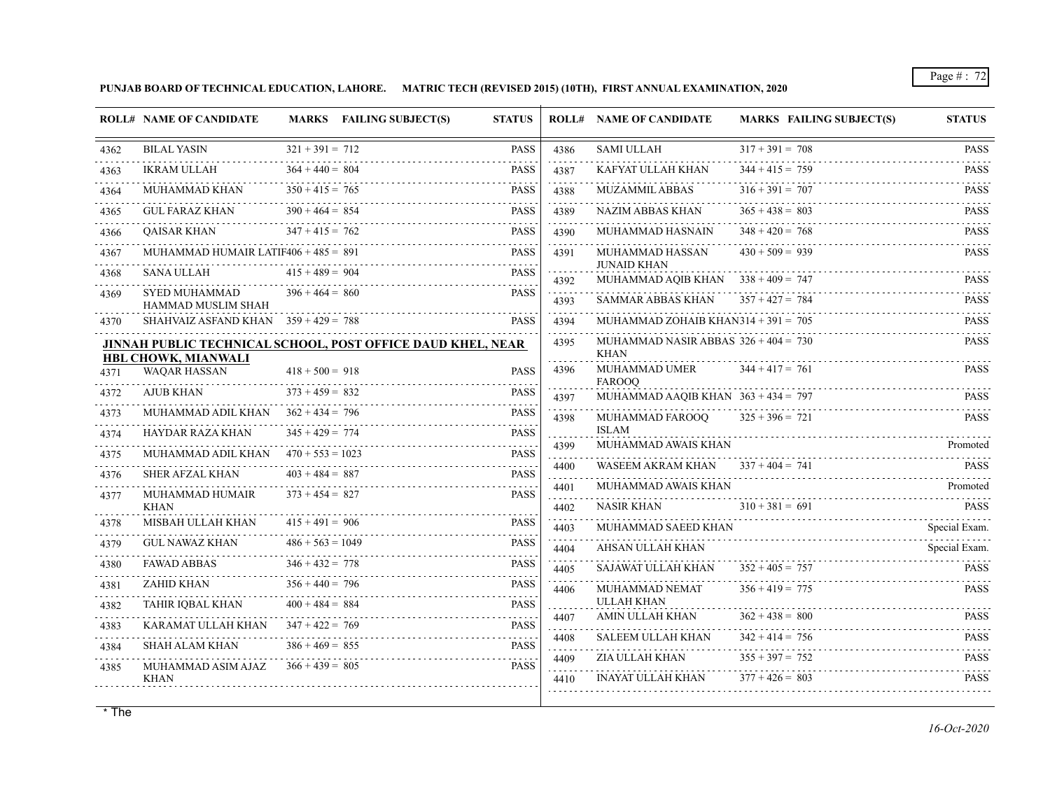**PUNJAB BOARD OF TECHNICAL EDUCATION, LAHORE. MATRIC TECH (REVISED 2015) (10TH), FIRST ANNUAL EXAMINATION, 2020**

| ROLL# | NAME OF CANDIDATE | MARKS | FAILING SUBJECT(S) | STATUS |
|---|---|---|---|---|
| 4362 | BILAL YASIN | 321 + 391 = 712 | | PASS |
| 4363 | IKRAM ULLAH | 364 + 440 = 804 | | PASS |
| 4364 | MUHAMMAD KHAN | 350 + 415 = 765 | | PASS |
| 4365 | GUL FARAZ KHAN | 390 + 464 = 854 | | PASS |
| 4366 | QAISAR KHAN | 347 + 415 = 762 | | PASS |
| 4367 | MUHAMMAD HUMAIR LATIF | 406 + 485 = 891 | | PASS |
| 4368 | SANA ULLAH | 415 + 489 = 904 | | PASS |
| 4369 | SYED MUHAMMAD HAMMAD MUSLIM SHAH | 396 + 464 = 860 | | PASS |
| 4370 | SHAHVAIZ ASFAND KHAN | 359 + 429 = 788 | | PASS |

**JINNAH PUBLIC TECHNICAL SCHOOL, POST OFFICE DAUD KHEL, NEAR HBL CHOWK, MIANWALI**

| ROLL# | NAME OF CANDIDATE | MARKS | FAILING SUBJECT(S) | STATUS |
|---|---|---|---|---|
| 4371 | WAQAR HASSAN | 418 + 500 = 918 | | PASS |
| 4372 | AJUB KHAN | 373 + 459 = 832 | | PASS |
| 4373 | MUHAMMAD ADIL KHAN | 362 + 434 = 796 | | PASS |
| 4374 | HAYDAR RAZA KHAN | 345 + 429 = 774 | | PASS |
| 4375 | MUHAMMAD ADIL KHAN | 470 + 553 = 1023 | | PASS |
| 4376 | SHER AFZAL KHAN | 403 + 484 = 887 | | PASS |
| 4377 | MUHAMMAD HUMAIR KHAN | 373 + 454 = 827 | | PASS |
| 4378 | MISBAH ULLAH KHAN | 415 + 491 = 906 | | PASS |
| 4379 | GUL NAWAZ KHAN | 486 + 563 = 1049 | | PASS |
| 4380 | FAWAD ABBAS | 346 + 432 = 778 | | PASS |
| 4381 | ZAHID KHAN | 356 + 440 = 796 | | PASS |
| 4382 | TAHIR IQBAL KHAN | 400 + 484 = 884 | | PASS |
| 4383 | KARAMAT ULLAH KHAN | 347 + 422 = 769 | | PASS |
| 4384 | SHAH ALAM KHAN | 386 + 469 = 855 | | PASS |
| 4385 | MUHAMMAD ASIM AJAZ KHAN | 366 + 439 = 805 | | PASS |
| 4386 | SAMI ULLAH | 317 + 391 = 708 | | PASS |
| 4387 | KAFYAT ULLAH KHAN | 344 + 415 = 759 | | PASS |
| 4388 | MUZAMMIL ABBAS | 316 + 391 = 707 | | PASS |
| 4389 | NAZIM ABBAS KHAN | 365 + 438 = 803 | | PASS |
| 4390 | MUHAMMAD HASNAIN | 348 + 420 = 768 | | PASS |
| 4391 | MUHAMMAD HASSAN JUNAID KHAN | 430 + 509 = 939 | | PASS |
| 4392 | MUHAMMAD AQIB KHAN | 338 + 409 = 747 | | PASS |
| 4393 | SAMMAR ABBAS KHAN | 357 + 427 = 784 | | PASS |
| 4394 | MUHAMMAD ZOHAIB KHAN | 314 + 391 = 705 | | PASS |
| 4395 | MUHAMMAD NASIR ABBAS KHAN | 326 + 404 = 730 | | PASS |
| 4396 | MUHAMMAD UMER FAROOQ | 344 + 417 = 761 | | PASS |
| 4397 | MUHAMMAD AAQIB KHAN | 363 + 434 = 797 | | PASS |
| 4398 | MUHAMMAD FAROOQ ISLAM | 325 + 396 = 721 | | PASS |
| 4399 | MUHAMMAD AWAIS KHAN | | | Promoted |
| 4400 | WASEEM AKRAM KHAN | 337 + 404 = 741 | | PASS |
| 4401 | MUHAMMAD AWAIS KHAN | | | Promoted |
| 4402 | NASIR KHAN | 310 + 381 = 691 | | PASS |
| 4403 | MUHAMMAD SAEED KHAN | | | Special Exam. |
| 4404 | AHSAN ULLAH KHAN | | | Special Exam. |
| 4405 | SAJAWAT ULLAH KHAN | 352 + 405 = 757 | | PASS |
| 4406 | MUHAMMAD NEMAT ULLAH KHAN | 356 + 419 = 775 | | PASS |
| 4407 | AMIN ULLAH KHAN | 362 + 438 = 800 | | PASS |
| 4408 | SALEEM ULLAH KHAN | 342 + 414 = 756 | | PASS |
| 4409 | ZIA ULLAH KHAN | 355 + 397 = 752 | | PASS |
| 4410 | INAYAT ULLAH KHAN | 377 + 426 = 803 | | PASS |

* The

*16-Oct-2020*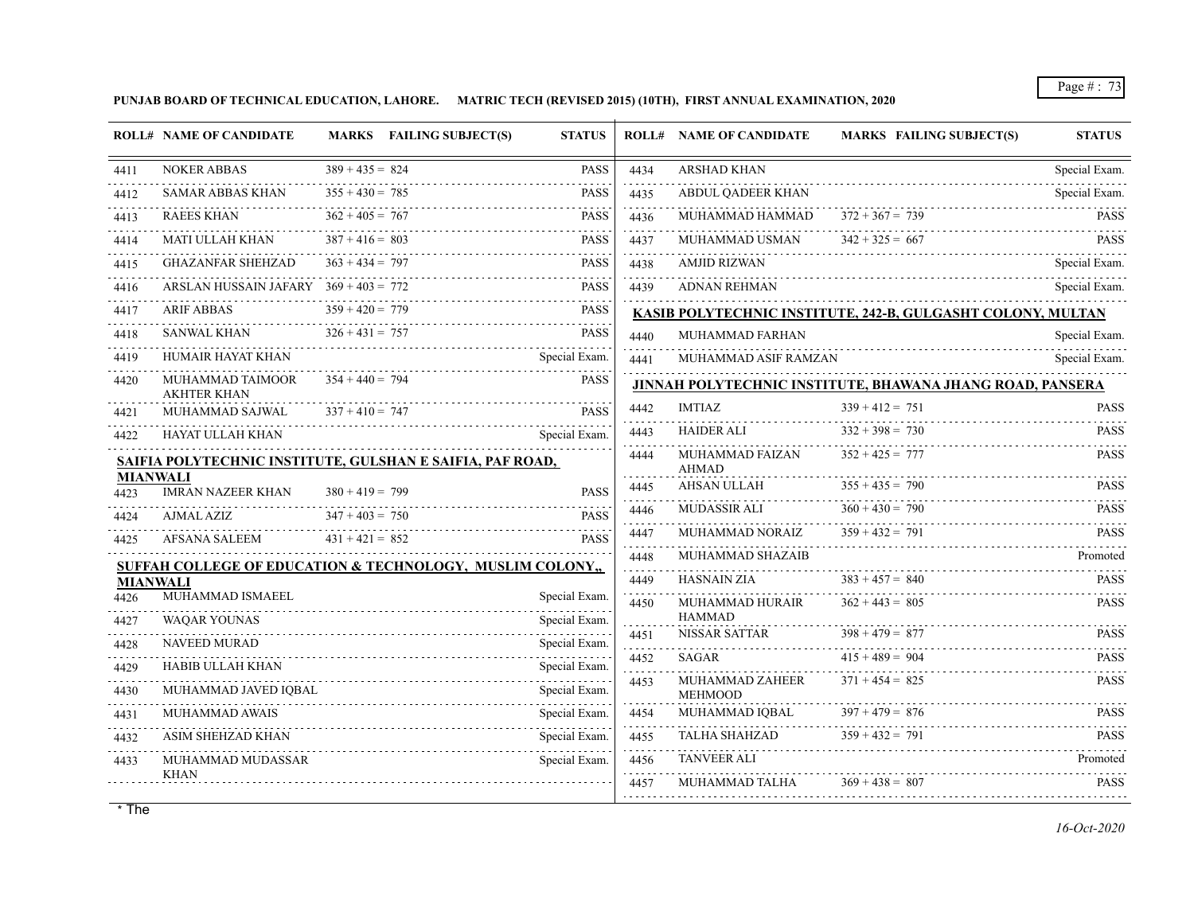**PUNJAB BOARD OF TECHNICAL EDUCATION, LAHORE. MATRIC TECH (REVISED 2015) (10TH), FIRST ANNUAL EXAMINATION, 2020**

| ROLL# | NAME OF CANDIDATE | MARKS | FAILING SUBJECT(S) | STATUS |
|---|---|---|---|---|
| 4411 | NOKER ABBAS | 389 + 435 = 824 | | PASS |
| 4412 | SAMAR ABBAS KHAN | 355 + 430 = 785 | | PASS |
| 4413 | RAEES KHAN | 362 + 405 = 767 | | PASS |
| 4414 | MATI ULLAH KHAN | 387 + 416 = 803 | | PASS |
| 4415 | GHAZANFAR SHEHZAD | 363 + 434 = 797 | | PASS |
| 4416 | ARSLAN HUSSAIN JAFARY | 369 + 403 = 772 | | PASS |
| 4417 | ARIF ABBAS | 359 + 420 = 779 | | PASS |
| 4418 | SANWAL KHAN | 326 + 431 = 757 | | PASS |
| 4419 | HUMAIR HAYAT KHAN | | | Special Exam. |
| 4420 | MUHAMMAD TAIMOOR AKHTER KHAN | 354 + 440 = 794 | | PASS |
| 4421 | MUHAMMAD SAJWAL | 337 + 410 = 747 | | PASS |
| 4422 | HAYAT ULLAH KHAN | | | Special Exam. |

**SAIFIA POLYTECHNIC INSTITUTE, GULSHAN E SAIFIA, PAF ROAD, MIANWALI**

| ROLL# | NAME OF CANDIDATE | MARKS | FAILING SUBJECT(S) | STATUS |
|---|---|---|---|---|
| 4423 | IMRAN NAZEER KHAN | 380 + 419 = 799 | | PASS |
| 4424 | AJMAL AZIZ | 347 + 403 = 750 | | PASS |
| 4425 | AFSANA SALEEM | 431 + 421 = 852 | | PASS |

**SUFFAH COLLEGE OF EDUCATION & TECHNOLOGY, MUSLIM COLONY,, MIANWALI**

| ROLL# | NAME OF CANDIDATE | MARKS | FAILING SUBJECT(S) | STATUS |
|---|---|---|---|---|
| 4426 | MUHAMMAD ISMAEEL | | | Special Exam. |
| 4427 | WAQAR YOUNAS | | | Special Exam. |
| 4428 | NAVEED MURAD | | | Special Exam. |
| 4429 | HABIB ULLAH KHAN | | | Special Exam. |
| 4430 | MUHAMMAD JAVED IQBAL | | | Special Exam. |
| 4431 | MUHAMMAD AWAIS | | | Special Exam. |
| 4432 | ASIM SHEHZAD KHAN | | | Special Exam. |
| 4433 | MUHAMMAD MUDASSAR KHAN | | | Special Exam. |
| 4434 | ARSHAD KHAN | | | Special Exam. |
| 4435 | ABDUL QADEER KHAN | | | Special Exam. |
| 4436 | MUHAMMAD HAMMAD | 372 + 367 = 739 | | PASS |
| 4437 | MUHAMMAD USMAN | 342 + 325 = 667 | | PASS |
| 4438 | AMJID RIZWAN | | | Special Exam. |
| 4439 | ADNAN REHMAN | | | Special Exam. |

**KASIB POLYTECHNIC INSTITUTE, 242-B, GULGASHT COLONY, MULTAN**

| ROLL# | NAME OF CANDIDATE | MARKS | FAILING SUBJECT(S) | STATUS |
|---|---|---|---|---|
| 4440 | MUHAMMAD FARHAN | | | Special Exam. |
| 4441 | MUHAMMAD ASIF RAMZAN | | | Special Exam. |

**JINNAH POLYTECHNIC INSTITUTE, BHAWANA JHANG ROAD, PANSERA**

| ROLL# | NAME OF CANDIDATE | MARKS | FAILING SUBJECT(S) | STATUS |
|---|---|---|---|---|
| 4442 | IMTIAZ | 339 + 412 = 751 | | PASS |
| 4443 | HAIDER ALI | 332 + 398 = 730 | | PASS |
| 4444 | MUHAMMAD FAIZAN AHMAD | 352 + 425 = 777 | | PASS |
| 4445 | AHSAN ULLAH | 355 + 435 = 790 | | PASS |
| 4446 | MUDASSIR ALI | 360 + 430 = 790 | | PASS |
| 4447 | MUHAMMAD NORAIZ | 359 + 432 = 791 | | PASS |
| 4448 | MUHAMMAD SHAZAIB | | | Promoted |
| 4449 | HASNAIN ZIA | 383 + 457 = 840 | | PASS |
| 4450 | MUHAMMAD HURAIR HAMMAD | 362 + 443 = 805 | | PASS |
| 4451 | NISSAR SATTAR | 398 + 479 = 877 | | PASS |
| 4452 | SAGAR | 415 + 489 = 904 | | PASS |
| 4453 | MUHAMMAD ZAHEER MEHMOOD | 371 + 454 = 825 | | PASS |
| 4454 | MUHAMMAD IQBAL | 397 + 479 = 876 | | PASS |
| 4455 | TALHA SHAHZAD | 359 + 432 = 791 | | PASS |
| 4456 | TANVEER ALI | | | Promoted |
| 4457 | MUHAMMAD TALHA | 369 + 438 = 807 | | PASS |

\* The

*16-Oct-2020*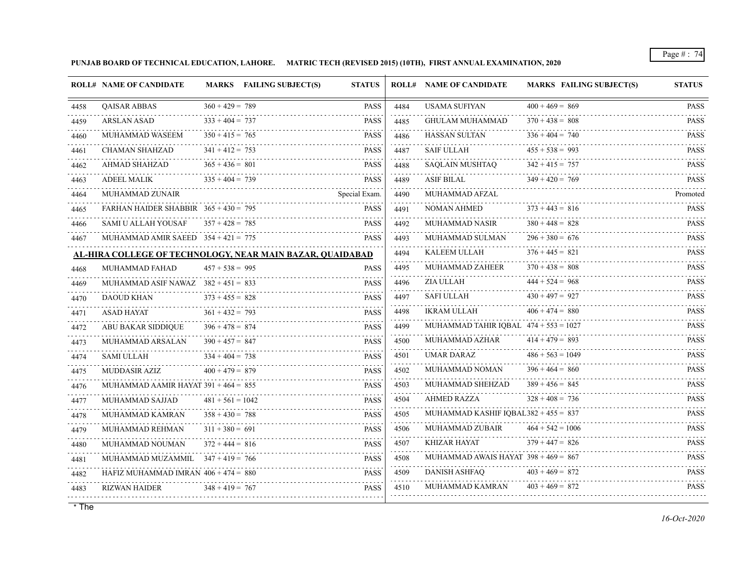**PUNJAB BOARD OF TECHNICAL EDUCATION, LAHORE. MATRIC TECH (REVISED 2015) (10TH), FIRST ANNUAL EXAMINATION, 2020**

| ROLL# | NAME OF CANDIDATE | MARKS | FAILING SUBJECT(S) | STATUS |
|---|---|---|---|---|
| 4458 | QAISAR ABBAS | 360 + 429 = 789 | | PASS |
| 4459 | ARSLAN ASAD | 333 + 404 = 737 | | PASS |
| 4460 | MUHAMMAD WASEEM | 350 + 415 = 765 | | PASS |
| 4461 | CHAMAN SHAHZAD | 341 + 412 = 753 | | PASS |
| 4462 | AHMAD SHAHZAD | 365 + 436 = 801 | | PASS |
| 4463 | ADEEL MALIK | 335 + 404 = 739 | | PASS |
| 4464 | MUHAMMAD ZUNAIR | | | Special Exam. |
| 4465 | FARHAN HAIDER SHABBIR | 365 + 430 = 795 | | PASS |
| 4466 | SAMI U ALLAH YOUSAF | 357 + 428 = 785 | | PASS |
| 4467 | MUHAMMAD AMIR SAEED | 354 + 421 = 775 | | PASS |

**AL-HIRA COLLEGE OF TECHNOLOGY, NEAR MAIN BAZAR, QUAIDABAD**

| ROLL# | NAME OF CANDIDATE | MARKS | FAILING SUBJECT(S) | STATUS |
|---|---|---|---|---|
| 4468 | MUHAMMAD FAHAD | 457 + 538 = 995 | | PASS |
| 4469 | MUHAMMAD ASIF NAWAZ | 382 + 451 = 833 | | PASS |
| 4470 | DAOUD KHAN | 373 + 455 = 828 | | PASS |
| 4471 | ASAD HAYAT | 361 + 432 = 793 | | PASS |
| 4472 | ABU BAKAR SIDDIQUE | 396 + 478 = 874 | | PASS |
| 4473 | MUHAMMAD ARSALAN | 390 + 457 = 847 | | PASS |
| 4474 | SAMI ULLAH | 334 + 404 = 738 | | PASS |
| 4475 | MUDDASIR AZIZ | 400 + 479 = 879 | | PASS |
| 4476 | MUHAMMAD AAMIR HAYAT | 391 + 464 = 855 | | PASS |
| 4477 | MUHAMMAD SAJJAD | 481 + 561 = 1042 | | PASS |
| 4478 | MUHAMMAD KAMRAN | 358 + 430 = 788 | | PASS |
| 4479 | MUHAMMAD REHMAN | 311 + 380 = 691 | | PASS |
| 4480 | MUHAMMAD NOUMAN | 372 + 444 = 816 | | PASS |
| 4481 | MUHAMMAD MUZAMMIL | 347 + 419 = 766 | | PASS |
| 4482 | HAFIZ MUHAMMAD IMRAN | 406 + 474 = 880 | | PASS |
| 4483 | RIZWAN HAIDER | 348 + 419 = 767 | | PASS |
| 4484 | USAMA SUFIYAN | 400 + 469 = 869 | | PASS |
| 4485 | GHULAM MUHAMMAD | 370 + 438 = 808 | | PASS |
| 4486 | HASSAN SULTAN | 336 + 404 = 740 | | PASS |
| 4487 | SAIF ULLAH | 455 + 538 = 993 | | PASS |
| 4488 | SAQLAIN MUSHTAQ | 342 + 415 = 757 | | PASS |
| 4489 | ASIF BILAL | 349 + 420 = 769 | | PASS |
| 4490 | MUHAMMAD AFZAL | | | Promoted |
| 4491 | NOMAN AHMED | 373 + 443 = 816 | | PASS |
| 4492 | MUHAMMAD NASIR | 380 + 448 = 828 | | PASS |
| 4493 | MUHAMMAD SULMAN | 296 + 380 = 676 | | PASS |
| 4494 | KALEEM ULLAH | 376 + 445 = 821 | | PASS |
| 4495 | MUHAMMAD ZAHEER | 370 + 438 = 808 | | PASS |
| 4496 | ZIA ULLAH | 444 + 524 = 968 | | PASS |
| 4497 | SAFI ULLAH | 430 + 497 = 927 | | PASS |
| 4498 | IKRAM ULLAH | 406 + 474 = 880 | | PASS |
| 4499 | MUHAMMAD TAHIR IQBAL | 474 + 553 = 1027 | | PASS |
| 4500 | MUHAMMAD AZHAR | 414 + 479 = 893 | | PASS |
| 4501 | UMAR DARAZ | 486 + 563 = 1049 | | PASS |
| 4502 | MUHAMMAD NOMAN | 396 + 464 = 860 | | PASS |
| 4503 | MUHAMMAD SHEHZAD | 389 + 456 = 845 | | PASS |
| 4504 | AHMED RAZZA | 328 + 408 = 736 | | PASS |
| 4505 | MUHAMMAD KASHIF IQBAL | 382 + 455 = 837 | | PASS |
| 4506 | MUHAMMAD ZUBAIR | 464 + 542 = 1006 | | PASS |
| 4507 | KHIZAR HAYAT | 379 + 447 = 826 | | PASS |
| 4508 | MUHAMMAD AWAIS HAYAT | 398 + 469 = 867 | | PASS |
| 4509 | DANISH ASHFAQ | 403 + 469 = 872 | | PASS |
| 4510 | MUHAMMAD KAMRAN | 403 + 469 = 872 | | PASS |

\* The

*16-Oct-2020*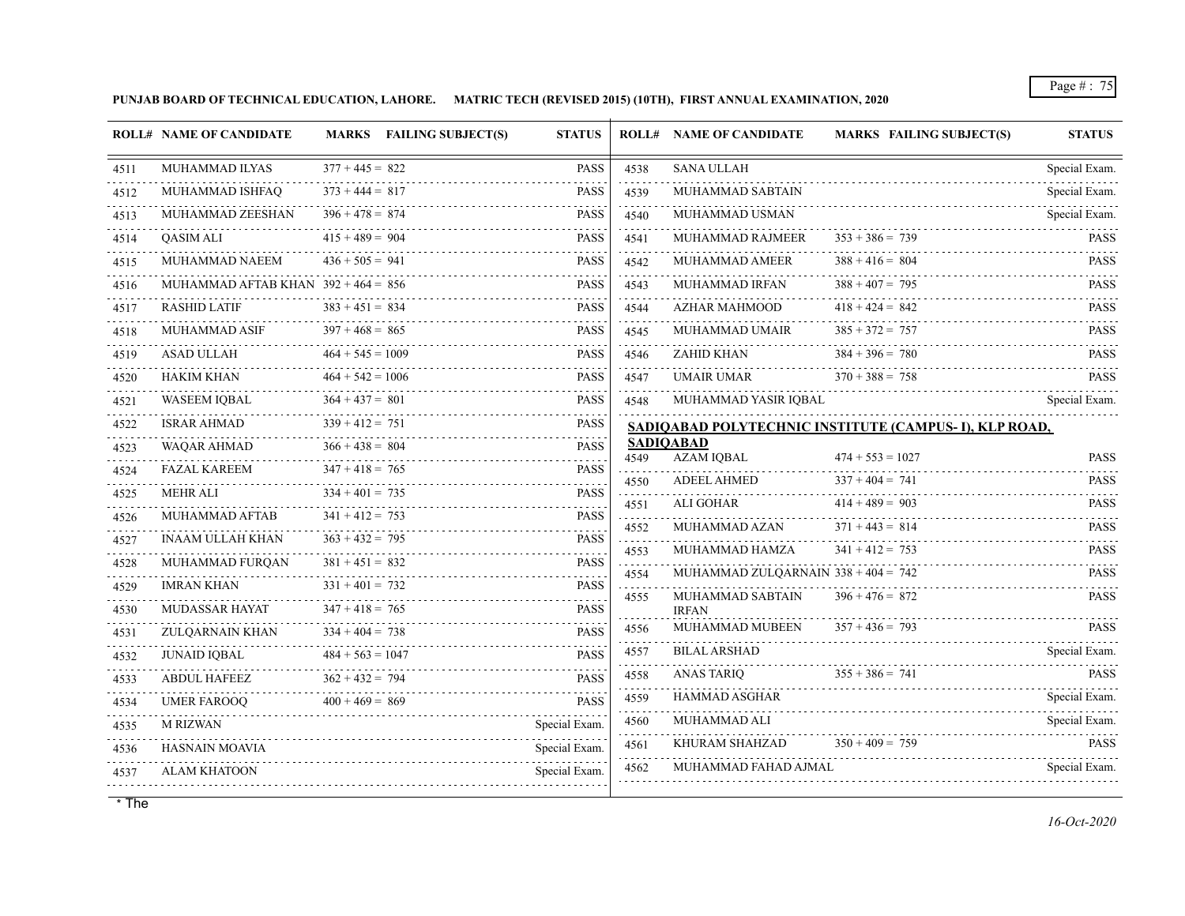**PUNJAB BOARD OF TECHNICAL EDUCATION, LAHORE. MATRIC TECH (REVISED 2015) (10TH), FIRST ANNUAL EXAMINATION, 2020**

| ROLL# | NAME OF CANDIDATE | MARKS | FAILING SUBJECT(S) | STATUS |
|---|---|---|---|---|
| 4511 | MUHAMMAD ILYAS | 377 + 445 = 822 | | PASS |
| 4512 | MUHAMMAD ISHFAQ | 373 + 444 = 817 | | PASS |
| 4513 | MUHAMMAD ZEESHAN | 396 + 478 = 874 | | PASS |
| 4514 | QASIM ALI | 415 + 489 = 904 | | PASS |
| 4515 | MUHAMMAD NAEEM | 436 + 505 = 941 | | PASS |
| 4516 | MUHAMMAD AFTAB KHAN | 392 + 464 = 856 | | PASS |
| 4517 | RASHID LATIF | 383 + 451 = 834 | | PASS |
| 4518 | MUHAMMAD ASIF | 397 + 468 = 865 | | PASS |
| 4519 | ASAD ULLAH | 464 + 545 = 1009 | | PASS |
| 4520 | HAKIM KHAN | 464 + 542 = 1006 | | PASS |
| 4521 | WASEEM IQBAL | 364 + 437 = 801 | | PASS |
| 4522 | ISRAR AHMAD | 339 + 412 = 751 | | PASS |
| 4523 | WAQAR AHMAD | 366 + 438 = 804 | | PASS |
| 4524 | FAZAL KAREEM | 347 + 418 = 765 | | PASS |
| 4525 | MEHR ALI | 334 + 401 = 735 | | PASS |
| 4526 | MUHAMMAD AFTAB | 341 + 412 = 753 | | PASS |
| 4527 | INAAM ULLAH KHAN | 363 + 432 = 795 | | PASS |
| 4528 | MUHAMMAD FURQAN | 381 + 451 = 832 | | PASS |
| 4529 | IMRAN KHAN | 331 + 401 = 732 | | PASS |
| 4530 | MUDASSAR HAYAT | 347 + 418 = 765 | | PASS |
| 4531 | ZULQARNAIN KHAN | 334 + 404 = 738 | | PASS |
| 4532 | JUNAID IQBAL | 484 + 563 = 1047 | | PASS |
| 4533 | ABDUL HAFEEZ | 362 + 432 = 794 | | PASS |
| 4534 | UMER FAROOQ | 400 + 469 = 869 | | PASS |
| 4535 | M RIZWAN | | | Special Exam. |
| 4536 | HASNAIN MOAVIA | | | Special Exam. |
| 4537 | ALAM KHATOON | | | Special Exam. |
| 4538 | SANA ULLAH | | | Special Exam. |
| 4539 | MUHAMMAD SABTAIN | | | Special Exam. |
| 4540 | MUHAMMAD USMAN | | | Special Exam. |
| 4541 | MUHAMMAD RAJMEER | 353 + 386 = 739 | | PASS |
| 4542 | MUHAMMAD AMEER | 388 + 416 = 804 | | PASS |
| 4543 | MUHAMMAD IRFAN | 388 + 407 = 795 | | PASS |
| 4544 | AZHAR MAHMOOD | 418 + 424 = 842 | | PASS |
| 4545 | MUHAMMAD UMAIR | 385 + 372 = 757 | | PASS |
| 4546 | ZAHID KHAN | 384 + 396 = 780 | | PASS |
| 4547 | UMAIR UMAR | 370 + 388 = 758 | | PASS |
| 4548 | MUHAMMAD YASIR IQBAL | | | Special Exam. |

**SADIQABAD POLYTECHNIC INSTITUTE (CAMPUS- I), KLP ROAD, SADIQABAD**

| ROLL# | NAME OF CANDIDATE | MARKS | FAILING SUBJECT(S) | STATUS |
|---|---|---|---|---|
| 4549 | AZAM IQBAL | 474 + 553 = 1027 | | PASS |
| 4550 | ADEEL AHMED | 337 + 404 = 741 | | PASS |
| 4551 | ALI GOHAR | 414 + 489 = 903 | | PASS |
| 4552 | MUHAMMAD AZAN | 371 + 443 = 814 | | PASS |
| 4553 | MUHAMMAD HAMZA | 341 + 412 = 753 | | PASS |
| 4554 | MUHAMMAD ZULQARNAIN | 338 + 404 = 742 | | PASS |
| 4555 | MUHAMMAD SABTAIN IRFAN | 396 + 476 = 872 | | PASS |
| 4556 | MUHAMMAD MUBEEN | 357 + 436 = 793 | | PASS |
| 4557 | BILAL ARSHAD | | | Special Exam. |
| 4558 | ANAS TARIQ | 355 + 386 = 741 | | PASS |
| 4559 | HAMMAD ASGHAR | | | Special Exam. |
| 4560 | MUHAMMAD ALI | | | Special Exam. |
| 4561 | KHURAM SHAHZAD | 350 + 409 = 759 | | PASS |
| 4562 | MUHAMMAD FAHAD AJMAL | | | Special Exam. |

\* The

*16-Oct-2020*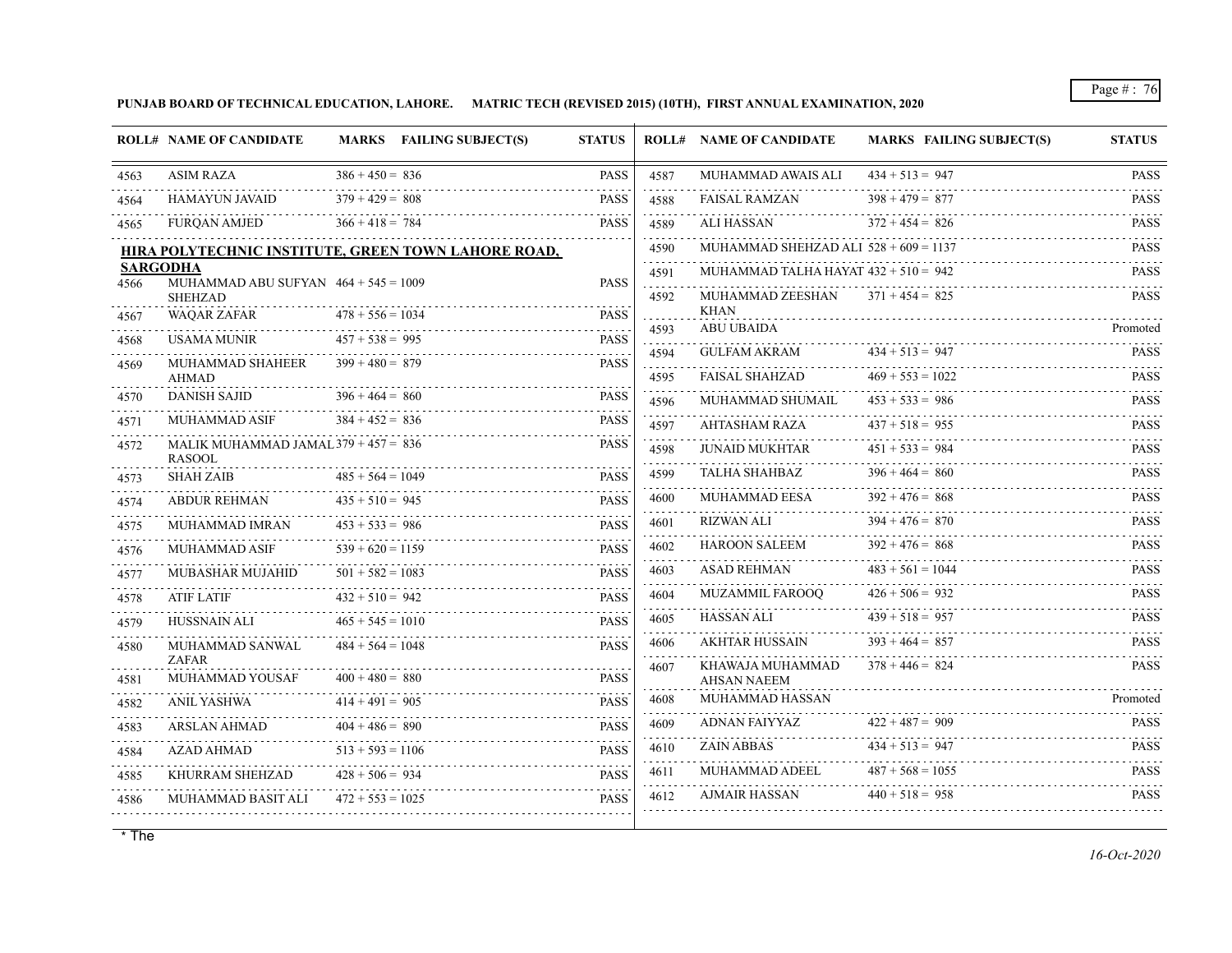**PUNJAB BOARD OF TECHNICAL EDUCATION, LAHORE. MATRIC TECH (REVISED 2015) (10TH), FIRST ANNUAL EXAMINATION, 2020**

| ROLL# | NAME OF CANDIDATE | MARKS | FAILING SUBJECT(S) | STATUS |
|---|---|---|---|---|
| 4563 | ASIM RAZA | 386 + 450 = 836 | | PASS |
| 4564 | HAMAYUN JAVAID | 379 + 429 = 808 | | PASS |
| 4565 | FURQAN AMJED | 366 + 418 = 784 | | PASS |

**HIRA POLYTECHNIC INSTITUTE, GREEN TOWN LAHORE ROAD, SARGODHA**

| ROLL# | NAME OF CANDIDATE | MARKS | FAILING SUBJECT(S) | STATUS |
|---|---|---|---|---|
| 4566 | MUHAMMAD ABU SUFYAN SHEHZAD | 464 + 545 = 1009 | | PASS |
| 4567 | WAQAR ZAFAR | 478 + 556 = 1034 | | PASS |
| 4568 | USAMA MUNIR | 457 + 538 = 995 | | PASS |
| 4569 | MUHAMMAD SHAHEER AHMAD | 399 + 480 = 879 | | PASS |
| 4570 | DANISH SAJID | 396 + 464 = 860 | | PASS |
| 4571 | MUHAMMAD ASIF | 384 + 452 = 836 | | PASS |
| 4572 | MALIK MUHAMMAD JAMAL RASOOL | 379 + 457 = 836 | | PASS |
| 4573 | SHAH ZAIB | 485 + 564 = 1049 | | PASS |
| 4574 | ABDUR REHMAN | 435 + 510 = 945 | | PASS |
| 4575 | MUHAMMAD IMRAN | 453 + 533 = 986 | | PASS |
| 4576 | MUHAMMAD ASIF | 539 + 620 = 1159 | | PASS |
| 4577 | MUBASHAR MUJAHID | 501 + 582 = 1083 | | PASS |
| 4578 | ATIF LATIF | 432 + 510 = 942 | | PASS |
| 4579 | HUSSNAIN ALI | 465 + 545 = 1010 | | PASS |
| 4580 | MUHAMMAD SANWAL ZAFAR | 484 + 564 = 1048 | | PASS |
| 4581 | MUHAMMAD YOUSAF | 400 + 480 = 880 | | PASS |
| 4582 | ANIL YASHWA | 414 + 491 = 905 | | PASS |
| 4583 | ARSLAN AHMAD | 404 + 486 = 890 | | PASS |
| 4584 | AZAD AHMAD | 513 + 593 = 1106 | | PASS |
| 4585 | KHURRAM SHEHZAD | 428 + 506 = 934 | | PASS |
| 4586 | MUHAMMAD BASIT ALI | 472 + 553 = 1025 | | PASS |
| 4587 | MUHAMMAD AWAIS ALI | 434 + 513 = 947 | | PASS |
| 4588 | FAISAL RAMZAN | 398 + 479 = 877 | | PASS |
| 4589 | ALI HASSAN | 372 + 454 = 826 | | PASS |
| 4590 | MUHAMMAD SHEHZAD ALI | 528 + 609 = 1137 | | PASS |
| 4591 | MUHAMMAD TALHA HAYAT | 432 + 510 = 942 | | PASS |
| 4592 | MUHAMMAD ZEESHAN KHAN | 371 + 454 = 825 | | PASS |
| 4593 | ABU UBAIDA | | | Promoted |
| 4594 | GULFAM AKRAM | 434 + 513 = 947 | | PASS |
| 4595 | FAISAL SHAHZAD | 469 + 553 = 1022 | | PASS |
| 4596 | MUHAMMAD SHUMAIL | 453 + 533 = 986 | | PASS |
| 4597 | AHTASHAM RAZA | 437 + 518 = 955 | | PASS |
| 4598 | JUNAID MUKHTAR | 451 + 533 = 984 | | PASS |
| 4599 | TALHA SHAHBAZ | 396 + 464 = 860 | | PASS |
| 4600 | MUHAMMAD EESA | 392 + 476 = 868 | | PASS |
| 4601 | RIZWAN ALI | 394 + 476 = 870 | | PASS |
| 4602 | HAROON SALEEM | 392 + 476 = 868 | | PASS |
| 4603 | ASAD REHMAN | 483 + 561 = 1044 | | PASS |
| 4604 | MUZAMMIL FAROOQ | 426 + 506 = 932 | | PASS |
| 4605 | HASSAN ALI | 439 + 518 = 957 | | PASS |
| 4606 | AKHTAR HUSSAIN | 393 + 464 = 857 | | PASS |
| 4607 | KHAWAJA MUHAMMAD AHSAN NAEEM | 378 + 446 = 824 | | PASS |
| 4608 | MUHAMMAD HASSAN | | | Promoted |
| 4609 | ADNAN FAIYYAZ | 422 + 487 = 909 | | PASS |
| 4610 | ZAIN ABBAS | 434 + 513 = 947 | | PASS |
| 4611 | MUHAMMAD ADEEL | 487 + 568 = 1055 | | PASS |
| 4612 | AJMAIR HASSAN | 440 + 518 = 958 | | PASS |

\* The

*16-Oct-2020*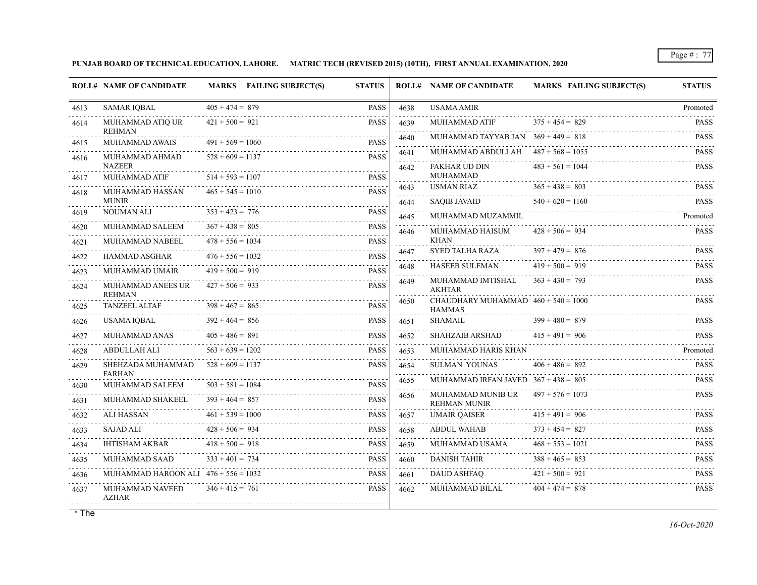**PUNJAB BOARD OF TECHNICAL EDUCATION, LAHORE. MATRIC TECH (REVISED 2015) (10TH), FIRST ANNUAL EXAMINATION, 2020**

| ROLL# | NAME OF CANDIDATE | MARKS | FAILING SUBJECT(S) | STATUS |
|---|---|---|---|---|
| 4613 | SAMAR IQBAL | 405 + 474 = 879 | | PASS |
| 4614 | MUHAMMAD ATIQ UR REHMAN | 421 + 500 = 921 | | PASS |
| 4615 | MUHAMMAD AWAIS | 491 + 569 = 1060 | | PASS |
| 4616 | MUHAMMAD AHMAD NAZEER | 528 + 609 = 1137 | | PASS |
| 4617 | MUHAMMAD ATIF | 514 + 593 = 1107 | | PASS |
| 4618 | MUHAMMAD HASSAN MUNIR | 465 + 545 = 1010 | | PASS |
| 4619 | NOUMAN ALI | 353 + 423 = 776 | | PASS |
| 4620 | MUHAMMAD SALEEM | 367 + 438 = 805 | | PASS |
| 4621 | MUHAMMAD NABEEL | 478 + 556 = 1034 | | PASS |
| 4622 | HAMMAD ASGHAR | 476 + 556 = 1032 | | PASS |
| 4623 | MUHAMMAD UMAIR | 419 + 500 = 919 | | PASS |
| 4624 | MUHAMMAD ANEES UR REHMAN | 427 + 506 = 933 | | PASS |
| 4625 | TANZEEL ALTAF | 398 + 467 = 865 | | PASS |
| 4626 | USAMA IQBAL | 392 + 464 = 856 | | PASS |
| 4627 | MUHAMMAD ANAS | 405 + 486 = 891 | | PASS |
| 4628 | ABDULLAH ALI | 563 + 639 = 1202 | | PASS |
| 4629 | SHEHZADA MUHAMMAD FARHAN | 528 + 609 = 1137 | | PASS |
| 4630 | MUHAMMAD SALEEM | 503 + 581 = 1084 | | PASS |
| 4631 | MUHAMMAD SHAKEEL | 393 + 464 = 857 | | PASS |
| 4632 | ALI HASSAN | 461 + 539 = 1000 | | PASS |
| 4633 | SAJAD ALI | 428 + 506 = 934 | | PASS |
| 4634 | IHTISHAM AKBAR | 418 + 500 = 918 | | PASS |
| 4635 | MUHAMMAD SAAD | 333 + 401 = 734 | | PASS |
| 4636 | MUHAMMAD HAROON ALI | 476 + 556 = 1032 | | PASS |
| 4637 | MUHAMMAD NAVEED AZHAR | 346 + 415 = 761 | | PASS |
| 4638 | USAMA AMIR | | | Promoted |
| 4639 | MUHAMMAD ATIF | 375 + 454 = 829 | | PASS |
| 4640 | MUHAMMAD TAYYAB JAN | 369 + 449 = 818 | | PASS |
| 4641 | MUHAMMAD ABDULLAH | 487 + 568 = 1055 | | PASS |
| 4642 | FAKHAR UD DIN MUHAMMAD | 483 + 561 = 1044 | | PASS |
| 4643 | USMAN RIAZ | 365 + 438 = 803 | | PASS |
| 4644 | SAQIB JAVAID | 540 + 620 = 1160 | | PASS |
| 4645 | MUHAMMAD MUZAMMIL | | | Promoted |
| 4646 | MUHAMMAD HAISUM KHAN | 428 + 506 = 934 | | PASS |
| 4647 | SYED TALHA RAZA | 397 + 479 = 876 | | PASS |
| 4648 | HASEEB SULEMAN | 419 + 500 = 919 | | PASS |
| 4649 | MUHAMMAD IMTISHAL AKHTAR | 363 + 430 = 793 | | PASS |
| 4650 | CHAUDHARY MUHAMMAD HAMMAS | 460 + 540 = 1000 | | PASS |
| 4651 | SHAMAIL | 399 + 480 = 879 | | PASS |
| 4652 | SHAHZAIB ARSHAD | 415 + 491 = 906 | | PASS |
| 4653 | MUHAMMAD HARIS KHAN | | | Promoted |
| 4654 | SULMAN YOUNAS | 406 + 486 = 892 | | PASS |
| 4655 | MUHAMMAD IRFAN JAVED | 367 + 438 = 805 | | PASS |
| 4656 | MUHAMMAD MUNIB UR REHMAN MUNIR | 497 + 576 = 1073 | | PASS |
| 4657 | UMAIR QAISER | 415 + 491 = 906 | | PASS |
| 4658 | ABDUL WAHAB | 373 + 454 = 827 | | PASS |
| 4659 | MUHAMMAD USAMA | 468 + 553 = 1021 | | PASS |
| 4660 | DANISH TAHIR | 388 + 465 = 853 | | PASS |
| 4661 | DAUD ASHFAQ | 421 + 500 = 921 | | PASS |
| 4662 | MUHAMMAD BILAL | 404 + 474 = 878 | | PASS |

* The

*16-Oct-2020*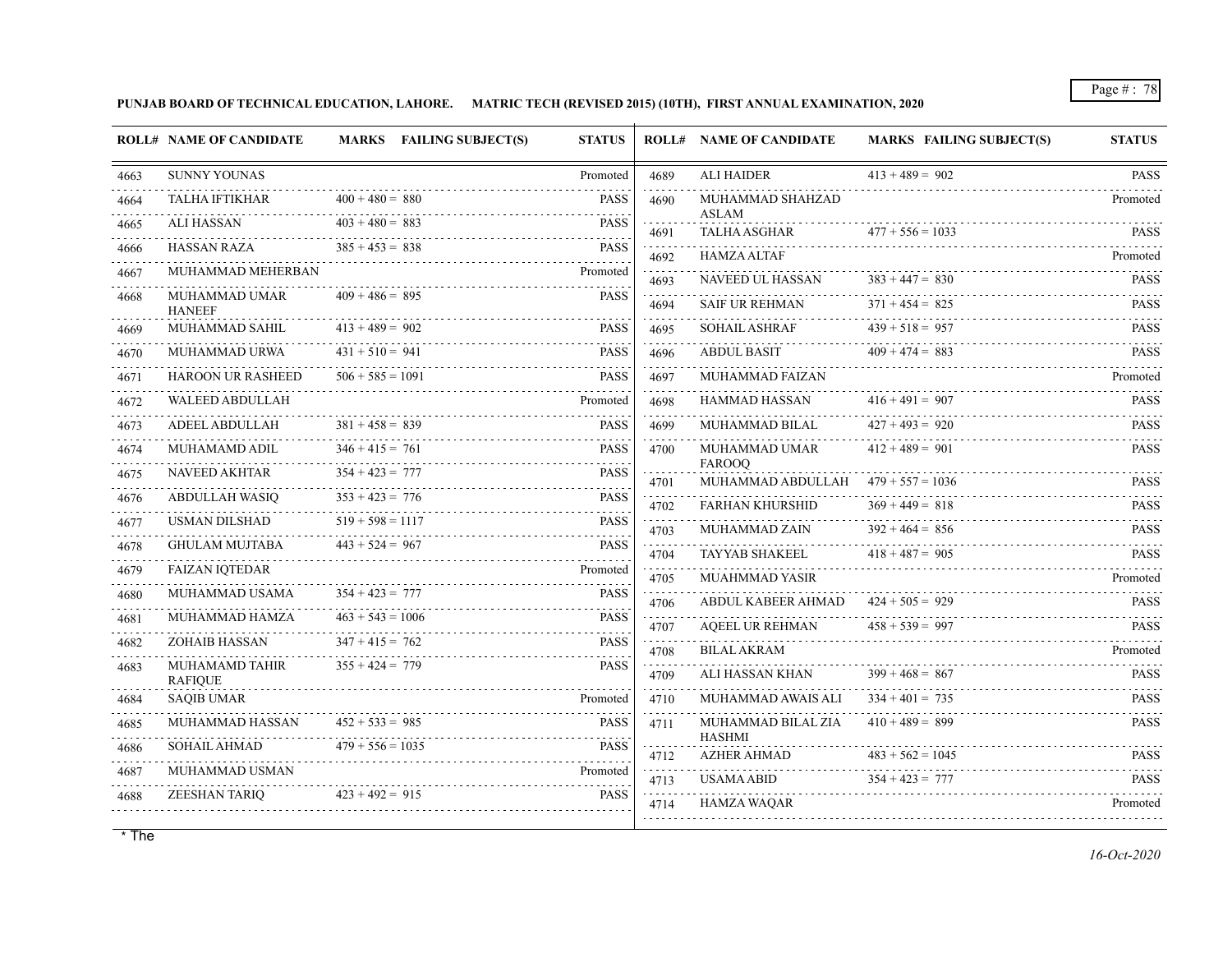**PUNJAB BOARD OF TECHNICAL EDUCATION, LAHORE. MATRIC TECH (REVISED 2015) (10TH), FIRST ANNUAL EXAMINATION, 2020**

| ROLL# | NAME OF CANDIDATE | MARKS | FAILING SUBJECT(S) | STATUS |
|---|---|---|---|---|
| 4663 | SUNNY YOUNAS | | | Promoted |
| 4664 | TALHA IFTIKHAR | 400 + 480 = 880 | | PASS |
| 4665 | ALI HASSAN | 403 + 480 = 883 | | PASS |
| 4666 | HASSAN RAZA | 385 + 453 = 838 | | PASS |
| 4667 | MUHAMMAD MEHERBAN | | | Promoted |
| 4668 | MUHAMMAD UMAR HANEEF | 409 + 486 = 895 | | PASS |
| 4669 | MUHAMMAD SAHIL | 413 + 489 = 902 | | PASS |
| 4670 | MUHAMMAD URWA | 431 + 510 = 941 | | PASS |
| 4671 | HAROON UR RASHEED | 506 + 585 = 1091 | | PASS |
| 4672 | WALEED ABDULLAH | | | Promoted |
| 4673 | ADEEL ABDULLAH | 381 + 458 = 839 | | PASS |
| 4674 | MUHAMAMD ADIL | 346 + 415 = 761 | | PASS |
| 4675 | NAVEED AKHTAR | 354 + 423 = 777 | | PASS |
| 4676 | ABDULLAH WASIQ | 353 + 423 = 776 | | PASS |
| 4677 | USMAN DILSHAD | 519 + 598 = 1117 | | PASS |
| 4678 | GHULAM MUJTABA | 443 + 524 = 967 | | PASS |
| 4679 | FAIZAN IQTEDAR | | | Promoted |
| 4680 | MUHAMMAD USAMA | 354 + 423 = 777 | | PASS |
| 4681 | MUHAMMAD HAMZA | 463 + 543 = 1006 | | PASS |
| 4682 | ZOHAIB HASSAN | 347 + 415 = 762 | | PASS |
| 4683 | MUHAMAMD TAHIR RAFIQUE | 355 + 424 = 779 | | PASS |
| 4684 | SAQIB UMAR | | | Promoted |
| 4685 | MUHAMMAD HASSAN | 452 + 533 = 985 | | PASS |
| 4686 | SOHAIL AHMAD | 479 + 556 = 1035 | | PASS |
| 4687 | MUHAMMAD USMAN | | | Promoted |
| 4688 | ZEESHAN TARIQ | 423 + 492 = 915 | | PASS |
| 4689 | ALI HAIDER | 413 + 489 = 902 | | PASS |
| 4690 | MUHAMMAD SHAHZAD ASLAM | | | Promoted |
| 4691 | TALHA ASGHAR | 477 + 556 = 1033 | | PASS |
| 4692 | HAMZA ALTAF | | | Promoted |
| 4693 | NAVEED UL HASSAN | 383 + 447 = 830 | | PASS |
| 4694 | SAIF UR REHMAN | 371 + 454 = 825 | | PASS |
| 4695 | SOHAIL ASHRAF | 439 + 518 = 957 | | PASS |
| 4696 | ABDUL BASIT | 409 + 474 = 883 | | PASS |
| 4697 | MUHAMMAD FAIZAN | | | Promoted |
| 4698 | HAMMAD HASSAN | 416 + 491 = 907 | | PASS |
| 4699 | MUHAMMAD BILAL | 427 + 493 = 920 | | PASS |
| 4700 | MUHAMMAD UMAR FAROOQ | 412 + 489 = 901 | | PASS |
| 4701 | MUHAMMAD ABDULLAH | 479 + 557 = 1036 | | PASS |
| 4702 | FARHAN KHURSHID | 369 + 449 = 818 | | PASS |
| 4703 | MUHAMMAD ZAIN | 392 + 464 = 856 | | PASS |
| 4704 | TAYYAB SHAKEEL | 418 + 487 = 905 | | PASS |
| 4705 | MUAHMMAD YASIR | | | Promoted |
| 4706 | ABDUL KABEER AHMAD | 424 + 505 = 929 | | PASS |
| 4707 | AQEEL UR REHMAN | 458 + 539 = 997 | | PASS |
| 4708 | BILAL AKRAM | | | Promoted |
| 4709 | ALI HASSAN KHAN | 399 + 468 = 867 | | PASS |
| 4710 | MUHAMMAD AWAIS ALI | 334 + 401 = 735 | | PASS |
| 4711 | MUHAMMAD BILAL ZIA HASHMI | 410 + 489 = 899 | | PASS |
| 4712 | AZHER AHMAD | 483 + 562 = 1045 | | PASS |
| 4713 | USAMA ABID | 354 + 423 = 777 | | PASS |
| 4714 | HAMZA WAQAR | | | Promoted |

* The

*16-Oct-2020*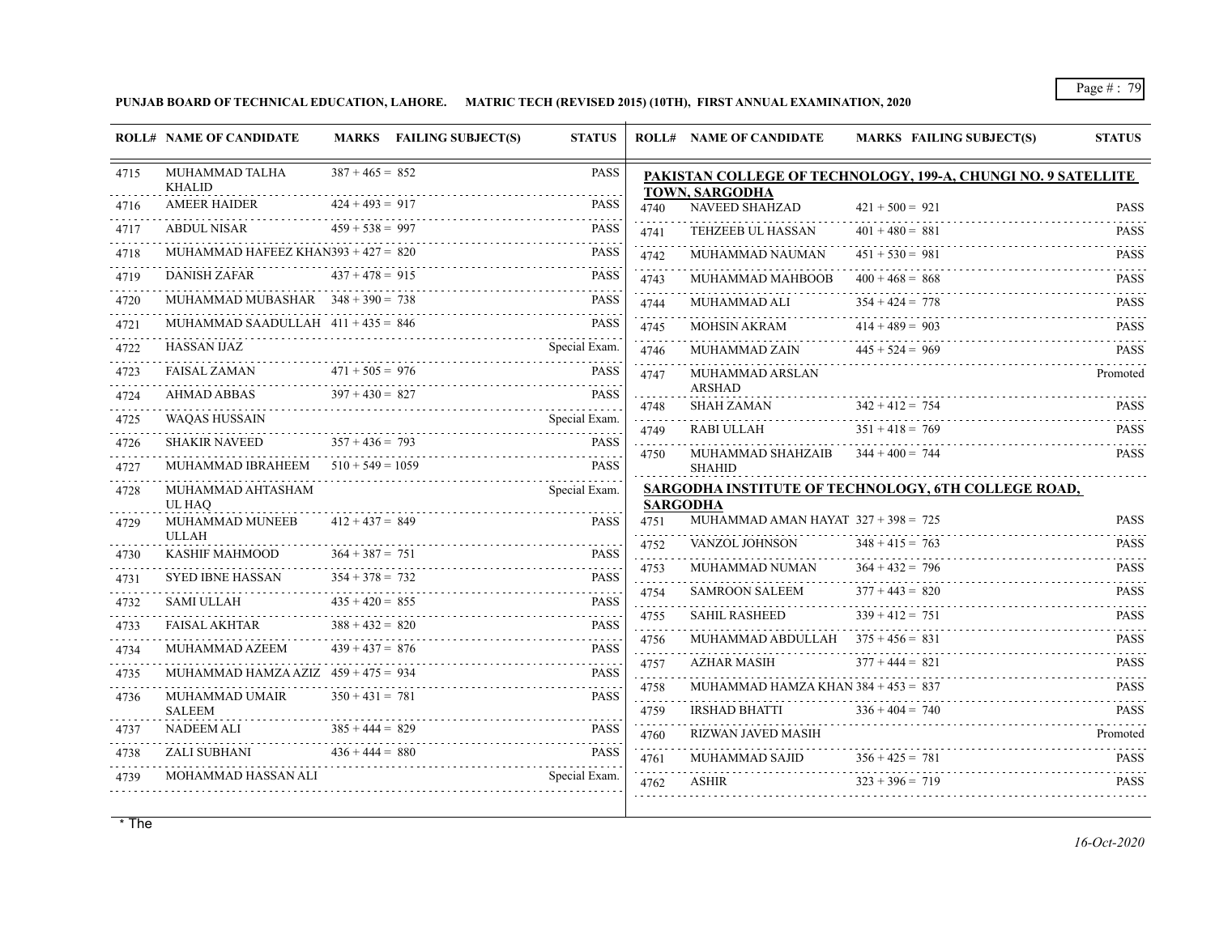**PUNJAB BOARD OF TECHNICAL EDUCATION, LAHORE. MATRIC TECH (REVISED 2015) (10TH), FIRST ANNUAL EXAMINATION, 2020**

| ROLL# | NAME OF CANDIDATE | MARKS | FAILING SUBJECT(S) | STATUS |
|---|---|---|---|---|
| 4715 | MUHAMMAD TALHA KHALID | 387 + 465 = 852 | | PASS |
| 4716 | AMEER HAIDER | 424 + 493 = 917 | | PASS |
| 4717 | ABDUL NISAR | 459 + 538 = 997 | | PASS |
| 4718 | MUHAMMAD HAFEEZ KHAN | 393 + 427 = 820 | | PASS |
| 4719 | DANISH ZAFAR | 437 + 478 = 915 | | PASS |
| 4720 | MUHAMMAD MUBASHAR | 348 + 390 = 738 | | PASS |
| 4721 | MUHAMMAD SAADULLAH | 411 + 435 = 846 | | PASS |
| 4722 | HASSAN IJAZ | | | Special Exam. |
| 4723 | FAISAL ZAMAN | 471 + 505 = 976 | | PASS |
| 4724 | AHMAD ABBAS | 397 + 430 = 827 | | PASS |
| 4725 | WAQAS HUSSAIN | | | Special Exam. |
| 4726 | SHAKIR NAVEED | 357 + 436 = 793 | | PASS |
| 4727 | MUHAMMAD IBRAHEEM | 510 + 549 = 1059 | | PASS |
| 4728 | MUHAMMAD AHTASHAM UL HAQ | | | Special Exam. |
| 4729 | MUHAMMAD MUNEEB ULLAH | 412 + 437 = 849 | | PASS |
| 4730 | KASHIF MAHMOOD | 364 + 387 = 751 | | PASS |
| 4731 | SYED IBNE HASSAN | 354 + 378 = 732 | | PASS |
| 4732 | SAMI ULLAH | 435 + 420 = 855 | | PASS |
| 4733 | FAISAL AKHTAR | 388 + 432 = 820 | | PASS |
| 4734 | MUHAMMAD AZEEM | 439 + 437 = 876 | | PASS |
| 4735 | MUHAMMAD HAMZA AZIZ | 459 + 475 = 934 | | PASS |
| 4736 | MUHAMMAD UMAIR SALEEM | 350 + 431 = 781 | | PASS |
| 4737 | NADEEM ALI | 385 + 444 = 829 | | PASS |
| 4738 | ZALI SUBHANI | 436 + 444 = 880 | | PASS |
| 4739 | MOHAMMAD HASSAN ALI | | | Special Exam. |

**PAKISTAN COLLEGE OF TECHNOLOGY, 199-A, CHUNGI NO. 9 SATELLITE TOWN, SARGODHA**

| ROLL# | NAME OF CANDIDATE | MARKS | FAILING SUBJECT(S) | STATUS |
|---|---|---|---|---|
| 4740 | NAVEED SHAHZAD | 421 + 500 = 921 | | PASS |
| 4741 | TEHZEEB UL HASSAN | 401 + 480 = 881 | | PASS |
| 4742 | MUHAMMAD NAUMAN | 451 + 530 = 981 | | PASS |
| 4743 | MUHAMMAD MAHBOOB | 400 + 468 = 868 | | PASS |
| 4744 | MUHAMMAD ALI | 354 + 424 = 778 | | PASS |
| 4745 | MOHSIN AKRAM | 414 + 489 = 903 | | PASS |
| 4746 | MUHAMMAD ZAIN | 445 + 524 = 969 | | PASS |
| 4747 | MUHAMMAD ARSLAN ARSHAD | | | Promoted |
| 4748 | SHAH ZAMAN | 342 + 412 = 754 | | PASS |
| 4749 | RABI ULLAH | 351 + 418 = 769 | | PASS |
| 4750 | MUHAMMAD SHAHZAIB SHAHID | 344 + 400 = 744 | | PASS |

**SARGODHA INSTITUTE OF TECHNOLOGY, 6TH COLLEGE ROAD, SARGODHA**

| ROLL# | NAME OF CANDIDATE | MARKS | FAILING SUBJECT(S) | STATUS |
|---|---|---|---|---|
| 4751 | MUHAMMAD AMAN HAYAT | 327 + 398 = 725 | | PASS |
| 4752 | VANZOL JOHNSON | 348 + 415 = 763 | | PASS |
| 4753 | MUHAMMAD NUMAN | 364 + 432 = 796 | | PASS |
| 4754 | SAMROON SALEEM | 377 + 443 = 820 | | PASS |
| 4755 | SAHIL RASHEED | 339 + 412 = 751 | | PASS |
| 4756 | MUHAMMAD ABDULLAH | 375 + 456 = 831 | | PASS |
| 4757 | AZHAR MASIH | 377 + 444 = 821 | | PASS |
| 4758 | MUHAMMAD HAMZA KHAN | 384 + 453 = 837 | | PASS |
| 4759 | IRSHAD BHATTI | 336 + 404 = 740 | | PASS |
| 4760 | RIZWAN JAVED MASIH | | | Promoted |
| 4761 | MUHAMMAD SAJID | 356 + 425 = 781 | | PASS |
| 4762 | ASHIR | 323 + 396 = 719 | | PASS |

* The

*16-Oct-2020*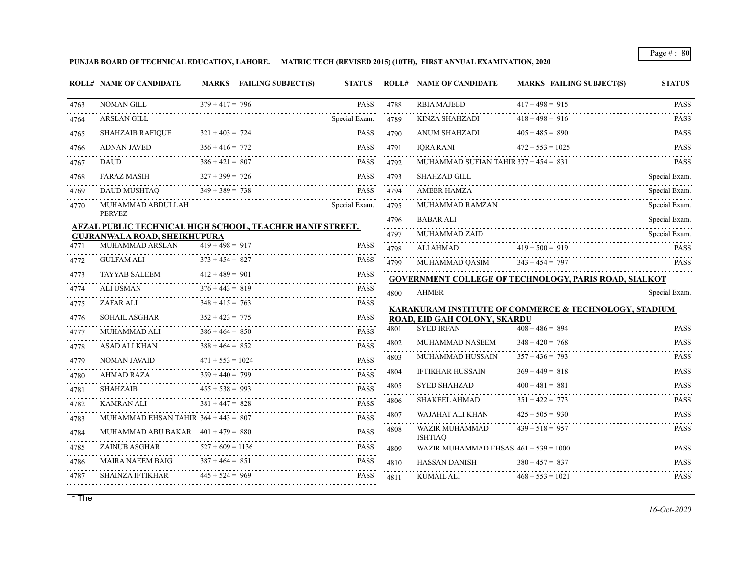**PUNJAB BOARD OF TECHNICAL EDUCATION, LAHORE. MATRIC TECH (REVISED 2015) (10TH), FIRST ANNUAL EXAMINATION, 2020**

| ROLL# | NAME OF CANDIDATE | MARKS | FAILING SUBJECT(S) | STATUS |
|---|---|---|---|---|
| 4763 | NOMAN GILL | 379 + 417 = 796 | | PASS |
| 4764 | ARSLAN GILL | | | Special Exam. |
| 4765 | SHAHZAIB RAFIQUE | 321 + 403 = 724 | | PASS |
| 4766 | ADNAN JAVED | 356 + 416 = 772 | | PASS |
| 4767 | DAUD | 386 + 421 = 807 | | PASS |
| 4768 | FARAZ MASIH | 327 + 399 = 726 | | PASS |
| 4769 | DAUD MUSHTAQ | 349 + 389 = 738 | | PASS |
| 4770 | MUHAMMAD ABDULLAH PERVEZ | | | Special Exam. |

**AFZAL PUBLIC TECHNICAL HIGH SCHOOL, TEACHER HANIF STREET. GUJRANWALA ROAD, SHEIKHUPURA**

| ROLL# | NAME OF CANDIDATE | MARKS | FAILING SUBJECT(S) | STATUS |
|---|---|---|---|---|
| 4771 | MUHAMMAD ARSLAN | 419 + 498 = 917 | | PASS |
| 4772 | GULFAM ALI | 373 + 454 = 827 | | PASS |
| 4773 | TAYYAB SALEEM | 412 + 489 = 901 | | PASS |
| 4774 | ALI USMAN | 376 + 443 = 819 | | PASS |
| 4775 | ZAFAR ALI | 348 + 415 = 763 | | PASS |
| 4776 | SOHAIL ASGHAR | 352 + 423 = 775 | | PASS |
| 4777 | MUHAMMAD ALI | 386 + 464 = 850 | | PASS |
| 4778 | ASAD ALI KHAN | 388 + 464 = 852 | | PASS |
| 4779 | NOMAN JAVAID | 471 + 553 = 1024 | | PASS |
| 4780 | AHMAD RAZA | 359 + 440 = 799 | | PASS |
| 4781 | SHAHZAIB | 455 + 538 = 993 | | PASS |
| 4782 | KAMRAN ALI | 381 + 447 = 828 | | PASS |
| 4783 | MUHAMMAD EHSAN TAHIR | 364 + 443 = 807 | | PASS |
| 4784 | MUHAMMAD ABU BAKAR | 401 + 479 = 880 | | PASS |
| 4785 | ZAINUB ASGHAR | 527 + 609 = 1136 | | PASS |
| 4786 | MAIRA NAEEM BAIG | 387 + 464 = 851 | | PASS |
| 4787 | SHAINZA IFTIKHAR | 445 + 524 = 969 | | PASS |
| 4788 | RBIA MAJEED | 417 + 498 = 915 | | PASS |
| 4789 | KINZA SHAHZADI | 418 + 498 = 916 | | PASS |
| 4790 | ANUM SHAHZADI | 405 + 485 = 890 | | PASS |
| 4791 | IQRA RANI | 472 + 553 = 1025 | | PASS |
| 4792 | MUHAMMAD SUFIAN TAHIR | 377 + 454 = 831 | | PASS |
| 4793 | SHAHZAD GILL | | | Special Exam. |
| 4794 | AMEER HAMZA | | | Special Exam. |
| 4795 | MUHAMMAD RAMZAN | | | Special Exam. |
| 4796 | BABAR ALI | | | Special Exam. |
| 4797 | MUHAMMAD ZAID | | | Special Exam. |
| 4798 | ALI AHMAD | 419 + 500 = 919 | | PASS |
| 4799 | MUHAMMAD QASIM | 343 + 454 = 797 | | PASS |

**GOVERNMENT COLLEGE OF TECHNOLOGY, PARIS ROAD, SIALKOT**

| ROLL# | NAME OF CANDIDATE | MARKS | FAILING SUBJECT(S) | STATUS |
|---|---|---|---|---|
| 4800 | AHMER | | | Special Exam. |

**KARAKURAM INSTITUTE OF COMMERCE & TECHNOLOGY, STADIUM ROAD, EID GAH COLONY, SKARDU**

| ROLL# | NAME OF CANDIDATE | MARKS | FAILING SUBJECT(S) | STATUS |
|---|---|---|---|---|
| 4801 | SYED IRFAN | 408 + 486 = 894 | | PASS |
| 4802 | MUHAMMAD NASEEM | 348 + 420 = 768 | | PASS |
| 4803 | MUHAMMAD HUSSAIN | 357 + 436 = 793 | | PASS |
| 4804 | IFTIKHAR HUSSAIN | 369 + 449 = 818 | | PASS |
| 4805 | SYED SHAHZAD | 400 + 481 = 881 | | PASS |
| 4806 | SHAKEEL AHMAD | 351 + 422 = 773 | | PASS |
| 4807 | WAJAHAT ALI KHAN | 425 + 505 = 930 | | PASS |
| 4808 | WAZIR MUHAMMAD ISHTIAQ | 439 + 518 = 957 | | PASS |
| 4809 | WAZIR MUHAMMAD EHSAS | 461 + 539 = 1000 | | PASS |
| 4810 | HASSAN DANISH | 380 + 457 = 837 | | PASS |
| 4811 | KUMAIL ALI | 468 + 553 = 1021 | | PASS |

* The

*16-Oct-2020*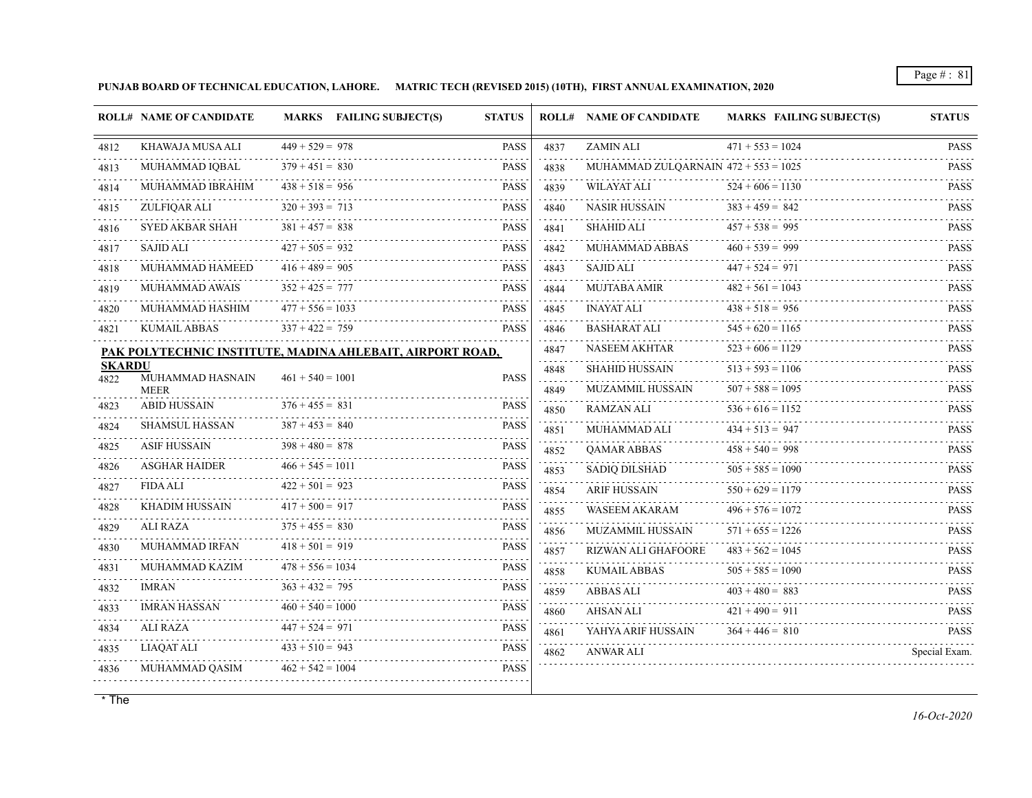**PUNJAB BOARD OF TECHNICAL EDUCATION, LAHORE. MATRIC TECH (REVISED 2015) (10TH), FIRST ANNUAL EXAMINATION, 2020**

| ROLL# | NAME OF CANDIDATE | MARKS | FAILING SUBJECT(S) | STATUS |
|---|---|---|---|---|
| 4812 | KHAWAJA MUSA ALI | 449 + 529 = 978 | | PASS |
| 4813 | MUHAMMAD IQBAL | 379 + 451 = 830 | | PASS |
| 4814 | MUHAMMAD IBRAHIM | 438 + 518 = 956 | | PASS |
| 4815 | ZULFIQAR ALI | 320 + 393 = 713 | | PASS |
| 4816 | SYED AKBAR SHAH | 381 + 457 = 838 | | PASS |
| 4817 | SAJID ALI | 427 + 505 = 932 | | PASS |
| 4818 | MUHAMMAD HAMEED | 416 + 489 = 905 | | PASS |
| 4819 | MUHAMMAD AWAIS | 352 + 425 = 777 | | PASS |
| 4820 | MUHAMMAD HASHIM | 477 + 556 = 1033 | | PASS |
| 4821 | KUMAIL ABBAS | 337 + 422 = 759 | | PASS |

**PAK POLYTECHNIC INSTITUTE, MADINA AHLEBAIT, AIRPORT ROAD, SKARDU**

| ROLL# | NAME OF CANDIDATE | MARKS | FAILING SUBJECT(S) | STATUS |
|---|---|---|---|---|
| 4822 | MUHAMMAD HASNAIN MEER | 461 + 540 = 1001 | | PASS |
| 4823 | ABID HUSSAIN | 376 + 455 = 831 | | PASS |
| 4824 | SHAMSUL HASSAN | 387 + 453 = 840 | | PASS |
| 4825 | ASIF HUSSAIN | 398 + 480 = 878 | | PASS |
| 4826 | ASGHAR HAIDER | 466 + 545 = 1011 | | PASS |
| 4827 | FIDA ALI | 422 + 501 = 923 | | PASS |
| 4828 | KHADIM HUSSAIN | 417 + 500 = 917 | | PASS |
| 4829 | ALI RAZA | 375 + 455 = 830 | | PASS |
| 4830 | MUHAMMAD IRFAN | 418 + 501 = 919 | | PASS |
| 4831 | MUHAMMAD KAZIM | 478 + 556 = 1034 | | PASS |
| 4832 | IMRAN | 363 + 432 = 795 | | PASS |
| 4833 | IMRAN HASSAN | 460 + 540 = 1000 | | PASS |
| 4834 | ALI RAZA | 447 + 524 = 971 | | PASS |
| 4835 | LIAQAT ALI | 433 + 510 = 943 | | PASS |
| 4836 | MUHAMMAD QASIM | 462 + 542 = 1004 | | PASS |
| 4837 | ZAMIN ALI | 471 + 553 = 1024 | | PASS |
| 4838 | MUHAMMAD ZULQARNAIN | 472 + 553 = 1025 | | PASS |
| 4839 | WILAYAT ALI | 524 + 606 = 1130 | | PASS |
| 4840 | NASIR HUSSAIN | 383 + 459 = 842 | | PASS |
| 4841 | SHAHID ALI | 457 + 538 = 995 | | PASS |
| 4842 | MUHAMMAD ABBAS | 460 + 539 = 999 | | PASS |
| 4843 | SAJID ALI | 447 + 524 = 971 | | PASS |
| 4844 | MUJTABA AMIR | 482 + 561 = 1043 | | PASS |
| 4845 | INAYAT ALI | 438 + 518 = 956 | | PASS |
| 4846 | BASHARAT ALI | 545 + 620 = 1165 | | PASS |
| 4847 | NASEEM AKHTAR | 523 + 606 = 1129 | | PASS |
| 4848 | SHAHID HUSSAIN | 513 + 593 = 1106 | | PASS |
| 4849 | MUZAMMIL HUSSAIN | 507 + 588 = 1095 | | PASS |
| 4850 | RAMZAN ALI | 536 + 616 = 1152 | | PASS |
| 4851 | MUHAMMAD ALI | 434 + 513 = 947 | | PASS |
| 4852 | QAMAR ABBAS | 458 + 540 = 998 | | PASS |
| 4853 | SADIQ DILSHAD | 505 + 585 = 1090 | | PASS |
| 4854 | ARIF HUSSAIN | 550 + 629 = 1179 | | PASS |
| 4855 | WASEEM AKARAM | 496 + 576 = 1072 | | PASS |
| 4856 | MUZAMMIL HUSSAIN | 571 + 655 = 1226 | | PASS |
| 4857 | RIZWAN ALI GHAFOORE | 483 + 562 = 1045 | | PASS |
| 4858 | KUMAIL ABBAS | 505 + 585 = 1090 | | PASS |
| 4859 | ABBAS ALI | 403 + 480 = 883 | | PASS |
| 4860 | AHSAN ALI | 421 + 490 = 911 | | PASS |
| 4861 | YAHYA ARIF HUSSAIN | 364 + 446 = 810 | | PASS |
| 4862 | ANWAR ALI | | | Special Exam. |

* The

*16-Oct-2020*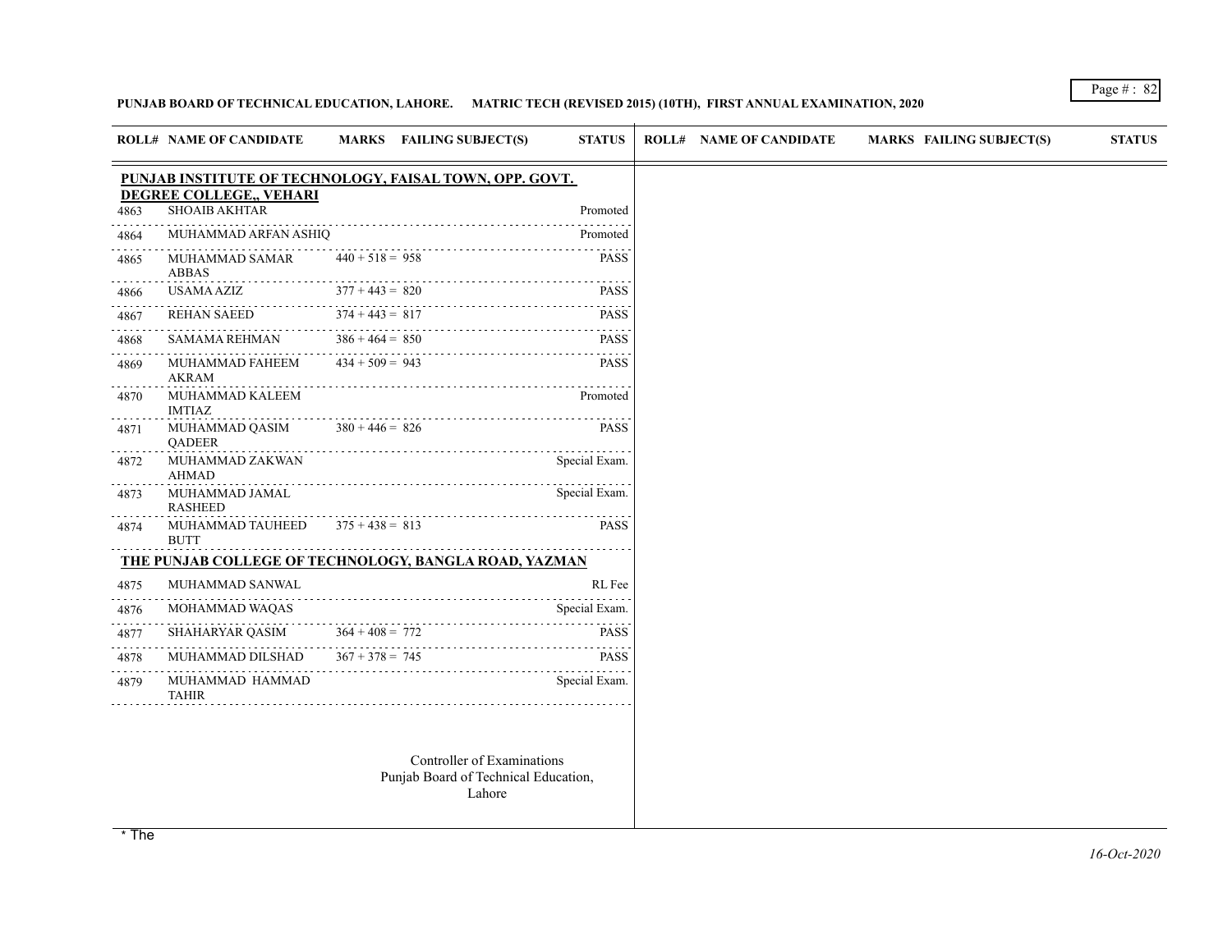PUNJAB BOARD OF TECHNICAL EDUCATION, LAHORE. MATRIC TECH (REVISED 2015) (10TH), FIRST ANNUAL EXAMINATION, 2020

| ROLL# | NAME OF CANDIDATE | MARKS | FAILING SUBJECT(S) | STATUS |
|---|---|---|---|---|
| **PUNJAB INSTITUTE OF TECHNOLOGY, FAISAL TOWN, OPP. GOVT. DEGREE COLLEGE,, VEHARI** | | | | |
| 4863 | SHOAIB AKHTAR | | | Promoted |
| 4864 | MUHAMMAD ARFAN ASHIQ | | | Promoted |
| 4865 | MUHAMMAD SAMAR ABBAS | 440 + 518 = 958 | | PASS |
| 4866 | USAMA AZIZ | 377 + 443 = 820 | | PASS |
| 4867 | REHAN SAEED | 374 + 443 = 817 | | PASS |
| 4868 | SAMAMA REHMAN | 386 + 464 = 850 | | PASS |
| 4869 | MUHAMMAD FAHEEM AKRAM | 434 + 509 = 943 | | PASS |
| 4870 | MUHAMMAD KALEEM IMTIAZ | | | Promoted |
| 4871 | MUHAMMAD QASIM QADEER | 380 + 446 = 826 | | PASS |
| 4872 | MUHAMMAD ZAKWAN AHMAD | | | Special Exam. |
| 4873 | MUHAMMAD JAMAL RASHEED | | | Special Exam. |
| 4874 | MUHAMMAD TAUHEED BUTT | 375 + 438 = 813 | | PASS |
| **THE PUNJAB COLLEGE OF TECHNOLOGY, BANGLA ROAD, YAZMAN** | | | | |
| 4875 | MUHAMMAD SANWAL | | | RL Fee |
| 4876 | MOHAMMAD WAQAS | | | Special Exam. |
| 4877 | SHAHARYAR QASIM | 364 + 408 = 772 | | PASS |
| 4878 | MUHAMMAD DILSHAD | 367 + 378 = 745 | | PASS |
| 4879 | MUHAMMAD HAMMAD TAHIR | | | Special Exam. |

Controller of Examinations
Punjab Board of Technical Education,
Lahore

* The

*16-Oct-2020*